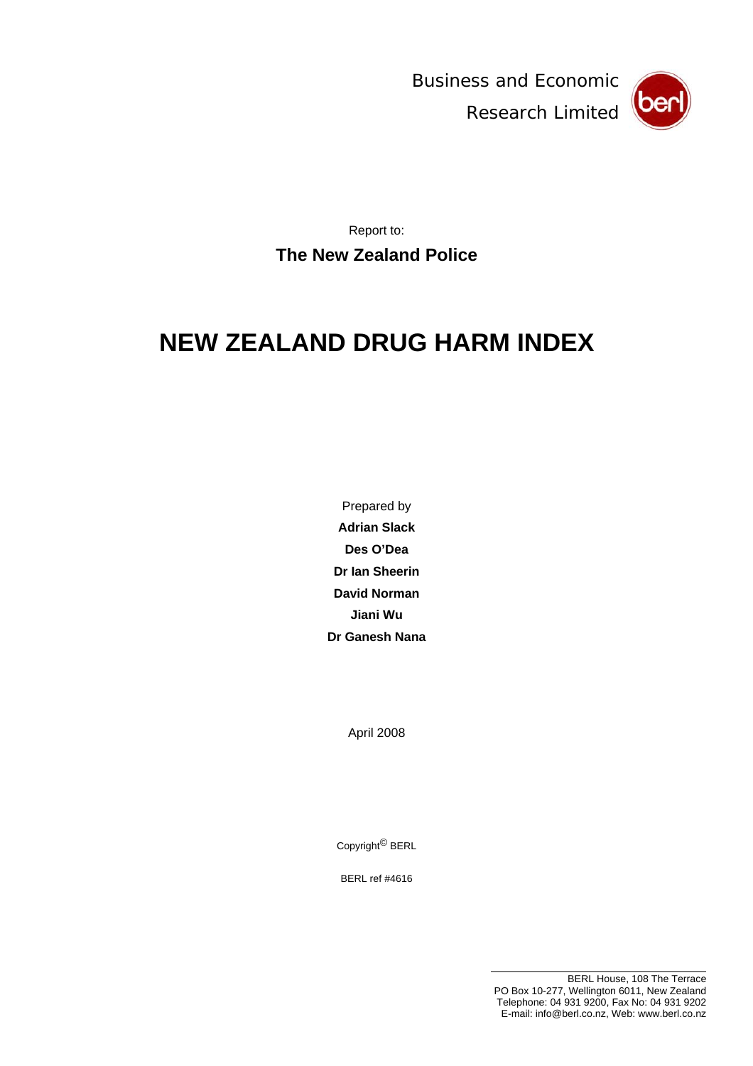Business and Economic Research Limited

Report to:

**The New Zealand Police**

# NEW ZEALAND DRUG HARM INDEX

Prepared by

**Adrian Slack**

**Des O'Dea**

**Dr Ian Sheerin**

**David Norman**

**Jiani Wu**

**Dr Ganesh Nana**

April 2008

Copyright© BERL

BERL ref #4616

BERL House, 108 The Terrace
PO Box 10-277, Wellington 6011, New Zealand
Telephone: 04 931 9200, Fax No: 04 931 9202
E-mail: info@berl.co.nz, Web: www.berl.co.nz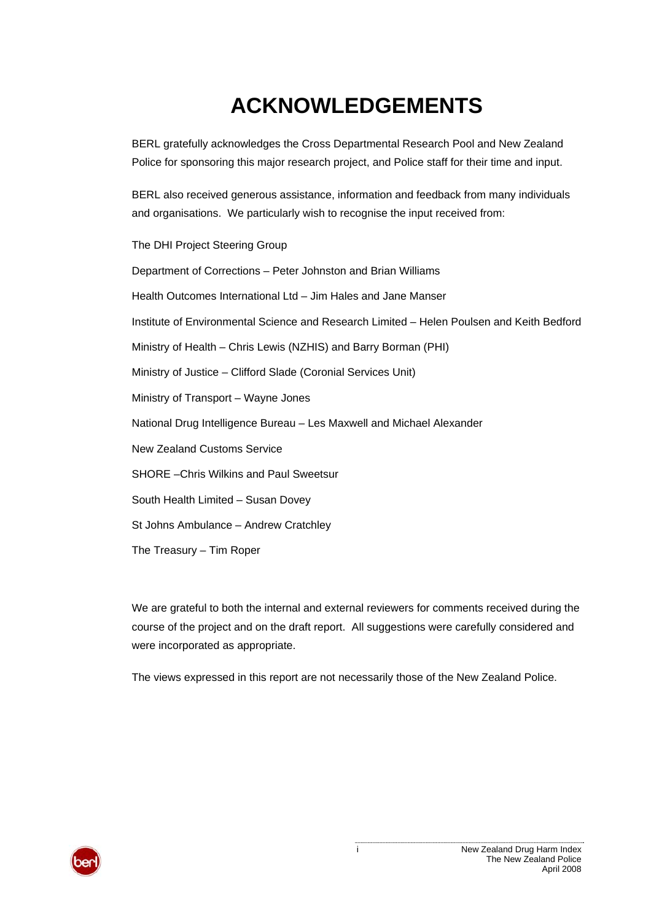# ACKNOWLEDGEMENTS

BERL gratefully acknowledges the Cross Departmental Research Pool and New Zealand Police for sponsoring this major research project, and Police staff for their time and input.

BERL also received generous assistance, information and feedback from many individuals and organisations. We particularly wish to recognise the input received from:

The DHI Project Steering Group

Department of Corrections – Peter Johnston and Brian Williams

Health Outcomes International Ltd – Jim Hales and Jane Manser

Institute of Environmental Science and Research Limited – Helen Poulsen and Keith Bedford

Ministry of Health – Chris Lewis (NZHIS) and Barry Borman (PHI)

Ministry of Justice – Clifford Slade (Coronial Services Unit)

Ministry of Transport – Wayne Jones

National Drug Intelligence Bureau – Les Maxwell and Michael Alexander

New Zealand Customs Service

SHORE –Chris Wilkins and Paul Sweetsur

South Health Limited – Susan Dovey

St Johns Ambulance – Andrew Cratchley

The Treasury – Tim Roper

We are grateful to both the internal and external reviewers for comments received during the course of the project and on the draft report. All suggestions were carefully considered and were incorporated as appropriate.

The views expressed in this report are not necessarily those of the New Zealand Police.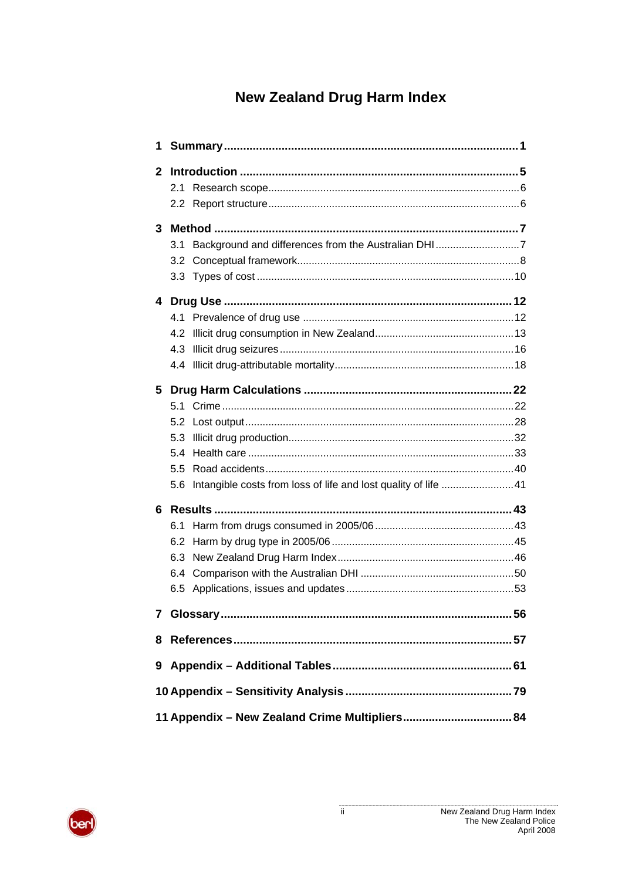# New Zealand Drug Harm Index

- **1 Summary** ..... **1**
- **2 Introduction** ..... **5**
  - 2.1 Research scope ..... 6
  - 2.2 Report structure ..... 6
- **3 Method** ..... **7**
  - 3.1 Background and differences from the Australian DHI ..... 7
  - 3.2 Conceptual framework ..... 8
  - 3.3 Types of cost ..... 10
- **4 Drug Use** ..... **12**
  - 4.1 Prevalence of drug use ..... 12
  - 4.2 Illicit drug consumption in New Zealand ..... 13
  - 4.3 Illicit drug seizures ..... 16
  - 4.4 Illicit drug-attributable mortality ..... 18
- **5 Drug Harm Calculations** ..... **22**
  - 5.1 Crime ..... 22
  - 5.2 Lost output ..... 28
  - 5.3 Illicit drug production ..... 32
  - 5.4 Health care ..... 33
  - 5.5 Road accidents ..... 40
  - 5.6 Intangible costs from loss of life and lost quality of life ..... 41
- **6 Results** ..... **43**
  - 6.1 Harm from drugs consumed in 2005/06 ..... 43
  - 6.2 Harm by drug type in 2005/06 ..... 45
  - 6.3 New Zealand Drug Harm Index ..... 46
  - 6.4 Comparison with the Australian DHI ..... 50
  - 6.5 Applications, issues and updates ..... 53
- **7 Glossary** ..... **56**
- **8 References** ..... **57**
- **9 Appendix – Additional Tables** ..... **61**
- **10 Appendix – Sensitivity Analysis** ..... **79**
- **11 Appendix – New Zealand Crime Multipliers** ..... **84**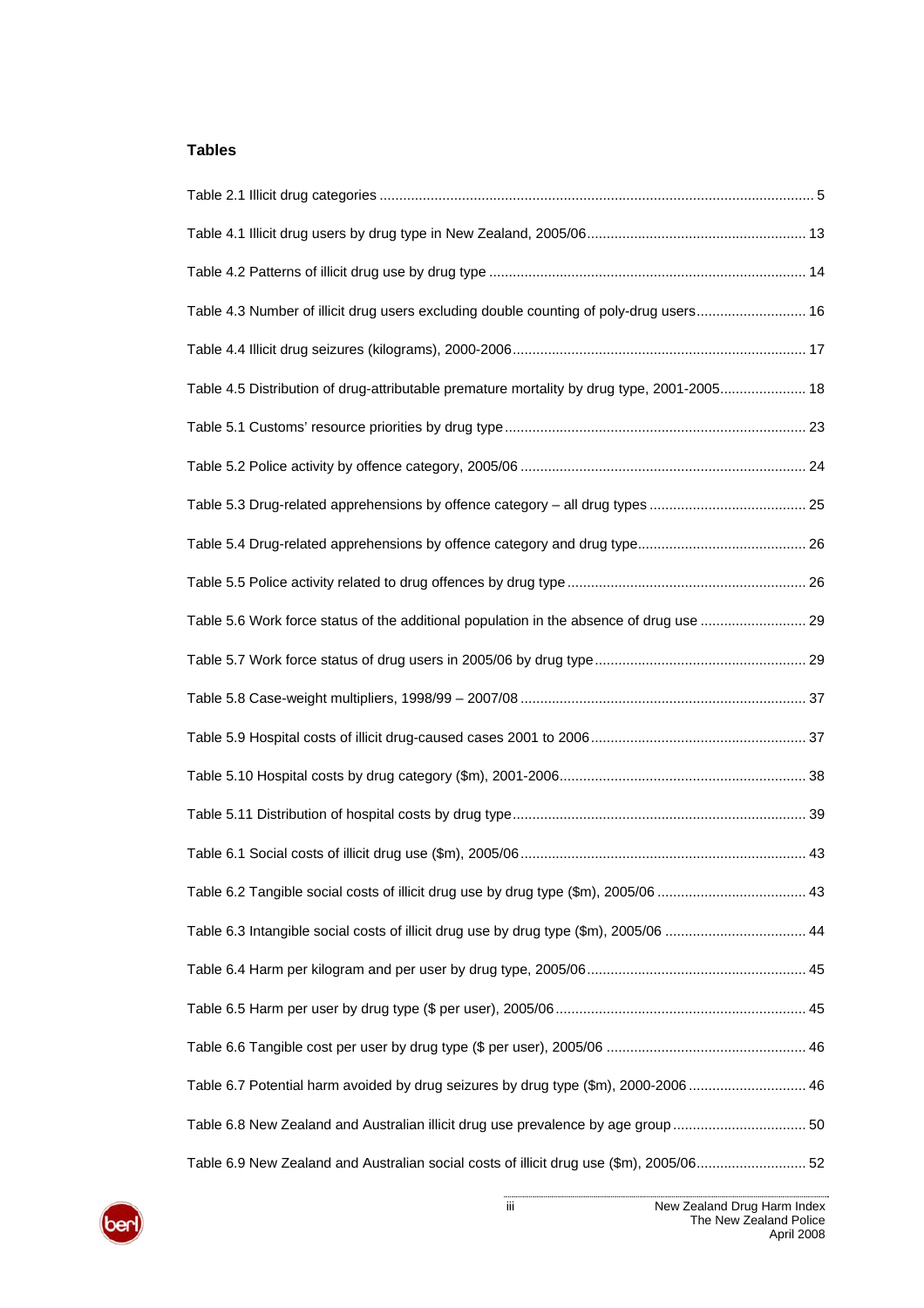**Tables**

Table 2.1 Illicit drug categories ..... 5

Table 4.1 Illicit drug users by drug type in New Zealand, 2005/06 ..... 13

Table 4.2 Patterns of illicit drug use by drug type ..... 14

Table 4.3 Number of illicit drug users excluding double counting of poly-drug users ..... 16

Table 4.4 Illicit drug seizures (kilograms), 2000-2006 ..... 17

Table 4.5 Distribution of drug-attributable premature mortality by drug type, 2001-2005 ..... 18

Table 5.1 Customs' resource priorities by drug type ..... 23

Table 5.2 Police activity by offence category, 2005/06 ..... 24

Table 5.3 Drug-related apprehensions by offence category – all drug types ..... 25

Table 5.4 Drug-related apprehensions by offence category and drug type ..... 26

Table 5.5 Police activity related to drug offences by drug type ..... 26

Table 5.6 Work force status of the additional population in the absence of drug use ..... 29

Table 5.7 Work force status of drug users in 2005/06 by drug type ..... 29

Table 5.8 Case-weight multipliers, 1998/99 – 2007/08 ..... 37

Table 5.9 Hospital costs of illicit drug-caused cases 2001 to 2006 ..... 37

Table 5.10 Hospital costs by drug category ($m), 2001-2006 ..... 38

Table 5.11 Distribution of hospital costs by drug type ..... 39

Table 6.1 Social costs of illicit drug use ($m), 2005/06 ..... 43

Table 6.2 Tangible social costs of illicit drug use by drug type ($m), 2005/06 ..... 43

Table 6.3 Intangible social costs of illicit drug use by drug type ($m), 2005/06 ..... 44

Table 6.4 Harm per kilogram and per user by drug type, 2005/06 ..... 45

Table 6.5 Harm per user by drug type ($ per user), 2005/06 ..... 45

Table 6.6 Tangible cost per user by drug type ($ per user), 2005/06 ..... 46

Table 6.7 Potential harm avoided by drug seizures by drug type ($m), 2000-2006 ..... 46

Table 6.8 New Zealand and Australian illicit drug use prevalence by age group ..... 50

Table 6.9 New Zealand and Australian social costs of illicit drug use ($m), 2005/06 ..... 52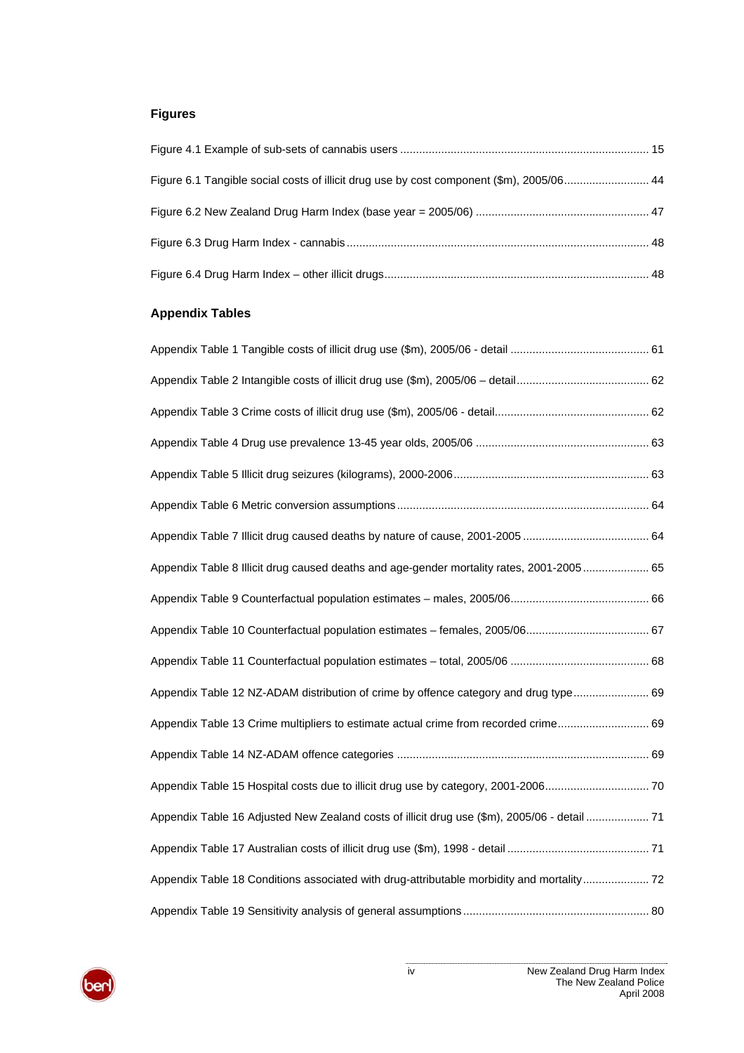## Figures

Figure 4.1 Example of sub-sets of cannabis users .............................................................................. 15

Figure 6.1 Tangible social costs of illicit drug use by cost component ($m), 2005/06........................... 44

Figure 6.2 New Zealand Drug Harm Index (base year = 2005/06) ....................................................... 47

Figure 6.3 Drug Harm Index - cannabis ................................................................................................ 48

Figure 6.4 Drug Harm Index – other illicit drugs................................................................................... 48

## Appendix Tables

Appendix Table 1 Tangible costs of illicit drug use ($m), 2005/06 - detail ............................................ 61

Appendix Table 2 Intangible costs of illicit drug use ($m), 2005/06 – detail.......................................... 62

Appendix Table 3 Crime costs of illicit drug use ($m), 2005/06 - detail................................................. 62

Appendix Table 4 Drug use prevalence 13-45 year olds, 2005/06 ....................................................... 63

Appendix Table 5 Illicit drug seizures (kilograms), 2000-2006.............................................................. 63

Appendix Table 6 Metric conversion assumptions ................................................................................ 64

Appendix Table 7 Illicit drug caused deaths by nature of cause, 2001-2005 ........................................ 64

Appendix Table 8 Illicit drug caused deaths and age-gender mortality rates, 2001-2005 ..................... 65

Appendix Table 9 Counterfactual population estimates – males, 2005/06............................................ 66

Appendix Table 10 Counterfactual population estimates – females, 2005/06....................................... 67

Appendix Table 11 Counterfactual population estimates – total, 2005/06 ............................................ 68

Appendix Table 12 NZ-ADAM distribution of crime by offence category and drug type........................ 69

Appendix Table 13 Crime multipliers to estimate actual crime from recorded crime............................. 69

Appendix Table 14 NZ-ADAM offence categories ................................................................................ 69

Appendix Table 15 Hospital costs due to illicit drug use by category, 2001-2006................................. 70

Appendix Table 16 Adjusted New Zealand costs of illicit drug use ($m), 2005/06 - detail .................... 71

Appendix Table 17 Australian costs of illicit drug use ($m), 1998 - detail ............................................. 71

Appendix Table 18 Conditions associated with drug-attributable morbidity and mortality..................... 72

Appendix Table 19 Sensitivity analysis of general assumptions ........................................................... 80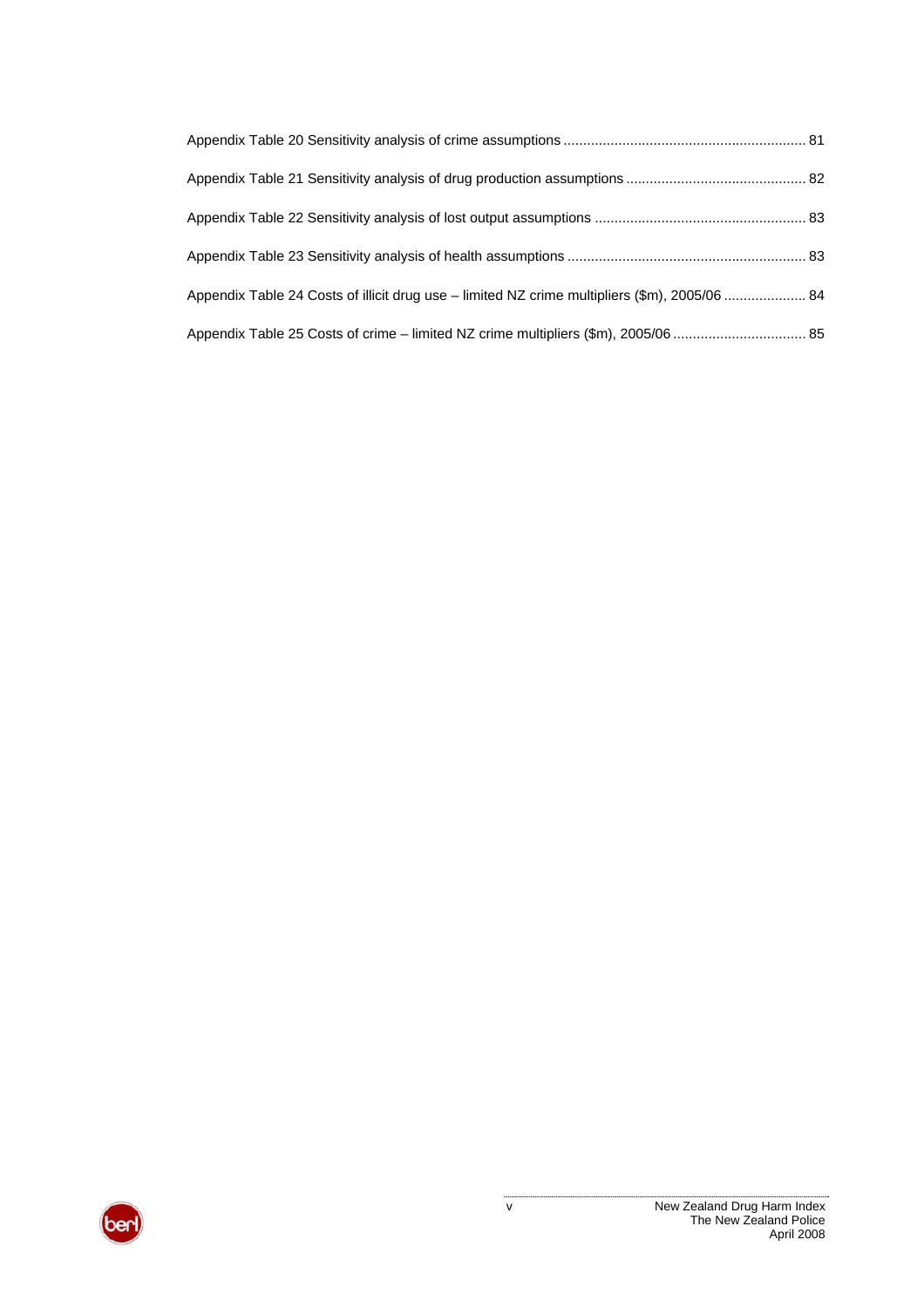Appendix Table 20 Sensitivity analysis of crime assumptions ............................................................. 81

Appendix Table 21 Sensitivity analysis of drug production assumptions ............................................. 82

Appendix Table 22 Sensitivity analysis of lost output assumptions ..................................................... 83

Appendix Table 23 Sensitivity analysis of health assumptions ............................................................ 83

Appendix Table 24 Costs of illicit drug use – limited NZ crime multipliers ($m), 2005/06 ..................... 84

Appendix Table 25 Costs of crime – limited NZ crime multipliers ($m), 2005/06 ................................. 85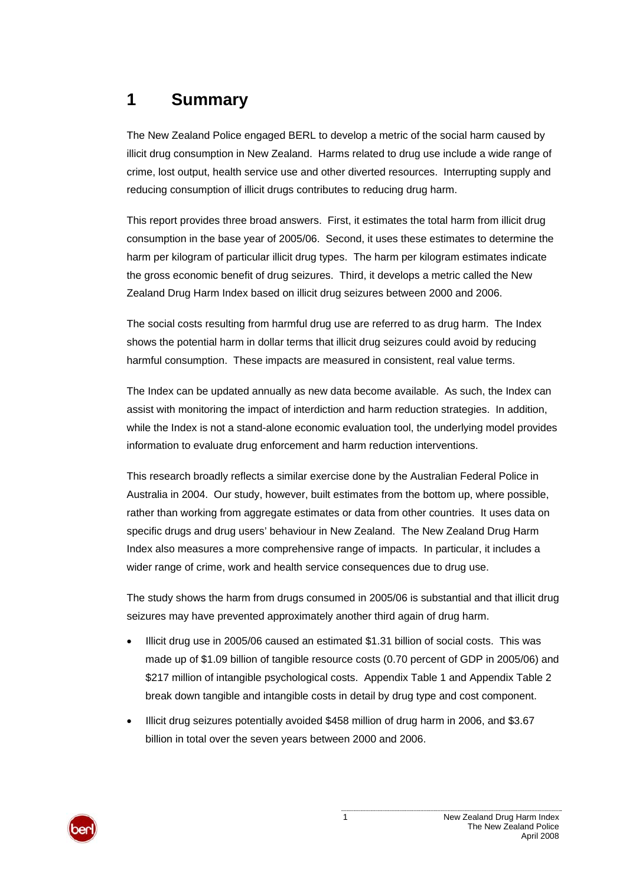# 1 Summary

The New Zealand Police engaged BERL to develop a metric of the social harm caused by illicit drug consumption in New Zealand. Harms related to drug use include a wide range of crime, lost output, health service use and other diverted resources. Interrupting supply and reducing consumption of illicit drugs contributes to reducing drug harm.

This report provides three broad answers. First, it estimates the total harm from illicit drug consumption in the base year of 2005/06. Second, it uses these estimates to determine the harm per kilogram of particular illicit drug types. The harm per kilogram estimates indicate the gross economic benefit of drug seizures. Third, it develops a metric called the New Zealand Drug Harm Index based on illicit drug seizures between 2000 and 2006.

The social costs resulting from harmful drug use are referred to as drug harm. The Index shows the potential harm in dollar terms that illicit drug seizures could avoid by reducing harmful consumption. These impacts are measured in consistent, real value terms.

The Index can be updated annually as new data become available. As such, the Index can assist with monitoring the impact of interdiction and harm reduction strategies. In addition, while the Index is not a stand-alone economic evaluation tool, the underlying model provides information to evaluate drug enforcement and harm reduction interventions.

This research broadly reflects a similar exercise done by the Australian Federal Police in Australia in 2004. Our study, however, built estimates from the bottom up, where possible, rather than working from aggregate estimates or data from other countries. It uses data on specific drugs and drug users' behaviour in New Zealand. The New Zealand Drug Harm Index also measures a more comprehensive range of impacts. In particular, it includes a wider range of crime, work and health service consequences due to drug use.

The study shows the harm from drugs consumed in 2005/06 is substantial and that illicit drug seizures may have prevented approximately another third again of drug harm.

- Illicit drug use in 2005/06 caused an estimated $1.31 billion of social costs. This was made up of $1.09 billion of tangible resource costs (0.70 percent of GDP in 2005/06) and $217 million of intangible psychological costs. Appendix Table 1 and Appendix Table 2 break down tangible and intangible costs in detail by drug type and cost component.
- Illicit drug seizures potentially avoided $458 million of drug harm in 2006, and $3.67 billion in total over the seven years between 2000 and 2006.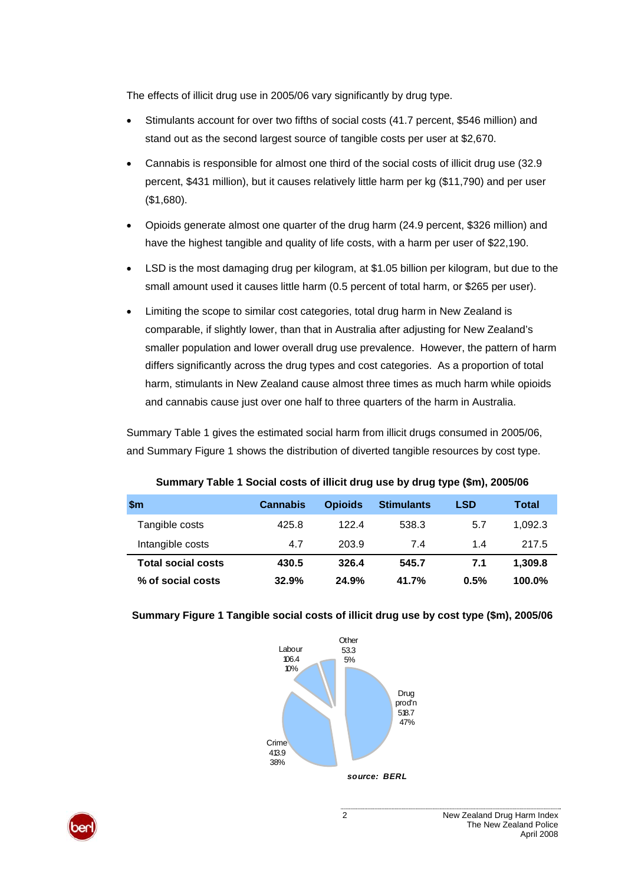The effects of illicit drug use in 2005/06 vary significantly by drug type.

- Stimulants account for over two fifths of social costs (41.7 percent, $546 million) and stand out as the second largest source of tangible costs per user at $2,670.
- Cannabis is responsible for almost one third of the social costs of illicit drug use (32.9 percent, $431 million), but it causes relatively little harm per kg ($11,790) and per user ($1,680).
- Opioids generate almost one quarter of the drug harm (24.9 percent, $326 million) and have the highest tangible and quality of life costs, with a harm per user of $22,190.
- LSD is the most damaging drug per kilogram, at $1.05 billion per kilogram, but due to the small amount used it causes little harm (0.5 percent of total harm, or $265 per user).
- Limiting the scope to similar cost categories, total drug harm in New Zealand is comparable, if slightly lower, than that in Australia after adjusting for New Zealand's smaller population and lower overall drug use prevalence. However, the pattern of harm differs significantly across the drug types and cost categories. As a proportion of total harm, stimulants in New Zealand cause almost three times as much harm while opioids and cannabis cause just over one half to three quarters of the harm in Australia.

Summary Table 1 gives the estimated social harm from illicit drugs consumed in 2005/06, and Summary Figure 1 shows the distribution of diverted tangible resources by cost type.

**Summary Table 1 Social costs of illicit drug use by drug type ($m), 2005/06**

| $m | Cannabis | Opioids | Stimulants | LSD | Total |
|---|---|---|---|---|---|
| Tangible costs | 425.8 | 122.4 | 538.3 | 5.7 | 1,092.3 |
| Intangible costs | 4.7 | 203.9 | 7.4 | 1.4 | 217.5 |
| **Total social costs** | **430.5** | **326.4** | **545.7** | **7.1** | **1,309.8** |
| **% of social costs** | **32.9%** | **24.9%** | **41.7%** | **0.5%** | **100.0%** |

**Summary Figure 1 Tangible social costs of illicit drug use by cost type ($m), 2005/06**

| Cost type | $m | % |
|---|---|---|
| Drug prod'n | 518.7 | 47% |
| Crime | 413.9 | 38% |
| Labour | 106.4 | 10% |
| Other | 53.3 | 5% |

*source: BERL*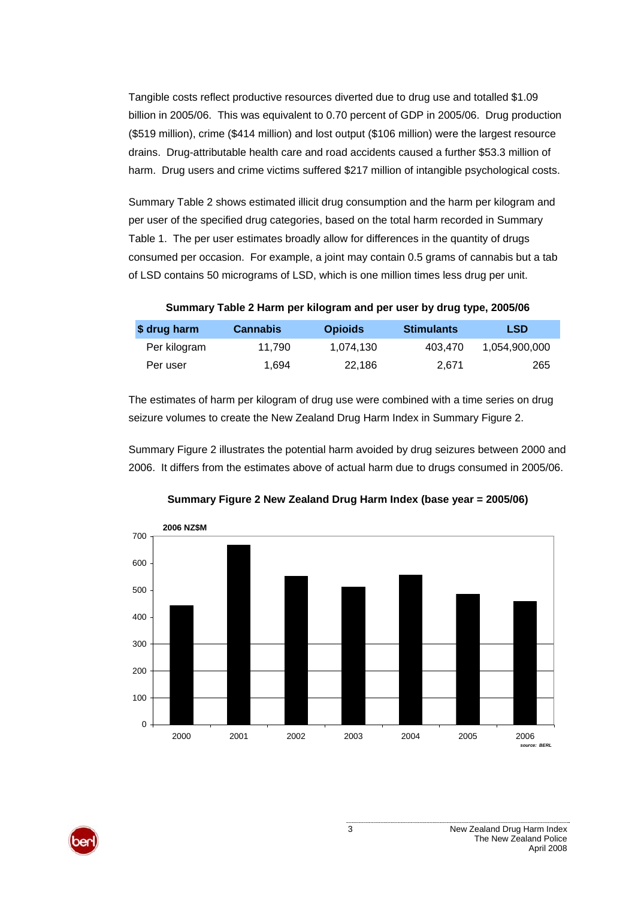Tangible costs reflect productive resources diverted due to drug use and totalled $1.09 billion in 2005/06. This was equivalent to 0.70 percent of GDP in 2005/06. Drug production ($519 million), crime ($414 million) and lost output ($106 million) were the largest resource drains. Drug-attributable health care and road accidents caused a further $53.3 million of harm. Drug users and crime victims suffered $217 million of intangible psychological costs.

Summary Table 2 shows estimated illicit drug consumption and the harm per kilogram and per user of the specified drug categories, based on the total harm recorded in Summary Table 1. The per user estimates broadly allow for differences in the quantity of drugs consumed per occasion. For example, a joint may contain 0.5 grams of cannabis but a tab of LSD contains 50 micrograms of LSD, which is one million times less drug per unit.

**Summary Table 2 Harm per kilogram and per user by drug type, 2005/06**

| $ drug harm | Cannabis | Opioids | Stimulants | LSD |
|---|---|---|---|---|
| Per kilogram | 11,790 | 1,074,130 | 403,470 | 1,054,900,000 |
| Per user | 1,694 | 22,186 | 2,671 | 265 |

The estimates of harm per kilogram of drug use were combined with a time series on drug seizure volumes to create the New Zealand Drug Harm Index in Summary Figure 2.

Summary Figure 2 illustrates the potential harm avoided by drug seizures between 2000 and 2006. It differs from the estimates above of actual harm due to drugs consumed in 2005/06.

**Summary Figure 2 New Zealand Drug Harm Index (base year = 2005/06)**

2006 NZ$M

| Year | 2006 NZ$M (approx.) |
|---|---|
| 2000 | 445 |
| 2001 | 668 |
| 2002 | 552 |
| 2003 | 512 |
| 2004 | 556 |
| 2005 | 486 |
| 2006 | 459 |

source: BERL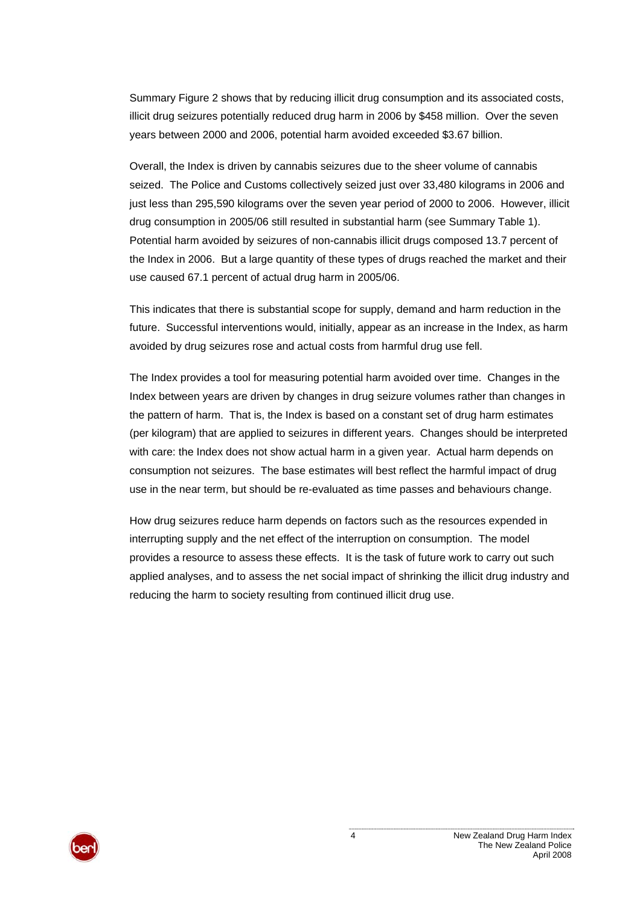Summary Figure 2 shows that by reducing illicit drug consumption and its associated costs, illicit drug seizures potentially reduced drug harm in 2006 by $458 million. Over the seven years between 2000 and 2006, potential harm avoided exceeded $3.67 billion.

Overall, the Index is driven by cannabis seizures due to the sheer volume of cannabis seized. The Police and Customs collectively seized just over 33,480 kilograms in 2006 and just less than 295,590 kilograms over the seven year period of 2000 to 2006. However, illicit drug consumption in 2005/06 still resulted in substantial harm (see Summary Table 1). Potential harm avoided by seizures of non-cannabis illicit drugs composed 13.7 percent of the Index in 2006. But a large quantity of these types of drugs reached the market and their use caused 67.1 percent of actual drug harm in 2005/06.

This indicates that there is substantial scope for supply, demand and harm reduction in the future. Successful interventions would, initially, appear as an increase in the Index, as harm avoided by drug seizures rose and actual costs from harmful drug use fell.

The Index provides a tool for measuring potential harm avoided over time. Changes in the Index between years are driven by changes in drug seizure volumes rather than changes in the pattern of harm. That is, the Index is based on a constant set of drug harm estimates (per kilogram) that are applied to seizures in different years. Changes should be interpreted with care: the Index does not show actual harm in a given year. Actual harm depends on consumption not seizures. The base estimates will best reflect the harmful impact of drug use in the near term, but should be re-evaluated as time passes and behaviours change.

How drug seizures reduce harm depends on factors such as the resources expended in interrupting supply and the net effect of the interruption on consumption. The model provides a resource to assess these effects. It is the task of future work to carry out such applied analyses, and to assess the net social impact of shrinking the illicit drug industry and reducing the harm to society resulting from continued illicit drug use.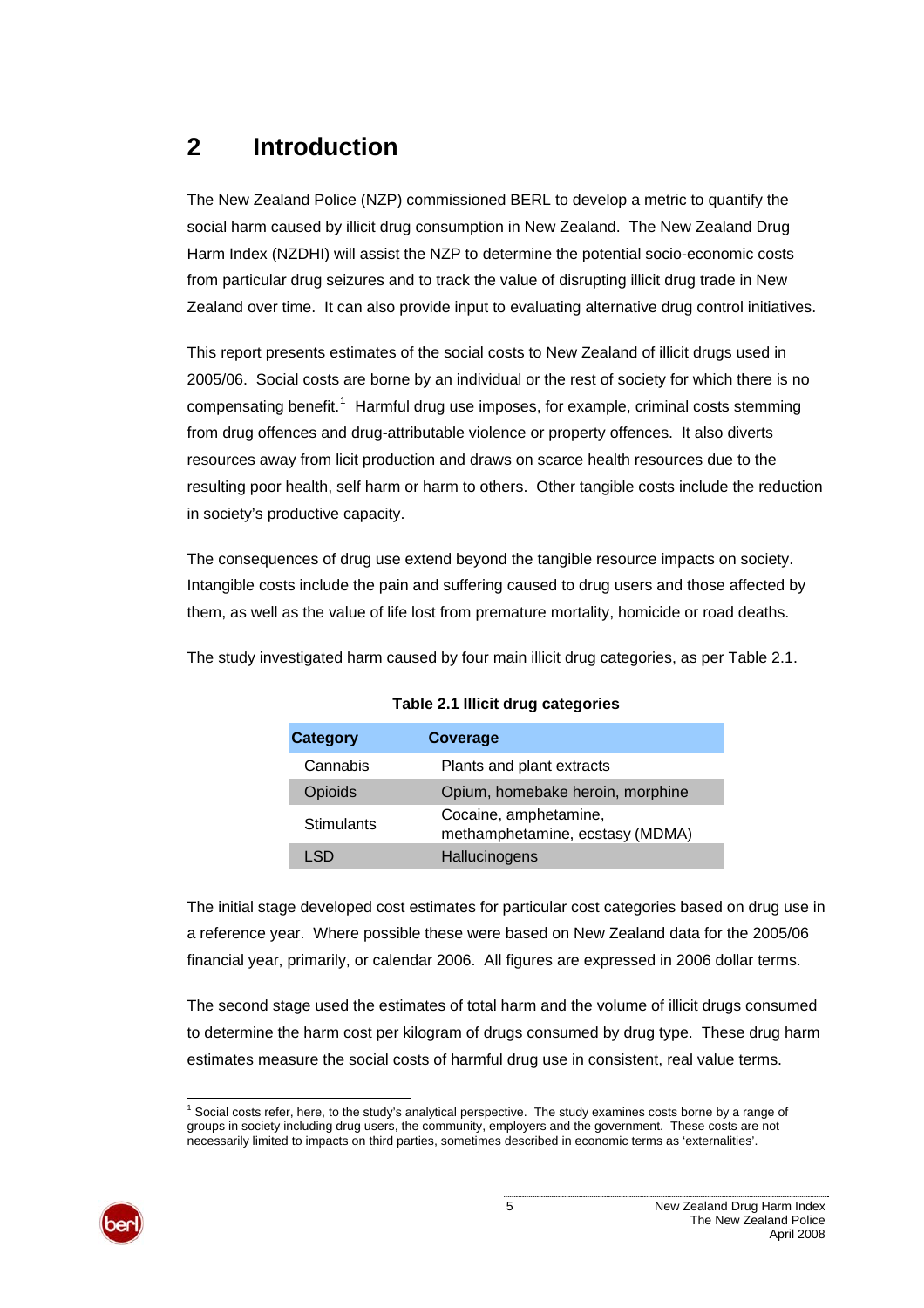# 2 Introduction

The New Zealand Police (NZP) commissioned BERL to develop a metric to quantify the social harm caused by illicit drug consumption in New Zealand. The New Zealand Drug Harm Index (NZDHI) will assist the NZP to determine the potential socio-economic costs from particular drug seizures and to track the value of disrupting illicit drug trade in New Zealand over time. It can also provide input to evaluating alternative drug control initiatives.

This report presents estimates of the social costs to New Zealand of illicit drugs used in 2005/06. Social costs are borne by an individual or the rest of society for which there is no compensating benefit.[1] Harmful drug use imposes, for example, criminal costs stemming from drug offences and drug-attributable violence or property offences. It also diverts resources away from licit production and draws on scarce health resources due to the resulting poor health, self harm or harm to others. Other tangible costs include the reduction in society's productive capacity.

The consequences of drug use extend beyond the tangible resource impacts on society. Intangible costs include the pain and suffering caused to drug users and those affected by them, as well as the value of life lost from premature mortality, homicide or road deaths.

The study investigated harm caused by four main illicit drug categories, as per Table 2.1.

**Table 2.1 Illicit drug categories**

| Category | Coverage |
|---|---|
| Cannabis | Plants and plant extracts |
| Opioids | Opium, homebake heroin, morphine |
| Stimulants | Cocaine, amphetamine, methamphetamine, ecstasy (MDMA) |
| LSD | Hallucinogens |

The initial stage developed cost estimates for particular cost categories based on drug use in a reference year. Where possible these were based on New Zealand data for the 2005/06 financial year, primarily, or calendar 2006. All figures are expressed in 2006 dollar terms.

The second stage used the estimates of total harm and the volume of illicit drugs consumed to determine the harm cost per kilogram of drugs consumed by drug type. These drug harm estimates measure the social costs of harmful drug use in consistent, real value terms.

[1] Social costs refer, here, to the study's analytical perspective. The study examines costs borne by a range of groups in society including drug users, the community, employers and the government. These costs are not necessarily limited to impacts on third parties, sometimes described in economic terms as 'externalities'.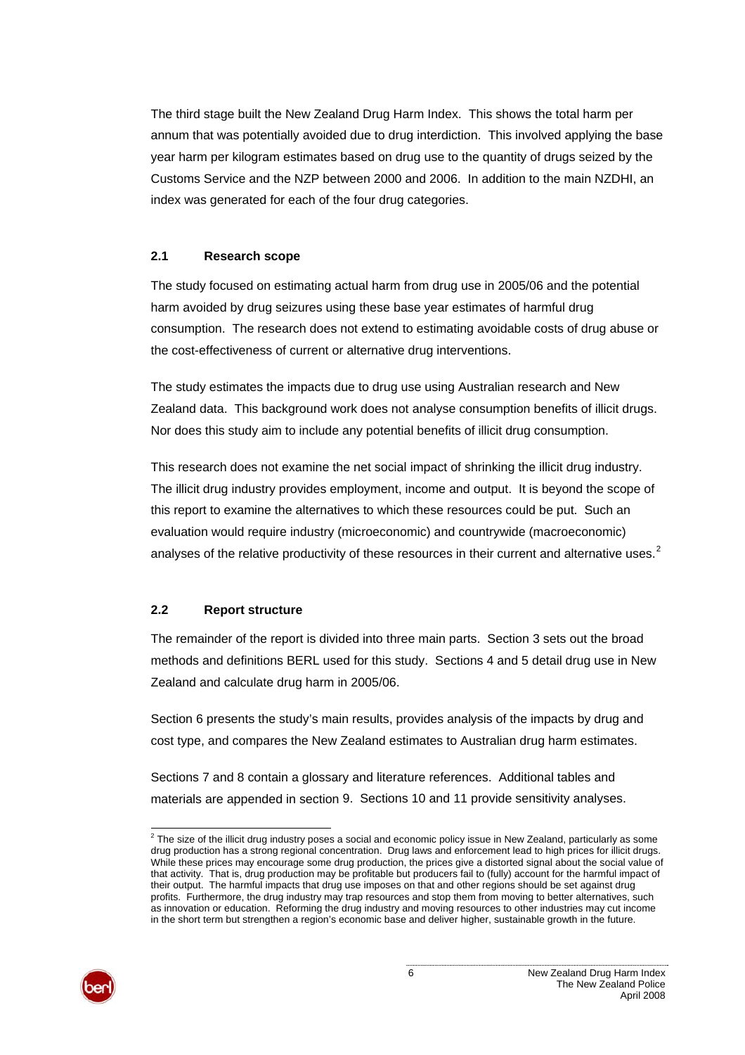The third stage built the New Zealand Drug Harm Index. This shows the total harm per annum that was potentially avoided due to drug interdiction. This involved applying the base year harm per kilogram estimates based on drug use to the quantity of drugs seized by the Customs Service and the NZP between 2000 and 2006. In addition to the main NZDHI, an index was generated for each of the four drug categories.

### 2.1 Research scope

The study focused on estimating actual harm from drug use in 2005/06 and the potential harm avoided by drug seizures using these base year estimates of harmful drug consumption. The research does not extend to estimating avoidable costs of drug abuse or the cost-effectiveness of current or alternative drug interventions.

The study estimates the impacts due to drug use using Australian research and New Zealand data. This background work does not analyse consumption benefits of illicit drugs. Nor does this study aim to include any potential benefits of illicit drug consumption.

This research does not examine the net social impact of shrinking the illicit drug industry. The illicit drug industry provides employment, income and output. It is beyond the scope of this report to examine the alternatives to which these resources could be put. Such an evaluation would require industry (microeconomic) and countrywide (macroeconomic) analyses of the relative productivity of these resources in their current and alternative uses.[2]

### 2.2 Report structure

The remainder of the report is divided into three main parts. Section 3 sets out the broad methods and definitions BERL used for this study. Sections 4 and 5 detail drug use in New Zealand and calculate drug harm in 2005/06.

Section 6 presents the study's main results, provides analysis of the impacts by drug and cost type, and compares the New Zealand estimates to Australian drug harm estimates.

Sections 7 and 8 contain a glossary and literature references. Additional tables and materials are appended in section 9. Sections 10 and 11 provide sensitivity analyses.

---

[2] The size of the illicit drug industry poses a social and economic policy issue in New Zealand, particularly as some drug production has a strong regional concentration. Drug laws and enforcement lead to high prices for illicit drugs. While these prices may encourage some drug production, the prices give a distorted signal about the social value of that activity. That is, drug production may be profitable but producers fail to (fully) account for the harmful impact of their output. The harmful impacts that drug use imposes on that and other regions should be set against drug profits. Furthermore, the drug industry may trap resources and stop them from moving to better alternatives, such as innovation or education. Reforming the drug industry and moving resources to other industries may cut income in the short term but strengthen a region's economic base and deliver higher, sustainable growth in the future.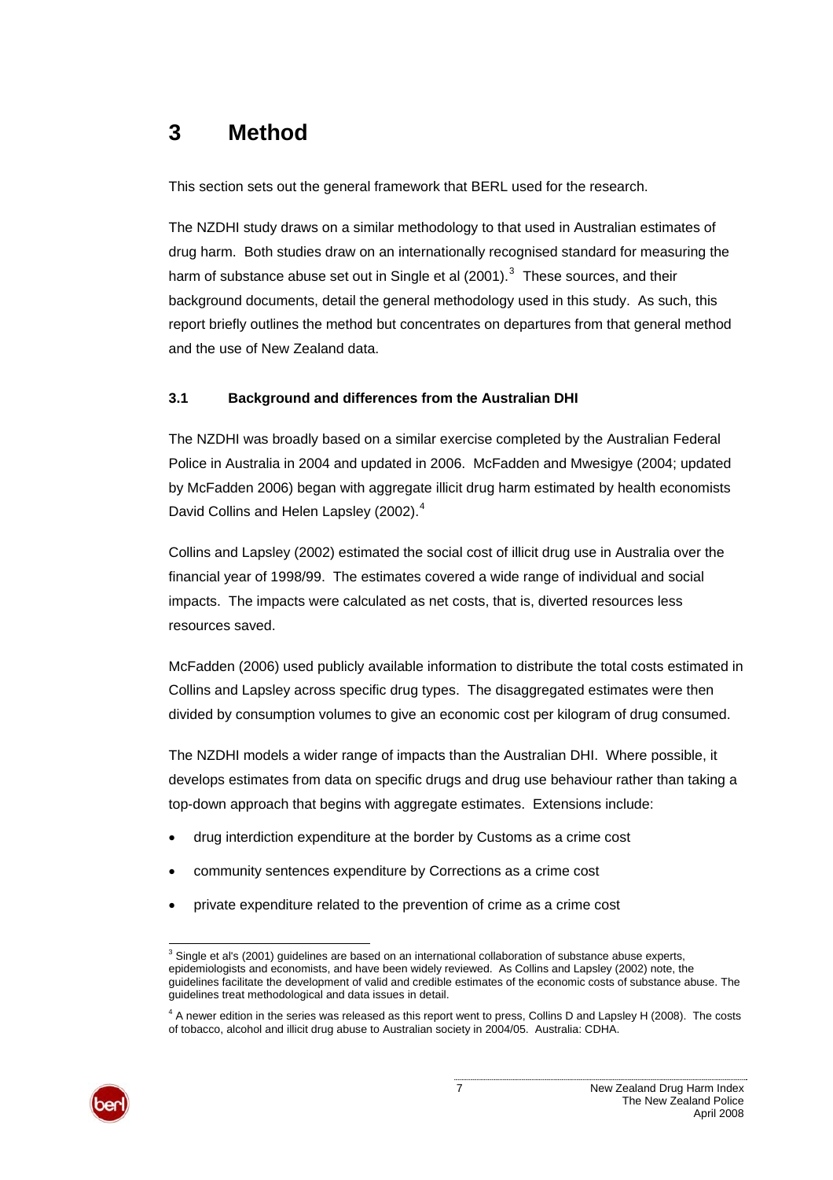# 3 Method

This section sets out the general framework that BERL used for the research.

The NZDHI study draws on a similar methodology to that used in Australian estimates of drug harm. Both studies draw on an internationally recognised standard for measuring the harm of substance abuse set out in Single et al (2001).[3] These sources, and their background documents, detail the general methodology used in this study. As such, this report briefly outlines the method but concentrates on departures from that general method and the use of New Zealand data.

## 3.1 Background and differences from the Australian DHI

The NZDHI was broadly based on a similar exercise completed by the Australian Federal Police in Australia in 2004 and updated in 2006. McFadden and Mwesigye (2004; updated by McFadden 2006) began with aggregate illicit drug harm estimated by health economists David Collins and Helen Lapsley (2002).[4]

Collins and Lapsley (2002) estimated the social cost of illicit drug use in Australia over the financial year of 1998/99. The estimates covered a wide range of individual and social impacts. The impacts were calculated as net costs, that is, diverted resources less resources saved.

McFadden (2006) used publicly available information to distribute the total costs estimated in Collins and Lapsley across specific drug types. The disaggregated estimates were then divided by consumption volumes to give an economic cost per kilogram of drug consumed.

The NZDHI models a wider range of impacts than the Australian DHI. Where possible, it develops estimates from data on specific drugs and drug use behaviour rather than taking a top-down approach that begins with aggregate estimates. Extensions include:

- drug interdiction expenditure at the border by Customs as a crime cost
- community sentences expenditure by Corrections as a crime cost
- private expenditure related to the prevention of crime as a crime cost

[3] Single et al's (2001) guidelines are based on an international collaboration of substance abuse experts, epidemiologists and economists, and have been widely reviewed. As Collins and Lapsley (2002) note, the guidelines facilitate the development of valid and credible estimates of the economic costs of substance abuse. The guidelines treat methodological and data issues in detail.

[4] A newer edition in the series was released as this report went to press, Collins D and Lapsley H (2008). The costs of tobacco, alcohol and illicit drug abuse to Australian society in 2004/05. Australia: CDHA.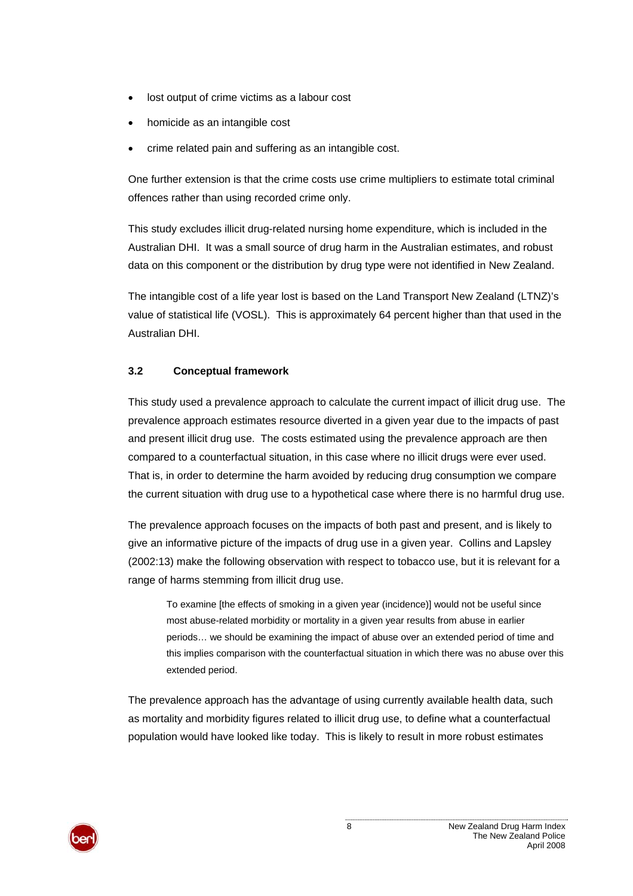- lost output of crime victims as a labour cost
- homicide as an intangible cost
- crime related pain and suffering as an intangible cost.

One further extension is that the crime costs use crime multipliers to estimate total criminal offences rather than using recorded crime only.

This study excludes illicit drug-related nursing home expenditure, which is included in the Australian DHI. It was a small source of drug harm in the Australian estimates, and robust data on this component or the distribution by drug type were not identified in New Zealand.

The intangible cost of a life year lost is based on the Land Transport New Zealand (LTNZ)'s value of statistical life (VOSL). This is approximately 64 percent higher than that used in the Australian DHI.

### 3.2 Conceptual framework

This study used a prevalence approach to calculate the current impact of illicit drug use. The prevalence approach estimates resource diverted in a given year due to the impacts of past and present illicit drug use. The costs estimated using the prevalence approach are then compared to a counterfactual situation, in this case where no illicit drugs were ever used. That is, in order to determine the harm avoided by reducing drug consumption we compare the current situation with drug use to a hypothetical case where there is no harmful drug use.

The prevalence approach focuses on the impacts of both past and present, and is likely to give an informative picture of the impacts of drug use in a given year. Collins and Lapsley (2002:13) make the following observation with respect to tobacco use, but it is relevant for a range of harms stemming from illicit drug use.

> To examine [the effects of smoking in a given year (incidence)] would not be useful since most abuse-related morbidity or mortality in a given year results from abuse in earlier periods… we should be examining the impact of abuse over an extended period of time and this implies comparison with the counterfactual situation in which there was no abuse over this extended period.

The prevalence approach has the advantage of using currently available health data, such as mortality and morbidity figures related to illicit drug use, to define what a counterfactual population would have looked like today. This is likely to result in more robust estimates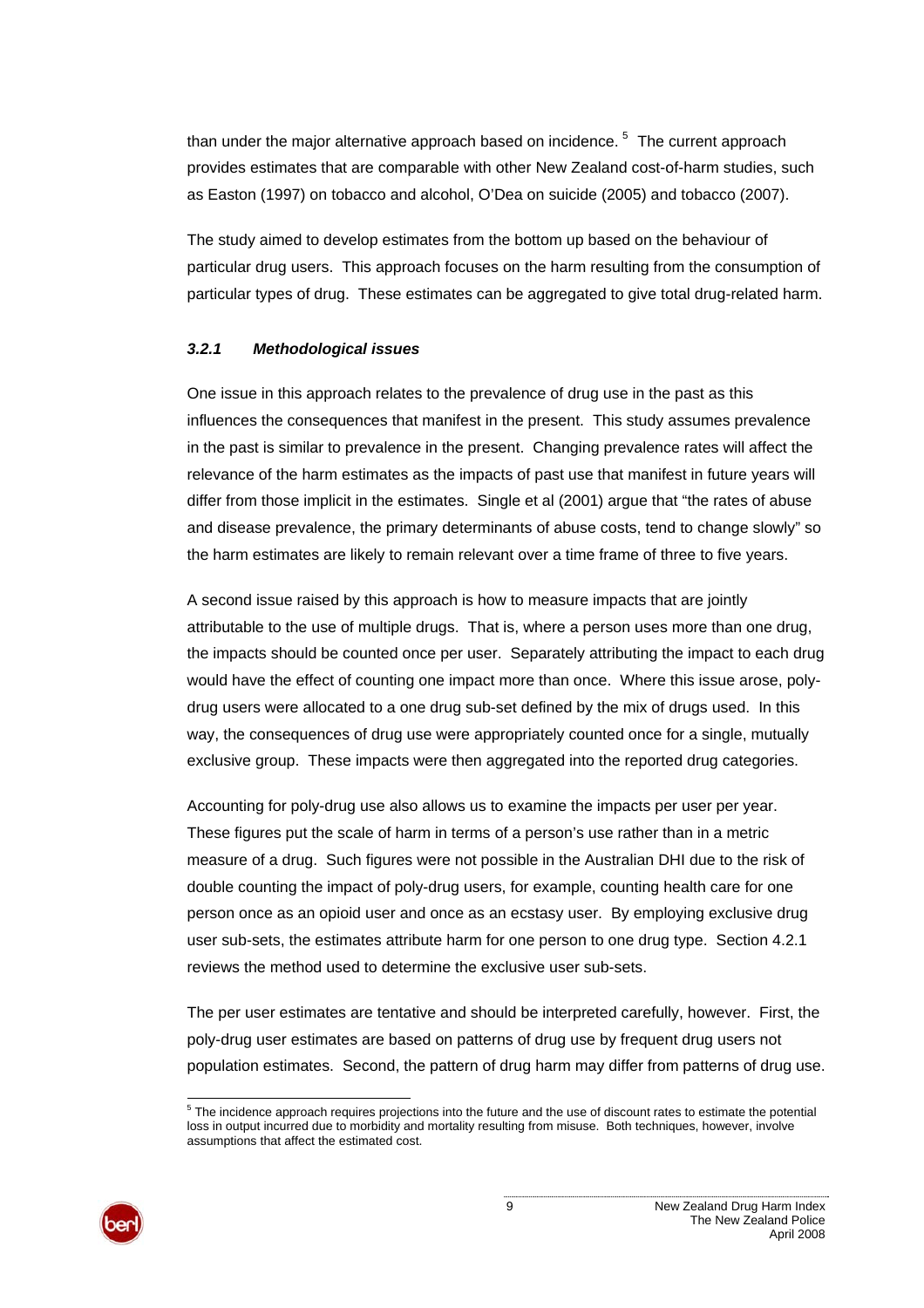than under the major alternative approach based on incidence. [5] The current approach provides estimates that are comparable with other New Zealand cost-of-harm studies, such as Easton (1997) on tobacco and alcohol, O'Dea on suicide (2005) and tobacco (2007).

The study aimed to develop estimates from the bottom up based on the behaviour of particular drug users. This approach focuses on the harm resulting from the consumption of particular types of drug. These estimates can be aggregated to give total drug-related harm.

### *3.2.1 Methodological issues*

One issue in this approach relates to the prevalence of drug use in the past as this influences the consequences that manifest in the present. This study assumes prevalence in the past is similar to prevalence in the present. Changing prevalence rates will affect the relevance of the harm estimates as the impacts of past use that manifest in future years will differ from those implicit in the estimates. Single et al (2001) argue that "the rates of abuse and disease prevalence, the primary determinants of abuse costs, tend to change slowly" so the harm estimates are likely to remain relevant over a time frame of three to five years.

A second issue raised by this approach is how to measure impacts that are jointly attributable to the use of multiple drugs. That is, where a person uses more than one drug, the impacts should be counted once per user. Separately attributing the impact to each drug would have the effect of counting one impact more than once. Where this issue arose, poly-drug users were allocated to a one drug sub-set defined by the mix of drugs used. In this way, the consequences of drug use were appropriately counted once for a single, mutually exclusive group. These impacts were then aggregated into the reported drug categories.

Accounting for poly-drug use also allows us to examine the impacts per user per year. These figures put the scale of harm in terms of a person's use rather than in a metric measure of a drug. Such figures were not possible in the Australian DHI due to the risk of double counting the impact of poly-drug users, for example, counting health care for one person once as an opioid user and once as an ecstasy user. By employing exclusive drug user sub-sets, the estimates attribute harm for one person to one drug type. Section 4.2.1 reviews the method used to determine the exclusive user sub-sets.

The per user estimates are tentative and should be interpreted carefully, however. First, the poly-drug user estimates are based on patterns of drug use by frequent drug users not population estimates. Second, the pattern of drug harm may differ from patterns of drug use.

[5] The incidence approach requires projections into the future and the use of discount rates to estimate the potential loss in output incurred due to morbidity and mortality resulting from misuse. Both techniques, however, involve assumptions that affect the estimated cost.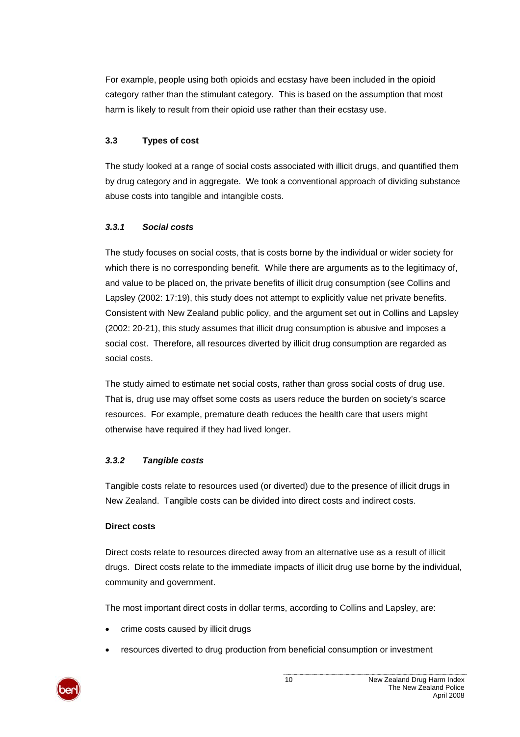For example, people using both opioids and ecstasy have been included in the opioid category rather than the stimulant category. This is based on the assumption that most harm is likely to result from their opioid use rather than their ecstasy use.

### 3.3 Types of cost

The study looked at a range of social costs associated with illicit drugs, and quantified them by drug category and in aggregate. We took a conventional approach of dividing substance abuse costs into tangible and intangible costs.

#### *3.3.1 Social costs*

The study focuses on social costs, that is costs borne by the individual or wider society for which there is no corresponding benefit. While there are arguments as to the legitimacy of, and value to be placed on, the private benefits of illicit drug consumption (see Collins and Lapsley (2002: 17:19), this study does not attempt to explicitly value net private benefits. Consistent with New Zealand public policy, and the argument set out in Collins and Lapsley (2002: 20-21), this study assumes that illicit drug consumption is abusive and imposes a social cost. Therefore, all resources diverted by illicit drug consumption are regarded as social costs.

The study aimed to estimate net social costs, rather than gross social costs of drug use. That is, drug use may offset some costs as users reduce the burden on society's scarce resources. For example, premature death reduces the health care that users might otherwise have required if they had lived longer.

#### *3.3.2 Tangible costs*

Tangible costs relate to resources used (or diverted) due to the presence of illicit drugs in New Zealand. Tangible costs can be divided into direct costs and indirect costs.

**Direct costs**

Direct costs relate to resources directed away from an alternative use as a result of illicit drugs. Direct costs relate to the immediate impacts of illicit drug use borne by the individual, community and government.

The most important direct costs in dollar terms, according to Collins and Lapsley, are:

- crime costs caused by illicit drugs
- resources diverted to drug production from beneficial consumption or investment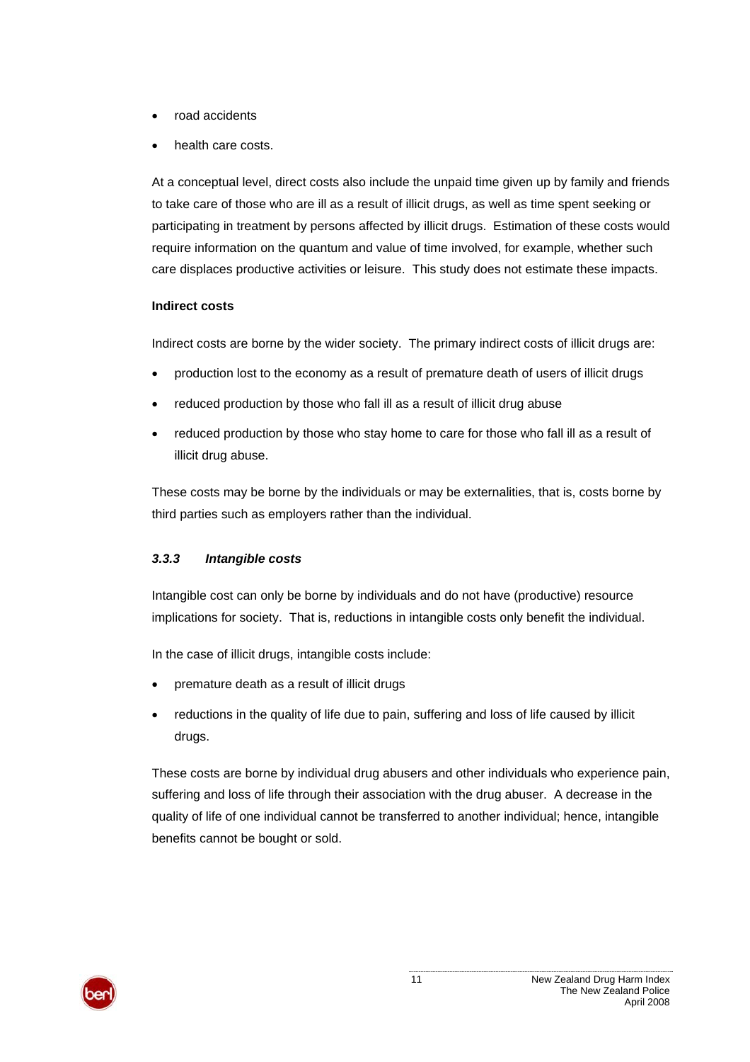- road accidents
- health care costs.

At a conceptual level, direct costs also include the unpaid time given up by family and friends to take care of those who are ill as a result of illicit drugs, as well as time spent seeking or participating in treatment by persons affected by illicit drugs. Estimation of these costs would require information on the quantum and value of time involved, for example, whether such care displaces productive activities or leisure. This study does not estimate these impacts.

**Indirect costs**

Indirect costs are borne by the wider society. The primary indirect costs of illicit drugs are:

- production lost to the economy as a result of premature death of users of illicit drugs
- reduced production by those who fall ill as a result of illicit drug abuse
- reduced production by those who stay home to care for those who fall ill as a result of illicit drug abuse.

These costs may be borne by the individuals or may be externalities, that is, costs borne by third parties such as employers rather than the individual.

### *3.3.3 Intangible costs*

Intangible cost can only be borne by individuals and do not have (productive) resource implications for society. That is, reductions in intangible costs only benefit the individual.

In the case of illicit drugs, intangible costs include:

- premature death as a result of illicit drugs
- reductions in the quality of life due to pain, suffering and loss of life caused by illicit drugs.

These costs are borne by individual drug abusers and other individuals who experience pain, suffering and loss of life through their association with the drug abuser. A decrease in the quality of life of one individual cannot be transferred to another individual; hence, intangible benefits cannot be bought or sold.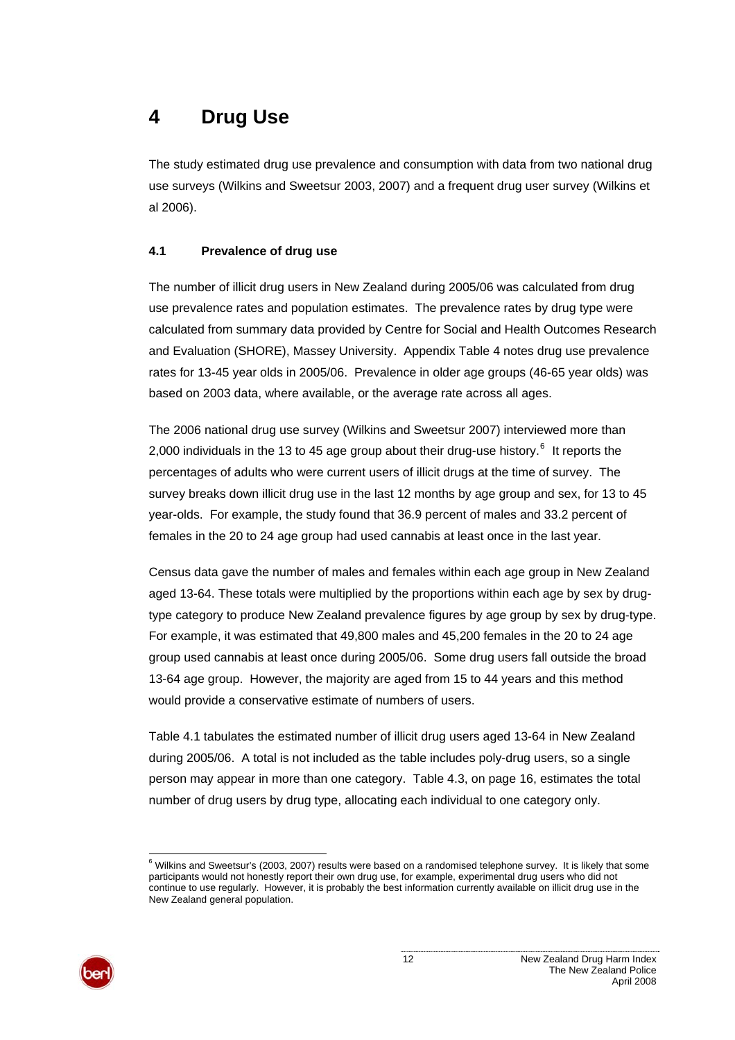# 4 Drug Use

The study estimated drug use prevalence and consumption with data from two national drug use surveys (Wilkins and Sweetsur 2003, 2007) and a frequent drug user survey (Wilkins et al 2006).

### 4.1 Prevalence of drug use

The number of illicit drug users in New Zealand during 2005/06 was calculated from drug use prevalence rates and population estimates. The prevalence rates by drug type were calculated from summary data provided by Centre for Social and Health Outcomes Research and Evaluation (SHORE), Massey University. Appendix Table 4 notes drug use prevalence rates for 13-45 year olds in 2005/06. Prevalence in older age groups (46-65 year olds) was based on 2003 data, where available, or the average rate across all ages.

The 2006 national drug use survey (Wilkins and Sweetsur 2007) interviewed more than 2,000 individuals in the 13 to 45 age group about their drug-use history.[6] It reports the percentages of adults who were current users of illicit drugs at the time of survey. The survey breaks down illicit drug use in the last 12 months by age group and sex, for 13 to 45 year-olds. For example, the study found that 36.9 percent of males and 33.2 percent of females in the 20 to 24 age group had used cannabis at least once in the last year.

Census data gave the number of males and females within each age group in New Zealand aged 13-64. These totals were multiplied by the proportions within each age by sex by drug-type category to produce New Zealand prevalence figures by age group by sex by drug-type. For example, it was estimated that 49,800 males and 45,200 females in the 20 to 24 age group used cannabis at least once during 2005/06. Some drug users fall outside the broad 13-64 age group. However, the majority are aged from 15 to 44 years and this method would provide a conservative estimate of numbers of users.

Table 4.1 tabulates the estimated number of illicit drug users aged 13-64 in New Zealand during 2005/06. A total is not included as the table includes poly-drug users, so a single person may appear in more than one category. Table 4.3, on page 16, estimates the total number of drug users by drug type, allocating each individual to one category only.

---

[6] Wilkins and Sweetsur's (2003, 2007) results were based on a randomised telephone survey. It is likely that some participants would not honestly report their own drug use, for example, experimental drug users who did not continue to use regularly. However, it is probably the best information currently available on illicit drug use in the New Zealand general population.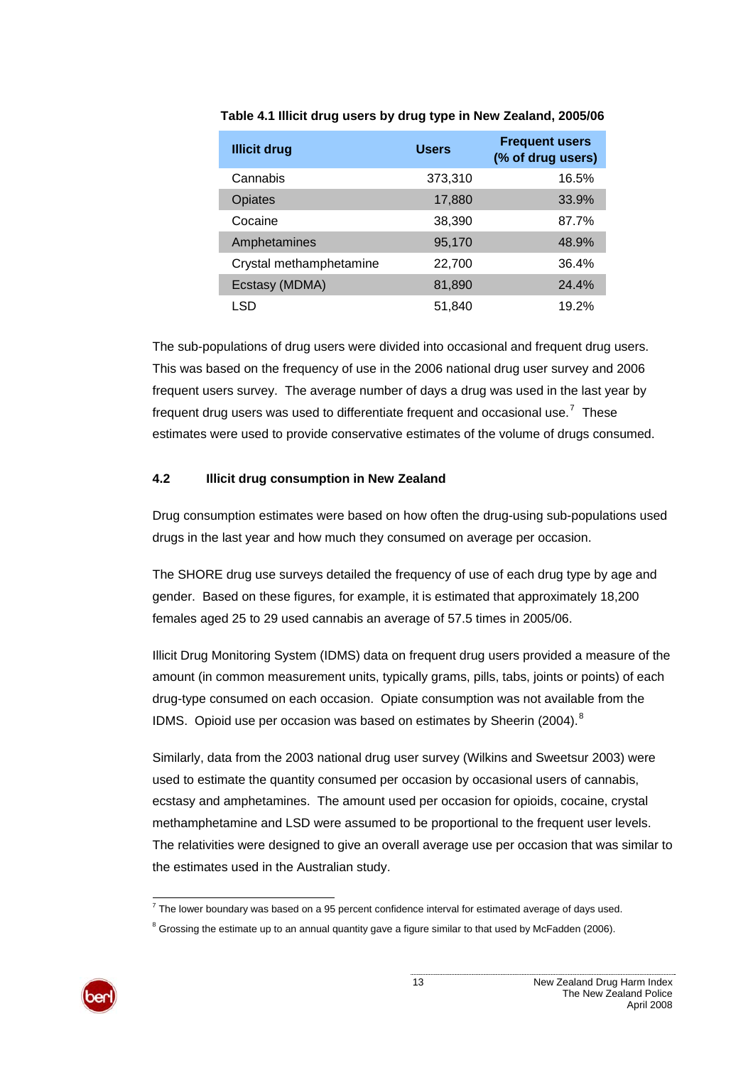**Table 4.1 Illicit drug users by drug type in New Zealand, 2005/06**

| Illicit drug | Users | Frequent users (% of drug users) |
|---|---|---|
| Cannabis | 373,310 | 16.5% |
| Opiates | 17,880 | 33.9% |
| Cocaine | 38,390 | 87.7% |
| Amphetamines | 95,170 | 48.9% |
| Crystal methamphetamine | 22,700 | 36.4% |
| Ecstasy (MDMA) | 81,890 | 24.4% |
| LSD | 51,840 | 19.2% |

The sub-populations of drug users were divided into occasional and frequent drug users. This was based on the frequency of use in the 2006 national drug user survey and 2006 frequent users survey. The average number of days a drug was used in the last year by frequent drug users was used to differentiate frequent and occasional use.[7] These estimates were used to provide conservative estimates of the volume of drugs consumed.

## 4.2 Illicit drug consumption in New Zealand

Drug consumption estimates were based on how often the drug-using sub-populations used drugs in the last year and how much they consumed on average per occasion.

The SHORE drug use surveys detailed the frequency of use of each drug type by age and gender. Based on these figures, for example, it is estimated that approximately 18,200 females aged 25 to 29 used cannabis an average of 57.5 times in 2005/06.

Illicit Drug Monitoring System (IDMS) data on frequent drug users provided a measure of the amount (in common measurement units, typically grams, pills, tabs, joints or points) of each drug-type consumed on each occasion. Opiate consumption was not available from the IDMS. Opioid use per occasion was based on estimates by Sheerin (2004).[8]

Similarly, data from the 2003 national drug user survey (Wilkins and Sweetsur 2003) were used to estimate the quantity consumed per occasion by occasional users of cannabis, ecstasy and amphetamines. The amount used per occasion for opioids, cocaine, crystal methamphetamine and LSD were assumed to be proportional to the frequent user levels. The relativities were designed to give an overall average use per occasion that was similar to the estimates used in the Australian study.

[7] The lower boundary was based on a 95 percent confidence interval for estimated average of days used.

[8] Grossing the estimate up to an annual quantity gave a figure similar to that used by McFadden (2006).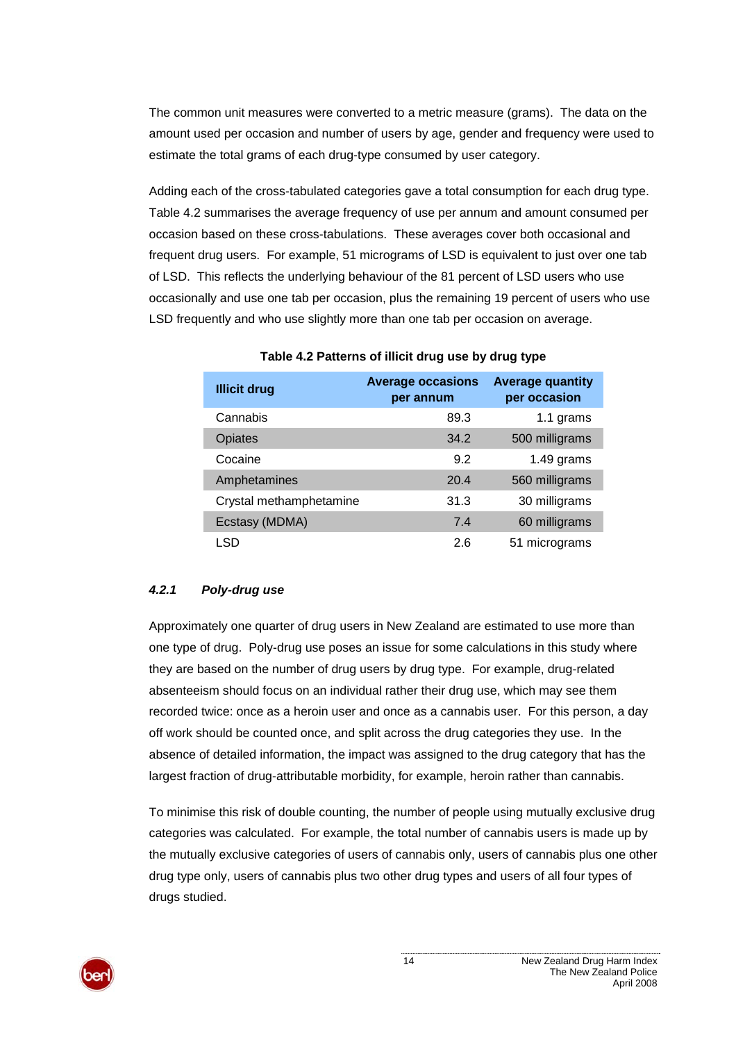The common unit measures were converted to a metric measure (grams). The data on the amount used per occasion and number of users by age, gender and frequency were used to estimate the total grams of each drug-type consumed by user category.

Adding each of the cross-tabulated categories gave a total consumption for each drug type. Table 4.2 summarises the average frequency of use per annum and amount consumed per occasion based on these cross-tabulations. These averages cover both occasional and frequent drug users. For example, 51 micrograms of LSD is equivalent to just over one tab of LSD. This reflects the underlying behaviour of the 81 percent of LSD users who use occasionally and use one tab per occasion, plus the remaining 19 percent of users who use LSD frequently and who use slightly more than one tab per occasion on average.

**Table 4.2 Patterns of illicit drug use by drug type**

| Illicit drug | Average occasions per annum | Average quantity per occasion |
|---|---:|---:|
| Cannabis | 89.3 | 1.1 grams |
| Opiates | 34.2 | 500 milligrams |
| Cocaine | 9.2 | 1.49 grams |
| Amphetamines | 20.4 | 560 milligrams |
| Crystal methamphetamine | 31.3 | 30 milligrams |
| Ecstasy (MDMA) | 7.4 | 60 milligrams |
| LSD | 2.6 | 51 micrograms |

### *4.2.1 Poly-drug use*

Approximately one quarter of drug users in New Zealand are estimated to use more than one type of drug. Poly-drug use poses an issue for some calculations in this study where they are based on the number of drug users by drug type. For example, drug-related absenteeism should focus on an individual rather their drug use, which may see them recorded twice: once as a heroin user and once as a cannabis user. For this person, a day off work should be counted once, and split across the drug categories they use. In the absence of detailed information, the impact was assigned to the drug category that has the largest fraction of drug-attributable morbidity, for example, heroin rather than cannabis.

To minimise this risk of double counting, the number of people using mutually exclusive drug categories was calculated. For example, the total number of cannabis users is made up by the mutually exclusive categories of users of cannabis only, users of cannabis plus one other drug type only, users of cannabis plus two other drug types and users of all four types of drugs studied.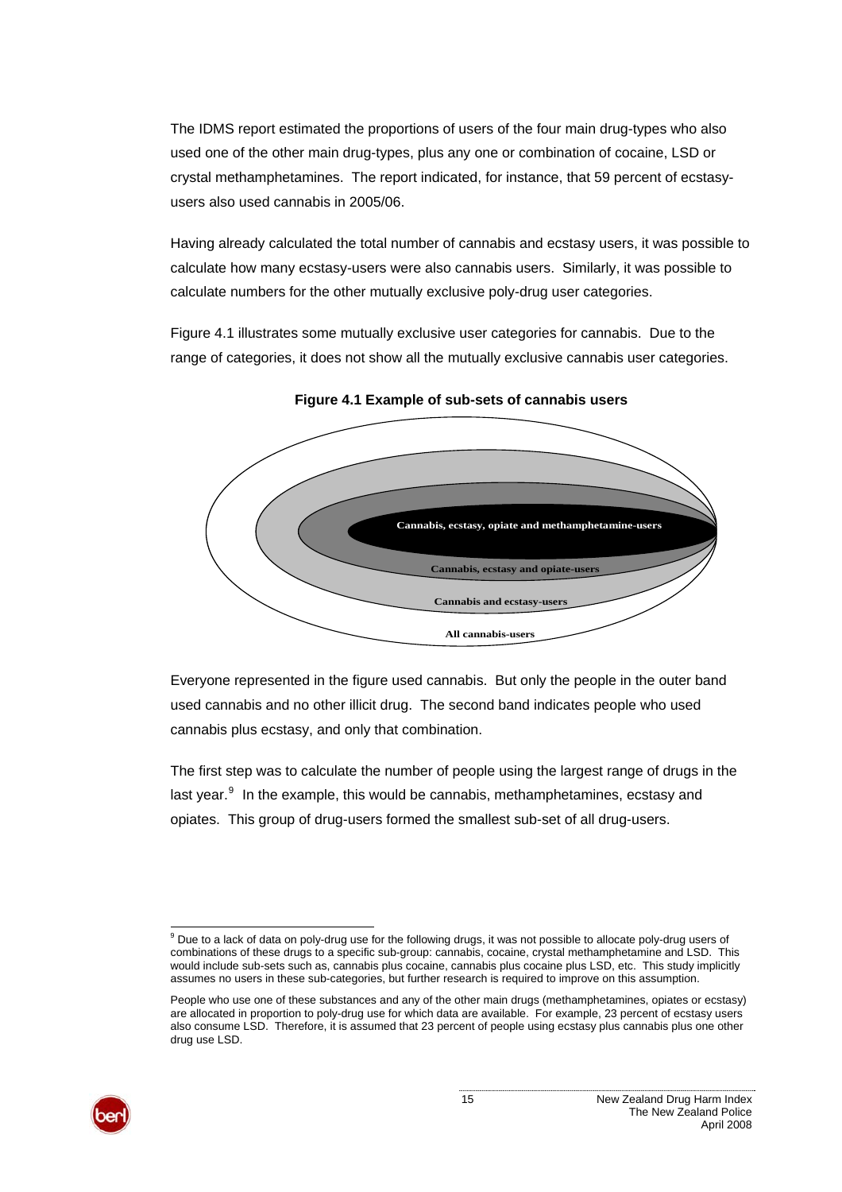The IDMS report estimated the proportions of users of the four main drug-types who also used one of the other main drug-types, plus any one or combination of cocaine, LSD or crystal methamphetamines. The report indicated, for instance, that 59 percent of ecstasy-users also used cannabis in 2005/06.

Having already calculated the total number of cannabis and ecstasy users, it was possible to calculate how many ecstasy-users were also cannabis users. Similarly, it was possible to calculate numbers for the other mutually exclusive poly-drug user categories.

Figure 4.1 illustrates some mutually exclusive user categories for cannabis. Due to the range of categories, it does not show all the mutually exclusive cannabis user categories.

**Figure 4.1 Example of sub-sets of cannabis users**

Cannabis, ecstasy, opiate and methamphetamine-users

Cannabis, ecstasy and opiate-users

Cannabis and ecstasy-users

All cannabis-users

Everyone represented in the figure used cannabis. But only the people in the outer band used cannabis and no other illicit drug. The second band indicates people who used cannabis plus ecstasy, and only that combination.

The first step was to calculate the number of people using the largest range of drugs in the last year.[9] In the example, this would be cannabis, methamphetamines, ecstasy and opiates. This group of drug-users formed the smallest sub-set of all drug-users.

---

[9] Due to a lack of data on poly-drug use for the following drugs, it was not possible to allocate poly-drug users of combinations of these drugs to a specific sub-group: cannabis, cocaine, crystal methamphetamine and LSD. This would include sub-sets such as, cannabis plus cocaine, cannabis plus cocaine plus LSD, etc. This study implicitly assumes no users in these sub-categories, but further research is required to improve on this assumption.

People who use one of these substances and any of the other main drugs (methamphetamines, opiates or ecstasy) are allocated in proportion to poly-drug use for which data are available. For example, 23 percent of ecstasy users also consume LSD. Therefore, it is assumed that 23 percent of people using ecstasy plus cannabis plus one other drug use LSD.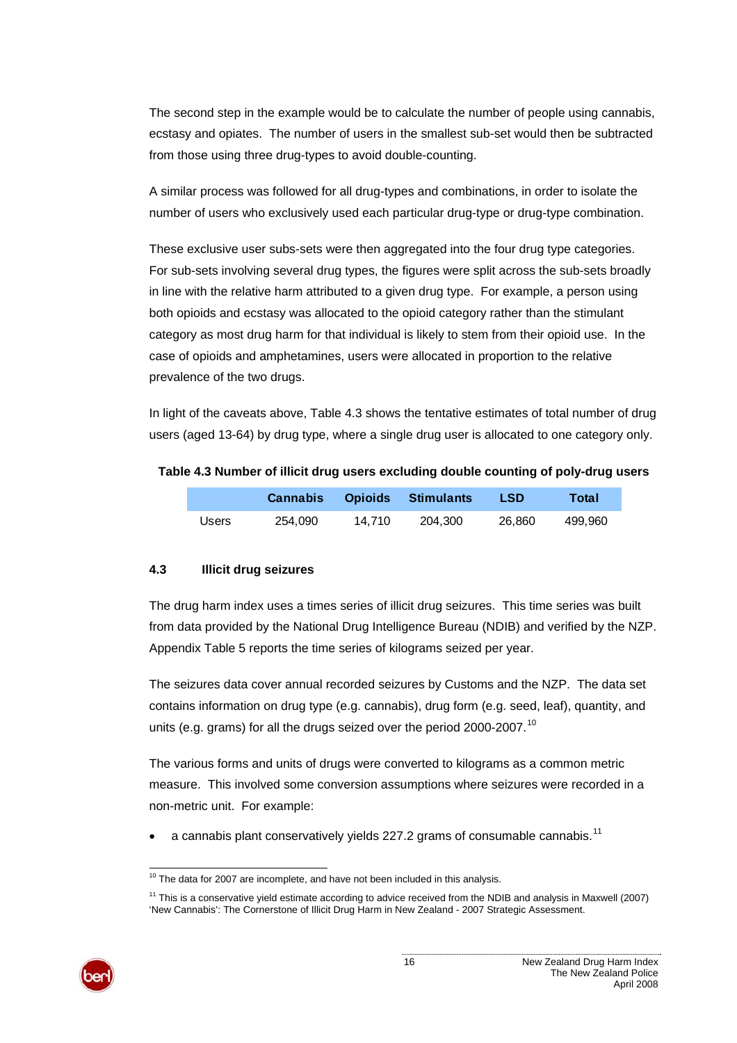The second step in the example would be to calculate the number of people using cannabis, ecstasy and opiates. The number of users in the smallest sub-set would then be subtracted from those using three drug-types to avoid double-counting.

A similar process was followed for all drug-types and combinations, in order to isolate the number of users who exclusively used each particular drug-type or drug-type combination.

These exclusive user subs-sets were then aggregated into the four drug type categories. For sub-sets involving several drug types, the figures were split across the sub-sets broadly in line with the relative harm attributed to a given drug type. For example, a person using both opioids and ecstasy was allocated to the opioid category rather than the stimulant category as most drug harm for that individual is likely to stem from their opioid use. In the case of opioids and amphetamines, users were allocated in proportion to the relative prevalence of the two drugs.

In light of the caveats above, Table 4.3 shows the tentative estimates of total number of drug users (aged 13-64) by drug type, where a single drug user is allocated to one category only.

**Table 4.3 Number of illicit drug users excluding double counting of poly-drug users**

| | Cannabis | Opioids | Stimulants | LSD | Total |
|---|---|---|---|---|---|
| Users | 254,090 | 14,710 | 204,300 | 26,860 | 499,960 |

### 4.3 Illicit drug seizures

The drug harm index uses a times series of illicit drug seizures. This time series was built from data provided by the National Drug Intelligence Bureau (NDIB) and verified by the NZP. Appendix Table 5 reports the time series of kilograms seized per year.

The seizures data cover annual recorded seizures by Customs and the NZP. The data set contains information on drug type (e.g. cannabis), drug form (e.g. seed, leaf), quantity, and units (e.g. grams) for all the drugs seized over the period 2000-2007.[10]

The various forms and units of drugs were converted to kilograms as a common metric measure. This involved some conversion assumptions where seizures were recorded in a non-metric unit. For example:

- a cannabis plant conservatively yields 227.2 grams of consumable cannabis.[11]

---

[10] The data for 2007 are incomplete, and have not been included in this analysis.

[11] This is a conservative yield estimate according to advice received from the NDIB and analysis in Maxwell (2007) 'New Cannabis': The Cornerstone of Illicit Drug Harm in New Zealand - 2007 Strategic Assessment.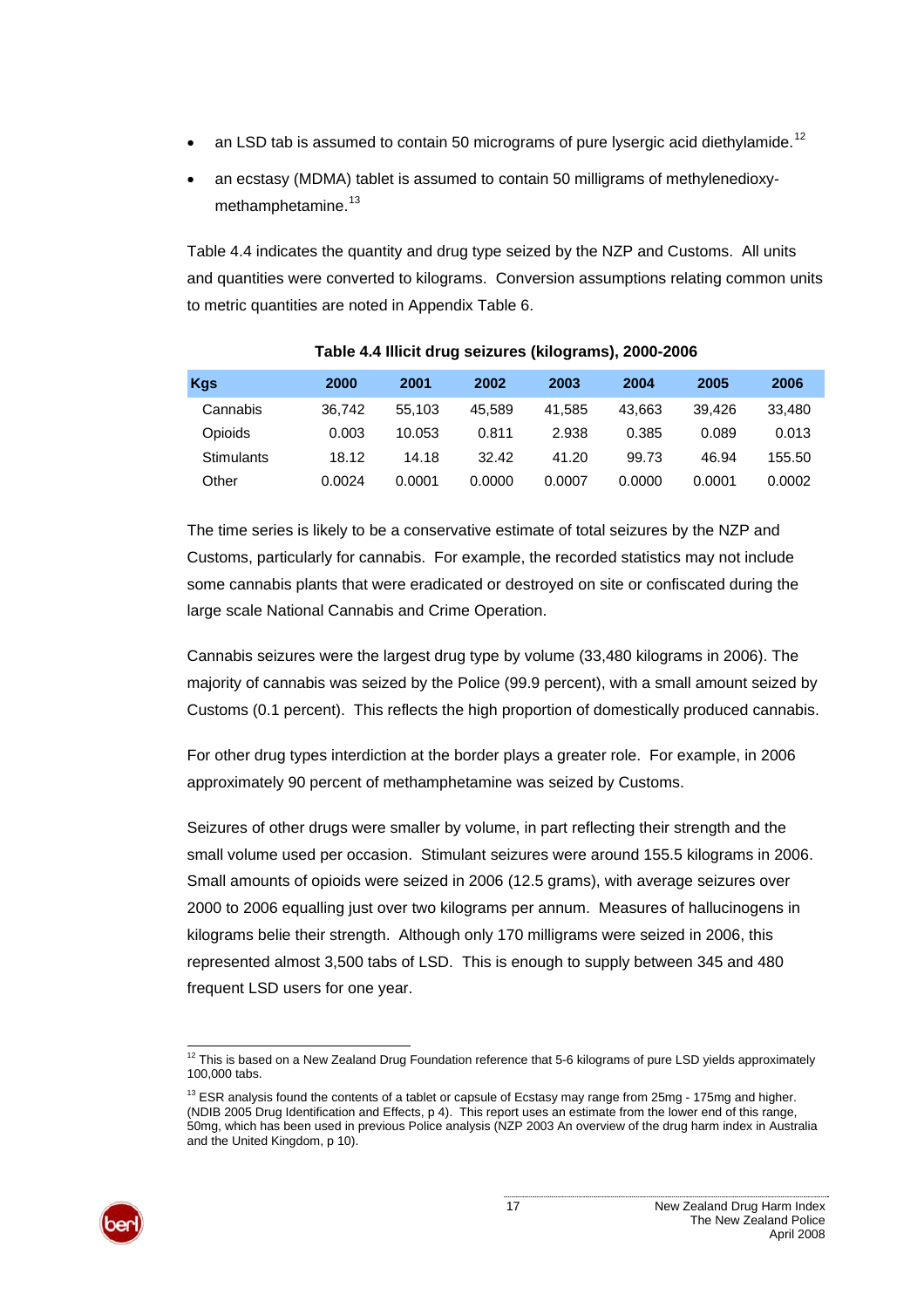- an LSD tab is assumed to contain 50 micrograms of pure lysergic acid diethylamide.[12]
- an ecstasy (MDMA) tablet is assumed to contain 50 milligrams of methylenedioxy-methamphetamine.[13]

Table 4.4 indicates the quantity and drug type seized by the NZP and Customs. All units and quantities were converted to kilograms. Conversion assumptions relating common units to metric quantities are noted in Appendix Table 6.

**Table 4.4 Illicit drug seizures (kilograms), 2000-2006**

| Kgs | 2000 | 2001 | 2002 | 2003 | 2004 | 2005 | 2006 |
|---|---|---|---|---|---|---|---|
| Cannabis | 36,742 | 55,103 | 45,589 | 41,585 | 43,663 | 39,426 | 33,480 |
| Opioids | 0.003 | 10.053 | 0.811 | 2.938 | 0.385 | 0.089 | 0.013 |
| Stimulants | 18.12 | 14.18 | 32.42 | 41.20 | 99.73 | 46.94 | 155.50 |
| Other | 0.0024 | 0.0001 | 0.0000 | 0.0007 | 0.0000 | 0.0001 | 0.0002 |

The time series is likely to be a conservative estimate of total seizures by the NZP and Customs, particularly for cannabis. For example, the recorded statistics may not include some cannabis plants that were eradicated or destroyed on site or confiscated during the large scale National Cannabis and Crime Operation.

Cannabis seizures were the largest drug type by volume (33,480 kilograms in 2006). The majority of cannabis was seized by the Police (99.9 percent), with a small amount seized by Customs (0.1 percent). This reflects the high proportion of domestically produced cannabis.

For other drug types interdiction at the border plays a greater role. For example, in 2006 approximately 90 percent of methamphetamine was seized by Customs.

Seizures of other drugs were smaller by volume, in part reflecting their strength and the small volume used per occasion. Stimulant seizures were around 155.5 kilograms in 2006. Small amounts of opioids were seized in 2006 (12.5 grams), with average seizures over 2000 to 2006 equalling just over two kilograms per annum. Measures of hallucinogens in kilograms belie their strength. Although only 170 milligrams were seized in 2006, this represented almost 3,500 tabs of LSD. This is enough to supply between 345 and 480 frequent LSD users for one year.

---

[12] This is based on a New Zealand Drug Foundation reference that 5-6 kilograms of pure LSD yields approximately 100,000 tabs.

[13] ESR analysis found the contents of a tablet or capsule of Ecstasy may range from 25mg - 175mg and higher. (NDIB 2005 Drug Identification and Effects, p 4). This report uses an estimate from the lower end of this range, 50mg, which has been used in previous Police analysis (NZP 2003 An overview of the drug harm index in Australia and the United Kingdom, p 10).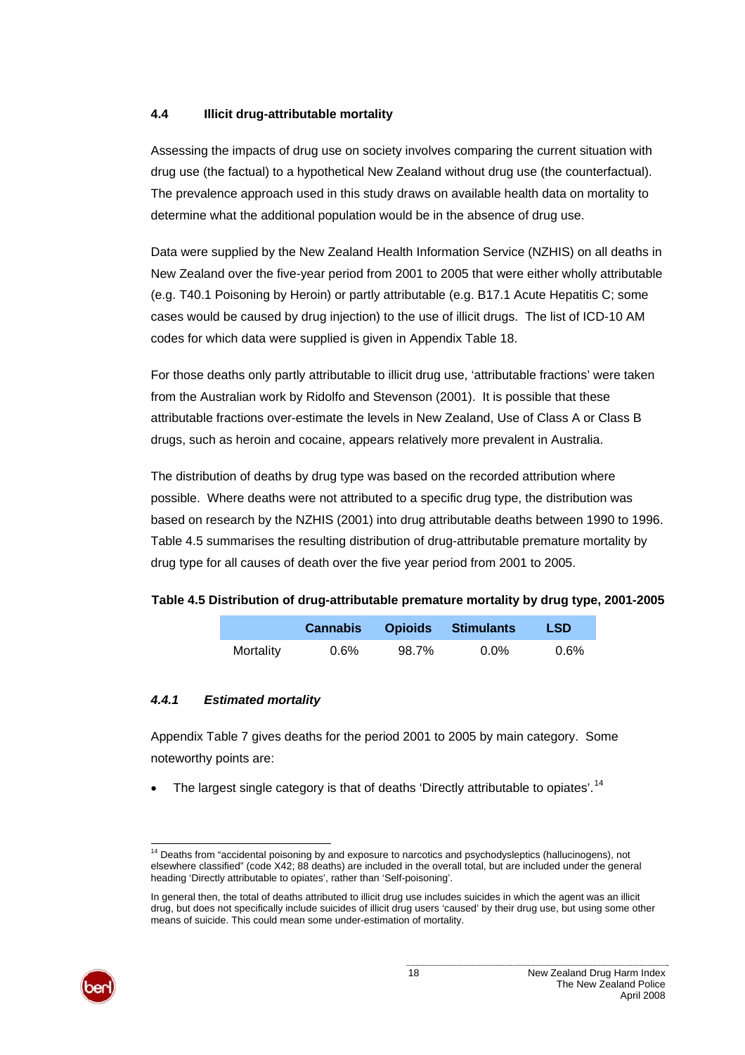### 4.4 Illicit drug-attributable mortality

Assessing the impacts of drug use on society involves comparing the current situation with drug use (the factual) to a hypothetical New Zealand without drug use (the counterfactual). The prevalence approach used in this study draws on available health data on mortality to determine what the additional population would be in the absence of drug use.

Data were supplied by the New Zealand Health Information Service (NZHIS) on all deaths in New Zealand over the five-year period from 2001 to 2005 that were either wholly attributable (e.g. T40.1 Poisoning by Heroin) or partly attributable (e.g. B17.1 Acute Hepatitis C; some cases would be caused by drug injection) to the use of illicit drugs. The list of ICD-10 AM codes for which data were supplied is given in Appendix Table 18.

For those deaths only partly attributable to illicit drug use, 'attributable fractions' were taken from the Australian work by Ridolfo and Stevenson (2001). It is possible that these attributable fractions over-estimate the levels in New Zealand, Use of Class A or Class B drugs, such as heroin and cocaine, appears relatively more prevalent in Australia.

The distribution of deaths by drug type was based on the recorded attribution where possible. Where deaths were not attributed to a specific drug type, the distribution was based on research by the NZHIS (2001) into drug attributable deaths between 1990 to 1996. Table 4.5 summarises the resulting distribution of drug-attributable premature mortality by drug type for all causes of death over the five year period from 2001 to 2005.

**Table 4.5 Distribution of drug-attributable premature mortality by drug type, 2001-2005**

| | Cannabis | Opioids | Stimulants | LSD |
|---|---|---|---|---|
| Mortality | 0.6% | 98.7% | 0.0% | 0.6% |

#### *4.4.1 Estimated mortality*

Appendix Table 7 gives deaths for the period 2001 to 2005 by main category. Some noteworthy points are:

- The largest single category is that of deaths 'Directly attributable to opiates'.[14]

[14] Deaths from "accidental poisoning by and exposure to narcotics and psychodysleptics (hallucinogens), not elsewhere classified" (code X42; 88 deaths) are included in the overall total, but are included under the general heading 'Directly attributable to opiates', rather than 'Self-poisoning'.

In general then, the total of deaths attributed to illicit drug use includes suicides in which the agent was an illicit drug, but does not specifically include suicides of illicit drug users 'caused' by their drug use, but using some other means of suicide. This could mean some under-estimation of mortality.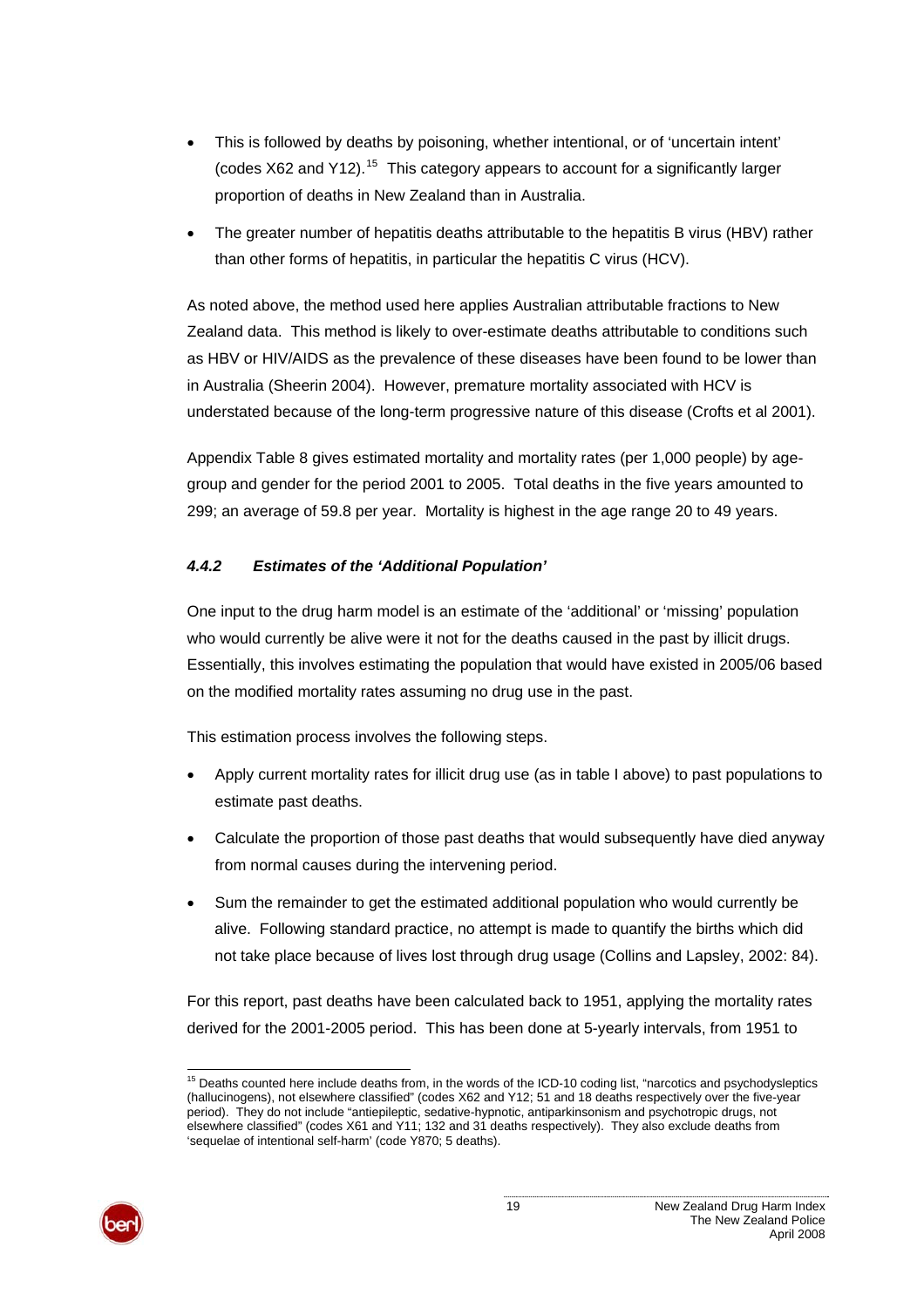- This is followed by deaths by poisoning, whether intentional, or of 'uncertain intent' (codes X62 and Y12).[15] This category appears to account for a significantly larger proportion of deaths in New Zealand than in Australia.
- The greater number of hepatitis deaths attributable to the hepatitis B virus (HBV) rather than other forms of hepatitis, in particular the hepatitis C virus (HCV).

As noted above, the method used here applies Australian attributable fractions to New Zealand data. This method is likely to over-estimate deaths attributable to conditions such as HBV or HIV/AIDS as the prevalence of these diseases have been found to be lower than in Australia (Sheerin 2004). However, premature mortality associated with HCV is understated because of the long-term progressive nature of this disease (Crofts et al 2001).

Appendix Table 8 gives estimated mortality and mortality rates (per 1,000 people) by age-group and gender for the period 2001 to 2005. Total deaths in the five years amounted to 299; an average of 59.8 per year. Mortality is highest in the age range 20 to 49 years.

#### *4.4.2 Estimates of the 'Additional Population'*

One input to the drug harm model is an estimate of the 'additional' or 'missing' population who would currently be alive were it not for the deaths caused in the past by illicit drugs. Essentially, this involves estimating the population that would have existed in 2005/06 based on the modified mortality rates assuming no drug use in the past.

This estimation process involves the following steps.

- Apply current mortality rates for illicit drug use (as in table I above) to past populations to estimate past deaths.
- Calculate the proportion of those past deaths that would subsequently have died anyway from normal causes during the intervening period.
- Sum the remainder to get the estimated additional population who would currently be alive. Following standard practice, no attempt is made to quantify the births which did not take place because of lives lost through drug usage (Collins and Lapsley, 2002: 84).

For this report, past deaths have been calculated back to 1951, applying the mortality rates derived for the 2001-2005 period. This has been done at 5-yearly intervals, from 1951 to

---

[15] Deaths counted here include deaths from, in the words of the ICD-10 coding list, "narcotics and psychodysleptics (hallucinogens), not elsewhere classified" (codes X62 and Y12; 51 and 18 deaths respectively over the five-year period). They do not include "antiepileptic, sedative-hypnotic, antiparkinsonism and psychotropic drugs, not elsewhere classified" (codes X61 and Y11; 132 and 31 deaths respectively). They also exclude deaths from 'sequelae of intentional self-harm' (code Y870; 5 deaths).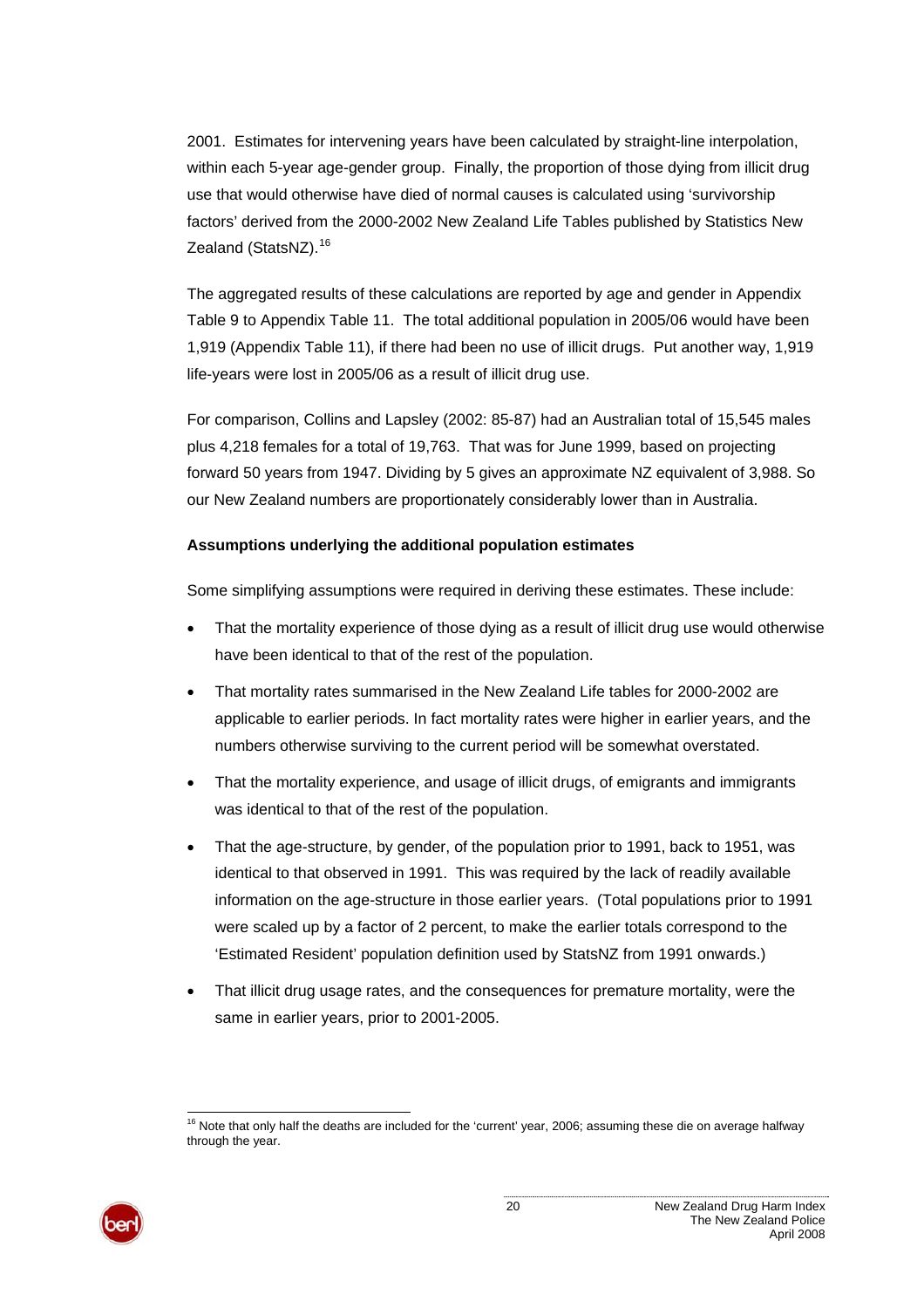2001. Estimates for intervening years have been calculated by straight-line interpolation, within each 5-year age-gender group. Finally, the proportion of those dying from illicit drug use that would otherwise have died of normal causes is calculated using 'survivorship factors' derived from the 2000-2002 New Zealand Life Tables published by Statistics New Zealand (StatsNZ).[16]

The aggregated results of these calculations are reported by age and gender in Appendix Table 9 to Appendix Table 11. The total additional population in 2005/06 would have been 1,919 (Appendix Table 11), if there had been no use of illicit drugs. Put another way, 1,919 life-years were lost in 2005/06 as a result of illicit drug use.

For comparison, Collins and Lapsley (2002: 85-87) had an Australian total of 15,545 males plus 4,218 females for a total of 19,763. That was for June 1999, based on projecting forward 50 years from 1947. Dividing by 5 gives an approximate NZ equivalent of 3,988. So our New Zealand numbers are proportionately considerably lower than in Australia.

**Assumptions underlying the additional population estimates**

Some simplifying assumptions were required in deriving these estimates. These include:

- That the mortality experience of those dying as a result of illicit drug use would otherwise have been identical to that of the rest of the population.
- That mortality rates summarised in the New Zealand Life tables for 2000-2002 are applicable to earlier periods. In fact mortality rates were higher in earlier years, and the numbers otherwise surviving to the current period will be somewhat overstated.
- That the mortality experience, and usage of illicit drugs, of emigrants and immigrants was identical to that of the rest of the population.
- That the age-structure, by gender, of the population prior to 1991, back to 1951, was identical to that observed in 1991. This was required by the lack of readily available information on the age-structure in those earlier years. (Total populations prior to 1991 were scaled up by a factor of 2 percent, to make the earlier totals correspond to the 'Estimated Resident' population definition used by StatsNZ from 1991 onwards.)
- That illicit drug usage rates, and the consequences for premature mortality, were the same in earlier years, prior to 2001-2005.

[16] Note that only half the deaths are included for the 'current' year, 2006; assuming these die on average halfway through the year.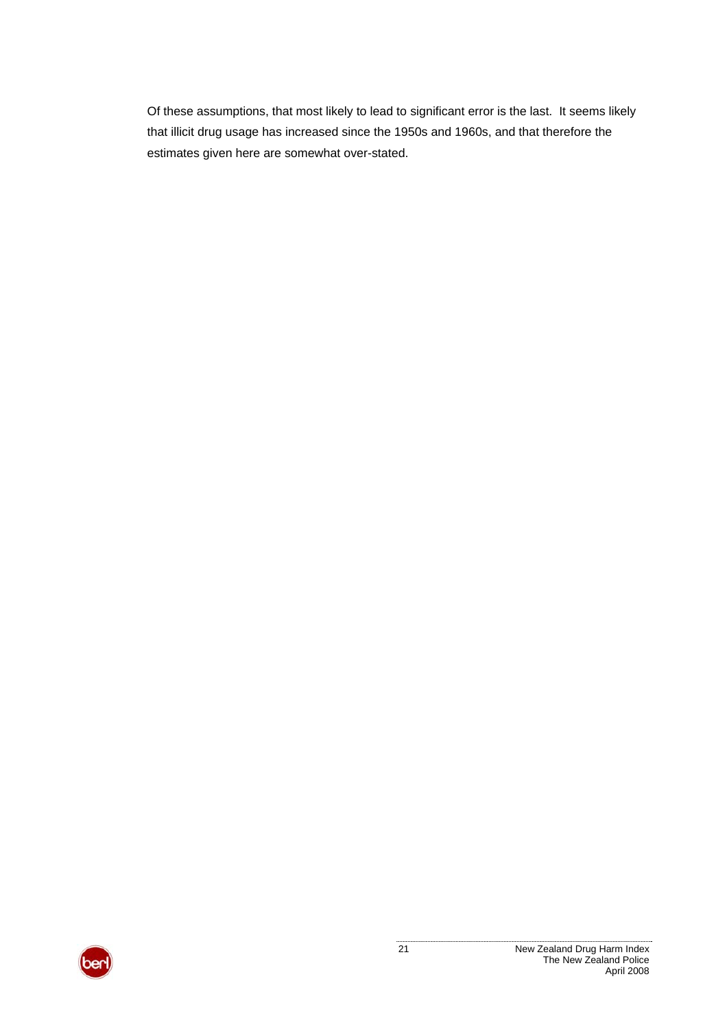Of these assumptions, that most likely to lead to significant error is the last. It seems likely that illicit drug usage has increased since the 1950s and 1960s, and that therefore the estimates given here are somewhat over-stated.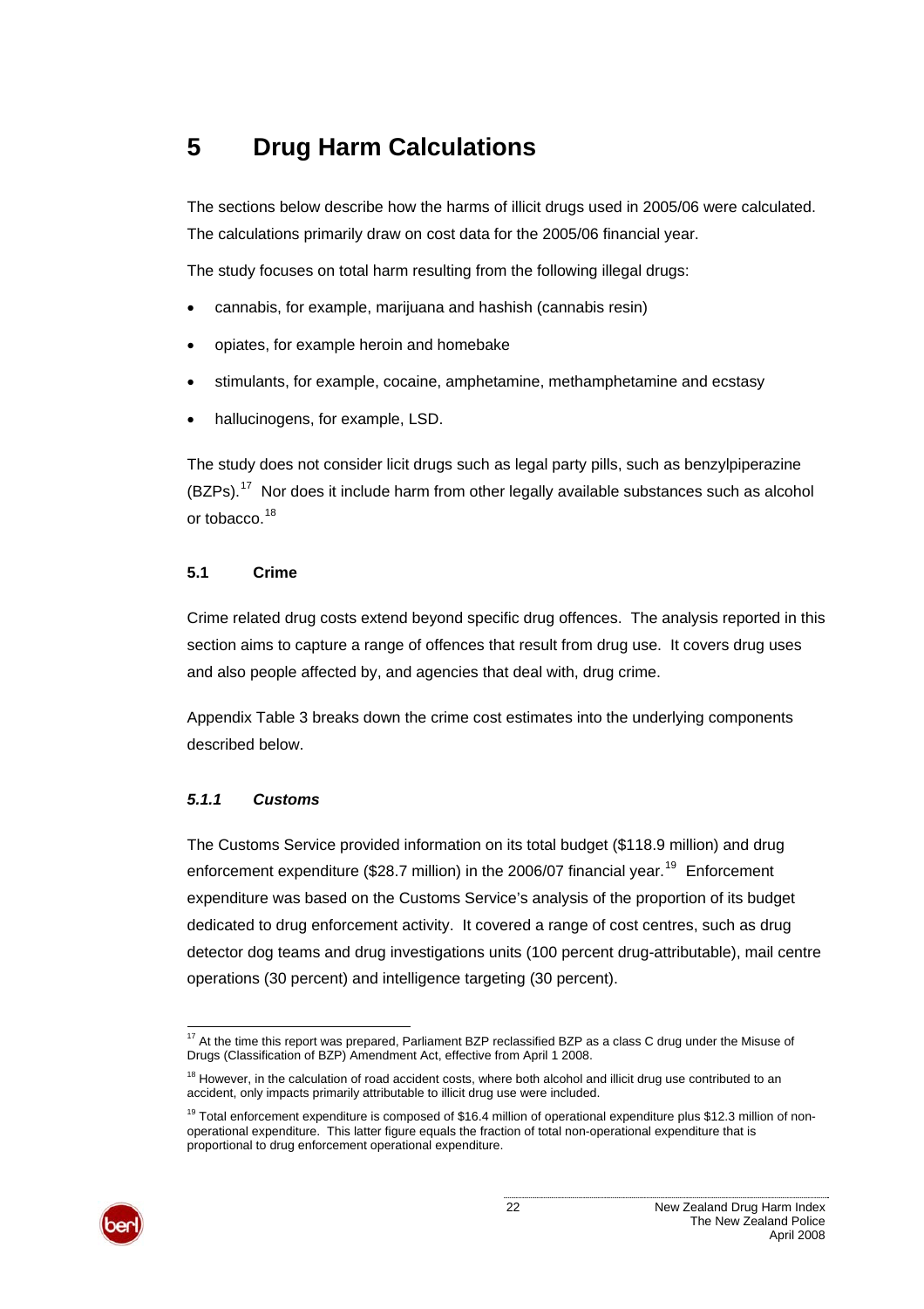# 5 Drug Harm Calculations

The sections below describe how the harms of illicit drugs used in 2005/06 were calculated. The calculations primarily draw on cost data for the 2005/06 financial year.

The study focuses on total harm resulting from the following illegal drugs:

- cannabis, for example, marijuana and hashish (cannabis resin)
- opiates, for example heroin and homebake
- stimulants, for example, cocaine, amphetamine, methamphetamine and ecstasy
- hallucinogens, for example, LSD.

The study does not consider licit drugs such as legal party pills, such as benzylpiperazine (BZPs).[17] Nor does it include harm from other legally available substances such as alcohol or tobacco.[18]

## 5.1 Crime

Crime related drug costs extend beyond specific drug offences. The analysis reported in this section aims to capture a range of offences that result from drug use. It covers drug uses and also people affected by, and agencies that deal with, drug crime.

Appendix Table 3 breaks down the crime cost estimates into the underlying components described below.

### *5.1.1 Customs*

The Customs Service provided information on its total budget ($118.9 million) and drug enforcement expenditure ($28.7 million) in the 2006/07 financial year.[19] Enforcement expenditure was based on the Customs Service's analysis of the proportion of its budget dedicated to drug enforcement activity. It covered a range of cost centres, such as drug detector dog teams and drug investigations units (100 percent drug-attributable), mail centre operations (30 percent) and intelligence targeting (30 percent).

---

[17] At the time this report was prepared, Parliament BZP reclassified BZP as a class C drug under the Misuse of Drugs (Classification of BZP) Amendment Act, effective from April 1 2008.

[18] However, in the calculation of road accident costs, where both alcohol and illicit drug use contributed to an accident, only impacts primarily attributable to illicit drug use were included.

[19] Total enforcement expenditure is composed of $16.4 million of operational expenditure plus $12.3 million of non-operational expenditure. This latter figure equals the fraction of total non-operational expenditure that is proportional to drug enforcement operational expenditure.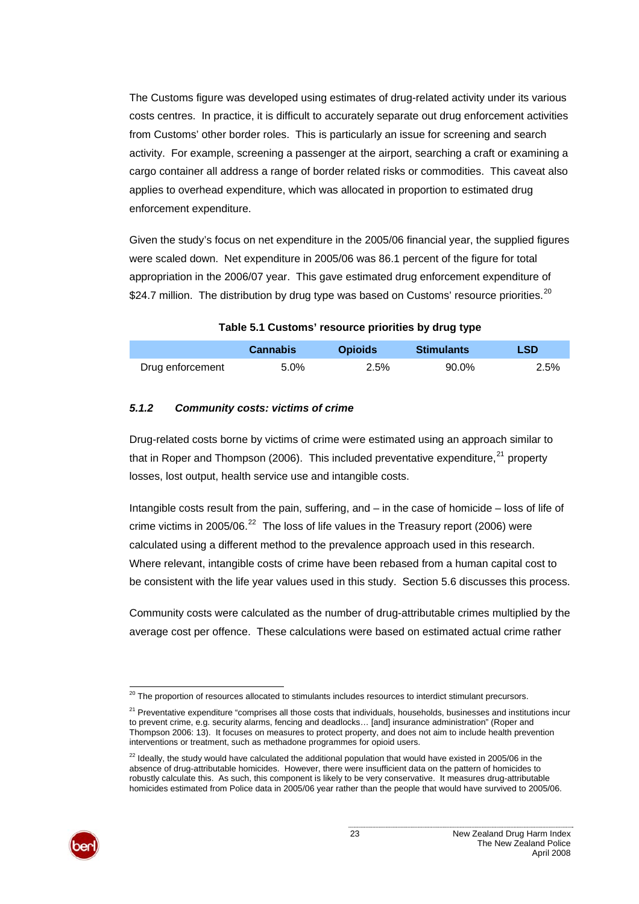The Customs figure was developed using estimates of drug-related activity under its various costs centres. In practice, it is difficult to accurately separate out drug enforcement activities from Customs' other border roles. This is particularly an issue for screening and search activity. For example, screening a passenger at the airport, searching a craft or examining a cargo container all address a range of border related risks or commodities. This caveat also applies to overhead expenditure, which was allocated in proportion to estimated drug enforcement expenditure.

Given the study's focus on net expenditure in the 2005/06 financial year, the supplied figures were scaled down. Net expenditure in 2005/06 was 86.1 percent of the figure for total appropriation in the 2006/07 year. This gave estimated drug enforcement expenditure of $24.7 million. The distribution by drug type was based on Customs' resource priorities.[20]

**Table 5.1 Customs' resource priorities by drug type**

| | Cannabis | Opioids | Stimulants | LSD |
|---|---|---|---|---|
| Drug enforcement | 5.0% | 2.5% | 90.0% | 2.5% |

### *5.1.2 Community costs: victims of crime*

Drug-related costs borne by victims of crime were estimated using an approach similar to that in Roper and Thompson (2006). This included preventative expenditure,[21] property losses, lost output, health service use and intangible costs.

Intangible costs result from the pain, suffering, and – in the case of homicide – loss of life of crime victims in 2005/06.[22] The loss of life values in the Treasury report (2006) were calculated using a different method to the prevalence approach used in this research. Where relevant, intangible costs of crime have been rebased from a human capital cost to be consistent with the life year values used in this study. Section 5.6 discusses this process.

Community costs were calculated as the number of drug-attributable crimes multiplied by the average cost per offence. These calculations were based on estimated actual crime rather

---

[20] The proportion of resources allocated to stimulants includes resources to interdict stimulant precursors.

[21] Preventative expenditure "comprises all those costs that individuals, households, businesses and institutions incur to prevent crime, e.g. security alarms, fencing and deadlocks… [and] insurance administration" (Roper and Thompson 2006: 13). It focuses on measures to protect property, and does not aim to include health prevention interventions or treatment, such as methadone programmes for opioid users.

[22] Ideally, the study would have calculated the additional population that would have existed in 2005/06 in the absence of drug-attributable homicides. However, there were insufficient data on the pattern of homicides to robustly calculate this. As such, this component is likely to be very conservative. It measures drug-attributable homicides estimated from Police data in 2005/06 year rather than the people that would have survived to 2005/06.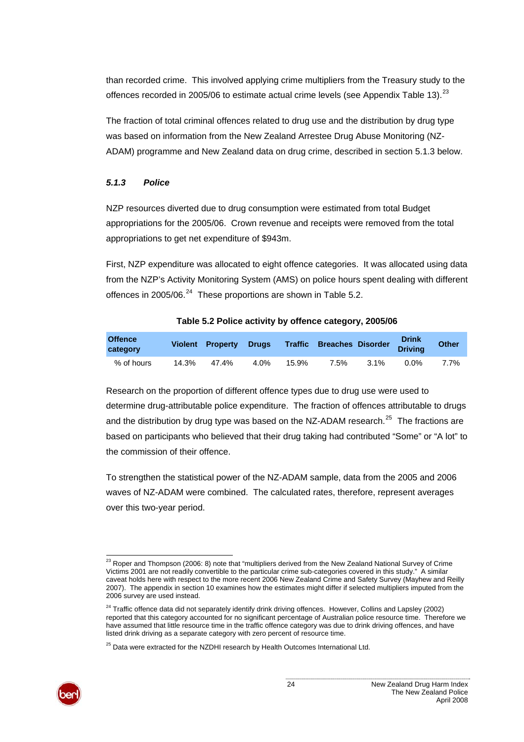than recorded crime. This involved applying crime multipliers from the Treasury study to the offences recorded in 2005/06 to estimate actual crime levels (see Appendix Table 13).[23]

The fraction of total criminal offences related to drug use and the distribution by drug type was based on information from the New Zealand Arrestee Drug Abuse Monitoring (NZ-ADAM) programme and New Zealand data on drug crime, described in section 5.1.3 below.

### *5.1.3 Police*

NZP resources diverted due to drug consumption were estimated from total Budget appropriations for the 2005/06. Crown revenue and receipts were removed from the total appropriations to get net expenditure of $943m.

First, NZP expenditure was allocated to eight offence categories. It was allocated using data from the NZP's Activity Monitoring System (AMS) on police hours spent dealing with different offences in 2005/06.[24] These proportions are shown in Table 5.2.

**Table 5.2 Police activity by offence category, 2005/06**

| Offence category | Violent | Property | Drugs | Traffic | Breaches | Disorder | Drink Driving | Other |
|---|---|---|---|---|---|---|---|---|
| % of hours | 14.3% | 47.4% | 4.0% | 15.9% | 7.5% | 3.1% | 0.0% | 7.7% |

Research on the proportion of different offence types due to drug use were used to determine drug-attributable police expenditure. The fraction of offences attributable to drugs and the distribution by drug type was based on the NZ-ADAM research.[25] The fractions are based on participants who believed that their drug taking had contributed "Some" or "A lot" to the commission of their offence.

To strengthen the statistical power of the NZ-ADAM sample, data from the 2005 and 2006 waves of NZ-ADAM were combined. The calculated rates, therefore, represent averages over this two-year period.

---

[23] Roper and Thompson (2006: 8) note that "multipliers derived from the New Zealand National Survey of Crime Victims 2001 are not readily convertible to the particular crime sub-categories covered in this study." A similar caveat holds here with respect to the more recent 2006 New Zealand Crime and Safety Survey (Mayhew and Reilly 2007). The appendix in section 10 examines how the estimates might differ if selected multipliers imputed from the 2006 survey are used instead.

[24] Traffic offence data did not separately identify drink driving offences. However, Collins and Lapsley (2002) reported that this category accounted for no significant percentage of Australian police resource time. Therefore we have assumed that little resource time in the traffic offence category was due to drink driving offences, and have listed drink driving as a separate category with zero percent of resource time.

[25] Data were extracted for the NZDHI research by Health Outcomes International Ltd.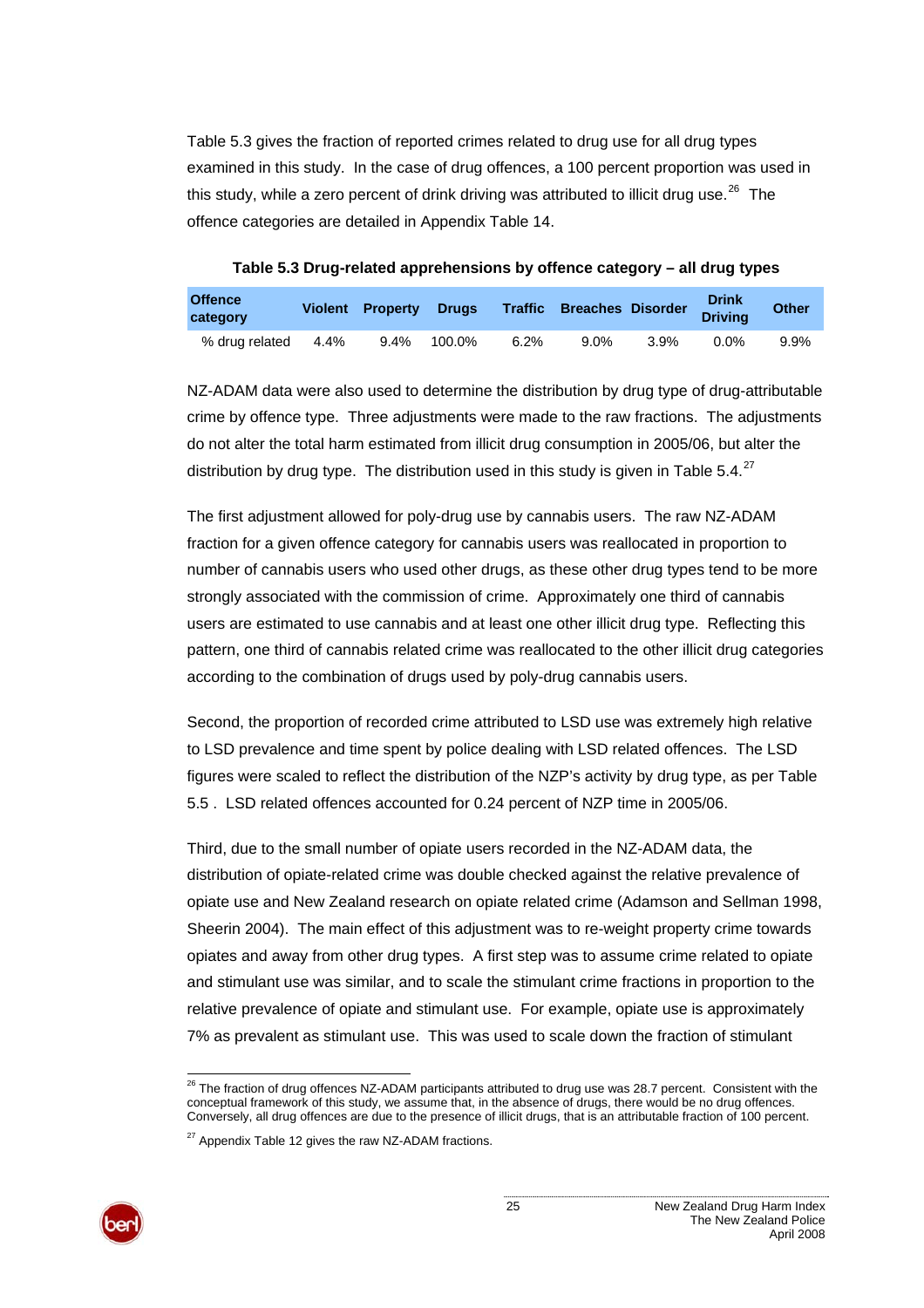Table 5.3 gives the fraction of reported crimes related to drug use for all drug types examined in this study. In the case of drug offences, a 100 percent proportion was used in this study, while a zero percent of drink driving was attributed to illicit drug use.[26] The offence categories are detailed in Appendix Table 14.

**Table 5.3 Drug-related apprehensions by offence category – all drug types**

| Offence category | Violent | Property | Drugs | Traffic | Breaches | Disorder | Drink Driving | Other |
|---|---|---|---|---|---|---|---|---|
| % drug related | 4.4% | 9.4% | 100.0% | 6.2% | 9.0% | 3.9% | 0.0% | 9.9% |

NZ-ADAM data were also used to determine the distribution by drug type of drug-attributable crime by offence type. Three adjustments were made to the raw fractions. The adjustments do not alter the total harm estimated from illicit drug consumption in 2005/06, but alter the distribution by drug type. The distribution used in this study is given in Table 5.4.[27]

The first adjustment allowed for poly-drug use by cannabis users. The raw NZ-ADAM fraction for a given offence category for cannabis users was reallocated in proportion to number of cannabis users who used other drugs, as these other drug types tend to be more strongly associated with the commission of crime. Approximately one third of cannabis users are estimated to use cannabis and at least one other illicit drug type. Reflecting this pattern, one third of cannabis related crime was reallocated to the other illicit drug categories according to the combination of drugs used by poly-drug cannabis users.

Second, the proportion of recorded crime attributed to LSD use was extremely high relative to LSD prevalence and time spent by police dealing with LSD related offences. The LSD figures were scaled to reflect the distribution of the NZP's activity by drug type, as per Table 5.5 . LSD related offences accounted for 0.24 percent of NZP time in 2005/06.

Third, due to the small number of opiate users recorded in the NZ-ADAM data, the distribution of opiate-related crime was double checked against the relative prevalence of opiate use and New Zealand research on opiate related crime (Adamson and Sellman 1998, Sheerin 2004). The main effect of this adjustment was to re-weight property crime towards opiates and away from other drug types. A first step was to assume crime related to opiate and stimulant use was similar, and to scale the stimulant crime fractions in proportion to the relative prevalence of opiate and stimulant use. For example, opiate use is approximately 7% as prevalent as stimulant use. This was used to scale down the fraction of stimulant

---

[26] The fraction of drug offences NZ-ADAM participants attributed to drug use was 28.7 percent. Consistent with the conceptual framework of this study, we assume that, in the absence of drugs, there would be no drug offences. Conversely, all drug offences are due to the presence of illicit drugs, that is an attributable fraction of 100 percent.

[27] Appendix Table 12 gives the raw NZ-ADAM fractions.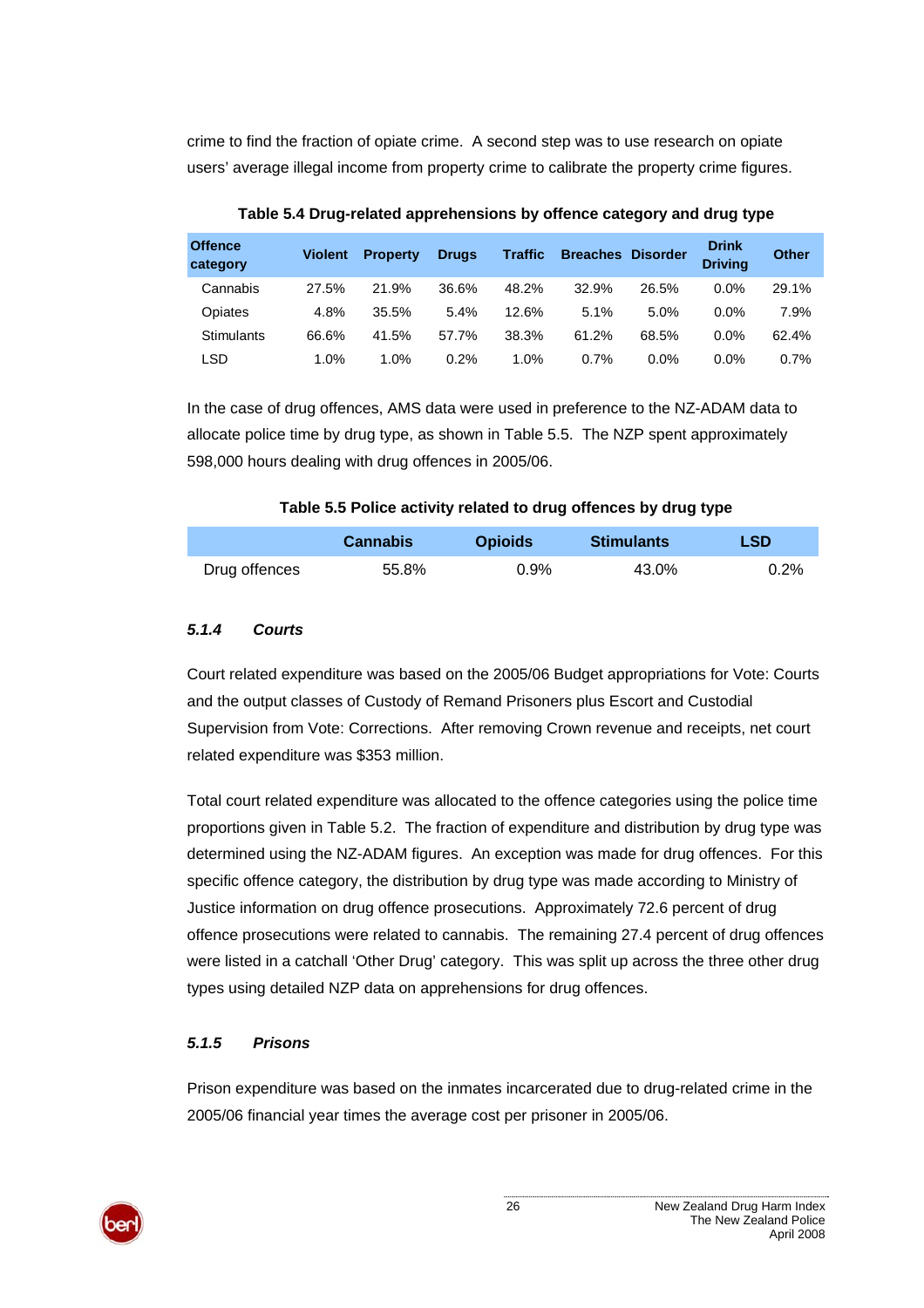crime to find the fraction of opiate crime. A second step was to use research on opiate users' average illegal income from property crime to calibrate the property crime figures.

**Table 5.4 Drug-related apprehensions by offence category and drug type**

| Offence category | Violent | Property | Drugs | Traffic | Breaches | Disorder | Drink Driving | Other |
|---|---|---|---|---|---|---|---|---|
| Cannabis | 27.5% | 21.9% | 36.6% | 48.2% | 32.9% | 26.5% | 0.0% | 29.1% |
| Opiates | 4.8% | 35.5% | 5.4% | 12.6% | 5.1% | 5.0% | 0.0% | 7.9% |
| Stimulants | 66.6% | 41.5% | 57.7% | 38.3% | 61.2% | 68.5% | 0.0% | 62.4% |
| LSD | 1.0% | 1.0% | 0.2% | 1.0% | 0.7% | 0.0% | 0.0% | 0.7% |

In the case of drug offences, AMS data were used in preference to the NZ-ADAM data to allocate police time by drug type, as shown in Table 5.5. The NZP spent approximately 598,000 hours dealing with drug offences in 2005/06.

**Table 5.5 Police activity related to drug offences by drug type**

| | Cannabis | Opioids | Stimulants | LSD |
|---|---|---|---|---|
| Drug offences | 55.8% | 0.9% | 43.0% | 0.2% |

### *5.1.4 Courts*

Court related expenditure was based on the 2005/06 Budget appropriations for Vote: Courts and the output classes of Custody of Remand Prisoners plus Escort and Custodial Supervision from Vote: Corrections. After removing Crown revenue and receipts, net court related expenditure was $353 million.

Total court related expenditure was allocated to the offence categories using the police time proportions given in Table 5.2. The fraction of expenditure and distribution by drug type was determined using the NZ-ADAM figures. An exception was made for drug offences. For this specific offence category, the distribution by drug type was made according to Ministry of Justice information on drug offence prosecutions. Approximately 72.6 percent of drug offence prosecutions were related to cannabis. The remaining 27.4 percent of drug offences were listed in a catchall 'Other Drug' category. This was split up across the three other drug types using detailed NZP data on apprehensions for drug offences.

### *5.1.5 Prisons*

Prison expenditure was based on the inmates incarcerated due to drug-related crime in the 2005/06 financial year times the average cost per prisoner in 2005/06.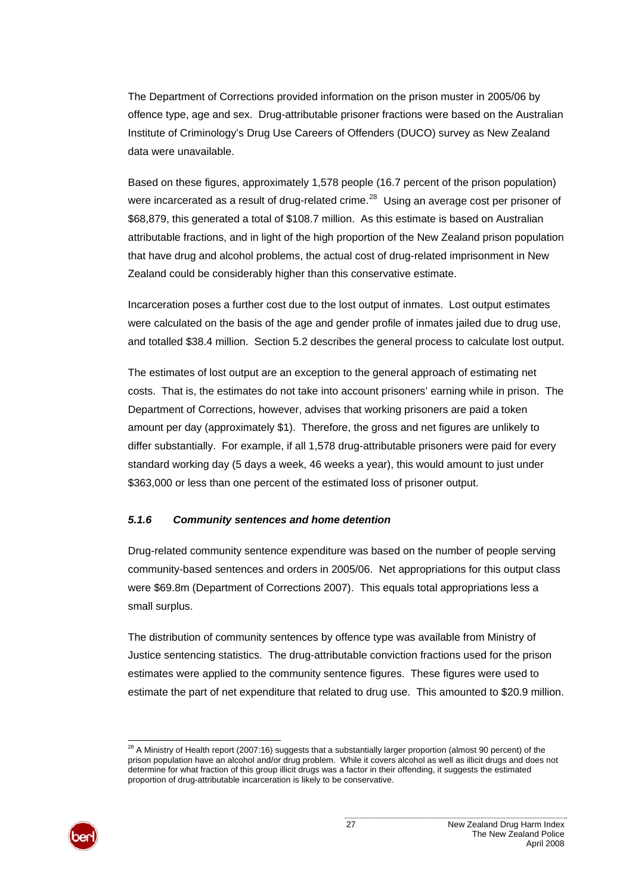The Department of Corrections provided information on the prison muster in 2005/06 by offence type, age and sex. Drug-attributable prisoner fractions were based on the Australian Institute of Criminology's Drug Use Careers of Offenders (DUCO) survey as New Zealand data were unavailable.

Based on these figures, approximately 1,578 people (16.7 percent of the prison population) were incarcerated as a result of drug-related crime.[28] Using an average cost per prisoner of $68,879, this generated a total of $108.7 million. As this estimate is based on Australian attributable fractions, and in light of the high proportion of the New Zealand prison population that have drug and alcohol problems, the actual cost of drug-related imprisonment in New Zealand could be considerably higher than this conservative estimate.

Incarceration poses a further cost due to the lost output of inmates. Lost output estimates were calculated on the basis of the age and gender profile of inmates jailed due to drug use, and totalled $38.4 million. Section 5.2 describes the general process to calculate lost output.

The estimates of lost output are an exception to the general approach of estimating net costs. That is, the estimates do not take into account prisoners' earning while in prison. The Department of Corrections, however, advises that working prisoners are paid a token amount per day (approximately $1). Therefore, the gross and net figures are unlikely to differ substantially. For example, if all 1,578 drug-attributable prisoners were paid for every standard working day (5 days a week, 46 weeks a year), this would amount to just under $363,000 or less than one percent of the estimated loss of prisoner output.

### *5.1.6 Community sentences and home detention*

Drug-related community sentence expenditure was based on the number of people serving community-based sentences and orders in 2005/06. Net appropriations for this output class were $69.8m (Department of Corrections 2007). This equals total appropriations less a small surplus.

The distribution of community sentences by offence type was available from Ministry of Justice sentencing statistics. The drug-attributable conviction fractions used for the prison estimates were applied to the community sentence figures. These figures were used to estimate the part of net expenditure that related to drug use. This amounted to $20.9 million.

[28] A Ministry of Health report (2007:16) suggests that a substantially larger proportion (almost 90 percent) of the prison population have an alcohol and/or drug problem. While it covers alcohol as well as illicit drugs and does not determine for what fraction of this group illicit drugs was a factor in their offending, it suggests the estimated proportion of drug-attributable incarceration is likely to be conservative.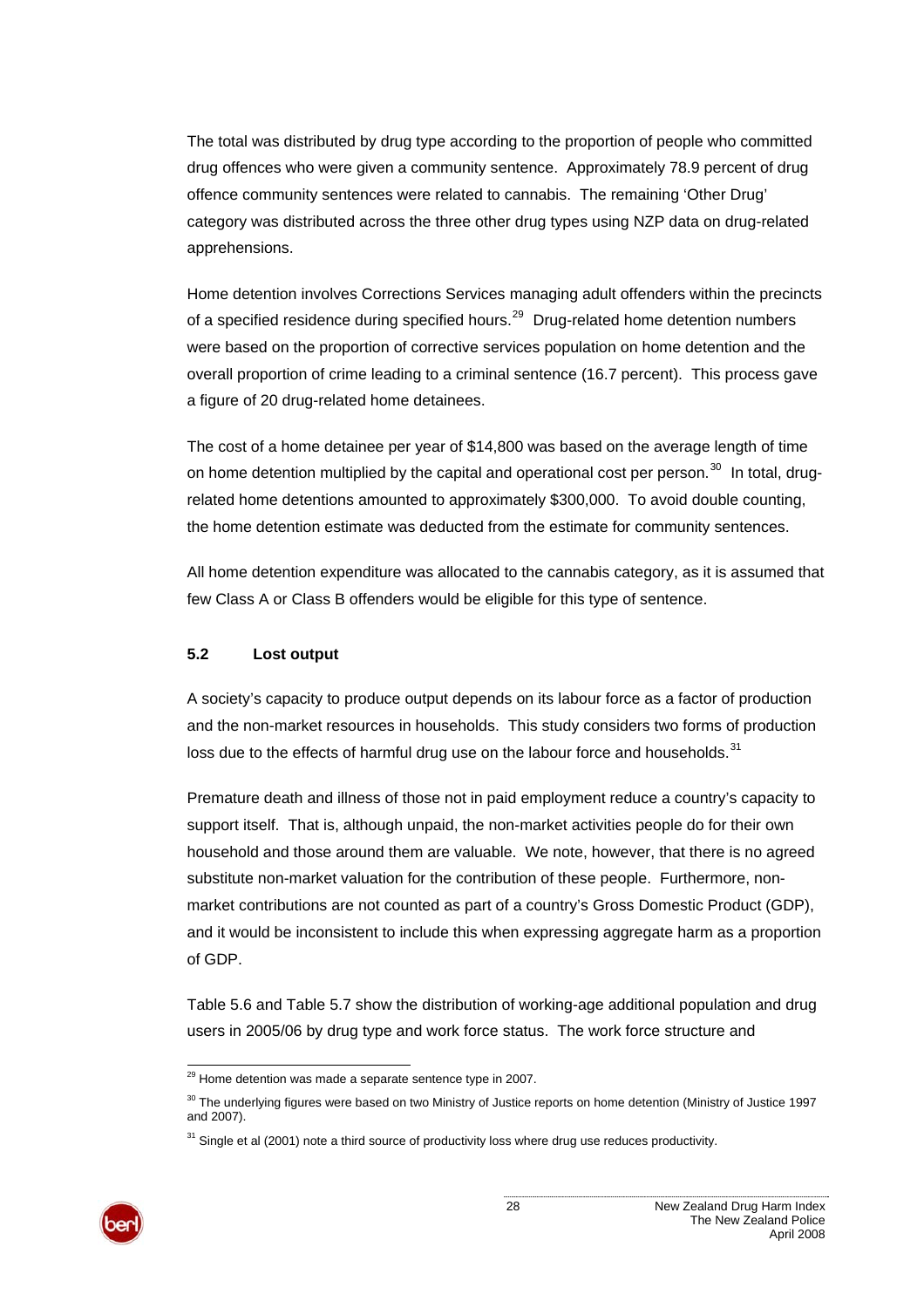The total was distributed by drug type according to the proportion of people who committed drug offences who were given a community sentence. Approximately 78.9 percent of drug offence community sentences were related to cannabis. The remaining 'Other Drug' category was distributed across the three other drug types using NZP data on drug-related apprehensions.

Home detention involves Corrections Services managing adult offenders within the precincts of a specified residence during specified hours.[29] Drug-related home detention numbers were based on the proportion of corrective services population on home detention and the overall proportion of crime leading to a criminal sentence (16.7 percent). This process gave a figure of 20 drug-related home detainees.

The cost of a home detainee per year of $14,800 was based on the average length of time on home detention multiplied by the capital and operational cost per person.[30] In total, drug-related home detentions amounted to approximately $300,000. To avoid double counting, the home detention estimate was deducted from the estimate for community sentences.

All home detention expenditure was allocated to the cannabis category, as it is assumed that few Class A or Class B offenders would be eligible for this type of sentence.

### 5.2 Lost output

A society's capacity to produce output depends on its labour force as a factor of production and the non-market resources in households. This study considers two forms of production loss due to the effects of harmful drug use on the labour force and households.[31]

Premature death and illness of those not in paid employment reduce a country's capacity to support itself. That is, although unpaid, the non-market activities people do for their own household and those around them are valuable. We note, however, that there is no agreed substitute non-market valuation for the contribution of these people. Furthermore, non-market contributions are not counted as part of a country's Gross Domestic Product (GDP), and it would be inconsistent to include this when expressing aggregate harm as a proportion of GDP.

Table 5.6 and Table 5.7 show the distribution of working-age additional population and drug users in 2005/06 by drug type and work force status. The work force structure and

---

[29] Home detention was made a separate sentence type in 2007.

[30] The underlying figures were based on two Ministry of Justice reports on home detention (Ministry of Justice 1997 and 2007).

[31] Single et al (2001) note a third source of productivity loss where drug use reduces productivity.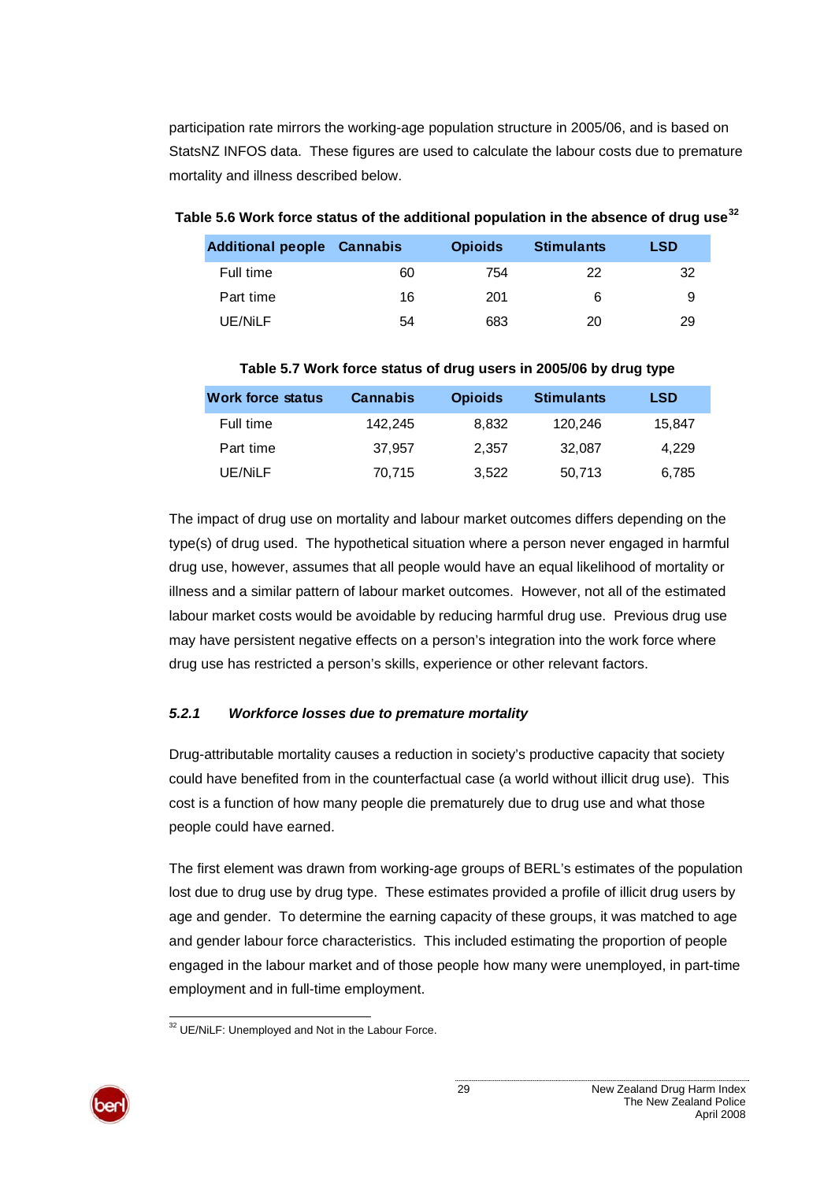participation rate mirrors the working-age population structure in 2005/06, and is based on StatsNZ INFOS data. These figures are used to calculate the labour costs due to premature mortality and illness described below.

**Table 5.6 Work force status of the additional population in the absence of drug use**[32]

| Additional people | Cannabis | Opioids | Stimulants | LSD |
|---|---|---|---|---|
| Full time | 60 | 754 | 22 | 32 |
| Part time | 16 | 201 | 6 | 9 |
| UE/NiLF | 54 | 683 | 20 | 29 |

**Table 5.7 Work force status of drug users in 2005/06 by drug type**

| Work force status | Cannabis | Opioids | Stimulants | LSD |
|---|---|---|---|---|
| Full time | 142,245 | 8,832 | 120,246 | 15,847 |
| Part time | 37,957 | 2,357 | 32,087 | 4,229 |
| UE/NiLF | 70,715 | 3,522 | 50,713 | 6,785 |

The impact of drug use on mortality and labour market outcomes differs depending on the type(s) of drug used. The hypothetical situation where a person never engaged in harmful drug use, however, assumes that all people would have an equal likelihood of mortality or illness and a similar pattern of labour market outcomes. However, not all of the estimated labour market costs would be avoidable by reducing harmful drug use. Previous drug use may have persistent negative effects on a person's integration into the work force where drug use has restricted a person's skills, experience or other relevant factors.

### *5.2.1 Workforce losses due to premature mortality*

Drug-attributable mortality causes a reduction in society's productive capacity that society could have benefited from in the counterfactual case (a world without illicit drug use). This cost is a function of how many people die prematurely due to drug use and what those people could have earned.

The first element was drawn from working-age groups of BERL's estimates of the population lost due to drug use by drug type. These estimates provided a profile of illicit drug users by age and gender. To determine the earning capacity of these groups, it was matched to age and gender labour force characteristics. This included estimating the proportion of people engaged in the labour market and of those people how many were unemployed, in part-time employment and in full-time employment.

[32] UE/NiLF: Unemployed and Not in the Labour Force.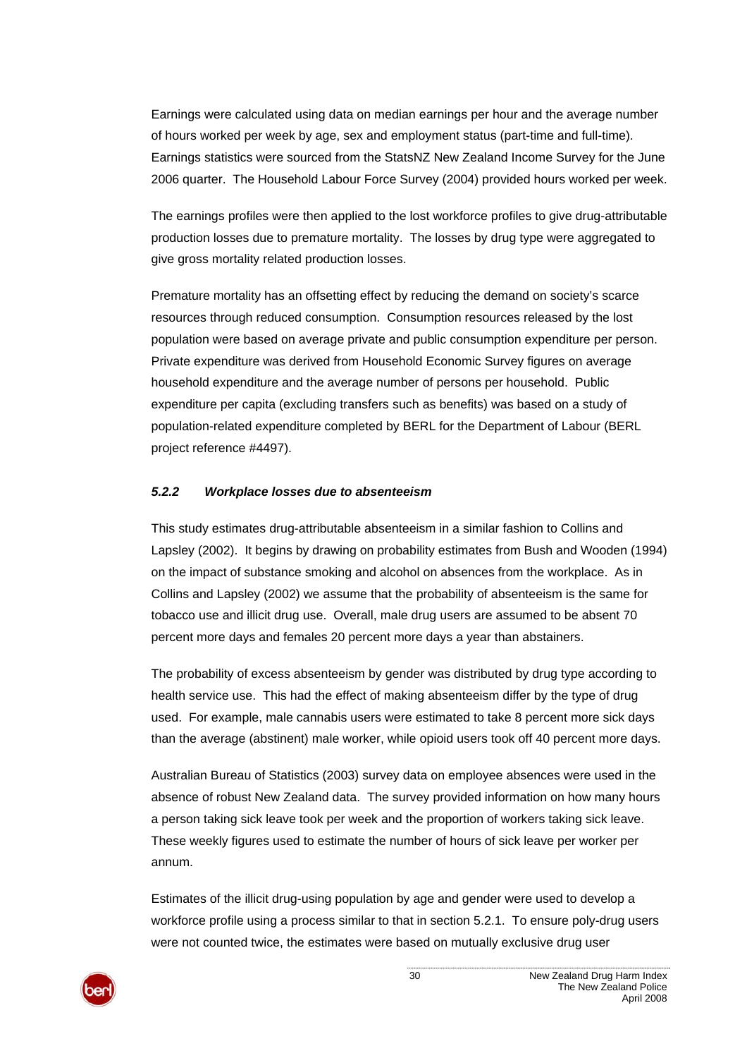Earnings were calculated using data on median earnings per hour and the average number of hours worked per week by age, sex and employment status (part-time and full-time). Earnings statistics were sourced from the StatsNZ New Zealand Income Survey for the June 2006 quarter. The Household Labour Force Survey (2004) provided hours worked per week.

The earnings profiles were then applied to the lost workforce profiles to give drug-attributable production losses due to premature mortality. The losses by drug type were aggregated to give gross mortality related production losses.

Premature mortality has an offsetting effect by reducing the demand on society's scarce resources through reduced consumption. Consumption resources released by the lost population were based on average private and public consumption expenditure per person. Private expenditure was derived from Household Economic Survey figures on average household expenditure and the average number of persons per household. Public expenditure per capita (excluding transfers such as benefits) was based on a study of population-related expenditure completed by BERL for the Department of Labour (BERL project reference #4497).

#### *5.2.2 Workplace losses due to absenteeism*

This study estimates drug-attributable absenteeism in a similar fashion to Collins and Lapsley (2002). It begins by drawing on probability estimates from Bush and Wooden (1994) on the impact of substance smoking and alcohol on absences from the workplace. As in Collins and Lapsley (2002) we assume that the probability of absenteeism is the same for tobacco use and illicit drug use. Overall, male drug users are assumed to be absent 70 percent more days and females 20 percent more days a year than abstainers.

The probability of excess absenteeism by gender was distributed by drug type according to health service use. This had the effect of making absenteeism differ by the type of drug used. For example, male cannabis users were estimated to take 8 percent more sick days than the average (abstinent) male worker, while opioid users took off 40 percent more days.

Australian Bureau of Statistics (2003) survey data on employee absences were used in the absence of robust New Zealand data. The survey provided information on how many hours a person taking sick leave took per week and the proportion of workers taking sick leave. These weekly figures used to estimate the number of hours of sick leave per worker per annum.

Estimates of the illicit drug-using population by age and gender were used to develop a workforce profile using a process similar to that in section 5.2.1. To ensure poly-drug users were not counted twice, the estimates were based on mutually exclusive drug user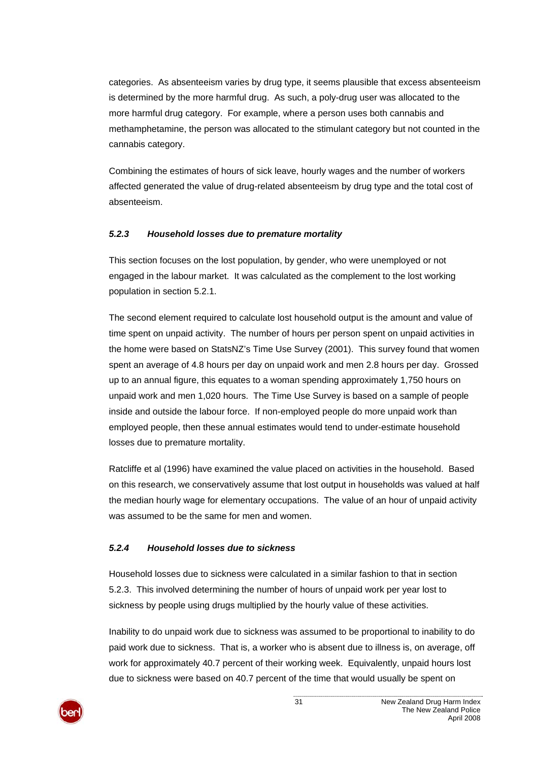categories. As absenteeism varies by drug type, it seems plausible that excess absenteeism is determined by the more harmful drug. As such, a poly-drug user was allocated to the more harmful drug category. For example, where a person uses both cannabis and methamphetamine, the person was allocated to the stimulant category but not counted in the cannabis category.

Combining the estimates of hours of sick leave, hourly wages and the number of workers affected generated the value of drug-related absenteeism by drug type and the total cost of absenteeism.

#### *5.2.3 Household losses due to premature mortality*

This section focuses on the lost population, by gender, who were unemployed or not engaged in the labour market. It was calculated as the complement to the lost working population in section 5.2.1.

The second element required to calculate lost household output is the amount and value of time spent on unpaid activity. The number of hours per person spent on unpaid activities in the home were based on StatsNZ's Time Use Survey (2001). This survey found that women spent an average of 4.8 hours per day on unpaid work and men 2.8 hours per day. Grossed up to an annual figure, this equates to a woman spending approximately 1,750 hours on unpaid work and men 1,020 hours. The Time Use Survey is based on a sample of people inside and outside the labour force. If non-employed people do more unpaid work than employed people, then these annual estimates would tend to under-estimate household losses due to premature mortality.

Ratcliffe et al (1996) have examined the value placed on activities in the household. Based on this research, we conservatively assume that lost output in households was valued at half the median hourly wage for elementary occupations. The value of an hour of unpaid activity was assumed to be the same for men and women.

#### *5.2.4 Household losses due to sickness*

Household losses due to sickness were calculated in a similar fashion to that in section 5.2.3. This involved determining the number of hours of unpaid work per year lost to sickness by people using drugs multiplied by the hourly value of these activities.

Inability to do unpaid work due to sickness was assumed to be proportional to inability to do paid work due to sickness. That is, a worker who is absent due to illness is, on average, off work for approximately 40.7 percent of their working week. Equivalently, unpaid hours lost due to sickness were based on 40.7 percent of the time that would usually be spent on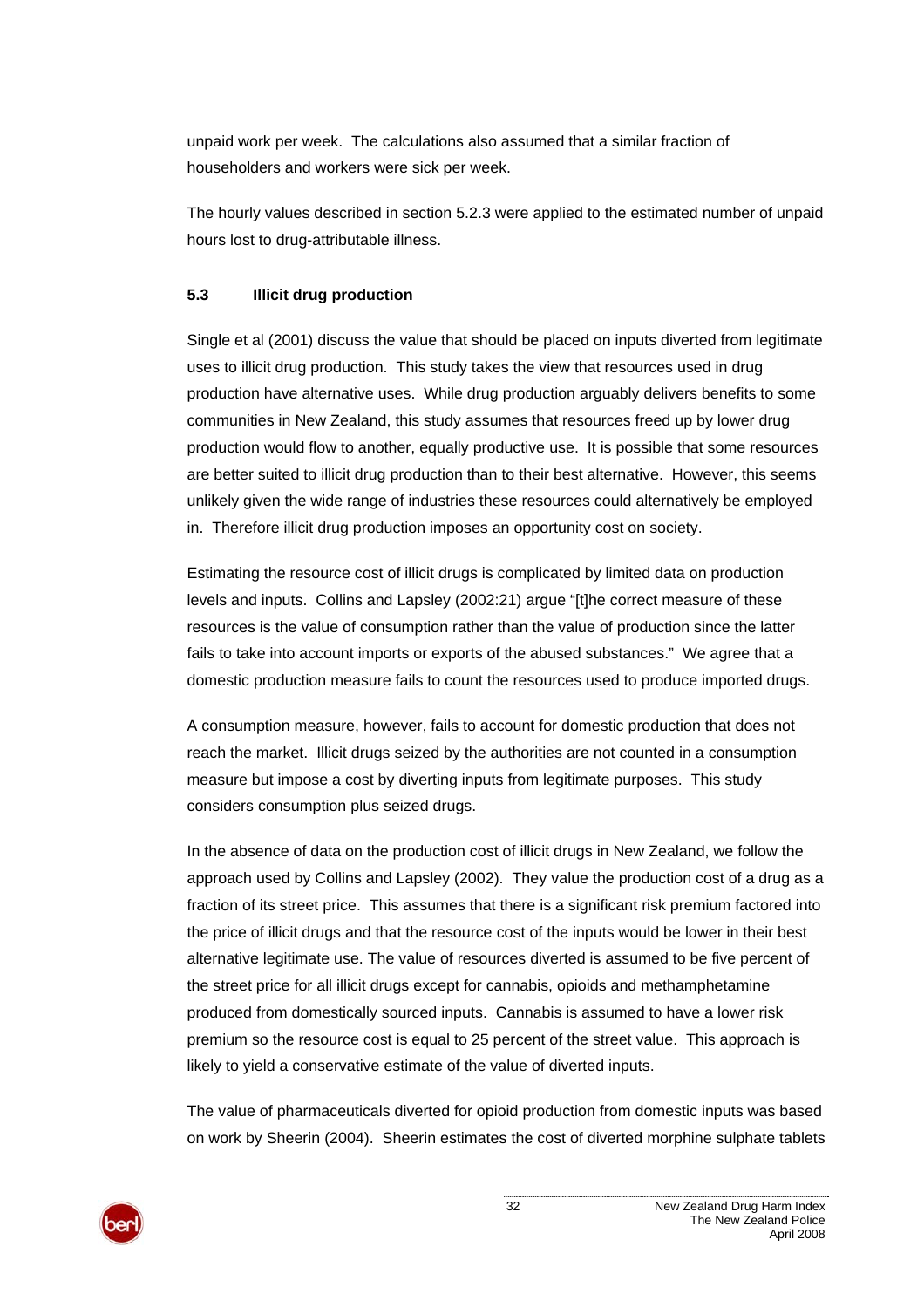unpaid work per week. The calculations also assumed that a similar fraction of householders and workers were sick per week.

The hourly values described in section 5.2.3 were applied to the estimated number of unpaid hours lost to drug-attributable illness.

### 5.3 Illicit drug production

Single et al (2001) discuss the value that should be placed on inputs diverted from legitimate uses to illicit drug production. This study takes the view that resources used in drug production have alternative uses. While drug production arguably delivers benefits to some communities in New Zealand, this study assumes that resources freed up by lower drug production would flow to another, equally productive use. It is possible that some resources are better suited to illicit drug production than to their best alternative. However, this seems unlikely given the wide range of industries these resources could alternatively be employed in. Therefore illicit drug production imposes an opportunity cost on society.

Estimating the resource cost of illicit drugs is complicated by limited data on production levels and inputs. Collins and Lapsley (2002:21) argue "[t]he correct measure of these resources is the value of consumption rather than the value of production since the latter fails to take into account imports or exports of the abused substances." We agree that a domestic production measure fails to count the resources used to produce imported drugs.

A consumption measure, however, fails to account for domestic production that does not reach the market. Illicit drugs seized by the authorities are not counted in a consumption measure but impose a cost by diverting inputs from legitimate purposes. This study considers consumption plus seized drugs.

In the absence of data on the production cost of illicit drugs in New Zealand, we follow the approach used by Collins and Lapsley (2002). They value the production cost of a drug as a fraction of its street price. This assumes that there is a significant risk premium factored into the price of illicit drugs and that the resource cost of the inputs would be lower in their best alternative legitimate use. The value of resources diverted is assumed to be five percent of the street price for all illicit drugs except for cannabis, opioids and methamphetamine produced from domestically sourced inputs. Cannabis is assumed to have a lower risk premium so the resource cost is equal to 25 percent of the street value. This approach is likely to yield a conservative estimate of the value of diverted inputs.

The value of pharmaceuticals diverted for opioid production from domestic inputs was based on work by Sheerin (2004). Sheerin estimates the cost of diverted morphine sulphate tablets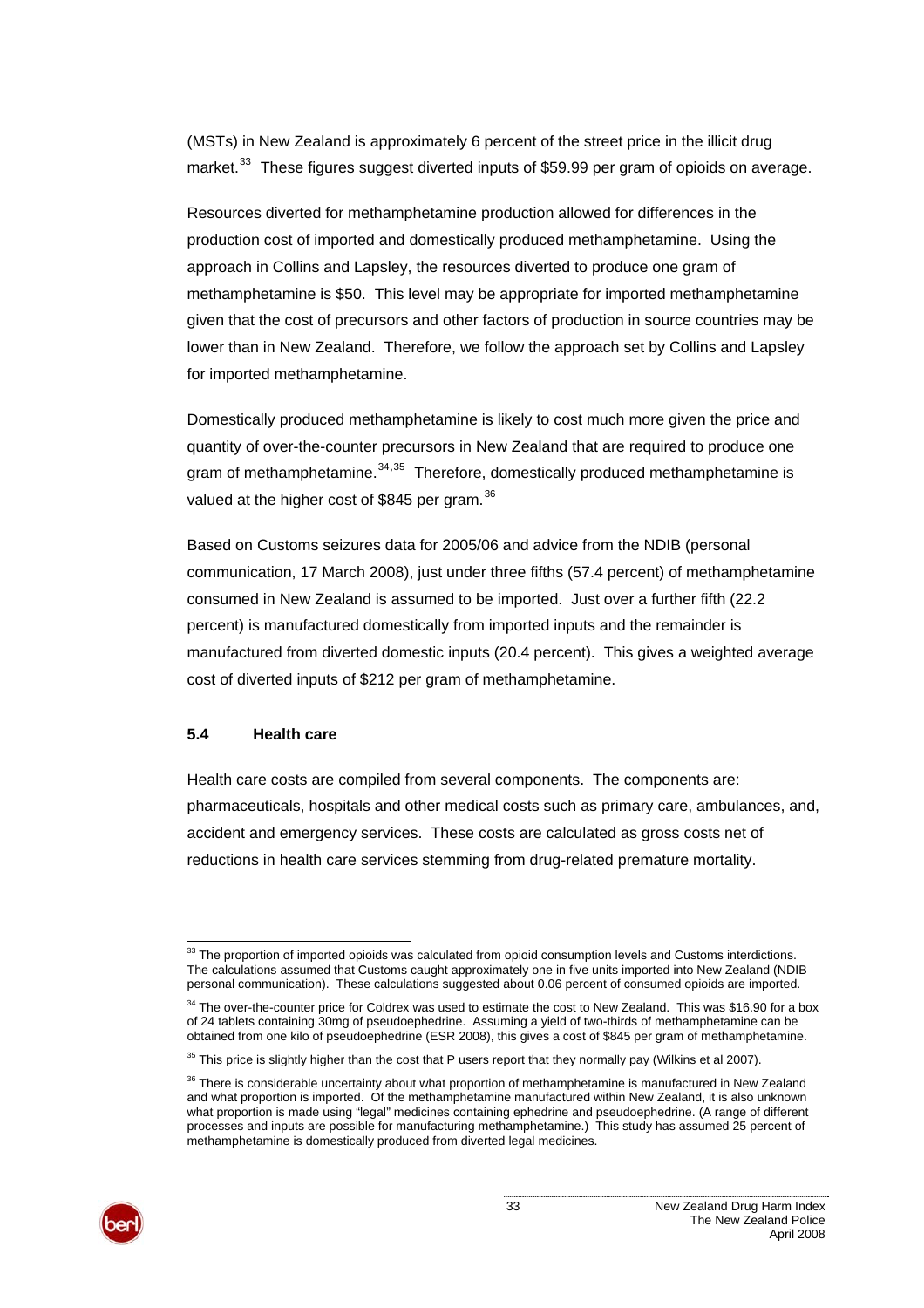(MSTs) in New Zealand is approximately 6 percent of the street price in the illicit drug market.[33] These figures suggest diverted inputs of $59.99 per gram of opioids on average.

Resources diverted for methamphetamine production allowed for differences in the production cost of imported and domestically produced methamphetamine. Using the approach in Collins and Lapsley, the resources diverted to produce one gram of methamphetamine is $50. This level may be appropriate for imported methamphetamine given that the cost of precursors and other factors of production in source countries may be lower than in New Zealand. Therefore, we follow the approach set by Collins and Lapsley for imported methamphetamine.

Domestically produced methamphetamine is likely to cost much more given the price and quantity of over-the-counter precursors in New Zealand that are required to produce one gram of methamphetamine.[34,35] Therefore, domestically produced methamphetamine is valued at the higher cost of $845 per gram.[36]

Based on Customs seizures data for 2005/06 and advice from the NDIB (personal communication, 17 March 2008), just under three fifths (57.4 percent) of methamphetamine consumed in New Zealand is assumed to be imported. Just over a further fifth (22.2 percent) is manufactured domestically from imported inputs and the remainder is manufactured from diverted domestic inputs (20.4 percent). This gives a weighted average cost of diverted inputs of $212 per gram of methamphetamine.

### 5.4 Health care

Health care costs are compiled from several components. The components are: pharmaceuticals, hospitals and other medical costs such as primary care, ambulances, and, accident and emergency services. These costs are calculated as gross costs net of reductions in health care services stemming from drug-related premature mortality.

---

[33] The proportion of imported opioids was calculated from opioid consumption levels and Customs interdictions. The calculations assumed that Customs caught approximately one in five units imported into New Zealand (NDIB personal communication). These calculations suggested about 0.06 percent of consumed opioids are imported.

[34] The over-the-counter price for Coldrex was used to estimate the cost to New Zealand. This was $16.90 for a box of 24 tablets containing 30mg of pseudoephedrine. Assuming a yield of two-thirds of methamphetamine can be obtained from one kilo of pseudoephedrine (ESR 2008), this gives a cost of $845 per gram of methamphetamine.

[35] This price is slightly higher than the cost that P users report that they normally pay (Wilkins et al 2007).

[36] There is considerable uncertainty about what proportion of methamphetamine is manufactured in New Zealand and what proportion is imported. Of the methamphetamine manufactured within New Zealand, it is also unknown what proportion is made using "legal" medicines containing ephedrine and pseudoephedrine. (A range of different processes and inputs are possible for manufacturing methamphetamine.) This study has assumed 25 percent of methamphetamine is domestically produced from diverted legal medicines.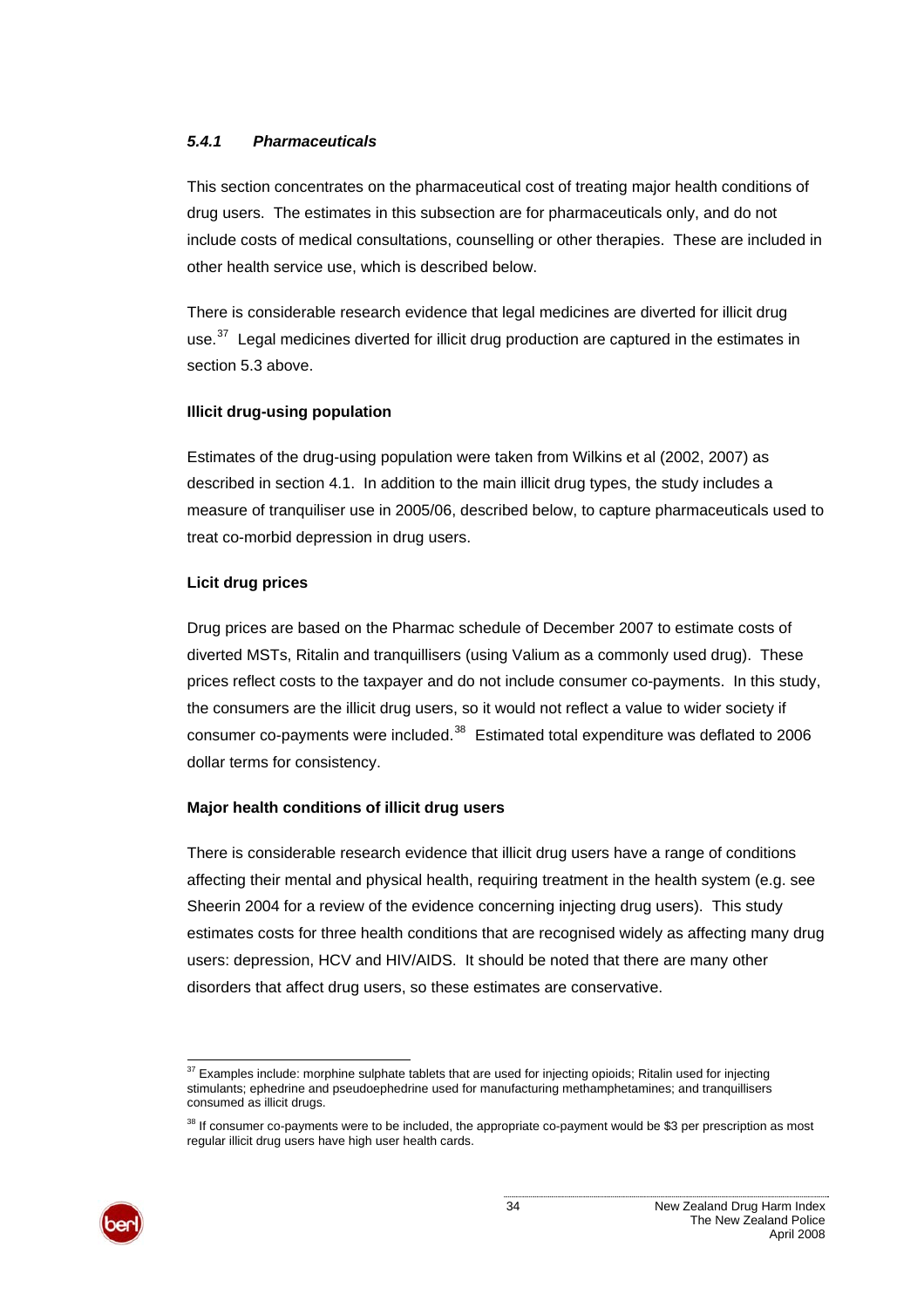### *5.4.1 Pharmaceuticals*

This section concentrates on the pharmaceutical cost of treating major health conditions of drug users. The estimates in this subsection are for pharmaceuticals only, and do not include costs of medical consultations, counselling or other therapies. These are included in other health service use, which is described below.

There is considerable research evidence that legal medicines are diverted for illicit drug use.[37] Legal medicines diverted for illicit drug production are captured in the estimates in section 5.3 above.

**Illicit drug-using population**

Estimates of the drug-using population were taken from Wilkins et al (2002, 2007) as described in section 4.1. In addition to the main illicit drug types, the study includes a measure of tranquiliser use in 2005/06, described below, to capture pharmaceuticals used to treat co-morbid depression in drug users.

**Licit drug prices**

Drug prices are based on the Pharmac schedule of December 2007 to estimate costs of diverted MSTs, Ritalin and tranquillisers (using Valium as a commonly used drug). These prices reflect costs to the taxpayer and do not include consumer co-payments. In this study, the consumers are the illicit drug users, so it would not reflect a value to wider society if consumer co-payments were included.[38] Estimated total expenditure was deflated to 2006 dollar terms for consistency.

**Major health conditions of illicit drug users**

There is considerable research evidence that illicit drug users have a range of conditions affecting their mental and physical health, requiring treatment in the health system (e.g. see Sheerin 2004 for a review of the evidence concerning injecting drug users). This study estimates costs for three health conditions that are recognised widely as affecting many drug users: depression, HCV and HIV/AIDS. It should be noted that there are many other disorders that affect drug users, so these estimates are conservative.

---

[37] Examples include: morphine sulphate tablets that are used for injecting opioids; Ritalin used for injecting stimulants; ephedrine and pseudoephedrine used for manufacturing methamphetamines; and tranquillisers consumed as illicit drugs.

[38] If consumer co-payments were to be included, the appropriate co-payment would be $3 per prescription as most regular illicit drug users have high user health cards.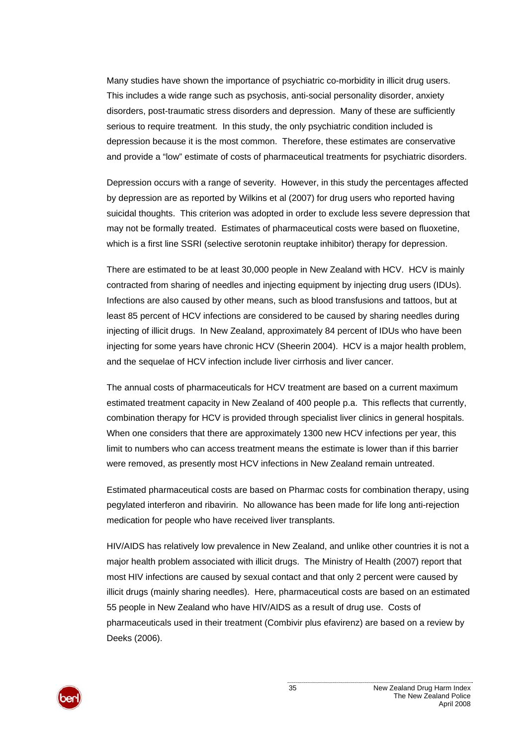Many studies have shown the importance of psychiatric co-morbidity in illicit drug users. This includes a wide range such as psychosis, anti-social personality disorder, anxiety disorders, post-traumatic stress disorders and depression. Many of these are sufficiently serious to require treatment. In this study, the only psychiatric condition included is depression because it is the most common. Therefore, these estimates are conservative and provide a "low" estimate of costs of pharmaceutical treatments for psychiatric disorders.

Depression occurs with a range of severity. However, in this study the percentages affected by depression are as reported by Wilkins et al (2007) for drug users who reported having suicidal thoughts. This criterion was adopted in order to exclude less severe depression that may not be formally treated. Estimates of pharmaceutical costs were based on fluoxetine, which is a first line SSRI (selective serotonin reuptake inhibitor) therapy for depression.

There are estimated to be at least 30,000 people in New Zealand with HCV. HCV is mainly contracted from sharing of needles and injecting equipment by injecting drug users (IDUs). Infections are also caused by other means, such as blood transfusions and tattoos, but at least 85 percent of HCV infections are considered to be caused by sharing needles during injecting of illicit drugs. In New Zealand, approximately 84 percent of IDUs who have been injecting for some years have chronic HCV (Sheerin 2004). HCV is a major health problem, and the sequelae of HCV infection include liver cirrhosis and liver cancer.

The annual costs of pharmaceuticals for HCV treatment are based on a current maximum estimated treatment capacity in New Zealand of 400 people p.a. This reflects that currently, combination therapy for HCV is provided through specialist liver clinics in general hospitals. When one considers that there are approximately 1300 new HCV infections per year, this limit to numbers who can access treatment means the estimate is lower than if this barrier were removed, as presently most HCV infections in New Zealand remain untreated.

Estimated pharmaceutical costs are based on Pharmac costs for combination therapy, using pegylated interferon and ribavirin. No allowance has been made for life long anti-rejection medication for people who have received liver transplants.

HIV/AIDS has relatively low prevalence in New Zealand, and unlike other countries it is not a major health problem associated with illicit drugs. The Ministry of Health (2007) report that most HIV infections are caused by sexual contact and that only 2 percent were caused by illicit drugs (mainly sharing needles). Here, pharmaceutical costs are based on an estimated 55 people in New Zealand who have HIV/AIDS as a result of drug use. Costs of pharmaceuticals used in their treatment (Combivir plus efavirenz) are based on a review by Deeks (2006).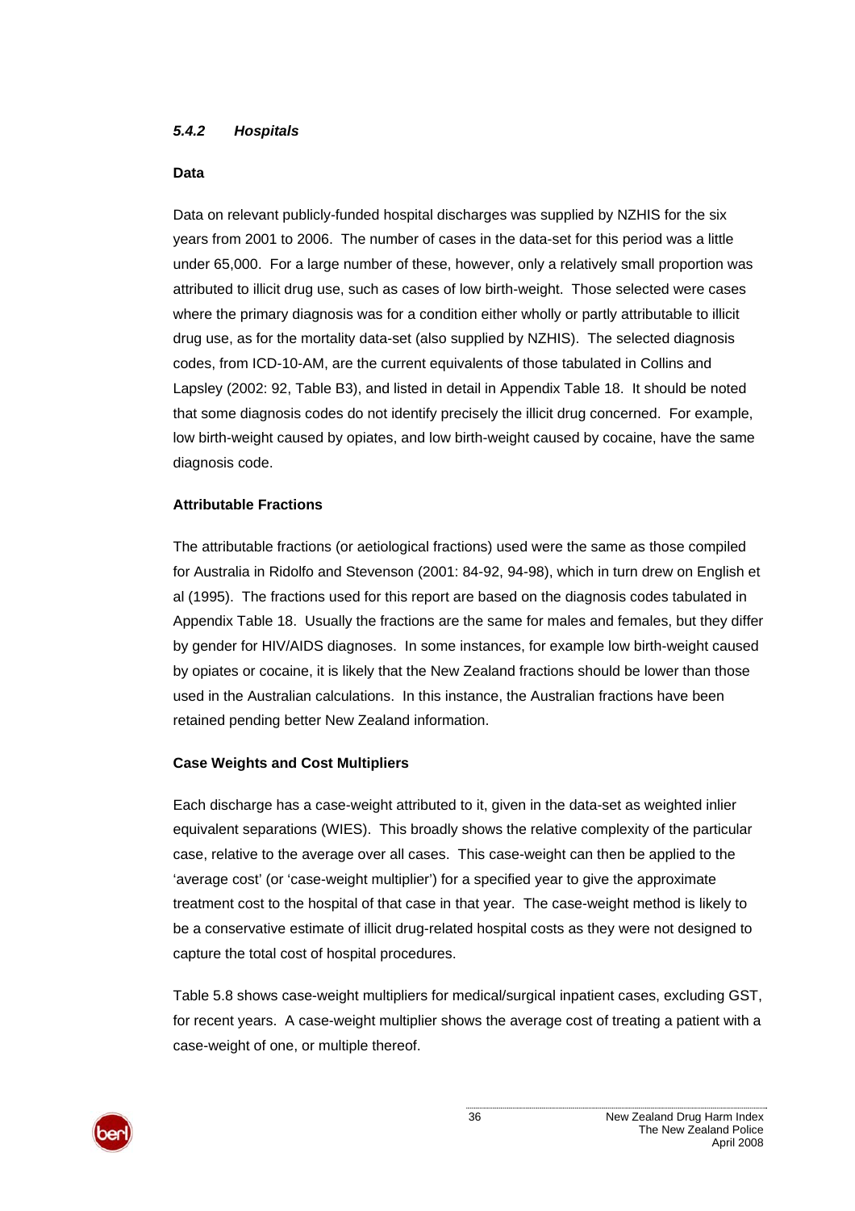### *5.4.2 Hospitals*

**Data**

Data on relevant publicly-funded hospital discharges was supplied by NZHIS for the six years from 2001 to 2006. The number of cases in the data-set for this period was a little under 65,000. For a large number of these, however, only a relatively small proportion was attributed to illicit drug use, such as cases of low birth-weight. Those selected were cases where the primary diagnosis was for a condition either wholly or partly attributable to illicit drug use, as for the mortality data-set (also supplied by NZHIS). The selected diagnosis codes, from ICD-10-AM, are the current equivalents of those tabulated in Collins and Lapsley (2002: 92, Table B3), and listed in detail in Appendix Table 18. It should be noted that some diagnosis codes do not identify precisely the illicit drug concerned. For example, low birth-weight caused by opiates, and low birth-weight caused by cocaine, have the same diagnosis code.

**Attributable Fractions**

The attributable fractions (or aetiological fractions) used were the same as those compiled for Australia in Ridolfo and Stevenson (2001: 84-92, 94-98), which in turn drew on English et al (1995). The fractions used for this report are based on the diagnosis codes tabulated in Appendix Table 18. Usually the fractions are the same for males and females, but they differ by gender for HIV/AIDS diagnoses. In some instances, for example low birth-weight caused by opiates or cocaine, it is likely that the New Zealand fractions should be lower than those used in the Australian calculations. In this instance, the Australian fractions have been retained pending better New Zealand information.

**Case Weights and Cost Multipliers**

Each discharge has a case-weight attributed to it, given in the data-set as weighted inlier equivalent separations (WIES). This broadly shows the relative complexity of the particular case, relative to the average over all cases. This case-weight can then be applied to the 'average cost' (or 'case-weight multiplier') for a specified year to give the approximate treatment cost to the hospital of that case in that year. The case-weight method is likely to be a conservative estimate of illicit drug-related hospital costs as they were not designed to capture the total cost of hospital procedures.

Table 5.8 shows case-weight multipliers for medical/surgical inpatient cases, excluding GST, for recent years. A case-weight multiplier shows the average cost of treating a patient with a case-weight of one, or multiple thereof.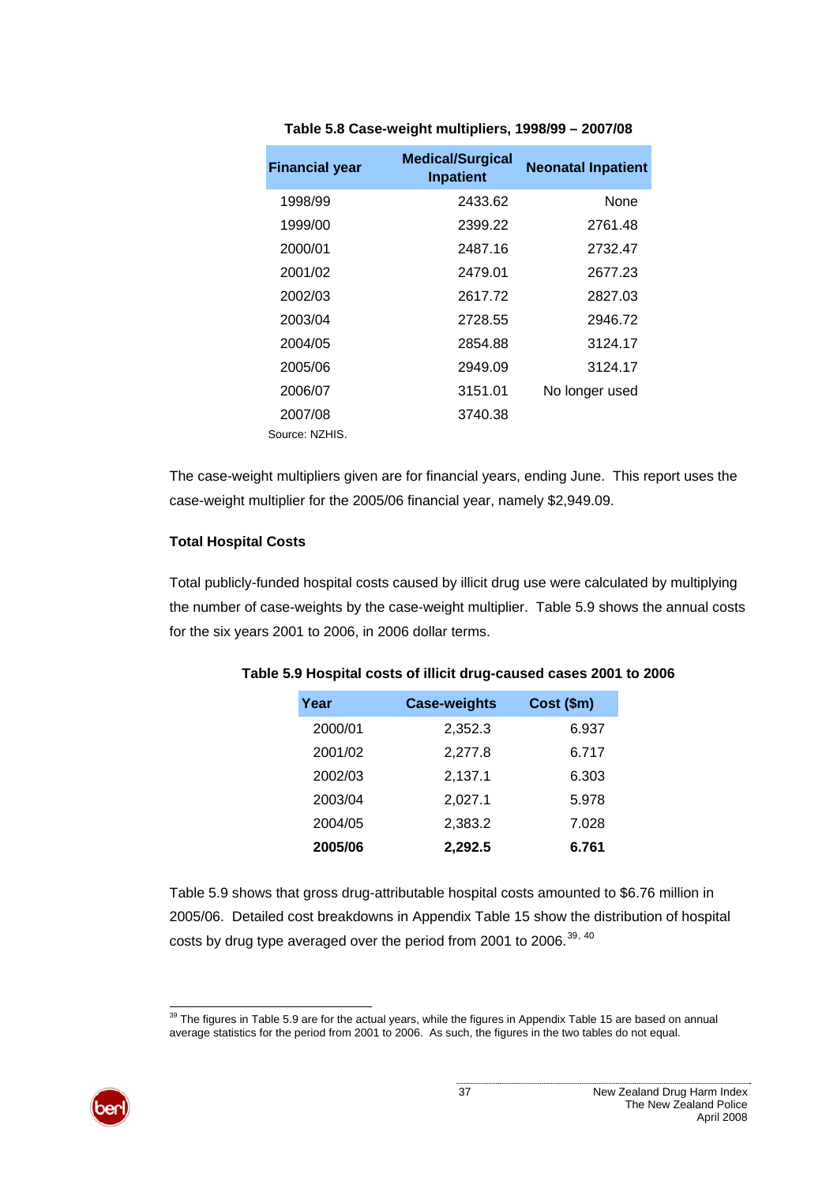**Table 5.8 Case-weight multipliers, 1998/99 – 2007/08**

| Financial year | Medical/Surgical Inpatient | Neonatal Inpatient |
|---|---|---|
| 1998/99 | 2433.62 | None |
| 1999/00 | 2399.22 | 2761.48 |
| 2000/01 | 2487.16 | 2732.47 |
| 2001/02 | 2479.01 | 2677.23 |
| 2002/03 | 2617.72 | 2827.03 |
| 2003/04 | 2728.55 | 2946.72 |
| 2004/05 | 2854.88 | 3124.17 |
| 2005/06 | 2949.09 | 3124.17 |
| 2006/07 | 3151.01 | No longer used |
| 2007/08 | 3740.38 | |

Source: NZHIS.

The case-weight multipliers given are for financial years, ending June. This report uses the case-weight multiplier for the 2005/06 financial year, namely $2,949.09.

**Total Hospital Costs**

Total publicly-funded hospital costs caused by illicit drug use were calculated by multiplying the number of case-weights by the case-weight multiplier. Table 5.9 shows the annual costs for the six years 2001 to 2006, in 2006 dollar terms.

**Table 5.9 Hospital costs of illicit drug-caused cases 2001 to 2006**

| Year | Case-weights | Cost ($m) |
|---|---|---|
| 2000/01 | 2,352.3 | 6.937 |
| 2001/02 | 2,277.8 | 6.717 |
| 2002/03 | 2,137.1 | 6.303 |
| 2003/04 | 2,027.1 | 5.978 |
| 2004/05 | 2,383.2 | 7.028 |
| **2005/06** | **2,292.5** | **6.761** |

Table 5.9 shows that gross drug-attributable hospital costs amounted to $6.76 million in 2005/06. Detailed cost breakdowns in Appendix Table 15 show the distribution of hospital costs by drug type averaged over the period from 2001 to 2006.[39, 40]

[39] The figures in Table 5.9 are for the actual years, while the figures in Appendix Table 15 are based on annual average statistics for the period from 2001 to 2006. As such, the figures in the two tables do not equal.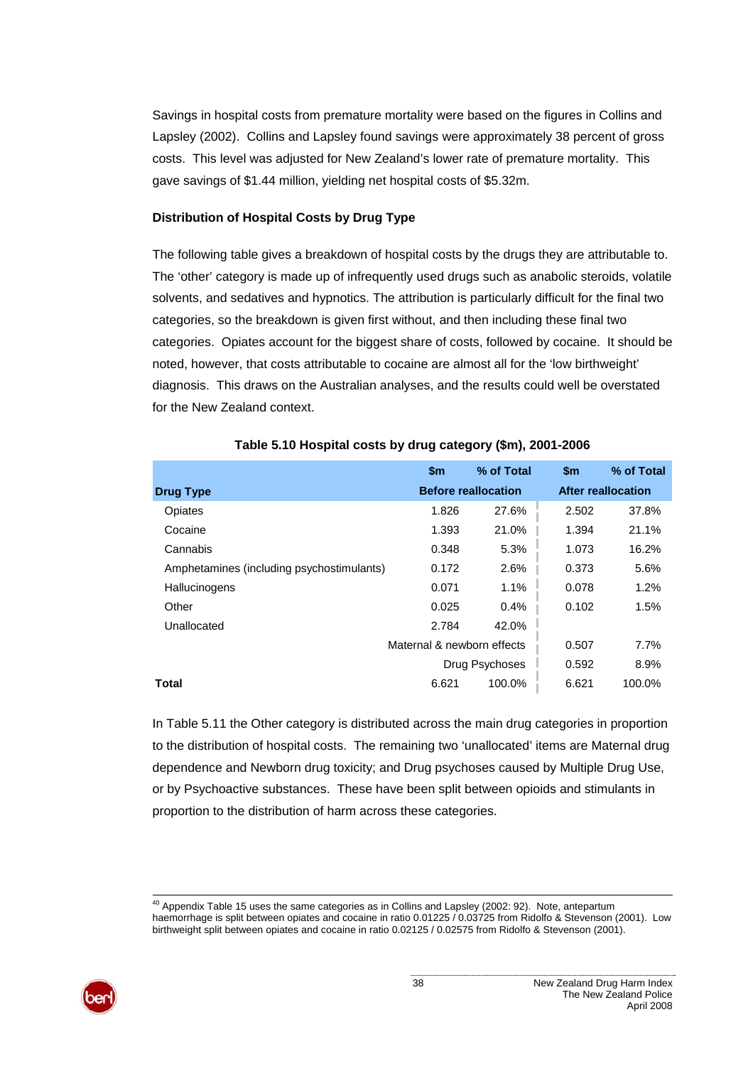Savings in hospital costs from premature mortality were based on the figures in Collins and Lapsley (2002). Collins and Lapsley found savings were approximately 38 percent of gross costs. This level was adjusted for New Zealand's lower rate of premature mortality. This gave savings of $1.44 million, yielding net hospital costs of $5.32m.

**Distribution of Hospital Costs by Drug Type**

The following table gives a breakdown of hospital costs by the drugs they are attributable to. The 'other' category is made up of infrequently used drugs such as anabolic steroids, volatile solvents, and sedatives and hypnotics. The attribution is particularly difficult for the final two categories, so the breakdown is given first without, and then including these final two categories. Opiates account for the biggest share of costs, followed by cocaine. It should be noted, however, that costs attributable to cocaine are almost all for the 'low birthweight' diagnosis. This draws on the Australian analyses, and the results could well be overstated for the New Zealand context.

**Table 5.10 Hospital costs by drug category ($m), 2001-2006**

| | $m | % of Total | $m | % of Total |
|---|---|---|---|---|
| **Drug Type** | **Before reallocation** | | **After reallocation** | |
| Opiates | 1.826 | 27.6% | 2.502 | 37.8% |
| Cocaine | 1.393 | 21.0% | 1.394 | 21.1% |
| Cannabis | 0.348 | 5.3% | 1.073 | 16.2% |
| Amphetamines (including psychostimulants) | 0.172 | 2.6% | 0.373 | 5.6% |
| Hallucinogens | 0.071 | 1.1% | 0.078 | 1.2% |
| Other | 0.025 | 0.4% | 0.102 | 1.5% |
| Unallocated | 2.784 | 42.0% | | |
| Maternal & newborn effects | | | 0.507 | 7.7% |
| Drug Psychoses | | | 0.592 | 8.9% |
| **Total** | 6.621 | 100.0% | 6.621 | 100.0% |

In Table 5.11 the Other category is distributed across the main drug categories in proportion to the distribution of hospital costs. The remaining two 'unallocated' items are Maternal drug dependence and Newborn drug toxicity; and Drug psychoses caused by Multiple Drug Use, or by Psychoactive substances. These have been split between opioids and stimulants in proportion to the distribution of harm across these categories.

---

[40] Appendix Table 15 uses the same categories as in Collins and Lapsley (2002: 92). Note, antepartum haemorrhage is split between opiates and cocaine in ratio 0.01225 / 0.03725 from Ridolfo & Stevenson (2001). Low birthweight split between opiates and cocaine in ratio 0.02125 / 0.02575 from Ridolfo & Stevenson (2001).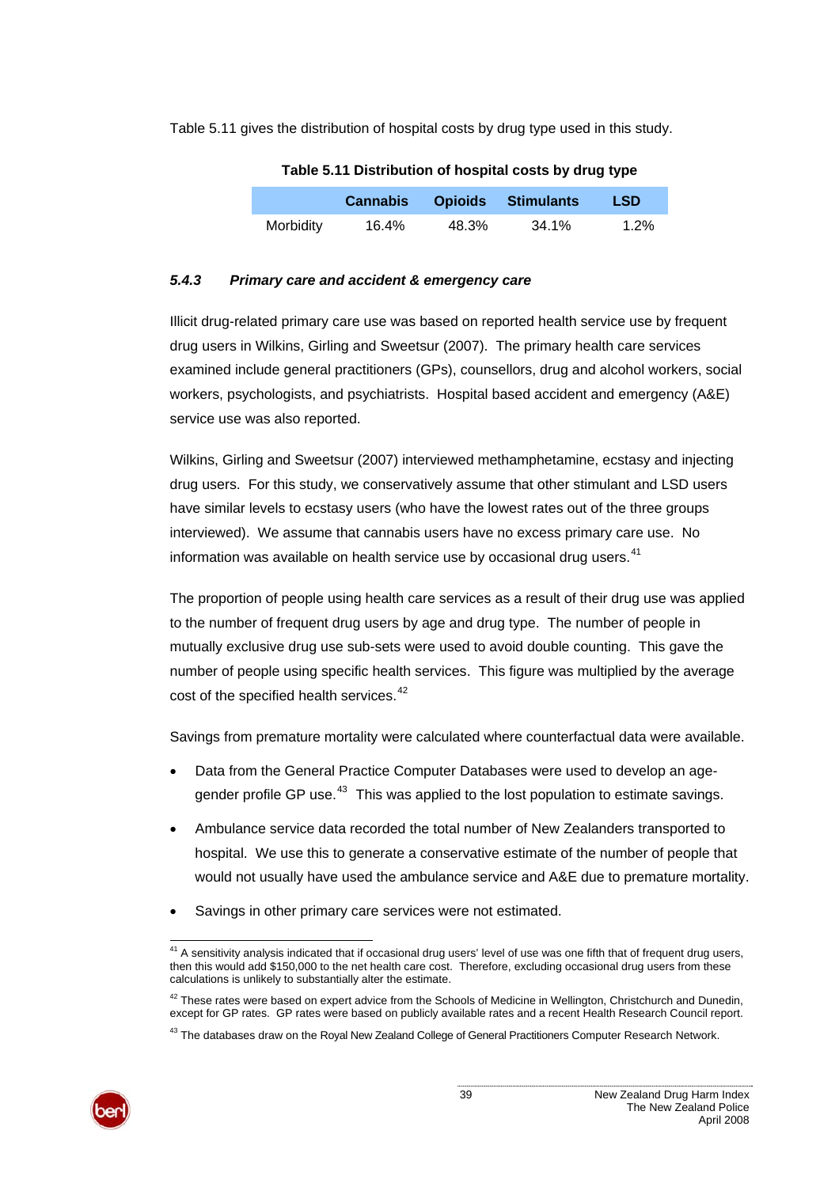Table 5.11 gives the distribution of hospital costs by drug type used in this study.

**Table 5.11 Distribution of hospital costs by drug type**

| | Cannabis | Opioids | Stimulants | LSD |
|---|---|---|---|---|
| Morbidity | 16.4% | 48.3% | 34.1% | 1.2% |

#### *5.4.3 Primary care and accident & emergency care*

Illicit drug-related primary care use was based on reported health service use by frequent drug users in Wilkins, Girling and Sweetsur (2007). The primary health care services examined include general practitioners (GPs), counsellors, drug and alcohol workers, social workers, psychologists, and psychiatrists. Hospital based accident and emergency (A&E) service use was also reported.

Wilkins, Girling and Sweetsur (2007) interviewed methamphetamine, ecstasy and injecting drug users. For this study, we conservatively assume that other stimulant and LSD users have similar levels to ecstasy users (who have the lowest rates out of the three groups interviewed). We assume that cannabis users have no excess primary care use. No information was available on health service use by occasional drug users.[41]

The proportion of people using health care services as a result of their drug use was applied to the number of frequent drug users by age and drug type. The number of people in mutually exclusive drug use sub-sets were used to avoid double counting. This gave the number of people using specific health services. This figure was multiplied by the average cost of the specified health services.[42]

Savings from premature mortality were calculated where counterfactual data were available.

- Data from the General Practice Computer Databases were used to develop an age-gender profile GP use.[43] This was applied to the lost population to estimate savings.
- Ambulance service data recorded the total number of New Zealanders transported to hospital. We use this to generate a conservative estimate of the number of people that would not usually have used the ambulance service and A&E due to premature mortality.
- Savings in other primary care services were not estimated.

[41] A sensitivity analysis indicated that if occasional drug users' level of use was one fifth that of frequent drug users, then this would add $150,000 to the net health care cost. Therefore, excluding occasional drug users from these calculations is unlikely to substantially alter the estimate.

[42] These rates were based on expert advice from the Schools of Medicine in Wellington, Christchurch and Dunedin, except for GP rates. GP rates were based on publicly available rates and a recent Health Research Council report.

[43] The databases draw on the Royal New Zealand College of General Practitioners Computer Research Network.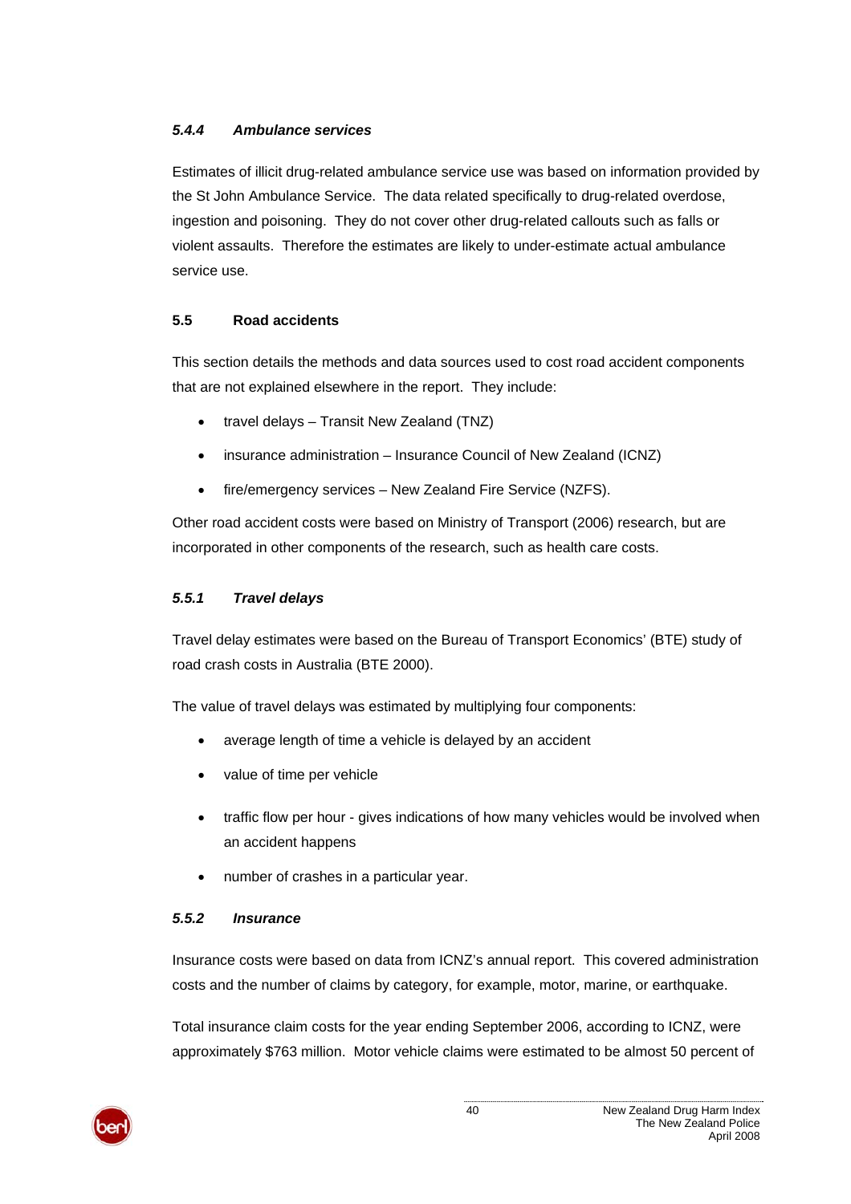#### *5.4.4 Ambulance services*

Estimates of illicit drug-related ambulance service use was based on information provided by the St John Ambulance Service. The data related specifically to drug-related overdose, ingestion and poisoning. They do not cover other drug-related callouts such as falls or violent assaults. Therefore the estimates are likely to under-estimate actual ambulance service use.

### 5.5 Road accidents

This section details the methods and data sources used to cost road accident components that are not explained elsewhere in the report. They include:

- travel delays – Transit New Zealand (TNZ)
- insurance administration – Insurance Council of New Zealand (ICNZ)
- fire/emergency services – New Zealand Fire Service (NZFS).

Other road accident costs were based on Ministry of Transport (2006) research, but are incorporated in other components of the research, such as health care costs.

#### *5.5.1 Travel delays*

Travel delay estimates were based on the Bureau of Transport Economics' (BTE) study of road crash costs in Australia (BTE 2000).

The value of travel delays was estimated by multiplying four components:

- average length of time a vehicle is delayed by an accident
- value of time per vehicle
- traffic flow per hour - gives indications of how many vehicles would be involved when an accident happens
- number of crashes in a particular year.

#### *5.5.2 Insurance*

Insurance costs were based on data from ICNZ's annual report. This covered administration costs and the number of claims by category, for example, motor, marine, or earthquake.

Total insurance claim costs for the year ending September 2006, according to ICNZ, were approximately $763 million. Motor vehicle claims were estimated to be almost 50 percent of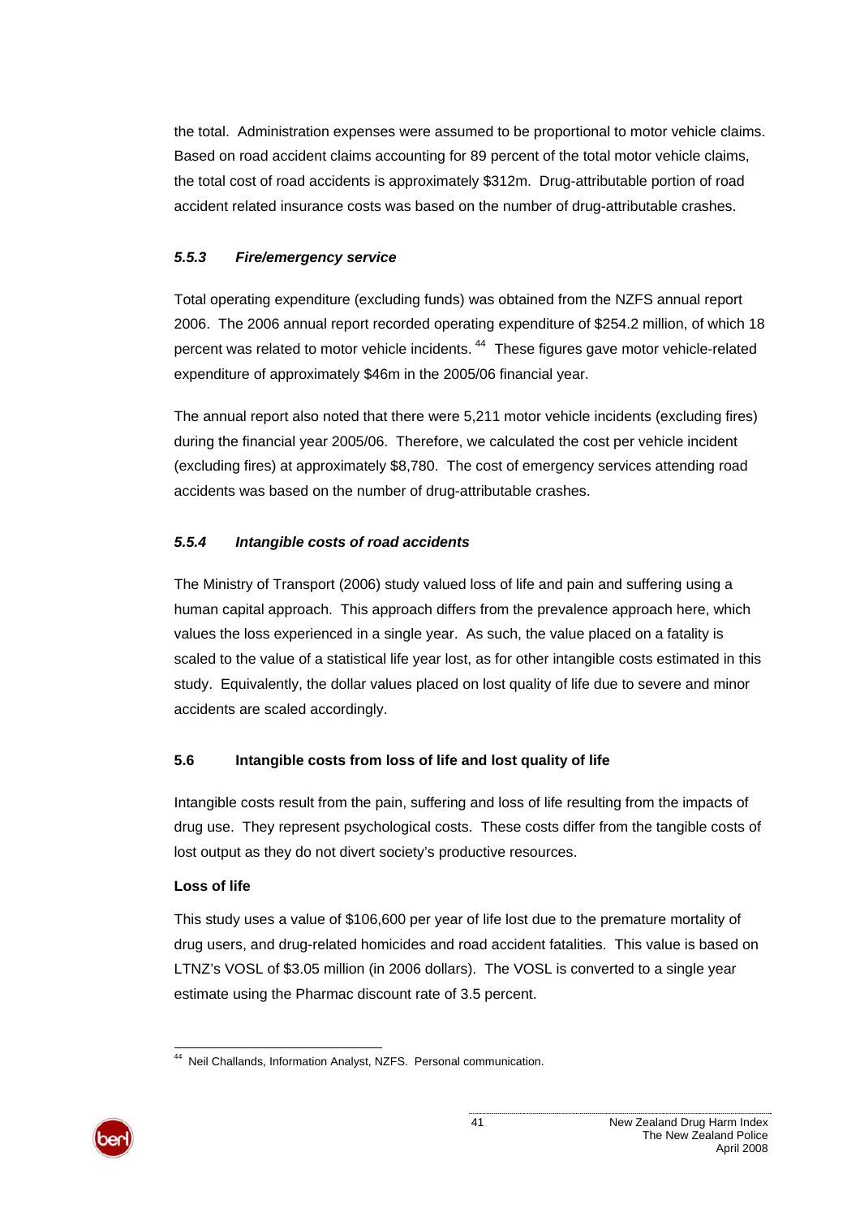the total. Administration expenses were assumed to be proportional to motor vehicle claims. Based on road accident claims accounting for 89 percent of the total motor vehicle claims, the total cost of road accidents is approximately $312m. Drug-attributable portion of road accident related insurance costs was based on the number of drug-attributable crashes.

#### *5.5.3 Fire/emergency service*

Total operating expenditure (excluding funds) was obtained from the NZFS annual report 2006. The 2006 annual report recorded operating expenditure of $254.2 million, of which 18 percent was related to motor vehicle incidents. [44] These figures gave motor vehicle-related expenditure of approximately $46m in the 2005/06 financial year.

The annual report also noted that there were 5,211 motor vehicle incidents (excluding fires) during the financial year 2005/06. Therefore, we calculated the cost per vehicle incident (excluding fires) at approximately $8,780. The cost of emergency services attending road accidents was based on the number of drug-attributable crashes.

#### *5.5.4 Intangible costs of road accidents*

The Ministry of Transport (2006) study valued loss of life and pain and suffering using a human capital approach. This approach differs from the prevalence approach here, which values the loss experienced in a single year. As such, the value placed on a fatality is scaled to the value of a statistical life year lost, as for other intangible costs estimated in this study. Equivalently, the dollar values placed on lost quality of life due to severe and minor accidents are scaled accordingly.

### 5.6 Intangible costs from loss of life and lost quality of life

Intangible costs result from the pain, suffering and loss of life resulting from the impacts of drug use. They represent psychological costs. These costs differ from the tangible costs of lost output as they do not divert society's productive resources.

**Loss of life**

This study uses a value of $106,600 per year of life lost due to the premature mortality of drug users, and drug-related homicides and road accident fatalities. This value is based on LTNZ's VOSL of $3.05 million (in 2006 dollars). The VOSL is converted to a single year estimate using the Pharmac discount rate of 3.5 percent.

---

[44] Neil Challands, Information Analyst, NZFS. Personal communication.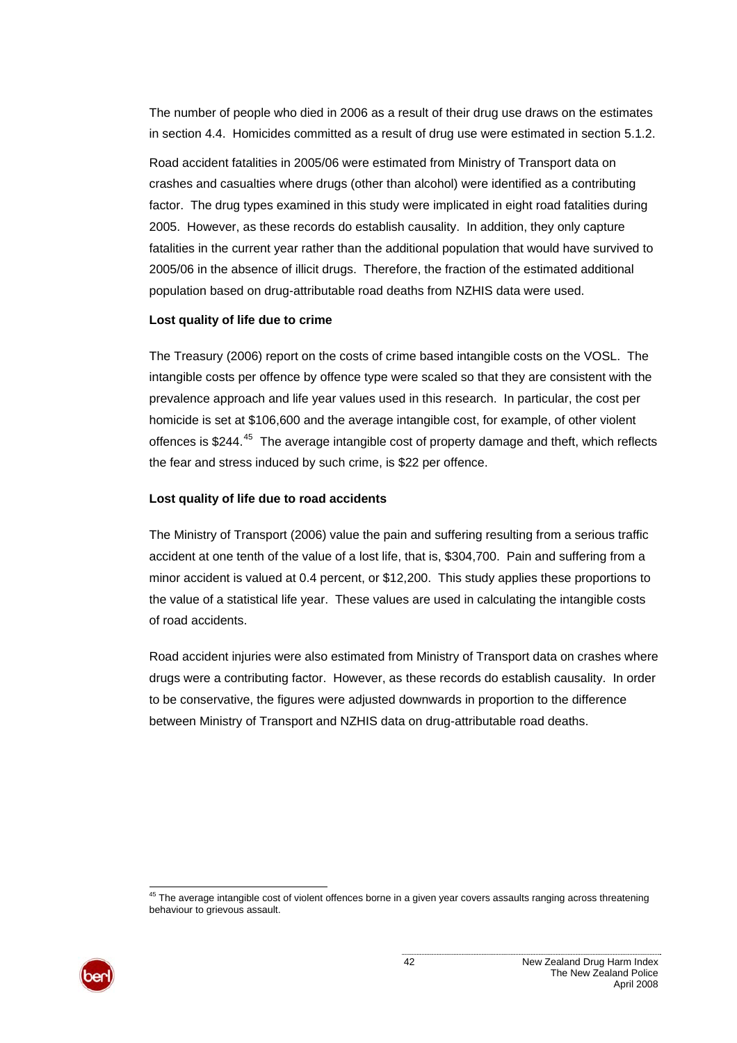The number of people who died in 2006 as a result of their drug use draws on the estimates in section 4.4. Homicides committed as a result of drug use were estimated in section 5.1.2.

Road accident fatalities in 2005/06 were estimated from Ministry of Transport data on crashes and casualties where drugs (other than alcohol) were identified as a contributing factor. The drug types examined in this study were implicated in eight road fatalities during 2005. However, as these records do establish causality. In addition, they only capture fatalities in the current year rather than the additional population that would have survived to 2005/06 in the absence of illicit drugs. Therefore, the fraction of the estimated additional population based on drug-attributable road deaths from NZHIS data were used.

**Lost quality of life due to crime**

The Treasury (2006) report on the costs of crime based intangible costs on the VOSL. The intangible costs per offence by offence type were scaled so that they are consistent with the prevalence approach and life year values used in this research. In particular, the cost per homicide is set at $106,600 and the average intangible cost, for example, of other violent offences is $244.[45] The average intangible cost of property damage and theft, which reflects the fear and stress induced by such crime, is $22 per offence.

**Lost quality of life due to road accidents**

The Ministry of Transport (2006) value the pain and suffering resulting from a serious traffic accident at one tenth of the value of a lost life, that is, $304,700. Pain and suffering from a minor accident is valued at 0.4 percent, or $12,200. This study applies these proportions to the value of a statistical life year. These values are used in calculating the intangible costs of road accidents.

Road accident injuries were also estimated from Ministry of Transport data on crashes where drugs were a contributing factor. However, as these records do establish causality. In order to be conservative, the figures were adjusted downwards in proportion to the difference between Ministry of Transport and NZHIS data on drug-attributable road deaths.

---

[45] The average intangible cost of violent offences borne in a given year covers assaults ranging across threatening behaviour to grievous assault.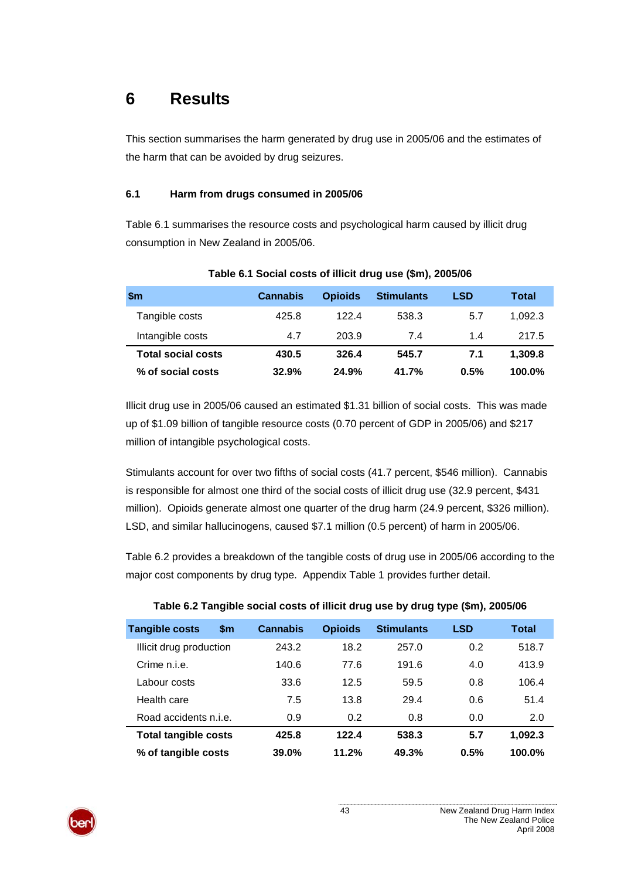# 6 Results

This section summarises the harm generated by drug use in 2005/06 and the estimates of the harm that can be avoided by drug seizures.

### 6.1 Harm from drugs consumed in 2005/06

Table 6.1 summarises the resource costs and psychological harm caused by illicit drug consumption in New Zealand in 2005/06.

**Table 6.1 Social costs of illicit drug use ($m), 2005/06**

| $m | Cannabis | Opioids | Stimulants | LSD | Total |
|---|---|---|---|---|---|
| Tangible costs | 425.8 | 122.4 | 538.3 | 5.7 | 1,092.3 |
| Intangible costs | 4.7 | 203.9 | 7.4 | 1.4 | 217.5 |
| **Total social costs** | **430.5** | **326.4** | **545.7** | **7.1** | **1,309.8** |
| **% of social costs** | **32.9%** | **24.9%** | **41.7%** | **0.5%** | **100.0%** |

Illicit drug use in 2005/06 caused an estimated $1.31 billion of social costs. This was made up of $1.09 billion of tangible resource costs (0.70 percent of GDP in 2005/06) and $217 million of intangible psychological costs.

Stimulants account for over two fifths of social costs (41.7 percent, $546 million). Cannabis is responsible for almost one third of the social costs of illicit drug use (32.9 percent, $431 million). Opioids generate almost one quarter of the drug harm (24.9 percent, $326 million). LSD, and similar hallucinogens, caused $7.1 million (0.5 percent) of harm in 2005/06.

Table 6.2 provides a breakdown of the tangible costs of drug use in 2005/06 according to the major cost components by drug type. Appendix Table 1 provides further detail.

**Table 6.2 Tangible social costs of illicit drug use by drug type ($m), 2005/06**

| Tangible costs $m | Cannabis | Opioids | Stimulants | LSD | Total |
|---|---|---|---|---|---|
| Illicit drug production | 243.2 | 18.2 | 257.0 | 0.2 | 518.7 |
| Crime n.i.e. | 140.6 | 77.6 | 191.6 | 4.0 | 413.9 |
| Labour costs | 33.6 | 12.5 | 59.5 | 0.8 | 106.4 |
| Health care | 7.5 | 13.8 | 29.4 | 0.6 | 51.4 |
| Road accidents n.i.e. | 0.9 | 0.2 | 0.8 | 0.0 | 2.0 |
| **Total tangible costs** | **425.8** | **122.4** | **538.3** | **5.7** | **1,092.3** |
| **% of tangible costs** | **39.0%** | **11.2%** | **49.3%** | **0.5%** | **100.0%** |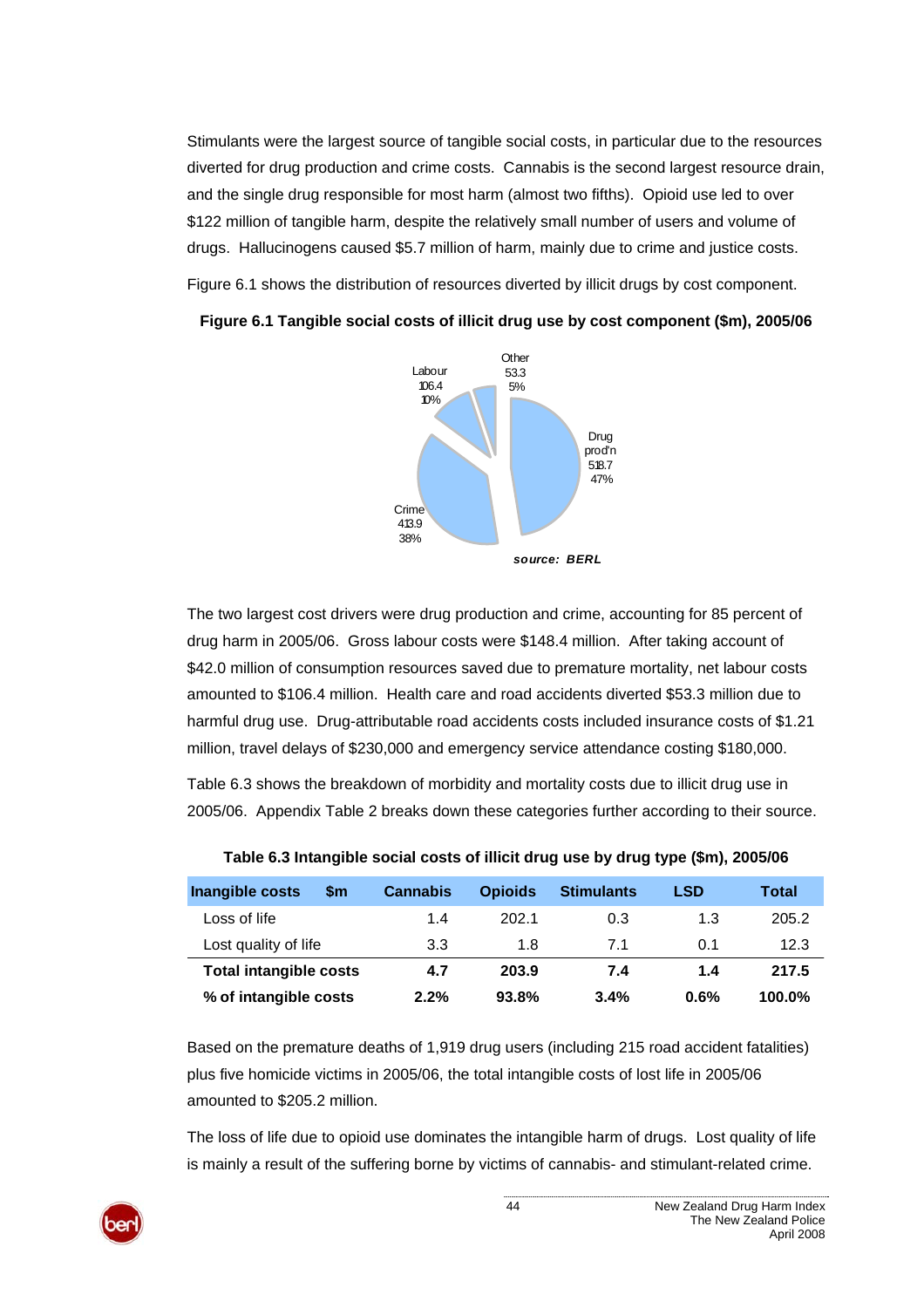Stimulants were the largest source of tangible social costs, in particular due to the resources diverted for drug production and crime costs. Cannabis is the second largest resource drain, and the single drug responsible for most harm (almost two fifths). Opioid use led to over $122 million of tangible harm, despite the relatively small number of users and volume of drugs. Hallucinogens caused $5.7 million of harm, mainly due to crime and justice costs.

Figure 6.1 shows the distribution of resources diverted by illicit drugs by cost component.

**Figure 6.1 Tangible social costs of illicit drug use by cost component ($m), 2005/06**

Labour 106.4 10%

Other 53.3 5%

Drug prod'n 518.7 47%

Crime 413.9 38%

***source: BERL***

The two largest cost drivers were drug production and crime, accounting for 85 percent of drug harm in 2005/06. Gross labour costs were $148.4 million. After taking account of $42.0 million of consumption resources saved due to premature mortality, net labour costs amounted to $106.4 million. Health care and road accidents diverted $53.3 million due to harmful drug use. Drug-attributable road accidents costs included insurance costs of $1.21 million, travel delays of $230,000 and emergency service attendance costing $180,000.

Table 6.3 shows the breakdown of morbidity and mortality costs due to illicit drug use in 2005/06. Appendix Table 2 breaks down these categories further according to their source.

**Table 6.3 Intangible social costs of illicit drug use by drug type ($m), 2005/06**

| Inangible costs $m | Cannabis | Opioids | Stimulants | LSD | Total |
|---|---|---|---|---|---|
| Loss of life | 1.4 | 202.1 | 0.3 | 1.3 | 205.2 |
| Lost quality of life | 3.3 | 1.8 | 7.1 | 0.1 | 12.3 |
| **Total intangible costs** | **4.7** | **203.9** | **7.4** | **1.4** | **217.5** |
| **% of intangible costs** | **2.2%** | **93.8%** | **3.4%** | **0.6%** | **100.0%** |

Based on the premature deaths of 1,919 drug users (including 215 road accident fatalities) plus five homicide victims in 2005/06, the total intangible costs of lost life in 2005/06 amounted to $205.2 million.

The loss of life due to opioid use dominates the intangible harm of drugs. Lost quality of life is mainly a result of the suffering borne by victims of cannabis- and stimulant-related crime.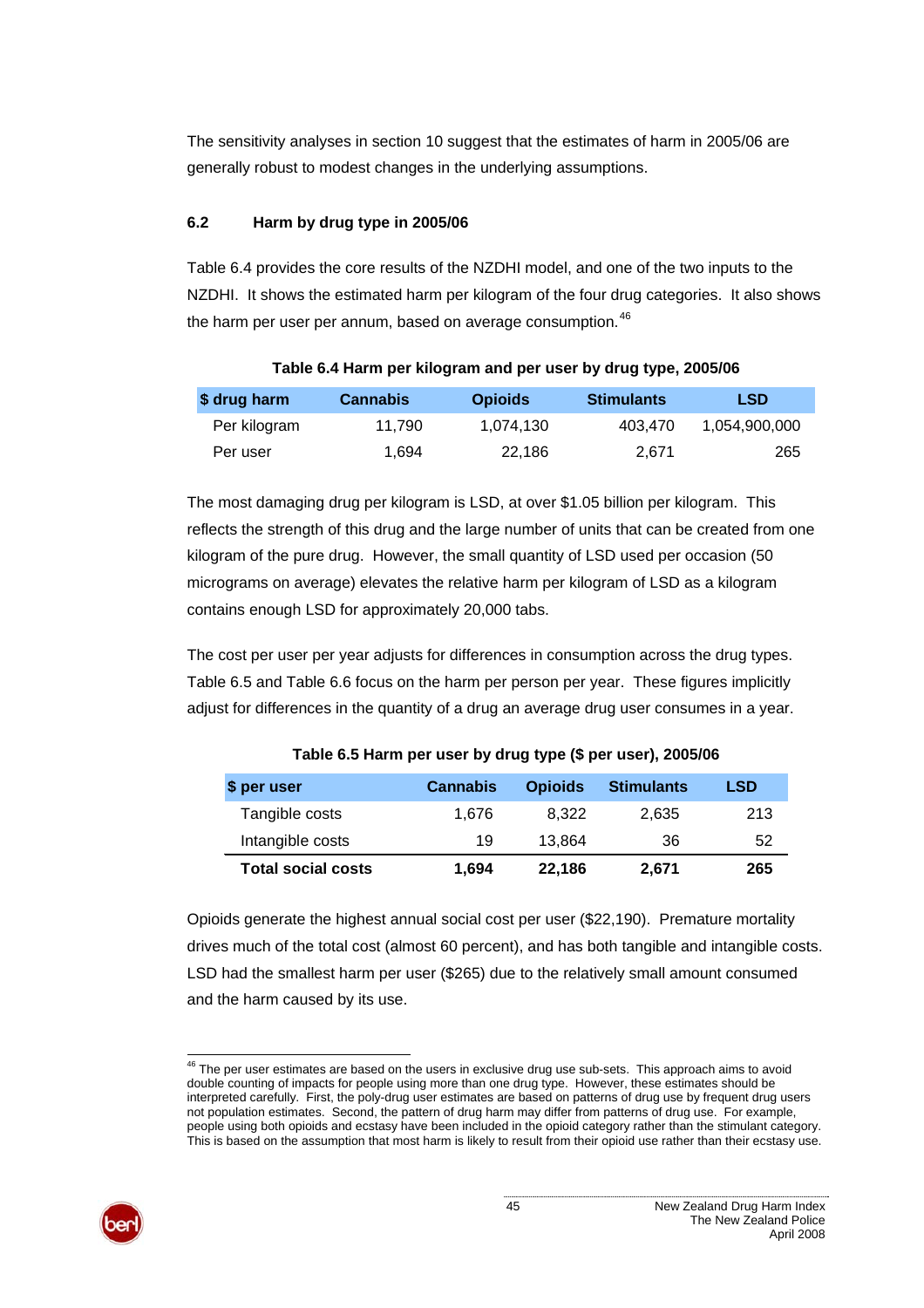The sensitivity analyses in section 10 suggest that the estimates of harm in 2005/06 are generally robust to modest changes in the underlying assumptions.

### 6.2 Harm by drug type in 2005/06

Table 6.4 provides the core results of the NZDHI model, and one of the two inputs to the NZDHI. It shows the estimated harm per kilogram of the four drug categories. It also shows the harm per user per annum, based on average consumption.[46]

**Table 6.4 Harm per kilogram and per user by drug type, 2005/06**

| $ drug harm | Cannabis | Opioids | Stimulants | LSD |
|---|---|---|---|---|
| Per kilogram | 11,790 | 1,074,130 | 403,470 | 1,054,900,000 |
| Per user | 1,694 | 22,186 | 2,671 | 265 |

The most damaging drug per kilogram is LSD, at over $1.05 billion per kilogram. This reflects the strength of this drug and the large number of units that can be created from one kilogram of the pure drug. However, the small quantity of LSD used per occasion (50 micrograms on average) elevates the relative harm per kilogram of LSD as a kilogram contains enough LSD for approximately 20,000 tabs.

The cost per user per year adjusts for differences in consumption across the drug types. Table 6.5 and Table 6.6 focus on the harm per person per year. These figures implicitly adjust for differences in the quantity of a drug an average drug user consumes in a year.

**Table 6.5 Harm per user by drug type ($ per user), 2005/06**

| $ per user | Cannabis | Opioids | Stimulants | LSD |
|---|---|---|---|---|
| Tangible costs | 1,676 | 8,322 | 2,635 | 213 |
| Intangible costs | 19 | 13,864 | 36 | 52 |
| **Total social costs** | **1,694** | **22,186** | **2,671** | **265** |

Opioids generate the highest annual social cost per user ($22,190). Premature mortality drives much of the total cost (almost 60 percent), and has both tangible and intangible costs. LSD had the smallest harm per user ($265) due to the relatively small amount consumed and the harm caused by its use.

[46] The per user estimates are based on the users in exclusive drug use sub-sets. This approach aims to avoid double counting of impacts for people using more than one drug type. However, these estimates should be interpreted carefully. First, the poly-drug user estimates are based on patterns of drug use by frequent drug users not population estimates. Second, the pattern of drug harm may differ from patterns of drug use. For example, people using both opioids and ecstasy have been included in the opioid category rather than the stimulant category. This is based on the assumption that most harm is likely to result from their opioid use rather than their ecstasy use.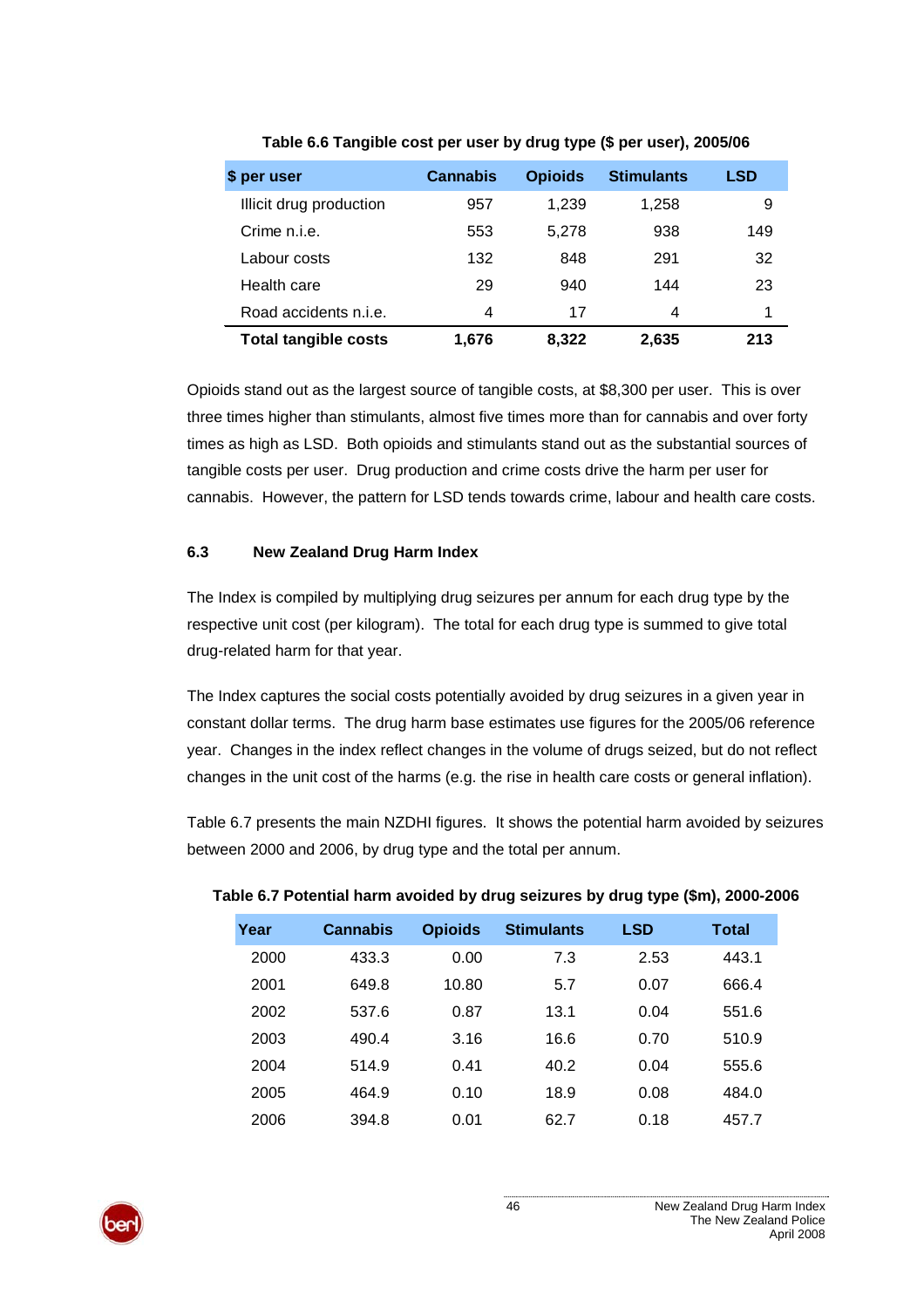**Table 6.6 Tangible cost per user by drug type ($ per user), 2005/06**

| $ per user | Cannabis | Opioids | Stimulants | LSD |
|---|---|---|---|---|
| Illicit drug production | 957 | 1,239 | 1,258 | 9 |
| Crime n.i.e. | 553 | 5,278 | 938 | 149 |
| Labour costs | 132 | 848 | 291 | 32 |
| Health care | 29 | 940 | 144 | 23 |
| Road accidents n.i.e. | 4 | 17 | 4 | 1 |
| **Total tangible costs** | **1,676** | **8,322** | **2,635** | **213** |

Opioids stand out as the largest source of tangible costs, at $8,300 per user. This is over three times higher than stimulants, almost five times more than for cannabis and over forty times as high as LSD. Both opioids and stimulants stand out as the substantial sources of tangible costs per user. Drug production and crime costs drive the harm per user for cannabis. However, the pattern for LSD tends towards crime, labour and health care costs.

### 6.3 New Zealand Drug Harm Index

The Index is compiled by multiplying drug seizures per annum for each drug type by the respective unit cost (per kilogram). The total for each drug type is summed to give total drug-related harm for that year.

The Index captures the social costs potentially avoided by drug seizures in a given year in constant dollar terms. The drug harm base estimates use figures for the 2005/06 reference year. Changes in the index reflect changes in the volume of drugs seized, but do not reflect changes in the unit cost of the harms (e.g. the rise in health care costs or general inflation).

Table 6.7 presents the main NZDHI figures. It shows the potential harm avoided by seizures between 2000 and 2006, by drug type and the total per annum.

**Table 6.7 Potential harm avoided by drug seizures by drug type ($m), 2000-2006**

| Year | Cannabis | Opioids | Stimulants | LSD | Total |
|---|---|---|---|---|---|
| 2000 | 433.3 | 0.00 | 7.3 | 2.53 | 443.1 |
| 2001 | 649.8 | 10.80 | 5.7 | 0.07 | 666.4 |
| 2002 | 537.6 | 0.87 | 13.1 | 0.04 | 551.6 |
| 2003 | 490.4 | 3.16 | 16.6 | 0.70 | 510.9 |
| 2004 | 514.9 | 0.41 | 40.2 | 0.04 | 555.6 |
| 2005 | 464.9 | 0.10 | 18.9 | 0.08 | 484.0 |
| 2006 | 394.8 | 0.01 | 62.7 | 0.18 | 457.7 |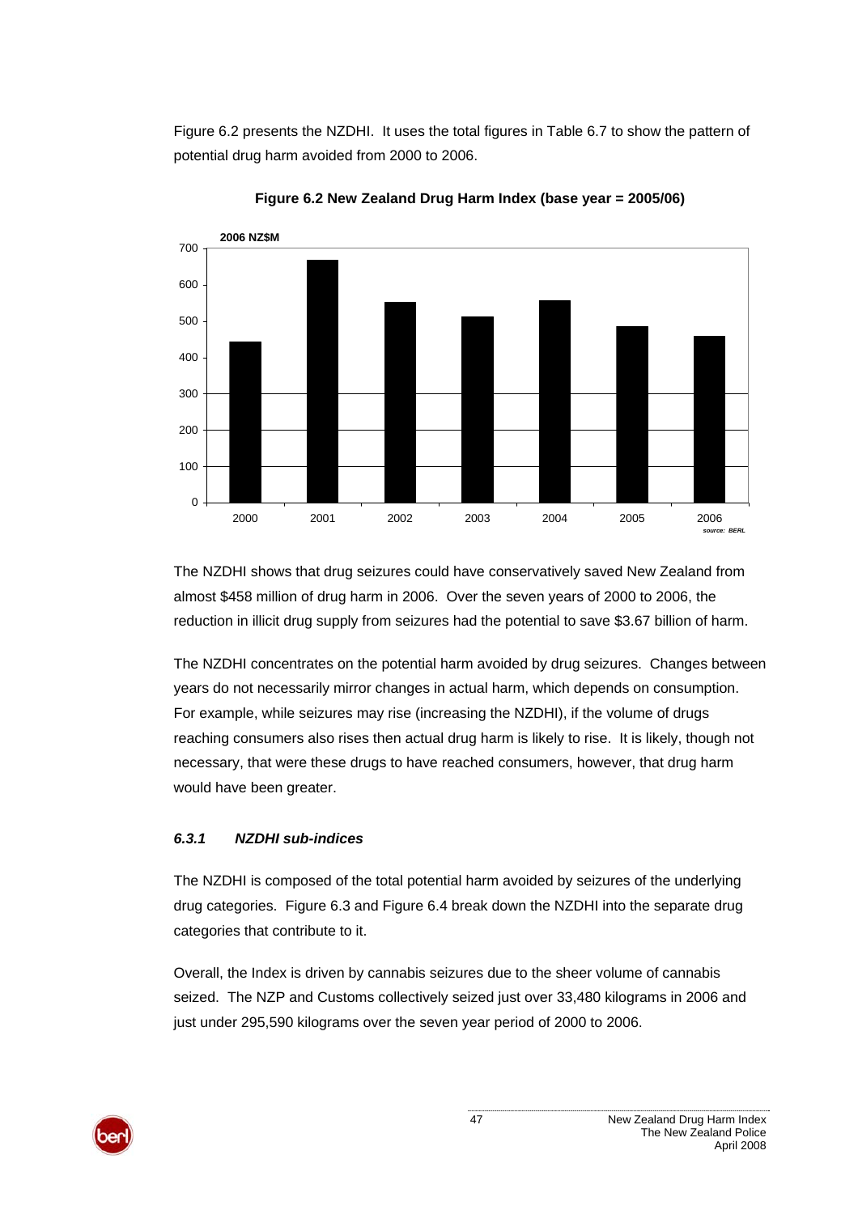Figure 6.2 presents the NZDHI. It uses the total figures in Table 6.7 to show the pattern of potential drug harm avoided from 2000 to 2006.

**Figure 6.2 New Zealand Drug Harm Index (base year = 2005/06)**

The NZDHI shows that drug seizures could have conservatively saved New Zealand from almost $458 million of drug harm in 2006. Over the seven years of 2000 to 2006, the reduction in illicit drug supply from seizures had the potential to save $3.67 billion of harm.

The NZDHI concentrates on the potential harm avoided by drug seizures. Changes between years do not necessarily mirror changes in actual harm, which depends on consumption. For example, while seizures may rise (increasing the NZDHI), if the volume of drugs reaching consumers also rises then actual drug harm is likely to rise. It is likely, though not necessary, that were these drugs to have reached consumers, however, that drug harm would have been greater.

### *6.3.1 NZDHI sub-indices*

The NZDHI is composed of the total potential harm avoided by seizures of the underlying drug categories. Figure 6.3 and Figure 6.4 break down the NZDHI into the separate drug categories that contribute to it.

Overall, the Index is driven by cannabis seizures due to the sheer volume of cannabis seized. The NZP and Customs collectively seized just over 33,480 kilograms in 2006 and just under 295,590 kilograms over the seven year period of 2000 to 2006.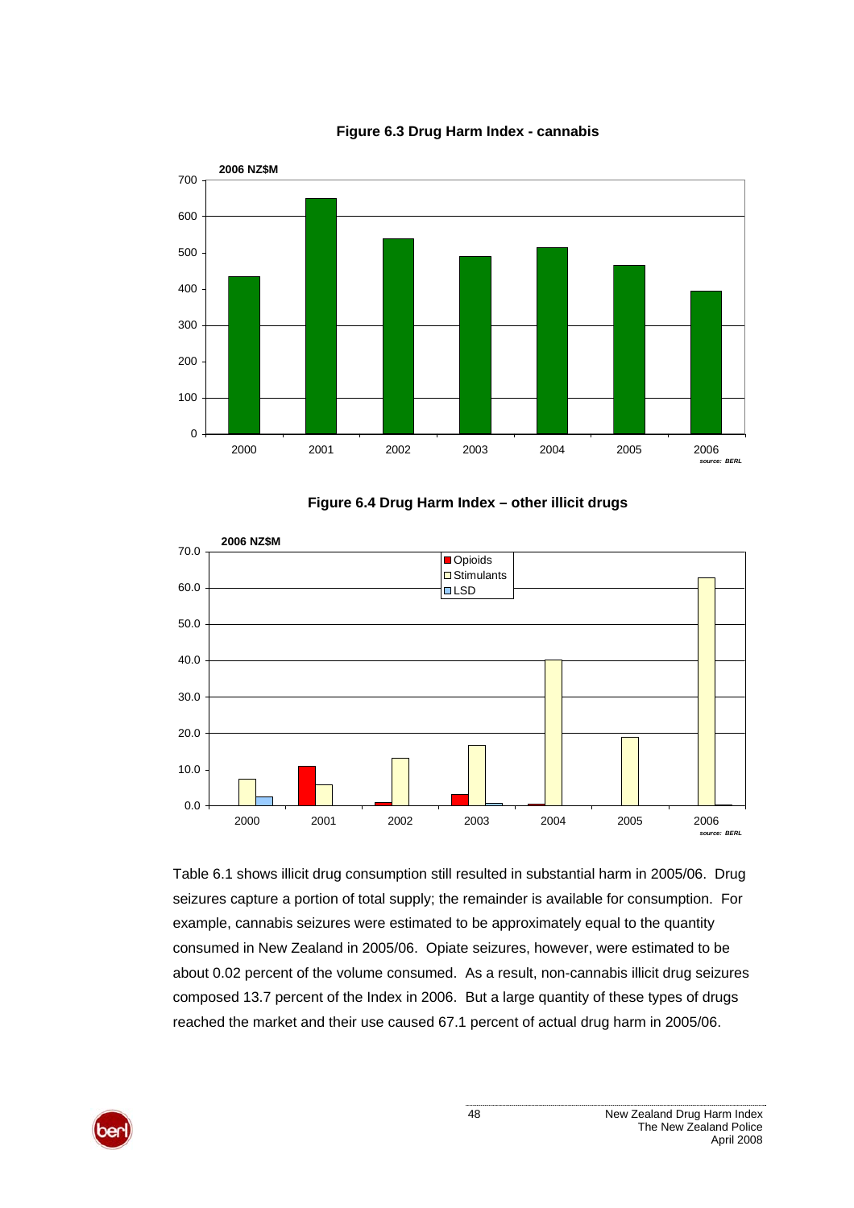**Figure 6.3 Drug Harm Index - cannabis**

**Figure 6.4 Drug Harm Index – other illicit drugs**

Table 6.1 shows illicit drug consumption still resulted in substantial harm in 2005/06. Drug seizures capture a portion of total supply; the remainder is available for consumption. For example, cannabis seizures were estimated to be approximately equal to the quantity consumed in New Zealand in 2005/06. Opiate seizures, however, were estimated to be about 0.02 percent of the volume consumed. As a result, non-cannabis illicit drug seizures composed 13.7 percent of the Index in 2006. But a large quantity of these types of drugs reached the market and their use caused 67.1 percent of actual drug harm in 2005/06.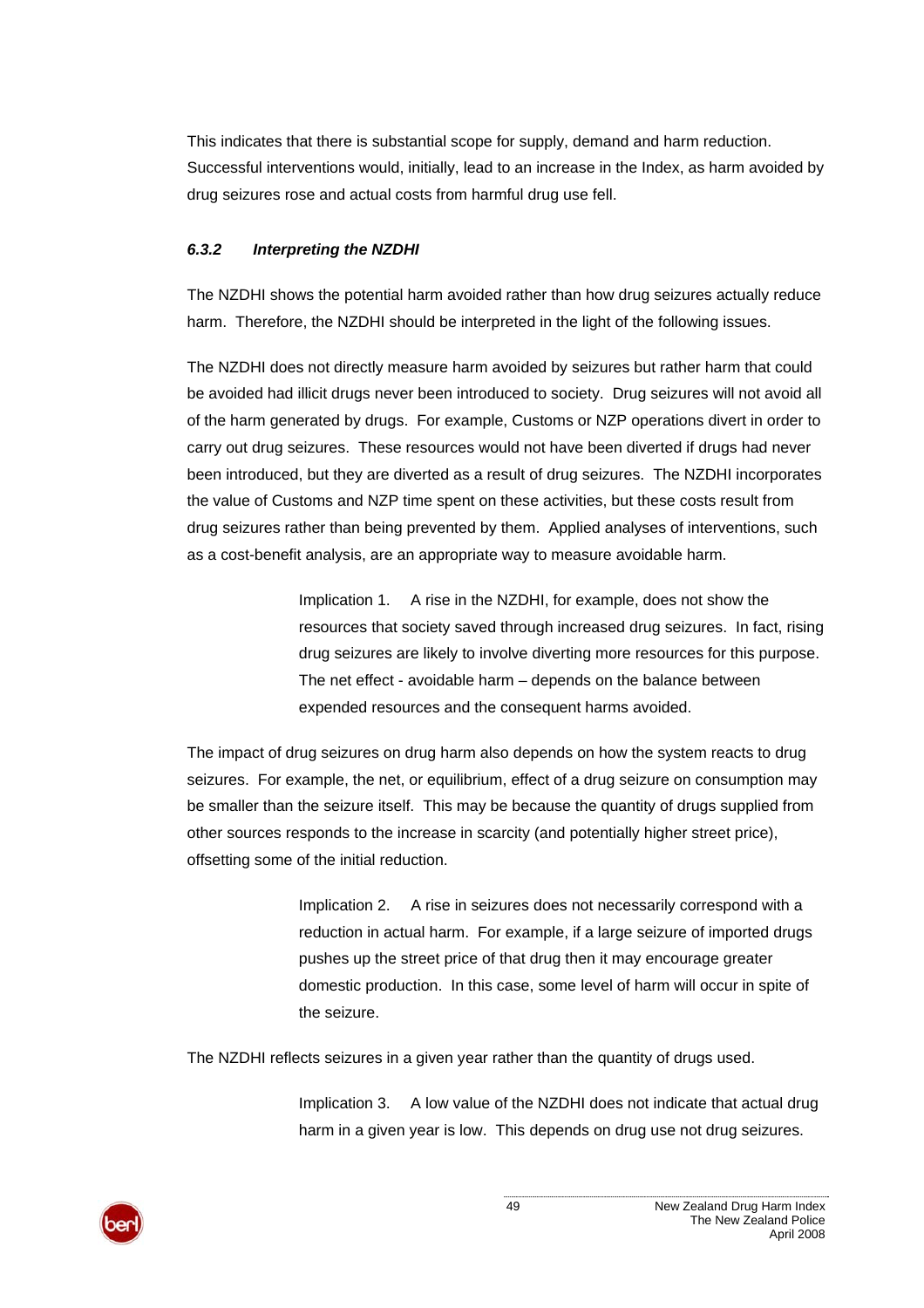This indicates that there is substantial scope for supply, demand and harm reduction. Successful interventions would, initially, lead to an increase in the Index, as harm avoided by drug seizures rose and actual costs from harmful drug use fell.

### *6.3.2 Interpreting the NZDHI*

The NZDHI shows the potential harm avoided rather than how drug seizures actually reduce harm. Therefore, the NZDHI should be interpreted in the light of the following issues.

The NZDHI does not directly measure harm avoided by seizures but rather harm that could be avoided had illicit drugs never been introduced to society. Drug seizures will not avoid all of the harm generated by drugs. For example, Customs or NZP operations divert in order to carry out drug seizures. These resources would not have been diverted if drugs had never been introduced, but they are diverted as a result of drug seizures. The NZDHI incorporates the value of Customs and NZP time spent on these activities, but these costs result from drug seizures rather than being prevented by them. Applied analyses of interventions, such as a cost-benefit analysis, are an appropriate way to measure avoidable harm.

> Implication 1. A rise in the NZDHI, for example, does not show the resources that society saved through increased drug seizures. In fact, rising drug seizures are likely to involve diverting more resources for this purpose. The net effect - avoidable harm – depends on the balance between expended resources and the consequent harms avoided.

The impact of drug seizures on drug harm also depends on how the system reacts to drug seizures. For example, the net, or equilibrium, effect of a drug seizure on consumption may be smaller than the seizure itself. This may be because the quantity of drugs supplied from other sources responds to the increase in scarcity (and potentially higher street price), offsetting some of the initial reduction.

> Implication 2. A rise in seizures does not necessarily correspond with a reduction in actual harm. For example, if a large seizure of imported drugs pushes up the street price of that drug then it may encourage greater domestic production. In this case, some level of harm will occur in spite of the seizure.

The NZDHI reflects seizures in a given year rather than the quantity of drugs used.

> Implication 3. A low value of the NZDHI does not indicate that actual drug harm in a given year is low. This depends on drug use not drug seizures.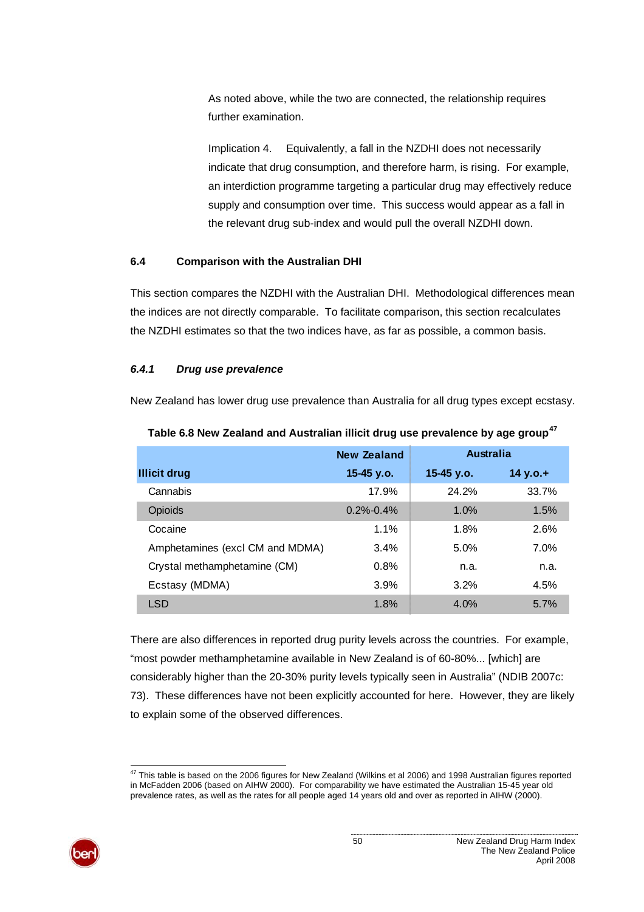As noted above, while the two are connected, the relationship requires further examination.

Implication 4. Equivalently, a fall in the NZDHI does not necessarily indicate that drug consumption, and therefore harm, is rising. For example, an interdiction programme targeting a particular drug may effectively reduce supply and consumption over time. This success would appear as a fall in the relevant drug sub-index and would pull the overall NZDHI down.

## 6.4 Comparison with the Australian DHI

This section compares the NZDHI with the Australian DHI. Methodological differences mean the indices are not directly comparable. To facilitate comparison, this section recalculates the NZDHI estimates so that the two indices have, as far as possible, a common basis.

### *6.4.1 Drug use prevalence*

New Zealand has lower drug use prevalence than Australia for all drug types except ecstasy.

**Table 6.8 New Zealand and Australian illicit drug use prevalence by age group[47]**

| | New Zealand | Australia | |
|---|---|---|---|
| **Illicit drug** | **15-45 y.o.** | **15-45 y.o.** | **14 y.o.+** |
| Cannabis | 17.9% | 24.2% | 33.7% |
| Opioids | 0.2%-0.4% | 1.0% | 1.5% |
| Cocaine | 1.1% | 1.8% | 2.6% |
| Amphetamines (excl CM and MDMA) | 3.4% | 5.0% | 7.0% |
| Crystal methamphetamine (CM) | 0.8% | n.a. | n.a. |
| Ecstasy (MDMA) | 3.9% | 3.2% | 4.5% |
| LSD | 1.8% | 4.0% | 5.7% |

There are also differences in reported drug purity levels across the countries. For example, "most powder methamphetamine available in New Zealand is of 60-80%... [which] are considerably higher than the 20-30% purity levels typically seen in Australia" (NDIB 2007c: 73). These differences have not been explicitly accounted for here. However, they are likely to explain some of the observed differences.

---

[47] This table is based on the 2006 figures for New Zealand (Wilkins et al 2006) and 1998 Australian figures reported in McFadden 2006 (based on AIHW 2000). For comparability we have estimated the Australian 15-45 year old prevalence rates, as well as the rates for all people aged 14 years old and over as reported in AIHW (2000).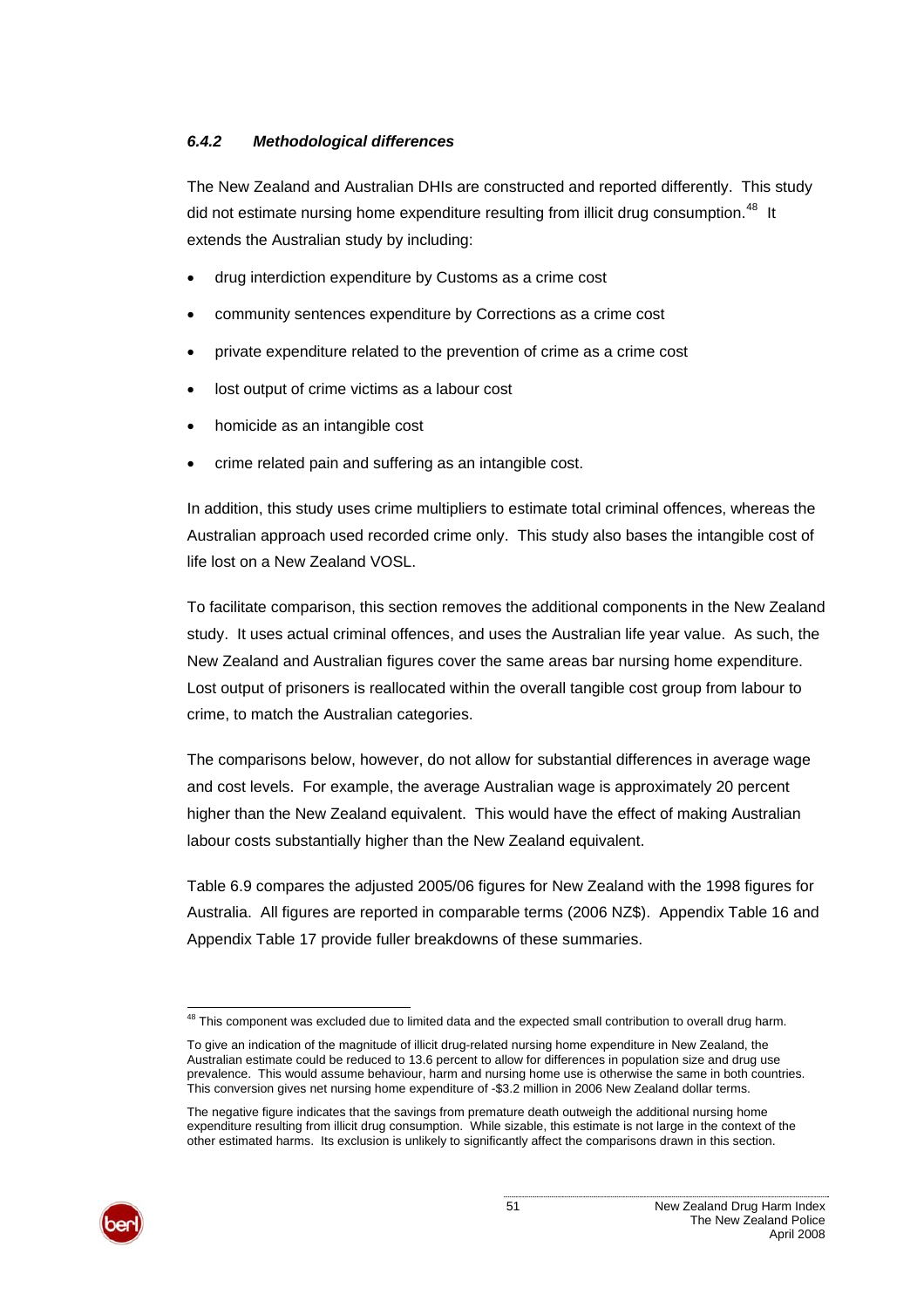### *6.4.2 Methodological differences*

The New Zealand and Australian DHIs are constructed and reported differently. This study did not estimate nursing home expenditure resulting from illicit drug consumption.[48] It extends the Australian study by including:

- drug interdiction expenditure by Customs as a crime cost
- community sentences expenditure by Corrections as a crime cost
- private expenditure related to the prevention of crime as a crime cost
- lost output of crime victims as a labour cost
- homicide as an intangible cost
- crime related pain and suffering as an intangible cost.

In addition, this study uses crime multipliers to estimate total criminal offences, whereas the Australian approach used recorded crime only. This study also bases the intangible cost of life lost on a New Zealand VOSL.

To facilitate comparison, this section removes the additional components in the New Zealand study. It uses actual criminal offences, and uses the Australian life year value. As such, the New Zealand and Australian figures cover the same areas bar nursing home expenditure. Lost output of prisoners is reallocated within the overall tangible cost group from labour to crime, to match the Australian categories.

The comparisons below, however, do not allow for substantial differences in average wage and cost levels. For example, the average Australian wage is approximately 20 percent higher than the New Zealand equivalent. This would have the effect of making Australian labour costs substantially higher than the New Zealand equivalent.

Table 6.9 compares the adjusted 2005/06 figures for New Zealand with the 1998 figures for Australia. All figures are reported in comparable terms (2006 NZ$). Appendix Table 16 and Appendix Table 17 provide fuller breakdowns of these summaries.

---

[48] This component was excluded due to limited data and the expected small contribution to overall drug harm.

To give an indication of the magnitude of illicit drug-related nursing home expenditure in New Zealand, the Australian estimate could be reduced to 13.6 percent to allow for differences in population size and drug use prevalence. This would assume behaviour, harm and nursing home use is otherwise the same in both countries. This conversion gives net nursing home expenditure of -$3.2 million in 2006 New Zealand dollar terms.

The negative figure indicates that the savings from premature death outweigh the additional nursing home expenditure resulting from illicit drug consumption. While sizable, this estimate is not large in the context of the other estimated harms. Its exclusion is unlikely to significantly affect the comparisons drawn in this section.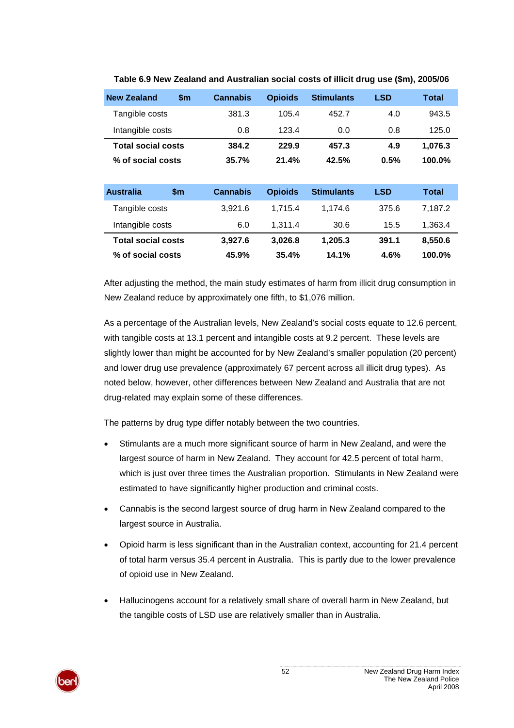**Table 6.9 New Zealand and Australian social costs of illicit drug use ($m), 2005/06**

| New Zealand $m | Cannabis | Opioids | Stimulants | LSD | Total |
|---|---|---|---|---|---|
| Tangible costs | 381.3 | 105.4 | 452.7 | 4.0 | 943.5 |
| Intangible costs | 0.8 | 123.4 | 0.0 | 0.8 | 125.0 |
| **Total social costs** | **384.2** | **229.9** | **457.3** | **4.9** | **1,076.3** |
| **% of social costs** | **35.7%** | **21.4%** | **42.5%** | **0.5%** | **100.0%** |

| Australia $m | Cannabis | Opioids | Stimulants | LSD | Total |
|---|---|---|---|---|---|
| Tangible costs | 3,921.6 | 1,715.4 | 1,174.6 | 375.6 | 7,187.2 |
| Intangible costs | 6.0 | 1,311.4 | 30.6 | 15.5 | 1,363.4 |
| **Total social costs** | **3,927.6** | **3,026.8** | **1,205.3** | **391.1** | **8,550.6** |
| **% of social costs** | **45.9%** | **35.4%** | **14.1%** | **4.6%** | **100.0%** |

After adjusting the method, the main study estimates of harm from illicit drug consumption in New Zealand reduce by approximately one fifth, to $1,076 million.

As a percentage of the Australian levels, New Zealand's social costs equate to 12.6 percent, with tangible costs at 13.1 percent and intangible costs at 9.2 percent. These levels are slightly lower than might be accounted for by New Zealand's smaller population (20 percent) and lower drug use prevalence (approximately 67 percent across all illicit drug types). As noted below, however, other differences between New Zealand and Australia that are not drug-related may explain some of these differences.

The patterns by drug type differ notably between the two countries.

- Stimulants are a much more significant source of harm in New Zealand, and were the largest source of harm in New Zealand. They account for 42.5 percent of total harm, which is just over three times the Australian proportion. Stimulants in New Zealand were estimated to have significantly higher production and criminal costs.
- Cannabis is the second largest source of drug harm in New Zealand compared to the largest source in Australia.
- Opioid harm is less significant than in the Australian context, accounting for 21.4 percent of total harm versus 35.4 percent in Australia. This is partly due to the lower prevalence of opioid use in New Zealand.
- Hallucinogens account for a relatively small share of overall harm in New Zealand, but the tangible costs of LSD use are relatively smaller than in Australia.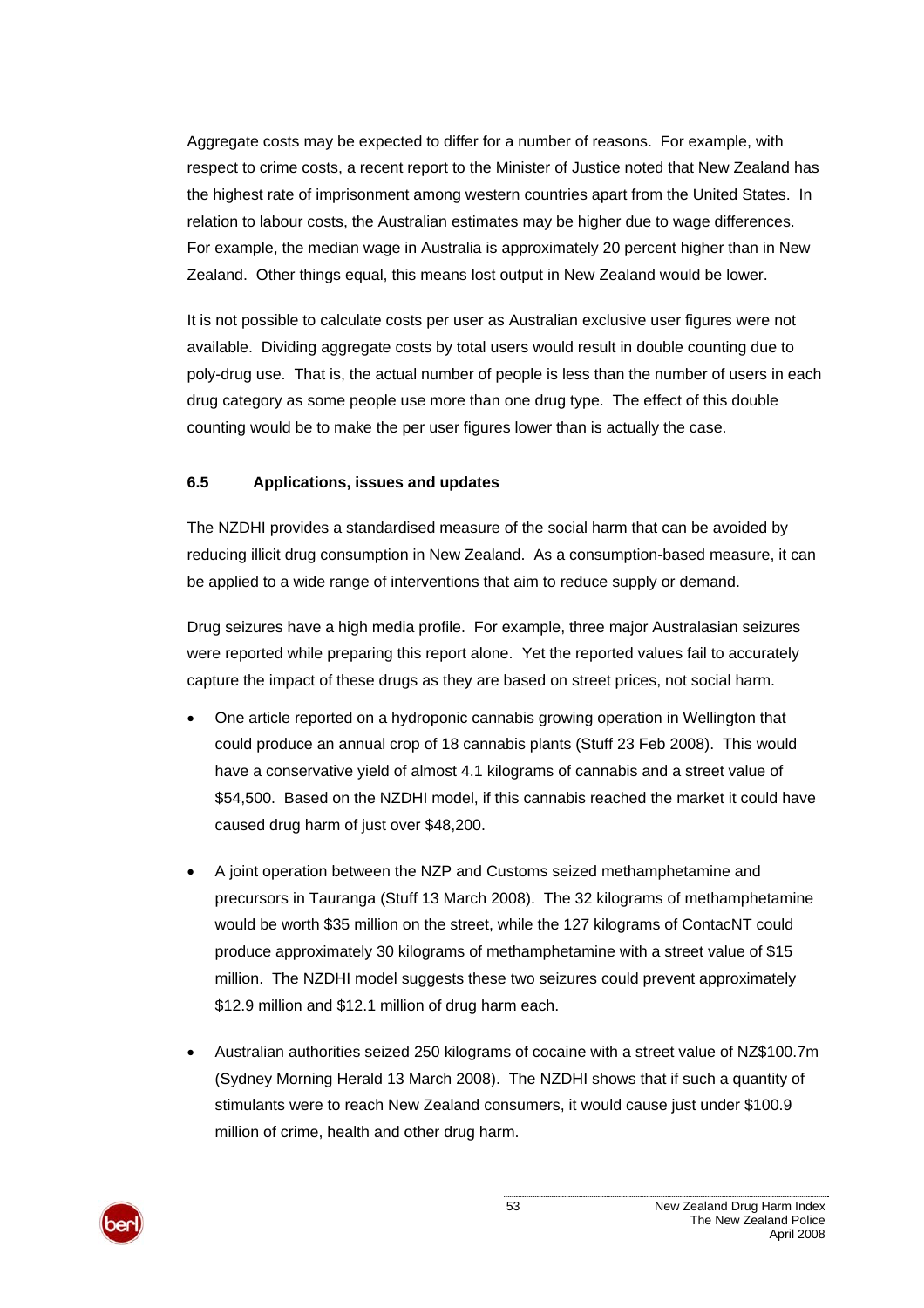Aggregate costs may be expected to differ for a number of reasons. For example, with respect to crime costs, a recent report to the Minister of Justice noted that New Zealand has the highest rate of imprisonment among western countries apart from the United States. In relation to labour costs, the Australian estimates may be higher due to wage differences. For example, the median wage in Australia is approximately 20 percent higher than in New Zealand. Other things equal, this means lost output in New Zealand would be lower.

It is not possible to calculate costs per user as Australian exclusive user figures were not available. Dividing aggregate costs by total users would result in double counting due to poly-drug use. That is, the actual number of people is less than the number of users in each drug category as some people use more than one drug type. The effect of this double counting would be to make the per user figures lower than is actually the case.

### 6.5 Applications, issues and updates

The NZDHI provides a standardised measure of the social harm that can be avoided by reducing illicit drug consumption in New Zealand. As a consumption-based measure, it can be applied to a wide range of interventions that aim to reduce supply or demand.

Drug seizures have a high media profile. For example, three major Australasian seizures were reported while preparing this report alone. Yet the reported values fail to accurately capture the impact of these drugs as they are based on street prices, not social harm.

- One article reported on a hydroponic cannabis growing operation in Wellington that could produce an annual crop of 18 cannabis plants (Stuff 23 Feb 2008). This would have a conservative yield of almost 4.1 kilograms of cannabis and a street value of $54,500. Based on the NZDHI model, if this cannabis reached the market it could have caused drug harm of just over $48,200.

- A joint operation between the NZP and Customs seized methamphetamine and precursors in Tauranga (Stuff 13 March 2008). The 32 kilograms of methamphetamine would be worth $35 million on the street, while the 127 kilograms of ContacNT could produce approximately 30 kilograms of methamphetamine with a street value of $15 million. The NZDHI model suggests these two seizures could prevent approximately $12.9 million and $12.1 million of drug harm each.

- Australian authorities seized 250 kilograms of cocaine with a street value of NZ$100.7m (Sydney Morning Herald 13 March 2008). The NZDHI shows that if such a quantity of stimulants were to reach New Zealand consumers, it would cause just under $100.9 million of crime, health and other drug harm.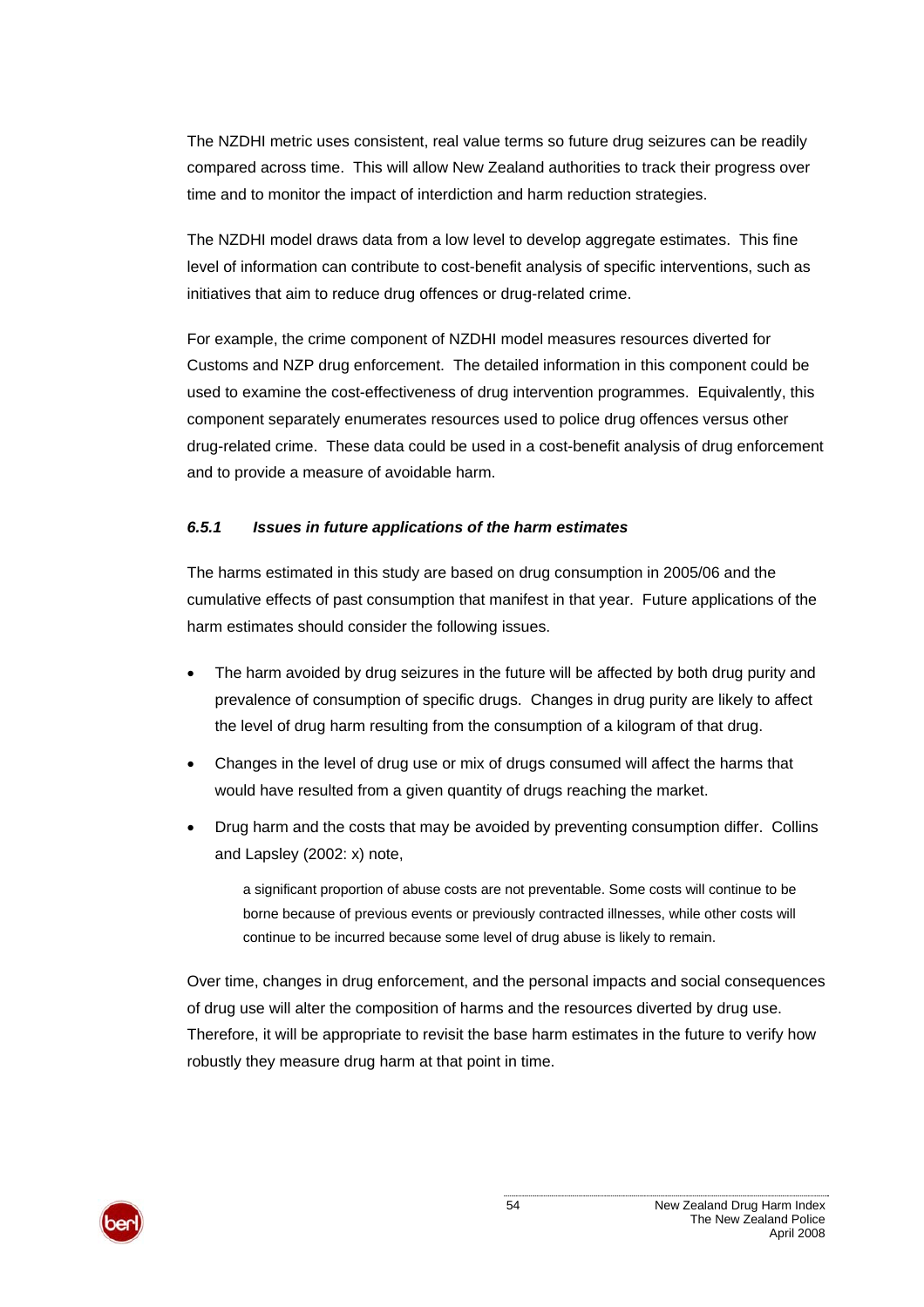The NZDHI metric uses consistent, real value terms so future drug seizures can be readily compared across time. This will allow New Zealand authorities to track their progress over time and to monitor the impact of interdiction and harm reduction strategies.

The NZDHI model draws data from a low level to develop aggregate estimates. This fine level of information can contribute to cost-benefit analysis of specific interventions, such as initiatives that aim to reduce drug offences or drug-related crime.

For example, the crime component of NZDHI model measures resources diverted for Customs and NZP drug enforcement. The detailed information in this component could be used to examine the cost-effectiveness of drug intervention programmes. Equivalently, this component separately enumerates resources used to police drug offences versus other drug-related crime. These data could be used in a cost-benefit analysis of drug enforcement and to provide a measure of avoidable harm.

#### *6.5.1 Issues in future applications of the harm estimates*

The harms estimated in this study are based on drug consumption in 2005/06 and the cumulative effects of past consumption that manifest in that year. Future applications of the harm estimates should consider the following issues.

- The harm avoided by drug seizures in the future will be affected by both drug purity and prevalence of consumption of specific drugs. Changes in drug purity are likely to affect the level of drug harm resulting from the consumption of a kilogram of that drug.
- Changes in the level of drug use or mix of drugs consumed will affect the harms that would have resulted from a given quantity of drugs reaching the market.
- Drug harm and the costs that may be avoided by preventing consumption differ. Collins and Lapsley (2002: x) note,

  > a significant proportion of abuse costs are not preventable. Some costs will continue to be borne because of previous events or previously contracted illnesses, while other costs will continue to be incurred because some level of drug abuse is likely to remain.

Over time, changes in drug enforcement, and the personal impacts and social consequences of drug use will alter the composition of harms and the resources diverted by drug use. Therefore, it will be appropriate to revisit the base harm estimates in the future to verify how robustly they measure drug harm at that point in time.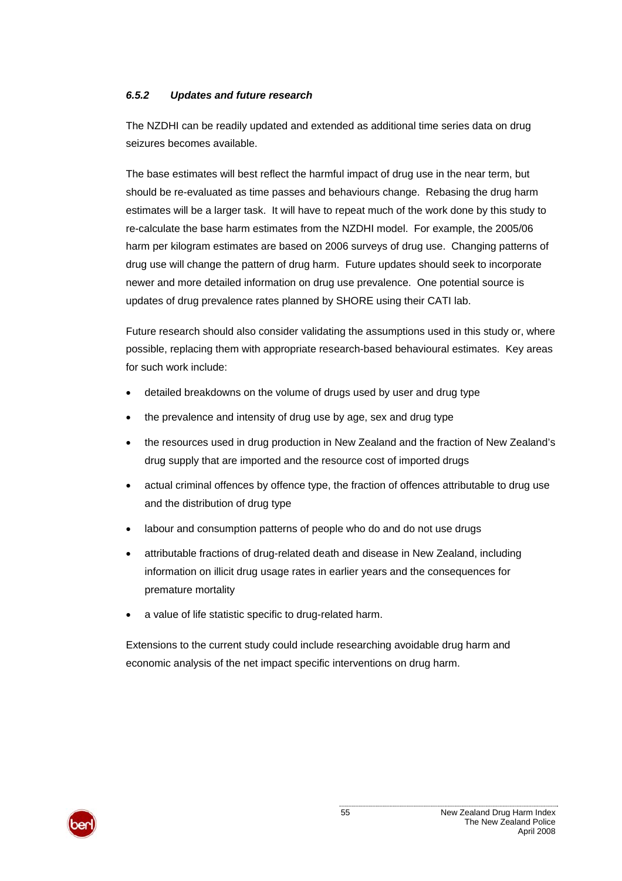### *6.5.2 Updates and future research*

The NZDHI can be readily updated and extended as additional time series data on drug seizures becomes available.

The base estimates will best reflect the harmful impact of drug use in the near term, but should be re-evaluated as time passes and behaviours change. Rebasing the drug harm estimates will be a larger task. It will have to repeat much of the work done by this study to re-calculate the base harm estimates from the NZDHI model. For example, the 2005/06 harm per kilogram estimates are based on 2006 surveys of drug use. Changing patterns of drug use will change the pattern of drug harm. Future updates should seek to incorporate newer and more detailed information on drug use prevalence. One potential source is updates of drug prevalence rates planned by SHORE using their CATI lab.

Future research should also consider validating the assumptions used in this study or, where possible, replacing them with appropriate research-based behavioural estimates. Key areas for such work include:

- detailed breakdowns on the volume of drugs used by user and drug type
- the prevalence and intensity of drug use by age, sex and drug type
- the resources used in drug production in New Zealand and the fraction of New Zealand's drug supply that are imported and the resource cost of imported drugs
- actual criminal offences by offence type, the fraction of offences attributable to drug use and the distribution of drug type
- labour and consumption patterns of people who do and do not use drugs
- attributable fractions of drug-related death and disease in New Zealand, including information on illicit drug usage rates in earlier years and the consequences for premature mortality
- a value of life statistic specific to drug-related harm.

Extensions to the current study could include researching avoidable drug harm and economic analysis of the net impact specific interventions on drug harm.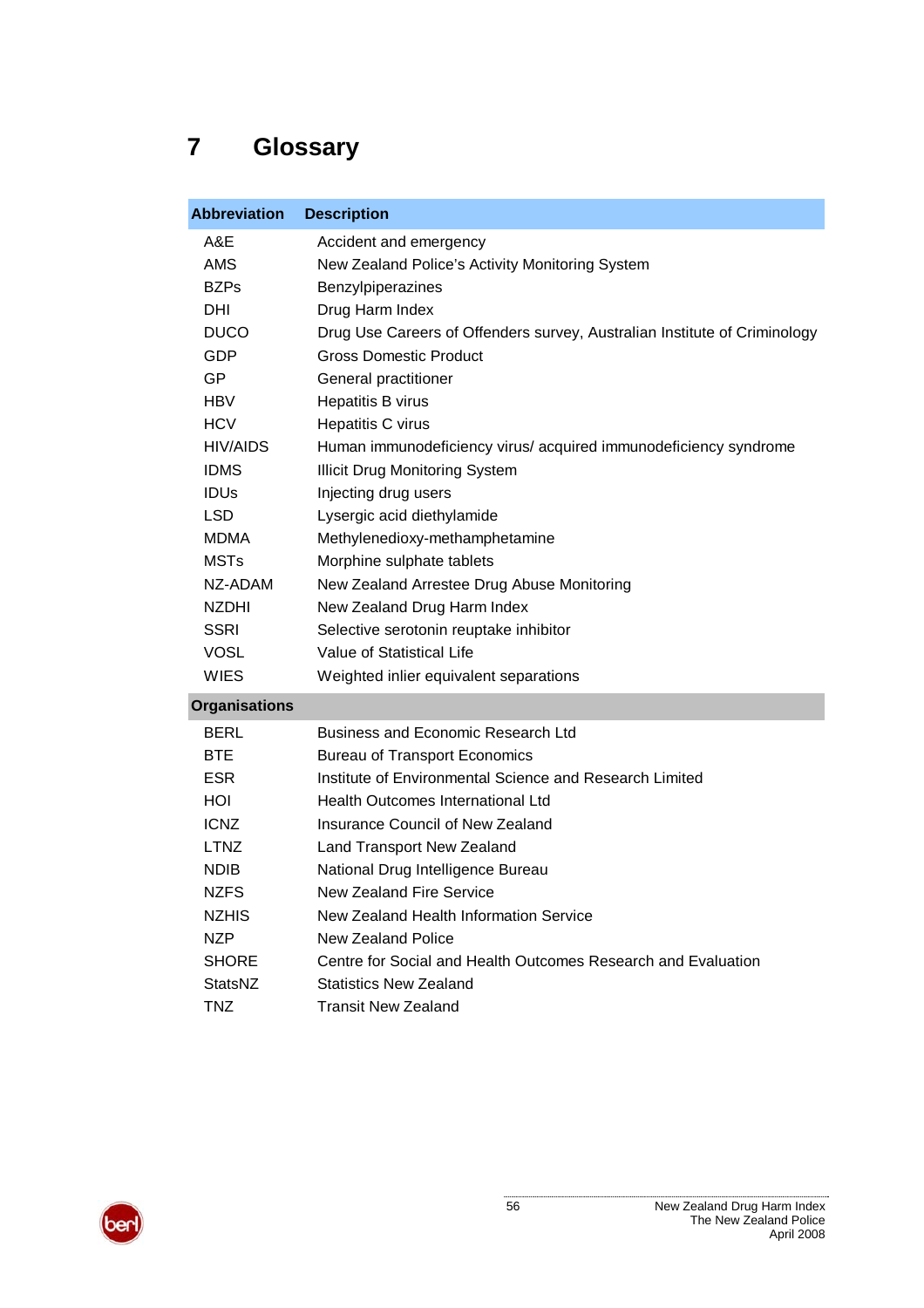# 7 Glossary

| Abbreviation | Description |
|---|---|
| A&E | Accident and emergency |
| AMS | New Zealand Police's Activity Monitoring System |
| BZPs | Benzylpiperazines |
| DHI | Drug Harm Index |
| DUCO | Drug Use Careers of Offenders survey, Australian Institute of Criminology |
| GDP | Gross Domestic Product |
| GP | General practitioner |
| HBV | Hepatitis B virus |
| HCV | Hepatitis C virus |
| HIV/AIDS | Human immunodeficiency virus/ acquired immunodeficiency syndrome |
| IDMS | Illicit Drug Monitoring System |
| IDUs | Injecting drug users |
| LSD | Lysergic acid diethylamide |
| MDMA | Methylenedioxy-methamphetamine |
| MSTs | Morphine sulphate tablets |
| NZ-ADAM | New Zealand Arrestee Drug Abuse Monitoring |
| NZDHI | New Zealand Drug Harm Index |
| SSRI | Selective serotonin reuptake inhibitor |
| VOSL | Value of Statistical Life |
| WIES | Weighted inlier equivalent separations |
| **Organisations** | |
| BERL | Business and Economic Research Ltd |
| BTE | Bureau of Transport Economics |
| ESR | Institute of Environmental Science and Research Limited |
| HOI | Health Outcomes International Ltd |
| ICNZ | Insurance Council of New Zealand |
| LTNZ | Land Transport New Zealand |
| NDIB | National Drug Intelligence Bureau |
| NZFS | New Zealand Fire Service |
| NZHIS | New Zealand Health Information Service |
| NZP | New Zealand Police |
| SHORE | Centre for Social and Health Outcomes Research and Evaluation |
| StatsNZ | Statistics New Zealand |
| TNZ | Transit New Zealand |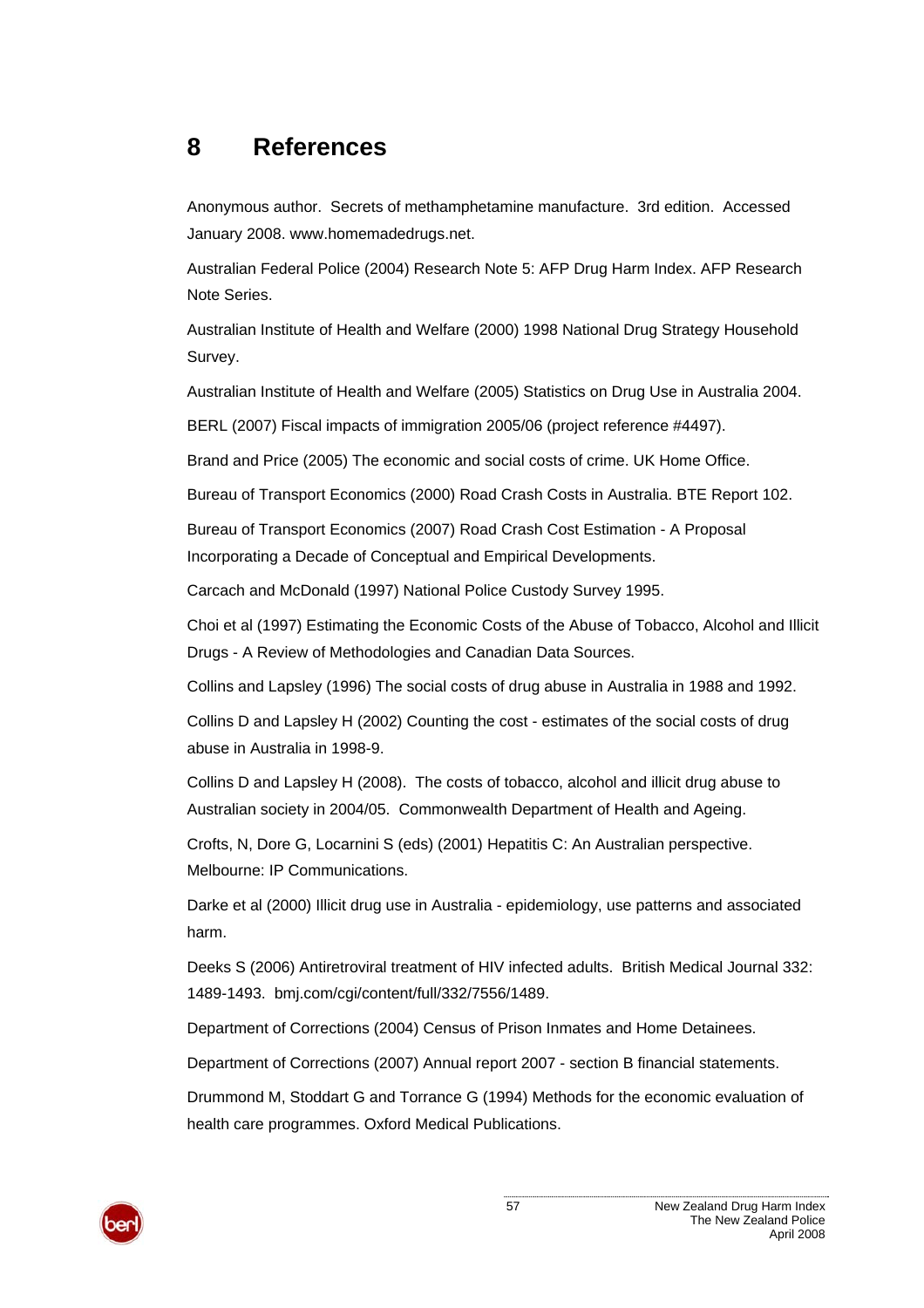# 8 References

Anonymous author. Secrets of methamphetamine manufacture. 3rd edition. Accessed January 2008. www.homemadedrugs.net.

Australian Federal Police (2004) Research Note 5: AFP Drug Harm Index. AFP Research Note Series.

Australian Institute of Health and Welfare (2000) 1998 National Drug Strategy Household Survey.

Australian Institute of Health and Welfare (2005) Statistics on Drug Use in Australia 2004.

BERL (2007) Fiscal impacts of immigration 2005/06 (project reference #4497).

Brand and Price (2005) The economic and social costs of crime. UK Home Office.

Bureau of Transport Economics (2000) Road Crash Costs in Australia. BTE Report 102.

Bureau of Transport Economics (2007) Road Crash Cost Estimation - A Proposal Incorporating a Decade of Conceptual and Empirical Developments.

Carcach and McDonald (1997) National Police Custody Survey 1995.

Choi et al (1997) Estimating the Economic Costs of the Abuse of Tobacco, Alcohol and Illicit Drugs - A Review of Methodologies and Canadian Data Sources.

Collins and Lapsley (1996) The social costs of drug abuse in Australia in 1988 and 1992.

Collins D and Lapsley H (2002) Counting the cost - estimates of the social costs of drug abuse in Australia in 1998-9.

Collins D and Lapsley H (2008). The costs of tobacco, alcohol and illicit drug abuse to Australian society in 2004/05. Commonwealth Department of Health and Ageing.

Crofts, N, Dore G, Locarnini S (eds) (2001) Hepatitis C: An Australian perspective. Melbourne: IP Communications.

Darke et al (2000) Illicit drug use in Australia - epidemiology, use patterns and associated harm.

Deeks S (2006) Antiretroviral treatment of HIV infected adults. British Medical Journal 332: 1489-1493. bmj.com/cgi/content/full/332/7556/1489.

Department of Corrections (2004) Census of Prison Inmates and Home Detainees.

Department of Corrections (2007) Annual report 2007 - section B financial statements.

Drummond M, Stoddart G and Torrance G (1994) Methods for the economic evaluation of health care programmes. Oxford Medical Publications.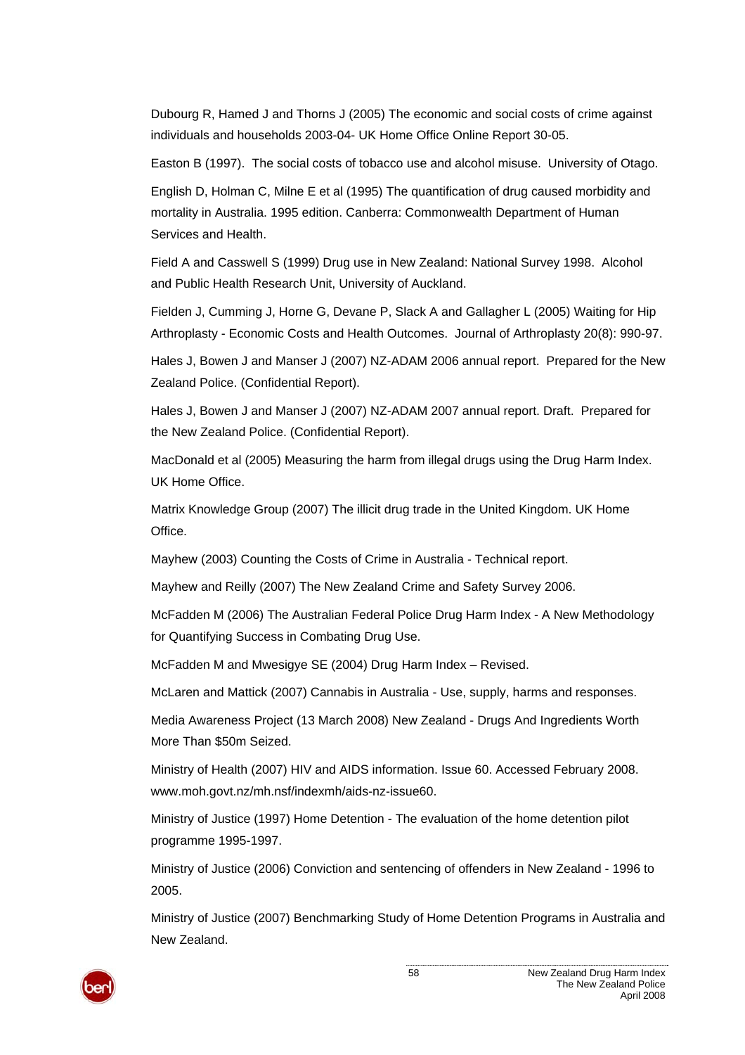Dubourg R, Hamed J and Thorns J (2005) The economic and social costs of crime against individuals and households 2003-04- UK Home Office Online Report 30-05.

Easton B (1997). The social costs of tobacco use and alcohol misuse. University of Otago.

English D, Holman C, Milne E et al (1995) The quantification of drug caused morbidity and mortality in Australia. 1995 edition. Canberra: Commonwealth Department of Human Services and Health.

Field A and Casswell S (1999) Drug use in New Zealand: National Survey 1998. Alcohol and Public Health Research Unit, University of Auckland.

Fielden J, Cumming J, Horne G, Devane P, Slack A and Gallagher L (2005) Waiting for Hip Arthroplasty - Economic Costs and Health Outcomes. Journal of Arthroplasty 20(8): 990-97.

Hales J, Bowen J and Manser J (2007) NZ-ADAM 2006 annual report. Prepared for the New Zealand Police. (Confidential Report).

Hales J, Bowen J and Manser J (2007) NZ-ADAM 2007 annual report. Draft. Prepared for the New Zealand Police. (Confidential Report).

MacDonald et al (2005) Measuring the harm from illegal drugs using the Drug Harm Index. UK Home Office.

Matrix Knowledge Group (2007) The illicit drug trade in the United Kingdom. UK Home Office.

Mayhew (2003) Counting the Costs of Crime in Australia - Technical report.

Mayhew and Reilly (2007) The New Zealand Crime and Safety Survey 2006.

McFadden M (2006) The Australian Federal Police Drug Harm Index - A New Methodology for Quantifying Success in Combating Drug Use.

McFadden M and Mwesigye SE (2004) Drug Harm Index – Revised.

McLaren and Mattick (2007) Cannabis in Australia - Use, supply, harms and responses.

Media Awareness Project (13 March 2008) New Zealand - Drugs And Ingredients Worth More Than $50m Seized.

Ministry of Health (2007) HIV and AIDS information. Issue 60. Accessed February 2008. www.moh.govt.nz/mh.nsf/indexmh/aids-nz-issue60.

Ministry of Justice (1997) Home Detention - The evaluation of the home detention pilot programme 1995-1997.

Ministry of Justice (2006) Conviction and sentencing of offenders in New Zealand - 1996 to 2005.

Ministry of Justice (2007) Benchmarking Study of Home Detention Programs in Australia and New Zealand.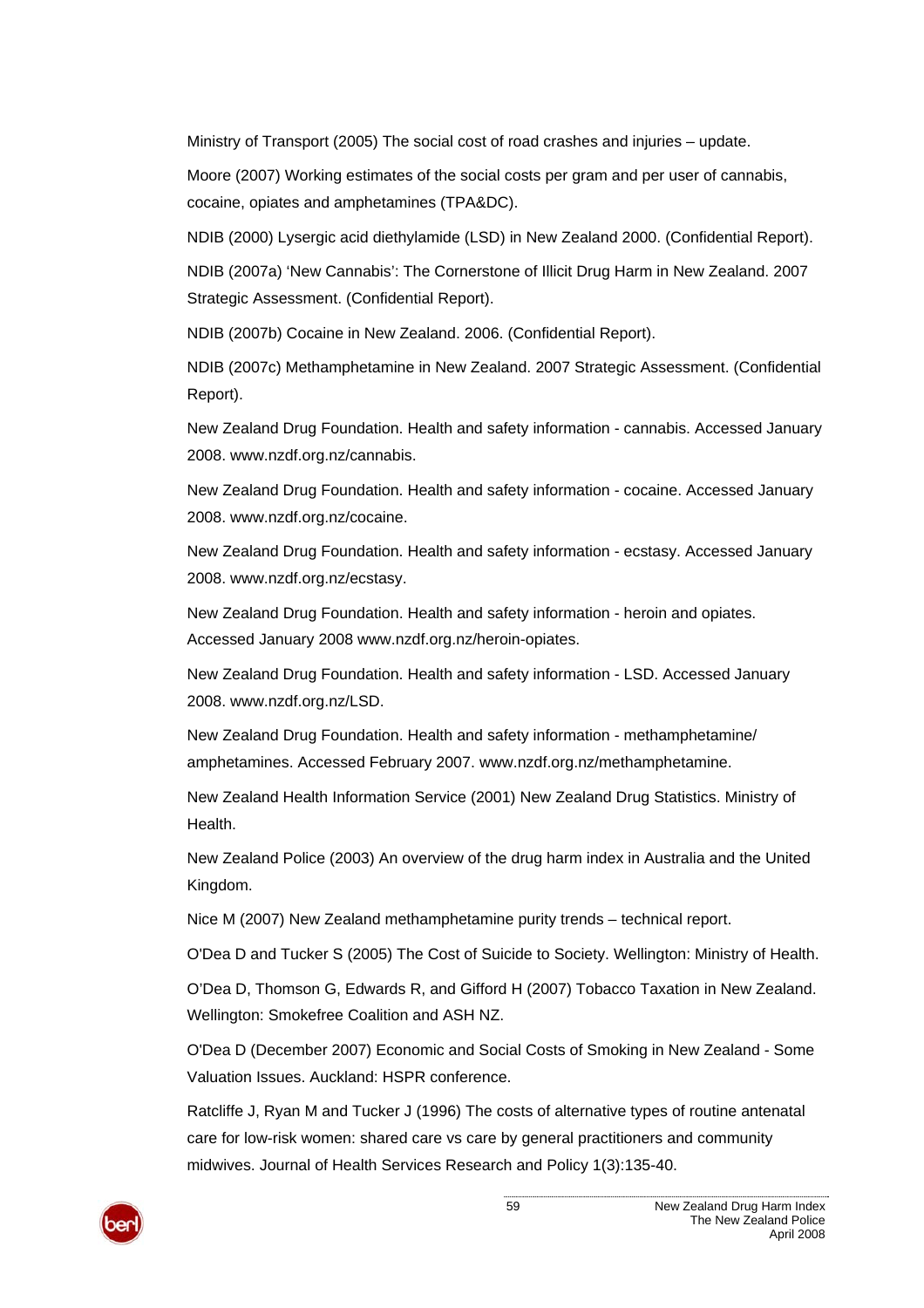Ministry of Transport (2005) The social cost of road crashes and injuries – update.

Moore (2007) Working estimates of the social costs per gram and per user of cannabis, cocaine, opiates and amphetamines (TPA&DC).

NDIB (2000) Lysergic acid diethylamide (LSD) in New Zealand 2000. (Confidential Report).

NDIB (2007a) 'New Cannabis': The Cornerstone of Illicit Drug Harm in New Zealand. 2007 Strategic Assessment. (Confidential Report).

NDIB (2007b) Cocaine in New Zealand. 2006. (Confidential Report).

NDIB (2007c) Methamphetamine in New Zealand. 2007 Strategic Assessment. (Confidential Report).

New Zealand Drug Foundation. Health and safety information - cannabis. Accessed January 2008. www.nzdf.org.nz/cannabis.

New Zealand Drug Foundation. Health and safety information - cocaine. Accessed January 2008. www.nzdf.org.nz/cocaine.

New Zealand Drug Foundation. Health and safety information - ecstasy. Accessed January 2008. www.nzdf.org.nz/ecstasy.

New Zealand Drug Foundation. Health and safety information - heroin and opiates. Accessed January 2008 www.nzdf.org.nz/heroin-opiates.

New Zealand Drug Foundation. Health and safety information - LSD. Accessed January 2008. www.nzdf.org.nz/LSD.

New Zealand Drug Foundation. Health and safety information - methamphetamine/ amphetamines. Accessed February 2007. www.nzdf.org.nz/methamphetamine.

New Zealand Health Information Service (2001) New Zealand Drug Statistics. Ministry of Health.

New Zealand Police (2003) An overview of the drug harm index in Australia and the United Kingdom.

Nice M (2007) New Zealand methamphetamine purity trends – technical report.

O'Dea D and Tucker S (2005) The Cost of Suicide to Society. Wellington: Ministry of Health.

O'Dea D, Thomson G, Edwards R, and Gifford H (2007) Tobacco Taxation in New Zealand. Wellington: Smokefree Coalition and ASH NZ.

O'Dea D (December 2007) Economic and Social Costs of Smoking in New Zealand - Some Valuation Issues. Auckland: HSPR conference.

Ratcliffe J, Ryan M and Tucker J (1996) The costs of alternative types of routine antenatal care for low-risk women: shared care vs care by general practitioners and community midwives. Journal of Health Services Research and Policy 1(3):135-40.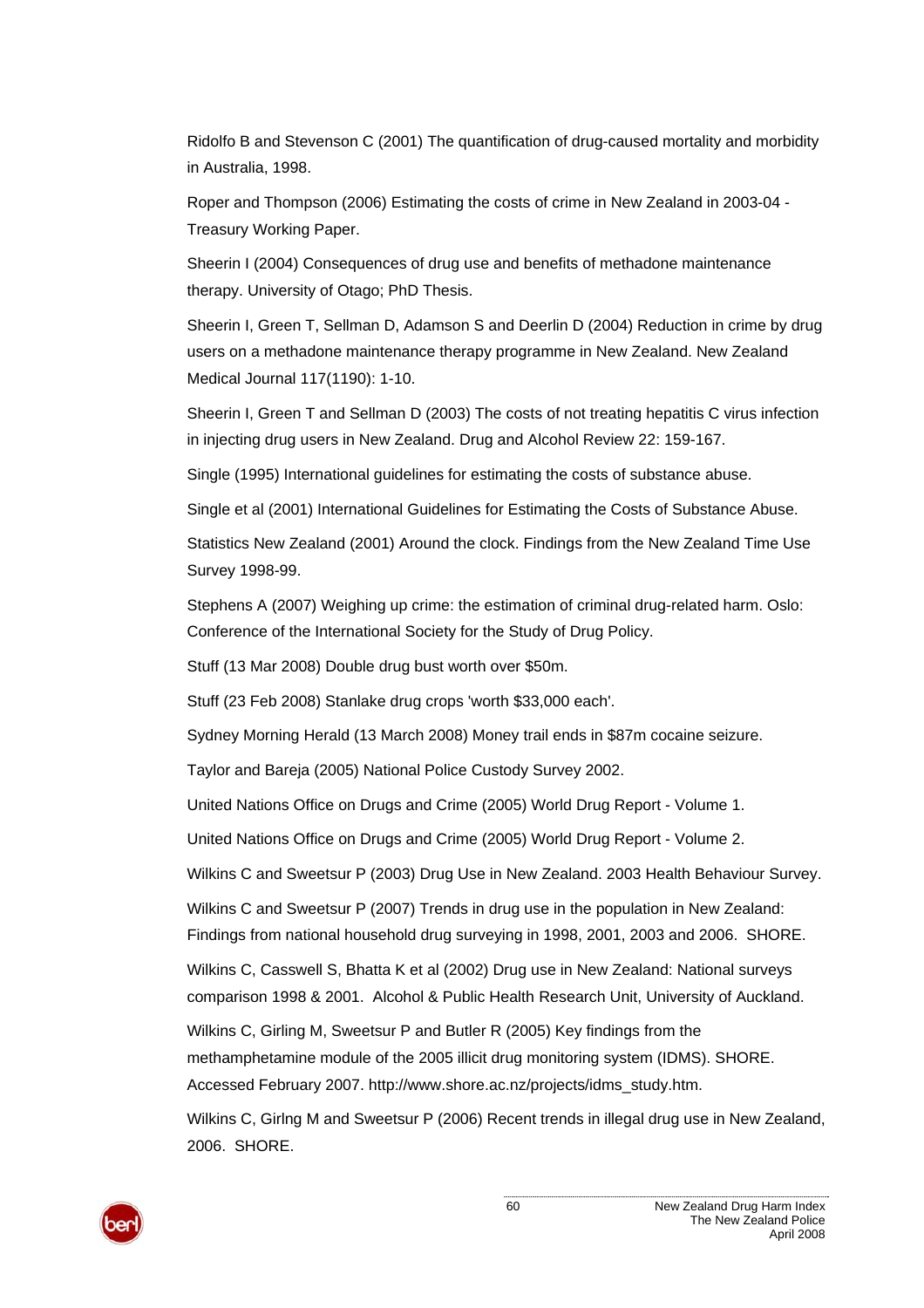Ridolfo B and Stevenson C (2001) The quantification of drug-caused mortality and morbidity in Australia, 1998.

Roper and Thompson (2006) Estimating the costs of crime in New Zealand in 2003-04 - Treasury Working Paper.

Sheerin I (2004) Consequences of drug use and benefits of methadone maintenance therapy. University of Otago; PhD Thesis.

Sheerin I, Green T, Sellman D, Adamson S and Deerlin D (2004) Reduction in crime by drug users on a methadone maintenance therapy programme in New Zealand. New Zealand Medical Journal 117(1190): 1-10.

Sheerin I, Green T and Sellman D (2003) The costs of not treating hepatitis C virus infection in injecting drug users in New Zealand. Drug and Alcohol Review 22: 159-167.

Single (1995) International guidelines for estimating the costs of substance abuse.

Single et al (2001) International Guidelines for Estimating the Costs of Substance Abuse.

Statistics New Zealand (2001) Around the clock. Findings from the New Zealand Time Use Survey 1998-99.

Stephens A (2007) Weighing up crime: the estimation of criminal drug-related harm. Oslo: Conference of the International Society for the Study of Drug Policy.

Stuff (13 Mar 2008) Double drug bust worth over $50m.

Stuff (23 Feb 2008) Stanlake drug crops 'worth $33,000 each'.

Sydney Morning Herald (13 March 2008) Money trail ends in $87m cocaine seizure.

Taylor and Bareja (2005) National Police Custody Survey 2002.

United Nations Office on Drugs and Crime (2005) World Drug Report - Volume 1.

United Nations Office on Drugs and Crime (2005) World Drug Report - Volume 2.

Wilkins C and Sweetsur P (2003) Drug Use in New Zealand. 2003 Health Behaviour Survey.

Wilkins C and Sweetsur P (2007) Trends in drug use in the population in New Zealand: Findings from national household drug surveying in 1998, 2001, 2003 and 2006. SHORE.

Wilkins C, Casswell S, Bhatta K et al (2002) Drug use in New Zealand: National surveys comparison 1998 & 2001. Alcohol & Public Health Research Unit, University of Auckland.

Wilkins C, Girling M, Sweetsur P and Butler R (2005) Key findings from the methamphetamine module of the 2005 illicit drug monitoring system (IDMS). SHORE. Accessed February 2007. http://www.shore.ac.nz/projects/idms_study.htm.

Wilkins C, Girlng M and Sweetsur P (2006) Recent trends in illegal drug use in New Zealand, 2006. SHORE.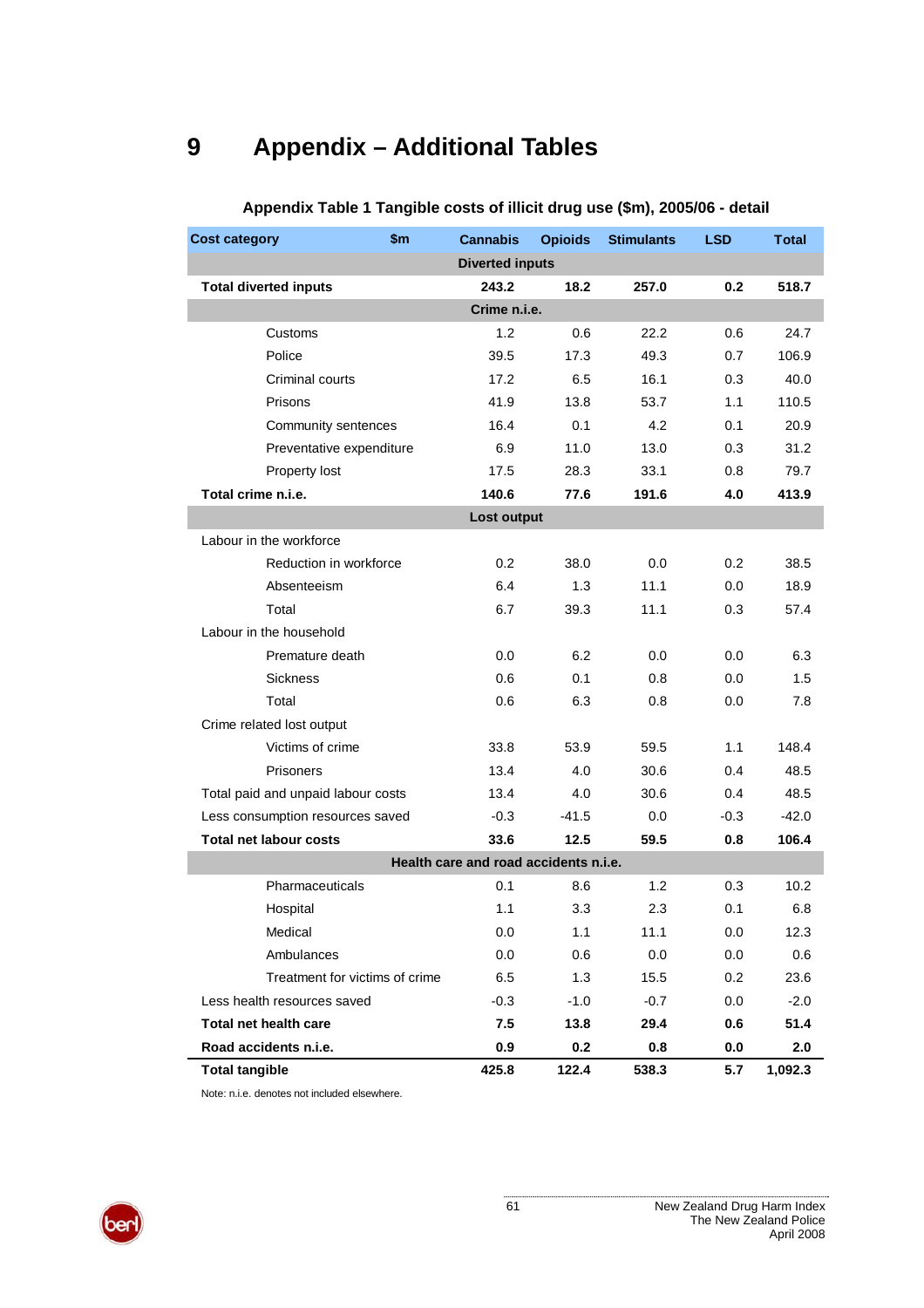# 9 Appendix – Additional Tables

**Appendix Table 1 Tangible costs of illicit drug use ($m), 2005/06 - detail**

| Cost category $m | Cannabis | Opioids | Stimulants | LSD | Total |
|---|---|---|---|---|---|
| **Diverted inputs** | | | | | |
| **Total diverted inputs** | **243.2** | **18.2** | **257.0** | **0.2** | **518.7** |
| **Crime n.i.e.** | | | | | |
| Customs | 1.2 | 0.6 | 22.2 | 0.6 | 24.7 |
| Police | 39.5 | 17.3 | 49.3 | 0.7 | 106.9 |
| Criminal courts | 17.2 | 6.5 | 16.1 | 0.3 | 40.0 |
| Prisons | 41.9 | 13.8 | 53.7 | 1.1 | 110.5 |
| Community sentences | 16.4 | 0.1 | 4.2 | 0.1 | 20.9 |
| Preventative expenditure | 6.9 | 11.0 | 13.0 | 0.3 | 31.2 |
| Property lost | 17.5 | 28.3 | 33.1 | 0.8 | 79.7 |
| **Total crime n.i.e.** | **140.6** | **77.6** | **191.6** | **4.0** | **413.9** |
| **Lost output** | | | | | |
| Labour in the workforce | | | | | |
| Reduction in workforce | 0.2 | 38.0 | 0.0 | 0.2 | 38.5 |
| Absenteeism | 6.4 | 1.3 | 11.1 | 0.0 | 18.9 |
| Total | 6.7 | 39.3 | 11.1 | 0.3 | 57.4 |
| Labour in the household | | | | | |
| Premature death | 0.0 | 6.2 | 0.0 | 0.0 | 6.3 |
| Sickness | 0.6 | 0.1 | 0.8 | 0.0 | 1.5 |
| Total | 0.6 | 6.3 | 0.8 | 0.0 | 7.8 |
| Crime related lost output | | | | | |
| Victims of crime | 33.8 | 53.9 | 59.5 | 1.1 | 148.4 |
| Prisoners | 13.4 | 4.0 | 30.6 | 0.4 | 48.5 |
| Total paid and unpaid labour costs | 13.4 | 4.0 | 30.6 | 0.4 | 48.5 |
| Less consumption resources saved | -0.3 | -41.5 | 0.0 | -0.3 | -42.0 |
| **Total net labour costs** | **33.6** | **12.5** | **59.5** | **0.8** | **106.4** |
| **Health care and road accidents n.i.e.** | | | | | |
| Pharmaceuticals | 0.1 | 8.6 | 1.2 | 0.3 | 10.2 |
| Hospital | 1.1 | 3.3 | 2.3 | 0.1 | 6.8 |
| Medical | 0.0 | 1.1 | 11.1 | 0.0 | 12.3 |
| Ambulances | 0.0 | 0.6 | 0.0 | 0.0 | 0.6 |
| Treatment for victims of crime | 6.5 | 1.3 | 15.5 | 0.2 | 23.6 |
| Less health resources saved | -0.3 | -1.0 | -0.7 | 0.0 | -2.0 |
| **Total net health care** | **7.5** | **13.8** | **29.4** | **0.6** | **51.4** |
| **Road accidents n.i.e.** | **0.9** | **0.2** | **0.8** | **0.0** | **2.0** |
| **Total tangible** | **425.8** | **122.4** | **538.3** | **5.7** | **1,092.3** |

Note: n.i.e. denotes not included elsewhere.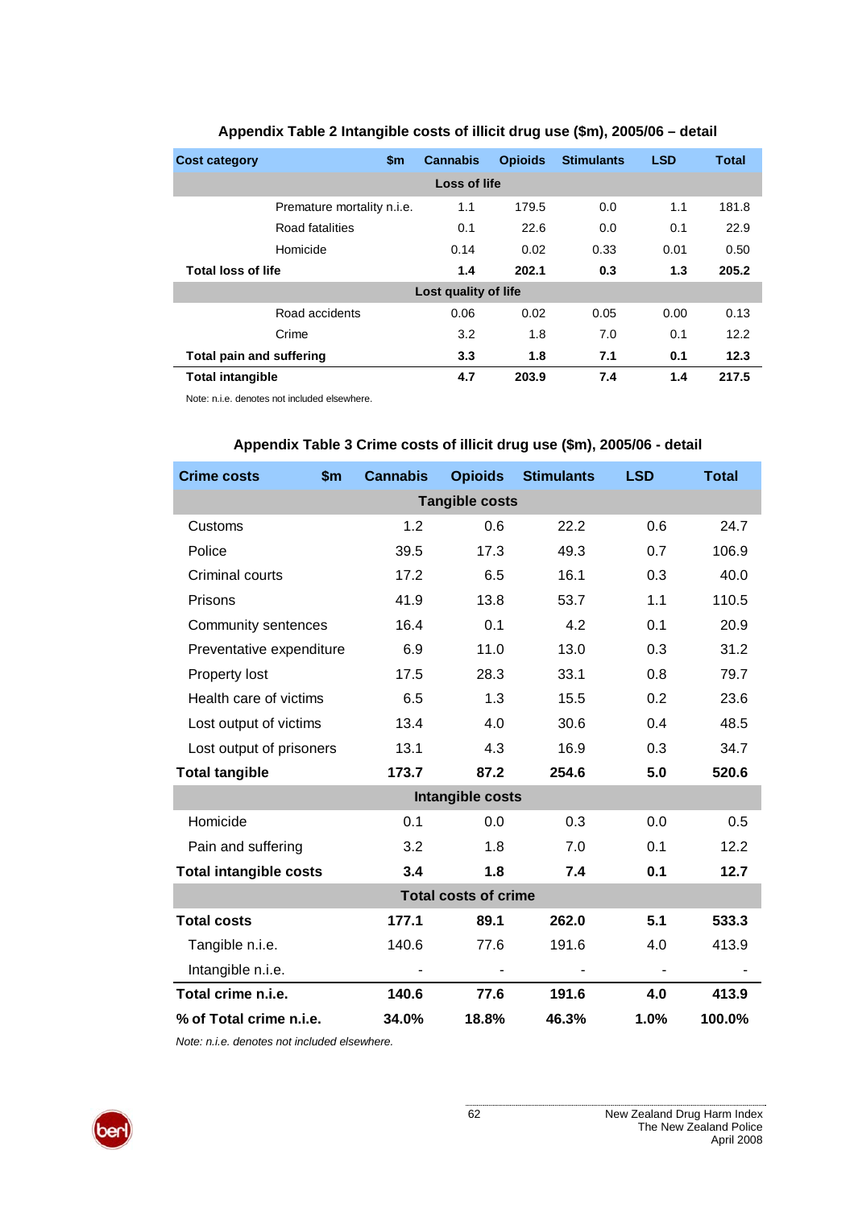**Appendix Table 2 Intangible costs of illicit drug use ($m), 2005/06 – detail**

| Cost category $m | Cannabis | Opioids | Stimulants | LSD | Total |
|---|---|---|---|---|---|
| **Loss of life** | | | | | |
| Premature mortality n.i.e. | 1.1 | 179.5 | 0.0 | 1.1 | 181.8 |
| Road fatalities | 0.1 | 22.6 | 0.0 | 0.1 | 22.9 |
| Homicide | 0.14 | 0.02 | 0.33 | 0.01 | 0.50 |
| **Total loss of life** | **1.4** | **202.1** | **0.3** | **1.3** | **205.2** |
| **Lost quality of life** | | | | | |
| Road accidents | 0.06 | 0.02 | 0.05 | 0.00 | 0.13 |
| Crime | 3.2 | 1.8 | 7.0 | 0.1 | 12.2 |
| **Total pain and suffering** | **3.3** | **1.8** | **7.1** | **0.1** | **12.3** |
| **Total intangible** | **4.7** | **203.9** | **7.4** | **1.4** | **217.5** |

Note: n.i.e. denotes not included elsewhere.

**Appendix Table 3 Crime costs of illicit drug use ($m), 2005/06 - detail**

| Crime costs $m | Cannabis | Opioids | Stimulants | LSD | Total |
|---|---|---|---|---|---|
| **Tangible costs** | | | | | |
| Customs | 1.2 | 0.6 | 22.2 | 0.6 | 24.7 |
| Police | 39.5 | 17.3 | 49.3 | 0.7 | 106.9 |
| Criminal courts | 17.2 | 6.5 | 16.1 | 0.3 | 40.0 |
| Prisons | 41.9 | 13.8 | 53.7 | 1.1 | 110.5 |
| Community sentences | 16.4 | 0.1 | 4.2 | 0.1 | 20.9 |
| Preventative expenditure | 6.9 | 11.0 | 13.0 | 0.3 | 31.2 |
| Property lost | 17.5 | 28.3 | 33.1 | 0.8 | 79.7 |
| Health care of victims | 6.5 | 1.3 | 15.5 | 0.2 | 23.6 |
| Lost output of victims | 13.4 | 4.0 | 30.6 | 0.4 | 48.5 |
| Lost output of prisoners | 13.1 | 4.3 | 16.9 | 0.3 | 34.7 |
| **Total tangible** | **173.7** | **87.2** | **254.6** | **5.0** | **520.6** |
| **Intangible costs** | | | | | |
| Homicide | 0.1 | 0.0 | 0.3 | 0.0 | 0.5 |
| Pain and suffering | 3.2 | 1.8 | 7.0 | 0.1 | 12.2 |
| **Total intangible costs** | **3.4** | **1.8** | **7.4** | **0.1** | **12.7** |
| **Total costs of crime** | | | | | |
| **Total costs** | **177.1** | **89.1** | **262.0** | **5.1** | **533.3** |
| Tangible n.i.e. | 140.6 | 77.6 | 191.6 | 4.0 | 413.9 |
| Intangible n.i.e. | - | - | - | - | - |
| **Total crime n.i.e.** | **140.6** | **77.6** | **191.6** | **4.0** | **413.9** |
| **% of Total crime n.i.e.** | **34.0%** | **18.8%** | **46.3%** | **1.0%** | **100.0%** |

*Note: n.i.e. denotes not included elsewhere.*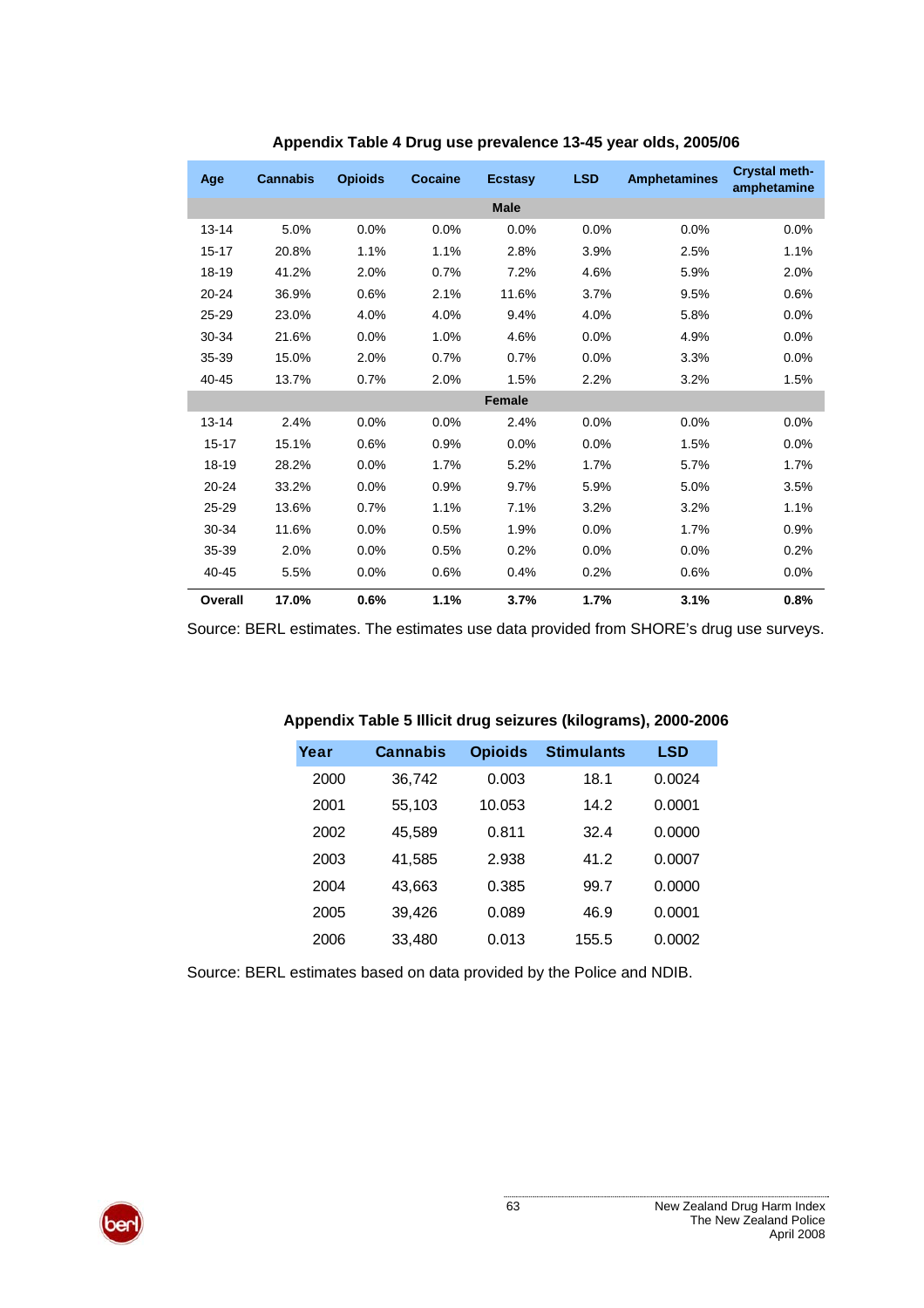**Appendix Table 4 Drug use prevalence 13-45 year olds, 2005/06**

| Age | Cannabis | Opioids | Cocaine | Ecstasy | LSD | Amphetamines | Crystal meth-amphetamine |
|---|---|---|---|---|---|---|---|
| **Male** | | | | | | | |
| 13-14 | 5.0% | 0.0% | 0.0% | 0.0% | 0.0% | 0.0% | 0.0% |
| 15-17 | 20.8% | 1.1% | 1.1% | 2.8% | 3.9% | 2.5% | 1.1% |
| 18-19 | 41.2% | 2.0% | 0.7% | 7.2% | 4.6% | 5.9% | 2.0% |
| 20-24 | 36.9% | 0.6% | 2.1% | 11.6% | 3.7% | 9.5% | 0.6% |
| 25-29 | 23.0% | 4.0% | 4.0% | 9.4% | 4.0% | 5.8% | 0.0% |
| 30-34 | 21.6% | 0.0% | 1.0% | 4.6% | 0.0% | 4.9% | 0.0% |
| 35-39 | 15.0% | 2.0% | 0.7% | 0.7% | 0.0% | 3.3% | 0.0% |
| 40-45 | 13.7% | 0.7% | 2.0% | 1.5% | 2.2% | 3.2% | 1.5% |
| **Female** | | | | | | | |
| 13-14 | 2.4% | 0.0% | 0.0% | 2.4% | 0.0% | 0.0% | 0.0% |
| 15-17 | 15.1% | 0.6% | 0.9% | 0.0% | 0.0% | 1.5% | 0.0% |
| 18-19 | 28.2% | 0.0% | 1.7% | 5.2% | 1.7% | 5.7% | 1.7% |
| 20-24 | 33.2% | 0.0% | 0.9% | 9.7% | 5.9% | 5.0% | 3.5% |
| 25-29 | 13.6% | 0.7% | 1.1% | 7.1% | 3.2% | 3.2% | 1.1% |
| 30-34 | 11.6% | 0.0% | 0.5% | 1.9% | 0.0% | 1.7% | 0.9% |
| 35-39 | 2.0% | 0.0% | 0.5% | 0.2% | 0.0% | 0.0% | 0.2% |
| 40-45 | 5.5% | 0.0% | 0.6% | 0.4% | 0.2% | 0.6% | 0.0% |
| **Overall** | **17.0%** | **0.6%** | **1.1%** | **3.7%** | **1.7%** | **3.1%** | **0.8%** |

Source: BERL estimates. The estimates use data provided from SHORE's drug use surveys.

**Appendix Table 5 Illicit drug seizures (kilograms), 2000-2006**

| Year | Cannabis | Opioids | Stimulants | LSD |
|---|---|---|---|---|
| 2000 | 36,742 | 0.003 | 18.1 | 0.0024 |
| 2001 | 55,103 | 10.053 | 14.2 | 0.0001 |
| 2002 | 45,589 | 0.811 | 32.4 | 0.0000 |
| 2003 | 41,585 | 2.938 | 41.2 | 0.0007 |
| 2004 | 43,663 | 0.385 | 99.7 | 0.0000 |
| 2005 | 39,426 | 0.089 | 46.9 | 0.0001 |
| 2006 | 33,480 | 0.013 | 155.5 | 0.0002 |

Source: BERL estimates based on data provided by the Police and NDIB.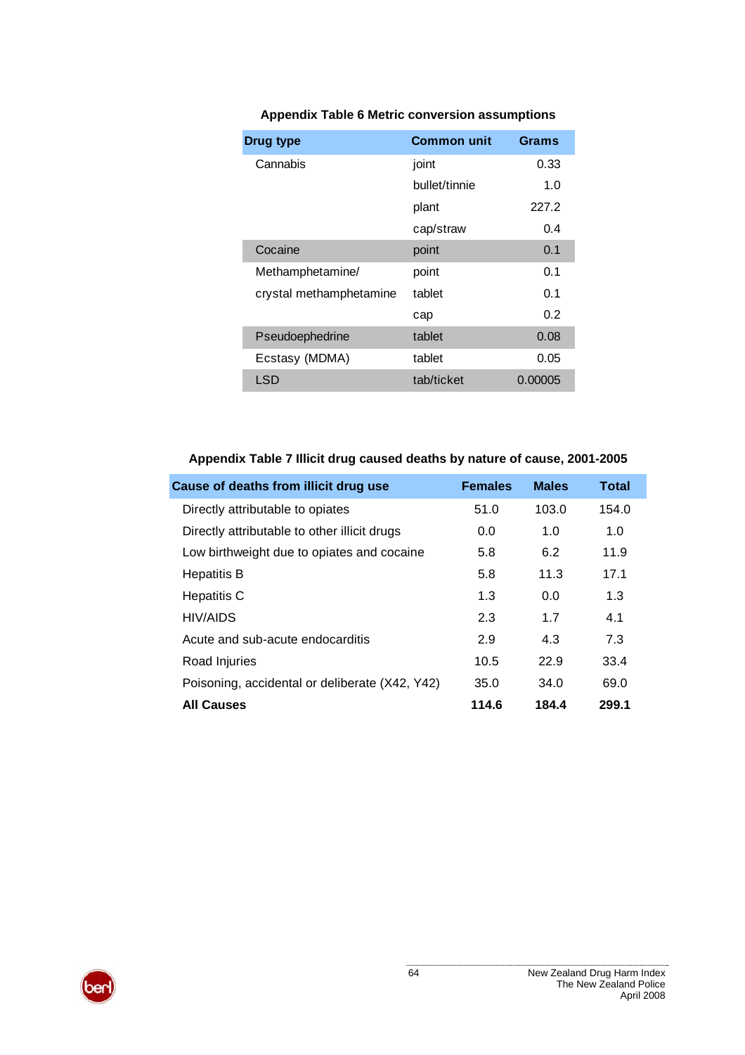**Appendix Table 6 Metric conversion assumptions**

| Drug type | Common unit | Grams |
|---|---|---|
| Cannabis | joint | 0.33 |
| | bullet/tinnie | 1.0 |
| | plant | 227.2 |
| | cap/straw | 0.4 |
| Cocaine | point | 0.1 |
| Methamphetamine/ crystal methamphetamine | point | 0.1 |
| | tablet | 0.1 |
| | cap | 0.2 |
| Pseudoephedrine | tablet | 0.08 |
| Ecstasy (MDMA) | tablet | 0.05 |
| LSD | tab/ticket | 0.00005 |

**Appendix Table 7 Illicit drug caused deaths by nature of cause, 2001-2005**

| Cause of deaths from illicit drug use | Females | Males | Total |
|---|---|---|---|
| Directly attributable to opiates | 51.0 | 103.0 | 154.0 |
| Directly attributable to other illicit drugs | 0.0 | 1.0 | 1.0 |
| Low birthweight due to opiates and cocaine | 5.8 | 6.2 | 11.9 |
| Hepatitis B | 5.8 | 11.3 | 17.1 |
| Hepatitis C | 1.3 | 0.0 | 1.3 |
| HIV/AIDS | 2.3 | 1.7 | 4.1 |
| Acute and sub-acute endocarditis | 2.9 | 4.3 | 7.3 |
| Road Injuries | 10.5 | 22.9 | 33.4 |
| Poisoning, accidental or deliberate (X42, Y42) | 35.0 | 34.0 | 69.0 |
| **All Causes** | **114.6** | **184.4** | **299.1** |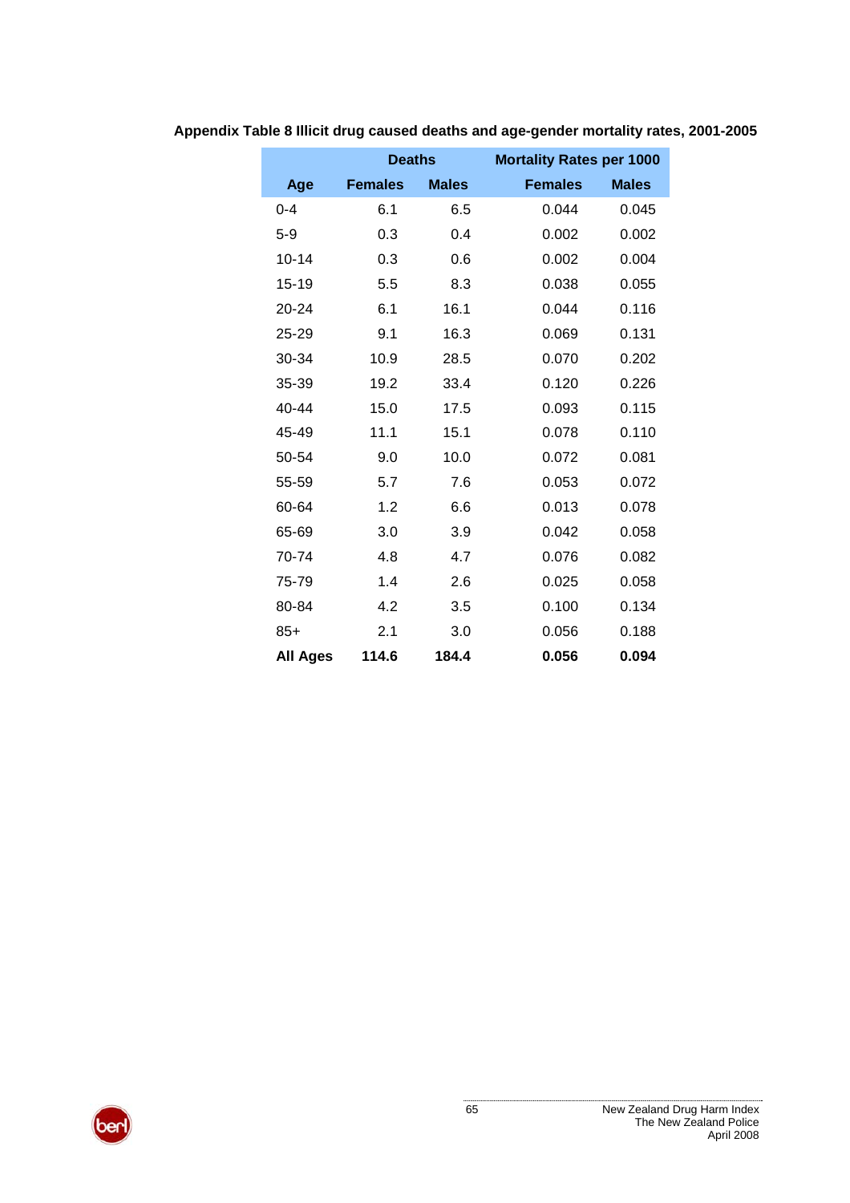**Appendix Table 8 Illicit drug caused deaths and age-gender mortality rates, 2001-2005**

| | Deaths | | Mortality Rates per 1000 | |
|---|---|---|---|---|
| **Age** | **Females** | **Males** | **Females** | **Males** |
| 0-4 | 6.1 | 6.5 | 0.044 | 0.045 |
| 5-9 | 0.3 | 0.4 | 0.002 | 0.002 |
| 10-14 | 0.3 | 0.6 | 0.002 | 0.004 |
| 15-19 | 5.5 | 8.3 | 0.038 | 0.055 |
| 20-24 | 6.1 | 16.1 | 0.044 | 0.116 |
| 25-29 | 9.1 | 16.3 | 0.069 | 0.131 |
| 30-34 | 10.9 | 28.5 | 0.070 | 0.202 |
| 35-39 | 19.2 | 33.4 | 0.120 | 0.226 |
| 40-44 | 15.0 | 17.5 | 0.093 | 0.115 |
| 45-49 | 11.1 | 15.1 | 0.078 | 0.110 |
| 50-54 | 9.0 | 10.0 | 0.072 | 0.081 |
| 55-59 | 5.7 | 7.6 | 0.053 | 0.072 |
| 60-64 | 1.2 | 6.6 | 0.013 | 0.078 |
| 65-69 | 3.0 | 3.9 | 0.042 | 0.058 |
| 70-74 | 4.8 | 4.7 | 0.076 | 0.082 |
| 75-79 | 1.4 | 2.6 | 0.025 | 0.058 |
| 80-84 | 4.2 | 3.5 | 0.100 | 0.134 |
| 85+ | 2.1 | 3.0 | 0.056 | 0.188 |
| **All Ages** | **114.6** | **184.4** | **0.056** | **0.094** |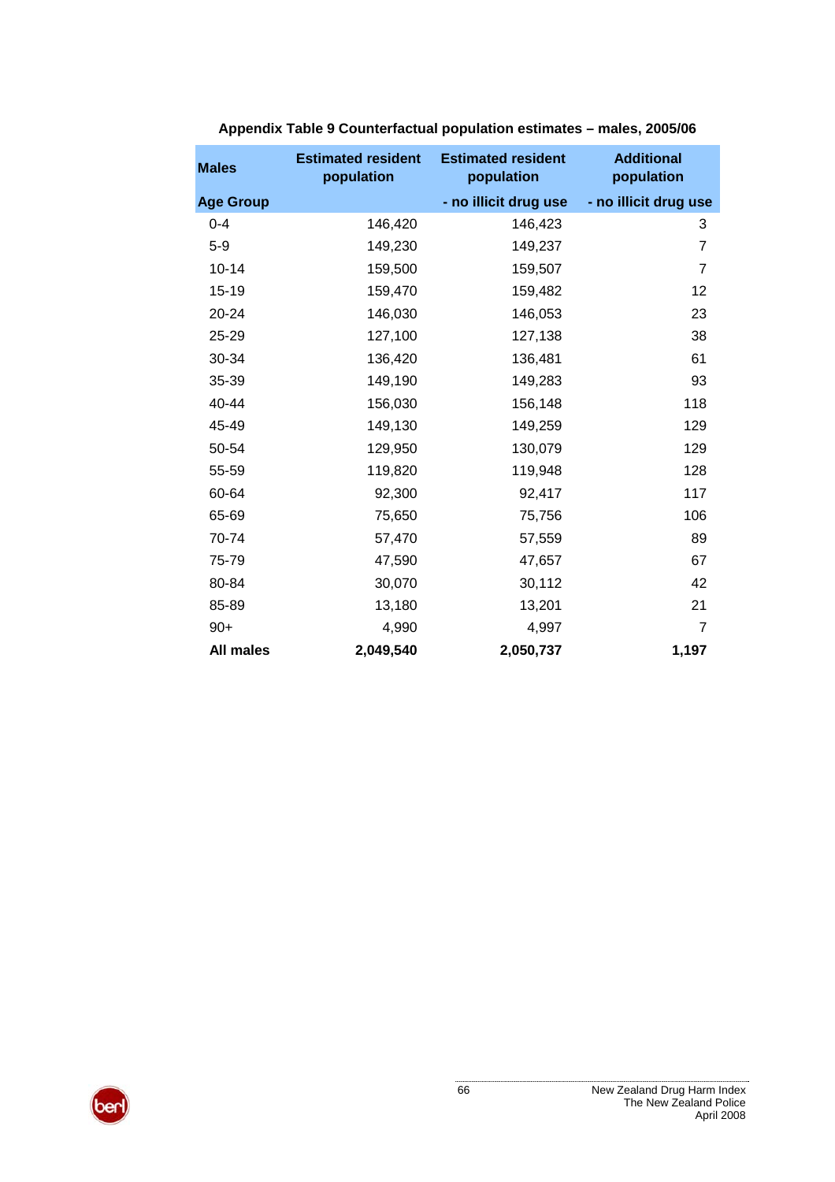**Appendix Table 9 Counterfactual population estimates – males, 2005/06**

| Males | Estimated resident population | Estimated resident population | Additional population |
|---|---|---|---|
| **Age Group** | | **- no illicit drug use** | **- no illicit drug use** |
| 0-4 | 146,420 | 146,423 | 3 |
| 5-9 | 149,230 | 149,237 | 7 |
| 10-14 | 159,500 | 159,507 | 7 |
| 15-19 | 159,470 | 159,482 | 12 |
| 20-24 | 146,030 | 146,053 | 23 |
| 25-29 | 127,100 | 127,138 | 38 |
| 30-34 | 136,420 | 136,481 | 61 |
| 35-39 | 149,190 | 149,283 | 93 |
| 40-44 | 156,030 | 156,148 | 118 |
| 45-49 | 149,130 | 149,259 | 129 |
| 50-54 | 129,950 | 130,079 | 129 |
| 55-59 | 119,820 | 119,948 | 128 |
| 60-64 | 92,300 | 92,417 | 117 |
| 65-69 | 75,650 | 75,756 | 106 |
| 70-74 | 57,470 | 57,559 | 89 |
| 75-79 | 47,590 | 47,657 | 67 |
| 80-84 | 30,070 | 30,112 | 42 |
| 85-89 | 13,180 | 13,201 | 21 |
| 90+ | 4,990 | 4,997 | 7 |
| **All males** | **2,049,540** | **2,050,737** | **1,197** |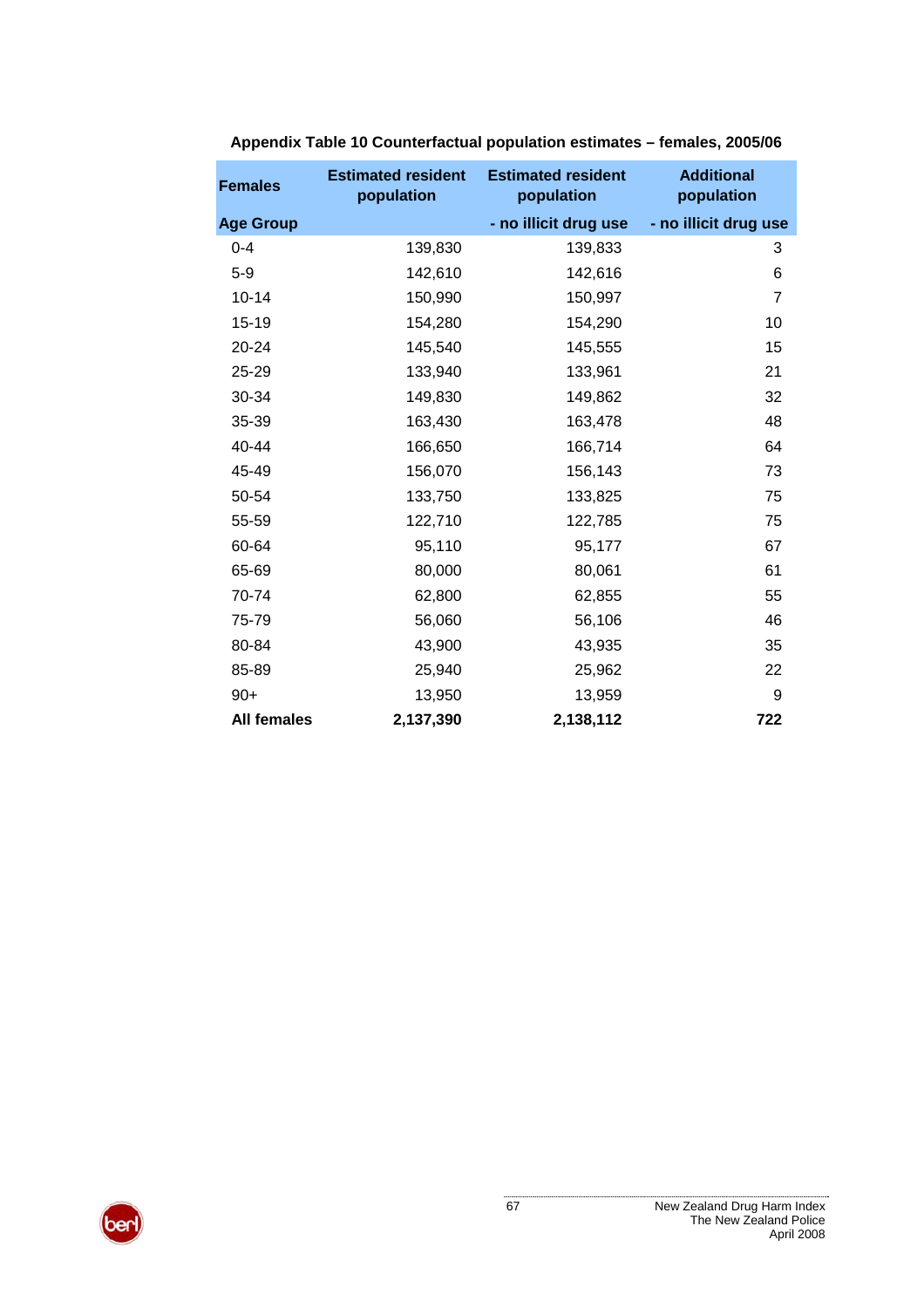**Appendix Table 10 Counterfactual population estimates – females, 2005/06**

| Females<br>Age Group | Estimated resident population | Estimated resident population<br>- no illicit drug use | Additional population<br>- no illicit drug use |
|---|---|---|---|
| 0-4 | 139,830 | 139,833 | 3 |
| 5-9 | 142,610 | 142,616 | 6 |
| 10-14 | 150,990 | 150,997 | 7 |
| 15-19 | 154,280 | 154,290 | 10 |
| 20-24 | 145,540 | 145,555 | 15 |
| 25-29 | 133,940 | 133,961 | 21 |
| 30-34 | 149,830 | 149,862 | 32 |
| 35-39 | 163,430 | 163,478 | 48 |
| 40-44 | 166,650 | 166,714 | 64 |
| 45-49 | 156,070 | 156,143 | 73 |
| 50-54 | 133,750 | 133,825 | 75 |
| 55-59 | 122,710 | 122,785 | 75 |
| 60-64 | 95,110 | 95,177 | 67 |
| 65-69 | 80,000 | 80,061 | 61 |
| 70-74 | 62,800 | 62,855 | 55 |
| 75-79 | 56,060 | 56,106 | 46 |
| 80-84 | 43,900 | 43,935 | 35 |
| 85-89 | 25,940 | 25,962 | 22 |
| 90+ | 13,950 | 13,959 | 9 |
| **All females** | **2,137,390** | **2,138,112** | **722** |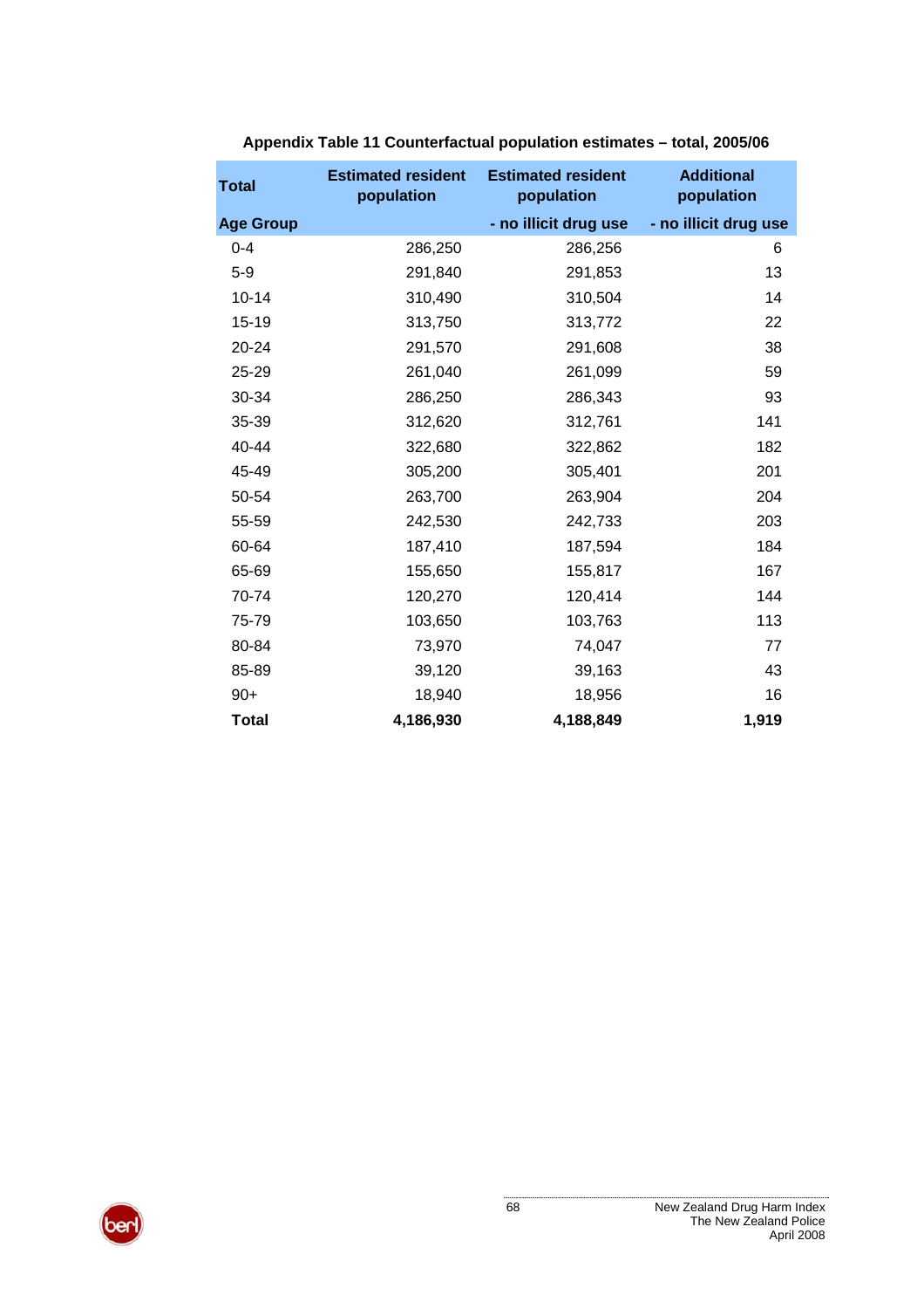**Appendix Table 11 Counterfactual population estimates – total, 2005/06**

| Total | Estimated resident population | Estimated resident population | Additional population |
|---|---|---|---|
| **Age Group** | | **- no illicit drug use** | **- no illicit drug use** |
| 0-4 | 286,250 | 286,256 | 6 |
| 5-9 | 291,840 | 291,853 | 13 |
| 10-14 | 310,490 | 310,504 | 14 |
| 15-19 | 313,750 | 313,772 | 22 |
| 20-24 | 291,570 | 291,608 | 38 |
| 25-29 | 261,040 | 261,099 | 59 |
| 30-34 | 286,250 | 286,343 | 93 |
| 35-39 | 312,620 | 312,761 | 141 |
| 40-44 | 322,680 | 322,862 | 182 |
| 45-49 | 305,200 | 305,401 | 201 |
| 50-54 | 263,700 | 263,904 | 204 |
| 55-59 | 242,530 | 242,733 | 203 |
| 60-64 | 187,410 | 187,594 | 184 |
| 65-69 | 155,650 | 155,817 | 167 |
| 70-74 | 120,270 | 120,414 | 144 |
| 75-79 | 103,650 | 103,763 | 113 |
| 80-84 | 73,970 | 74,047 | 77 |
| 85-89 | 39,120 | 39,163 | 43 |
| 90+ | 18,940 | 18,956 | 16 |
| **Total** | **4,186,930** | **4,188,849** | **1,919** |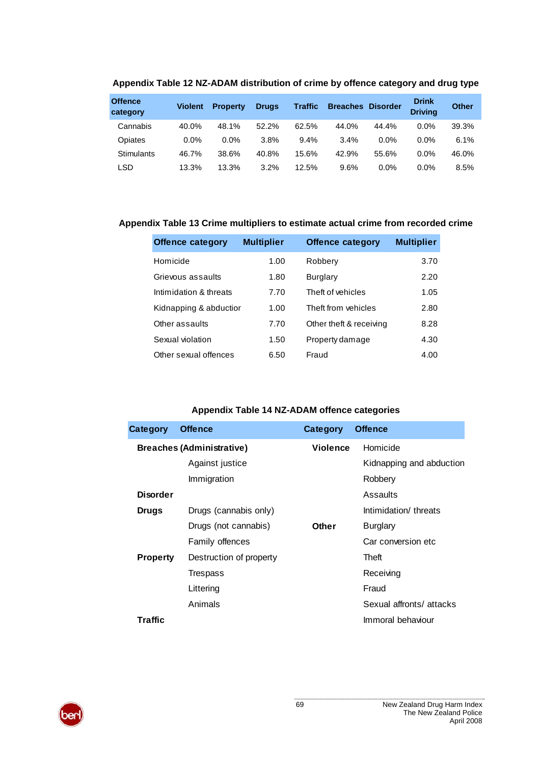**Appendix Table 12 NZ-ADAM distribution of crime by offence category and drug type**

| Offence category | Violent | Property | Drugs | Traffic | Breaches | Disorder | Drink Driving | Other |
|---|---|---|---|---|---|---|---|---|
| Cannabis | 40.0% | 48.1% | 52.2% | 62.5% | 44.0% | 44.4% | 0.0% | 39.3% |
| Opiates | 0.0% | 0.0% | 3.8% | 9.4% | 3.4% | 0.0% | 0.0% | 6.1% |
| Stimulants | 46.7% | 38.6% | 40.8% | 15.6% | 42.9% | 55.6% | 0.0% | 46.0% |
| LSD | 13.3% | 13.3% | 3.2% | 12.5% | 9.6% | 0.0% | 0.0% | 8.5% |

**Appendix Table 13 Crime multipliers to estimate actual crime from recorded crime**

| Offence category | Multiplier | Offence category | Multiplier |
|---|---|---|---|
| Homicide | 1.00 | Robbery | 3.70 |
| Grievous assaults | 1.80 | Burglary | 2.20 |
| Intimidation & threats | 7.70 | Theft of vehicles | 1.05 |
| Kidnapping & abduction | 1.00 | Theft from vehicles | 2.80 |
| Other assaults | 7.70 | Other theft & receiving | 8.28 |
| Sexual violation | 1.50 | Property damage | 4.30 |
| Other sexual offences | 6.50 | Fraud | 4.00 |

**Appendix Table 14 NZ-ADAM offence categories**

| Category | Offence | Category | Offence |
|---|---|---|---|
| **Breaches (Administrative)** | | **Violence** | Homicide |
| | Against justice | | Kidnapping and abduction |
| | Immigration | | Robbery |
| **Disorder** | | | Assaults |
| **Drugs** | Drugs (cannabis only) | | Intimidation/ threats |
| | Drugs (not cannabis) | **Other** | Burglary |
| | Family offences | | Car conversion etc |
| **Property** | Destruction of property | | Theft |
| | Trespass | | Receiving |
| | Littering | | Fraud |
| | Animals | | Sexual affronts/ attacks |
| **Traffic** | | | Immoral behaviour |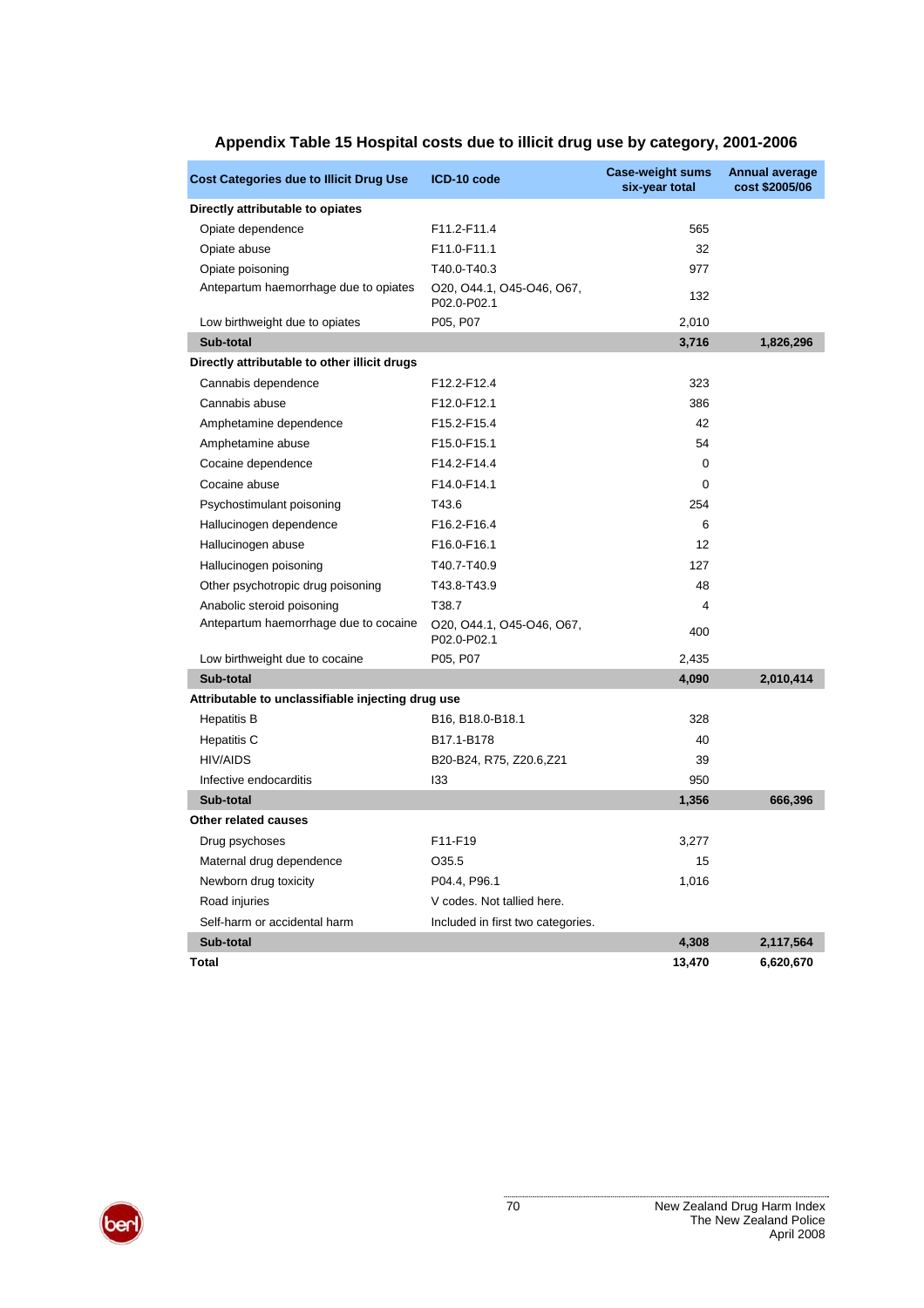# Appendix Table 15 Hospital costs due to illicit drug use by category, 2001-2006

| Cost Categories due to Illicit Drug Use | ICD-10 code | Case-weight sums six-year total | Annual average cost $2005/06 |
|---|---|---|---|
| **Directly attributable to opiates** | | | |
| Opiate dependence | F11.2-F11.4 | 565 | |
| Opiate abuse | F11.0-F11.1 | 32 | |
| Opiate poisoning | T40.0-T40.3 | 977 | |
| Antepartum haemorrhage due to opiates | O20, O44.1, O45-O46, O67, P02.0-P02.1 | 132 | |
| Low birthweight due to opiates | P05, P07 | 2,010 | |
| **Sub-total** | | **3,716** | **1,826,296** |
| **Directly attributable to other illicit drugs** | | | |
| Cannabis dependence | F12.2-F12.4 | 323 | |
| Cannabis abuse | F12.0-F12.1 | 386 | |
| Amphetamine dependence | F15.2-F15.4 | 42 | |
| Amphetamine abuse | F15.0-F15.1 | 54 | |
| Cocaine dependence | F14.2-F14.4 | 0 | |
| Cocaine abuse | F14.0-F14.1 | 0 | |
| Psychostimulant poisoning | T43.6 | 254 | |
| Hallucinogen dependence | F16.2-F16.4 | 6 | |
| Hallucinogen abuse | F16.0-F16.1 | 12 | |
| Hallucinogen poisoning | T40.7-T40.9 | 127 | |
| Other psychotropic drug poisoning | T43.8-T43.9 | 48 | |
| Anabolic steroid poisoning | T38.7 | 4 | |
| Antepartum haemorrhage due to cocaine | O20, O44.1, O45-O46, O67, P02.0-P02.1 | 400 | |
| Low birthweight due to cocaine | P05, P07 | 2,435 | |
| **Sub-total** | | **4,090** | **2,010,414** |
| **Attributable to unclassifiable injecting drug use** | | | |
| Hepatitis B | B16, B18.0-B18.1 | 328 | |
| Hepatitis C | B17.1-B178 | 40 | |
| HIV/AIDS | B20-B24, R75, Z20.6,Z21 | 39 | |
| Infective endocarditis | I33 | 950 | |
| **Sub-total** | | **1,356** | **666,396** |
| **Other related causes** | | | |
| Drug psychoses | F11-F19 | 3,277 | |
| Maternal drug dependence | O35.5 | 15 | |
| Newborn drug toxicity | P04.4, P96.1 | 1,016 | |
| Road injuries | V codes. Not tallied here. | | |
| Self-harm or accidental harm | Included in first two categories. | | |
| **Sub-total** | | **4,308** | **2,117,564** |
| **Total** | | **13,470** | **6,620,670** |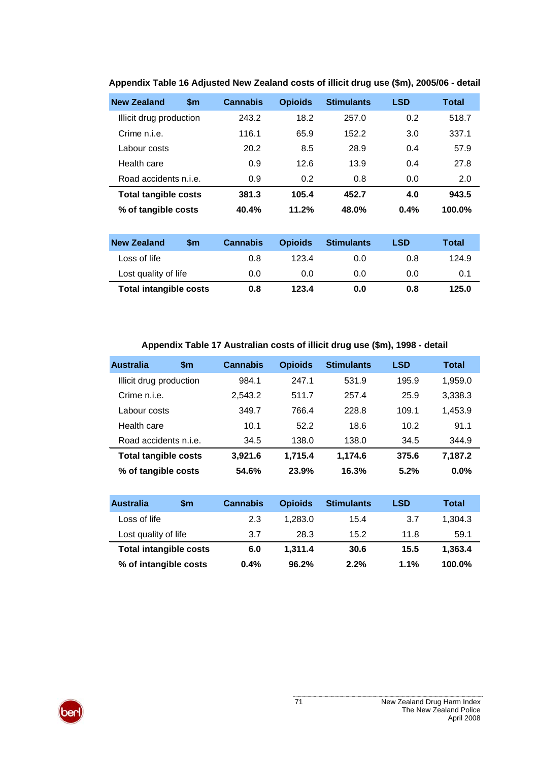**Appendix Table 16 Adjusted New Zealand costs of illicit drug use ($m), 2005/06 - detail**

| New Zealand $m | Cannabis | Opioids | Stimulants | LSD | Total |
|---|---|---|---|---|---|
| Illicit drug production | 243.2 | 18.2 | 257.0 | 0.2 | 518.7 |
| Crime n.i.e. | 116.1 | 65.9 | 152.2 | 3.0 | 337.1 |
| Labour costs | 20.2 | 8.5 | 28.9 | 0.4 | 57.9 |
| Health care | 0.9 | 12.6 | 13.9 | 0.4 | 27.8 |
| Road accidents n.i.e. | 0.9 | 0.2 | 0.8 | 0.0 | 2.0 |
| **Total tangible costs** | **381.3** | **105.4** | **452.7** | **4.0** | **943.5** |
| **% of tangible costs** | **40.4%** | **11.2%** | **48.0%** | **0.4%** | **100.0%** |

| New Zealand $m | Cannabis | Opioids | Stimulants | LSD | Total |
|---|---|---|---|---|---|
| Loss of life | 0.8 | 123.4 | 0.0 | 0.8 | 124.9 |
| Lost quality of life | 0.0 | 0.0 | 0.0 | 0.0 | 0.1 |
| **Total intangible costs** | **0.8** | **123.4** | **0.0** | **0.8** | **125.0** |

**Appendix Table 17 Australian costs of illicit drug use ($m), 1998 - detail**

| Australia $m | Cannabis | Opioids | Stimulants | LSD | Total |
|---|---|---|---|---|---|
| Illicit drug production | 984.1 | 247.1 | 531.9 | 195.9 | 1,959.0 |
| Crime n.i.e. | 2,543.2 | 511.7 | 257.4 | 25.9 | 3,338.3 |
| Labour costs | 349.7 | 766.4 | 228.8 | 109.1 | 1,453.9 |
| Health care | 10.1 | 52.2 | 18.6 | 10.2 | 91.1 |
| Road accidents n.i.e. | 34.5 | 138.0 | 138.0 | 34.5 | 344.9 |
| **Total tangible costs** | **3,921.6** | **1,715.4** | **1,174.6** | **375.6** | **7,187.2** |
| **% of tangible costs** | **54.6%** | **23.9%** | **16.3%** | **5.2%** | **0.0%** |

| Australia $m | Cannabis | Opioids | Stimulants | LSD | Total |
|---|---|---|---|---|---|
| Loss of life | 2.3 | 1,283.0 | 15.4 | 3.7 | 1,304.3 |
| Lost quality of life | 3.7 | 28.3 | 15.2 | 11.8 | 59.1 |
| **Total intangible costs** | **6.0** | **1,311.4** | **30.6** | **15.5** | **1,363.4** |
| **% of intangible costs** | **0.4%** | **96.2%** | **2.2%** | **1.1%** | **100.0%** |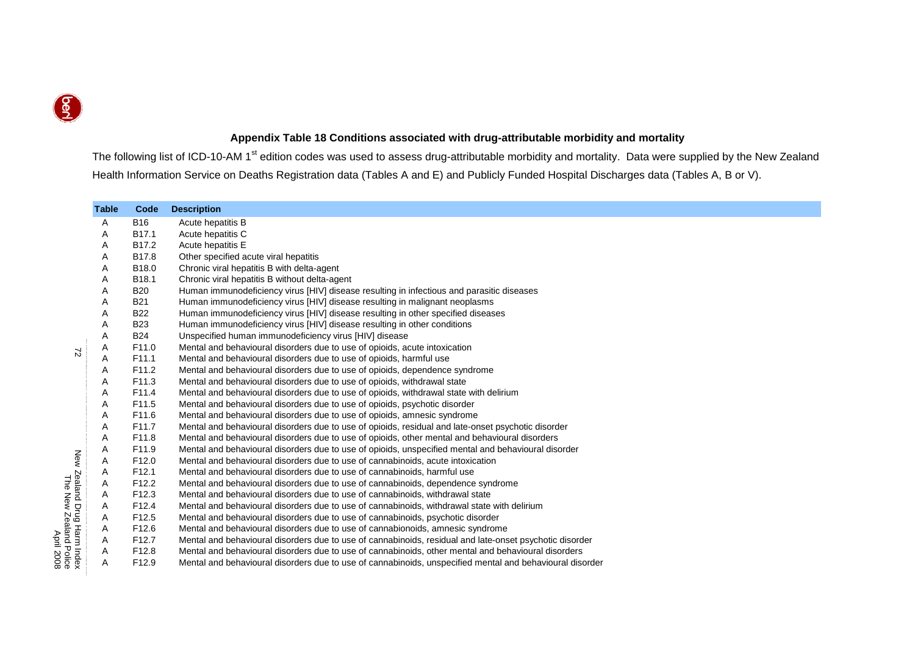**Appendix Table 18 Conditions associated with drug-attributable morbidity and mortality**

The following list of ICD-10-AM 1st edition codes was used to assess drug-attributable morbidity and mortality. Data were supplied by the New Zealand Health Information Service on Deaths Registration data (Tables A and E) and Publicly Funded Hospital Discharges data (Tables A, B or V).

| Table | Code | Description |
|---|---|---|
| A | B16 | Acute hepatitis B |
| A | B17.1 | Acute hepatitis C |
| A | B17.2 | Acute hepatitis E |
| A | B17.8 | Other specified acute viral hepatitis |
| A | B18.0 | Chronic viral hepatitis B with delta-agent |
| A | B18.1 | Chronic viral hepatitis B without delta-agent |
| A | B20 | Human immunodeficiency virus [HIV] disease resulting in infectious and parasitic diseases |
| A | B21 | Human immunodeficiency virus [HIV] disease resulting in malignant neoplasms |
| A | B22 | Human immunodeficiency virus [HIV] disease resulting in other specified diseases |
| A | B23 | Human immunodeficiency virus [HIV] disease resulting in other conditions |
| A | B24 | Unspecified human immunodeficiency virus [HIV] disease |
| A | F11.0 | Mental and behavioural disorders due to use of opioids, acute intoxication |
| A | F11.1 | Mental and behavioural disorders due to use of opioids, harmful use |
| A | F11.2 | Mental and behavioural disorders due to use of opioids, dependence syndrome |
| A | F11.3 | Mental and behavioural disorders due to use of opioids, withdrawal state |
| A | F11.4 | Mental and behavioural disorders due to use of opioids, withdrawal state with delirium |
| A | F11.5 | Mental and behavioural disorders due to use of opioids, psychotic disorder |
| A | F11.6 | Mental and behavioural disorders due to use of opioids, amnesic syndrome |
| A | F11.7 | Mental and behavioural disorders due to use of opioids, residual and late-onset psychotic disorder |
| A | F11.8 | Mental and behavioural disorders due to use of opioids, other mental and behavioural disorders |
| A | F11.9 | Mental and behavioural disorders due to use of opioids, unspecified mental and behavioural disorder |
| A | F12.0 | Mental and behavioural disorders due to use of cannabinoids, acute intoxication |
| A | F12.1 | Mental and behavioural disorders due to use of cannabinoids, harmful use |
| A | F12.2 | Mental and behavioural disorders due to use of cannabinoids, dependence syndrome |
| A | F12.3 | Mental and behavioural disorders due to use of cannabinoids, withdrawal state |
| A | F12.4 | Mental and behavioural disorders due to use of cannabinoids, withdrawal state with delirium |
| A | F12.5 | Mental and behavioural disorders due to use of cannabinoids, psychotic disorder |
| A | F12.6 | Mental and behavioural disorders due to use of cannabionoids, amnesic syndrome |
| A | F12.7 | Mental and behavioural disorders due to use of cannabinoids, residual and late-onset psychotic disorder |
| A | F12.8 | Mental and behavioural disorders due to use of cannabinoids, other mental and behavioural disorders |
| A | F12.9 | Mental and behavioural disorders due to use of cannabinoids, unspecified mental and behavioural disorder |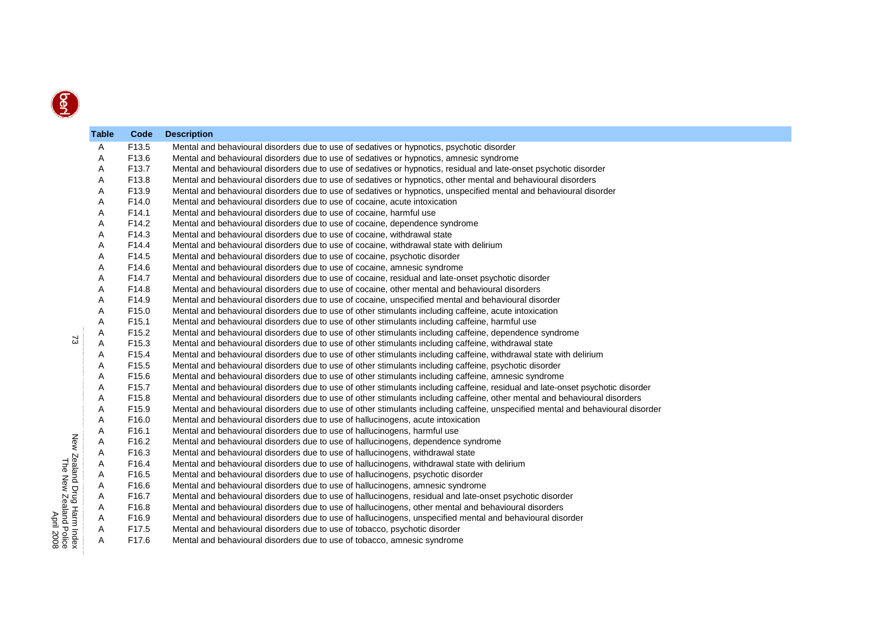| Table | Code | Description |
|---|---|---|
| A | F13.5 | Mental and behavioural disorders due to use of sedatives or hypnotics, psychotic disorder |
| A | F13.6 | Mental and behavioural disorders due to use of sedatives or hypnotics, amnesic syndrome |
| A | F13.7 | Mental and behavioural disorders due to use of sedatives or hypnotics, residual and late-onset psychotic disorder |
| A | F13.8 | Mental and behavioural disorders due to use of sedatives or hypnotics, other mental and behavioural disorders |
| A | F13.9 | Mental and behavioural disorders due to use of sedatives or hypnotics, unspecified mental and behavioural disorder |
| A | F14.0 | Mental and behavioural disorders due to use of cocaine, acute intoxication |
| A | F14.1 | Mental and behavioural disorders due to use of cocaine, harmful use |
| A | F14.2 | Mental and behavioural disorders due to use of cocaine, dependence syndrome |
| A | F14.3 | Mental and behavioural disorders due to use of cocaine, withdrawal state |
| A | F14.4 | Mental and behavioural disorders due to use of cocaine, withdrawal state with delirium |
| A | F14.5 | Mental and behavioural disorders due to use of cocaine, psychotic disorder |
| A | F14.6 | Mental and behavioural disorders due to use of cocaine, amnesic syndrome |
| A | F14.7 | Mental and behavioural disorders due to use of cocaine, residual and late-onset psychotic disorder |
| A | F14.8 | Mental and behavioural disorders due to use of cocaine, other mental and behavioural disorders |
| A | F14.9 | Mental and behavioural disorders due to use of cocaine, unspecified mental and behavioural disorder |
| A | F15.0 | Mental and behavioural disorders due to use of other stimulants including caffeine, acute intoxication |
| A | F15.1 | Mental and behavioural disorders due to use of other stimulants including caffeine, harmful use |
| A | F15.2 | Mental and behavioural disorders due to use of other stimulants including caffeine, dependence syndrome |
| A | F15.3 | Mental and behavioural disorders due to use of other stimulants including caffeine, withdrawal state |
| A | F15.4 | Mental and behavioural disorders due to use of other stimulants including caffeine, withdrawal state with delirium |
| A | F15.5 | Mental and behavioural disorders due to use of other stimulants including caffeine, psychotic disorder |
| A | F15.6 | Mental and behavioural disorders due to use of other stimulants including caffeine, amnesic syndrome |
| A | F15.7 | Mental and behavioural disorders due to use of other stimulants including caffeine, residual and late-onset psychotic disorder |
| A | F15.8 | Mental and behavioural disorders due to use of other stimulants including caffeine, other mental and behavioural disorders |
| A | F15.9 | Mental and behavioural disorders due to use of other stimulants including caffeine, unspecified mental and behavioural disorder |
| A | F16.0 | Mental and behavioural disorders due to use of hallucinogens, acute intoxication |
| A | F16.1 | Mental and behavioural disorders due to use of hallucinogens, harmful use |
| A | F16.2 | Mental and behavioural disorders due to use of hallucinogens, dependence syndrome |
| A | F16.3 | Mental and behavioural disorders due to use of hallucinogens, withdrawal state |
| A | F16.4 | Mental and behavioural disorders due to use of hallucinogens, withdrawal state with delirium |
| A | F16.5 | Mental and behavioural disorders due to use of hallucinogens, psychotic disorder |
| A | F16.6 | Mental and behavioural disorders due to use of hallucinogens, amnesic syndrome |
| A | F16.7 | Mental and behavioural disorders due to use of hallucinogens, residual and late-onset psychotic disorder |
| A | F16.8 | Mental and behavioural disorders due to use of hallucinogens, other mental and behavioural disorders |
| A | F16.9 | Mental and behavioural disorders due to use of hallucinogens, unspecified mental and behavioural disorder |
| A | F17.5 | Mental and behavioural disorders due to use of tobacco, psychotic disorder |
| A | F17.6 | Mental and behavioural disorders due to use of tobacco, amnesic syndrome |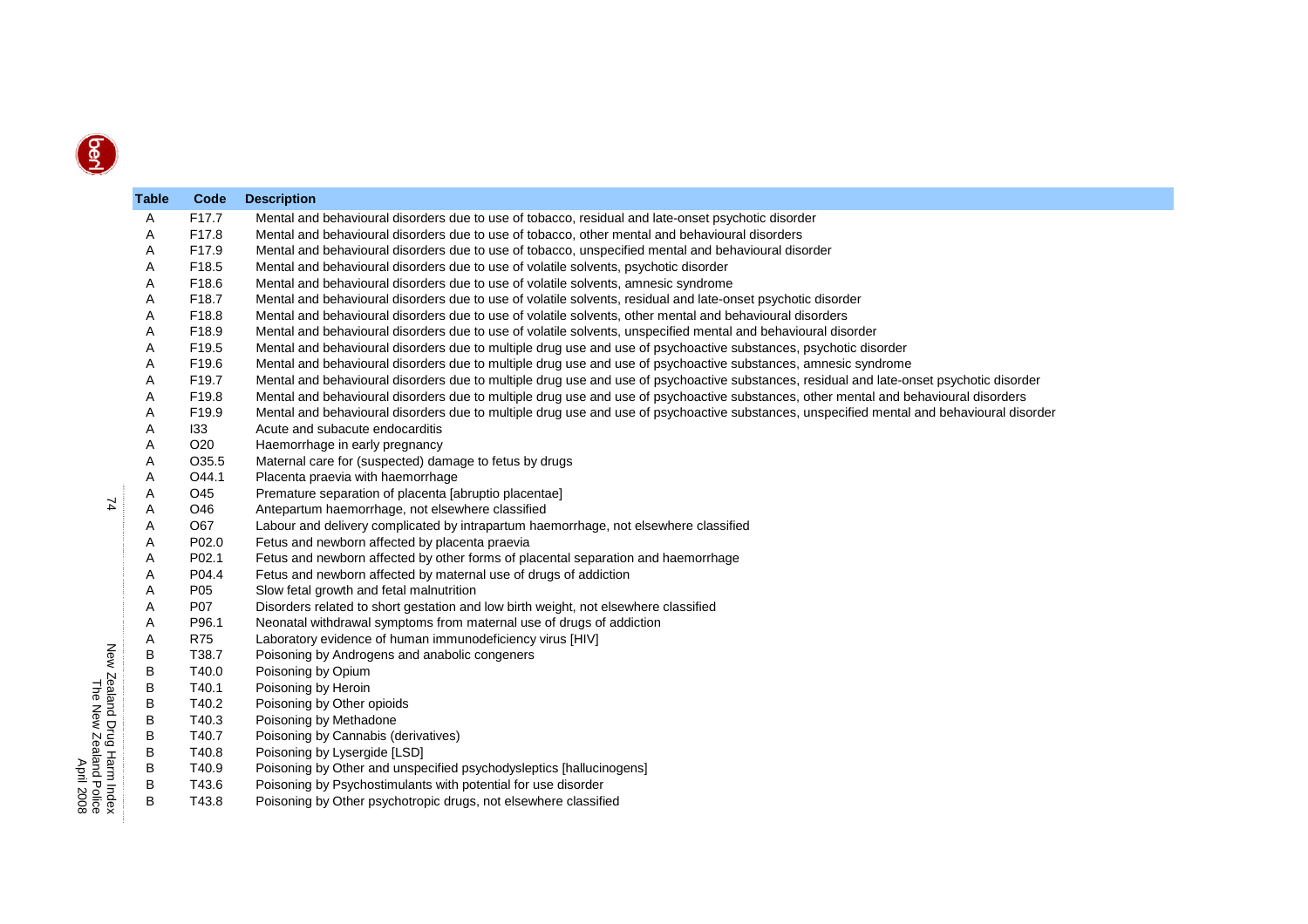| Table | Code | Description |
|---|---|---|
| A | F17.7 | Mental and behavioural disorders due to use of tobacco, residual and late-onset psychotic disorder |
| A | F17.8 | Mental and behavioural disorders due to use of tobacco, other mental and behavioural disorders |
| A | F17.9 | Mental and behavioural disorders due to use of tobacco, unspecified mental and behavioural disorder |
| A | F18.5 | Mental and behavioural disorders due to use of volatile solvents, psychotic disorder |
| A | F18.6 | Mental and behavioural disorders due to use of volatile solvents, amnesic syndrome |
| A | F18.7 | Mental and behavioural disorders due to use of volatile solvents, residual and late-onset psychotic disorder |
| A | F18.8 | Mental and behavioural disorders due to use of volatile solvents, other mental and behavioural disorders |
| A | F18.9 | Mental and behavioural disorders due to use of volatile solvents, unspecified mental and behavioural disorder |
| A | F19.5 | Mental and behavioural disorders due to multiple drug use and use of psychoactive substances, psychotic disorder |
| A | F19.6 | Mental and behavioural disorders due to multiple drug use and use of psychoactive substances, amnesic syndrome |
| A | F19.7 | Mental and behavioural disorders due to multiple drug use and use of psychoactive substances, residual and late-onset psychotic disorder |
| A | F19.8 | Mental and behavioural disorders due to multiple drug use and use of psychoactive substances, other mental and behavioural disorders |
| A | F19.9 | Mental and behavioural disorders due to multiple drug use and use of psychoactive substances, unspecified mental and behavioural disorder |
| A | I33 | Acute and subacute endocarditis |
| A | O20 | Haemorrhage in early pregnancy |
| A | O35.5 | Maternal care for (suspected) damage to fetus by drugs |
| A | O44.1 | Placenta praevia with haemorrhage |
| A | O45 | Premature separation of placenta [abruptio placentae] |
| A | O46 | Antepartum haemorrhage, not elsewhere classified |
| A | O67 | Labour and delivery complicated by intrapartum haemorrhage, not elsewhere classified |
| A | P02.0 | Fetus and newborn affected by placenta praevia |
| A | P02.1 | Fetus and newborn affected by other forms of placental separation and haemorrhage |
| A | P04.4 | Fetus and newborn affected by maternal use of drugs of addiction |
| A | P05 | Slow fetal growth and fetal malnutrition |
| A | P07 | Disorders related to short gestation and low birth weight, not elsewhere classified |
| A | P96.1 | Neonatal withdrawal symptoms from maternal use of drugs of addiction |
| A | R75 | Laboratory evidence of human immunodeficiency virus [HIV] |
| B | T38.7 | Poisoning by Androgens and anabolic congeners |
| B | T40.0 | Poisoning by Opium |
| B | T40.1 | Poisoning by Heroin |
| B | T40.2 | Poisoning by Other opioids |
| B | T40.3 | Poisoning by Methadone |
| B | T40.7 | Poisoning by Cannabis (derivatives) |
| B | T40.8 | Poisoning by Lysergide [LSD] |
| B | T40.9 | Poisoning by Other and unspecified psychodysleptics [hallucinogens] |
| B | T43.6 | Poisoning by Psychostimulants with potential for use disorder |
| B | T43.8 | Poisoning by Other psychotropic drugs, not elsewhere classified |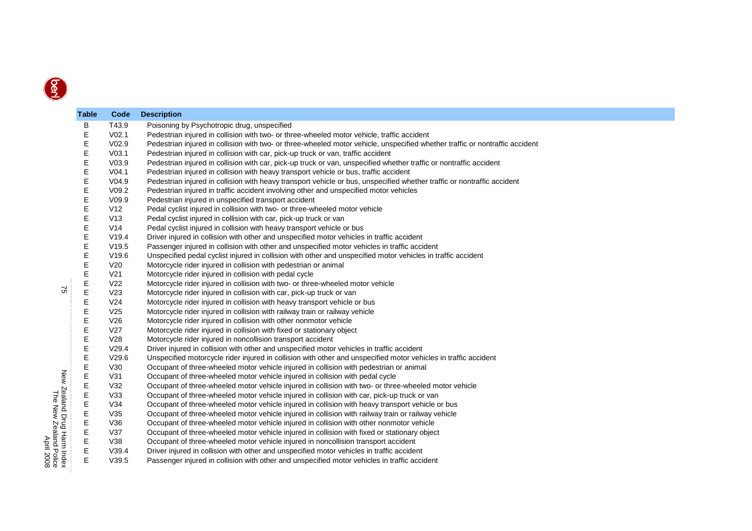| Table | Code | Description |
|---|---|---|
| B | T43.9 | Poisoning by Psychotropic drug, unspecified |
| E | V02.1 | Pedestrian injured in collision with two- or three-wheeled motor vehicle, traffic accident |
| E | V02.9 | Pedestrian injured in collision with two- or three-wheeled motor vehicle, unspecified whether traffic or nontraffic accident |
| E | V03.1 | Pedestrian injured in collision with car, pick-up truck or van, traffic accident |
| E | V03.9 | Pedestrian injured in collision with car, pick-up truck or van, unspecified whether traffic or nontraffic accident |
| E | V04.1 | Pedestrian injured in collision with heavy transport vehicle or bus, traffic accident |
| E | V04.9 | Pedestrian injured in collision with heavy transport vehicle or bus, unspecified whether traffic or nontraffic accident |
| E | V09.2 | Pedestrian injured in traffic accident involving other and unspecified motor vehicles |
| E | V09.9 | Pedestrian injured in unspecified transport accident |
| E | V12 | Pedal cyclist injured in collision with two- or three-wheeled motor vehicle |
| E | V13 | Pedal cyclist injured in collision with car, pick-up truck or van |
| E | V14 | Pedal cyclist injured in collision with heavy transport vehicle or bus |
| E | V19.4 | Driver injured in collision with other and unspecified motor vehicles in traffic accident |
| E | V19.5 | Passenger injured in collision with other and unspecified motor vehicles in traffic accident |
| E | V19.6 | Unspecified pedal cyclist injured in collision with other and unspecified motor vehicles in traffic accident |
| E | V20 | Motorcycle rider injured in collision with pedestrian or animal |
| E | V21 | Motorcycle rider injured in collision with pedal cycle |
| E | V22 | Motorcycle rider injured in collision with two- or three-wheeled motor vehicle |
| E | V23 | Motorcycle rider injured in collision with car, pick-up truck or van |
| E | V24 | Motorcycle rider injured in collision with heavy transport vehicle or bus |
| E | V25 | Motorcycle rider injured in collision with railway train or railway vehicle |
| E | V26 | Motorcycle rider injured in collision with other nonmotor vehicle |
| E | V27 | Motorcycle rider injured in collision with fixed or stationary object |
| E | V28 | Motorcycle rider injured in noncollision transport accident |
| E | V29.4 | Driver injured in collision with other and unspecified motor vehicles in traffic accident |
| E | V29.6 | Unspecified motorcycle rider injured in collision with other and unspecified motor vehicles in traffic accident |
| E | V30 | Occupant of three-wheeled motor vehicle injured in collision with pedestrian or animal |
| E | V31 | Occupant of three-wheeled motor vehicle injured in collision with pedal cycle |
| E | V32 | Occupant of three-wheeled motor vehicle injured in collision with two- or three-wheeled motor vehicle |
| E | V33 | Occupant of three-wheeled motor vehicle injured in collision with car, pick-up truck or van |
| E | V34 | Occupant of three-wheeled motor vehicle injured in collision with heavy transport vehicle or bus |
| E | V35 | Occupant of three-wheeled motor vehicle injured in collision with railway train or railway vehicle |
| E | V36 | Occupant of three-wheeled motor vehicle injured in collision with other nonmotor vehicle |
| E | V37 | Occupant of three-wheeled motor vehicle injured in collision with fixed or stationary object |
| E | V38 | Occupant of three-wheeled motor vehicle injured in noncollision transport accident |
| E | V39.4 | Driver injured in collision with other and unspecified motor vehicles in traffic accident |
| E | V39.5 | Passenger injured in collision with other and unspecified motor vehicles in traffic accident |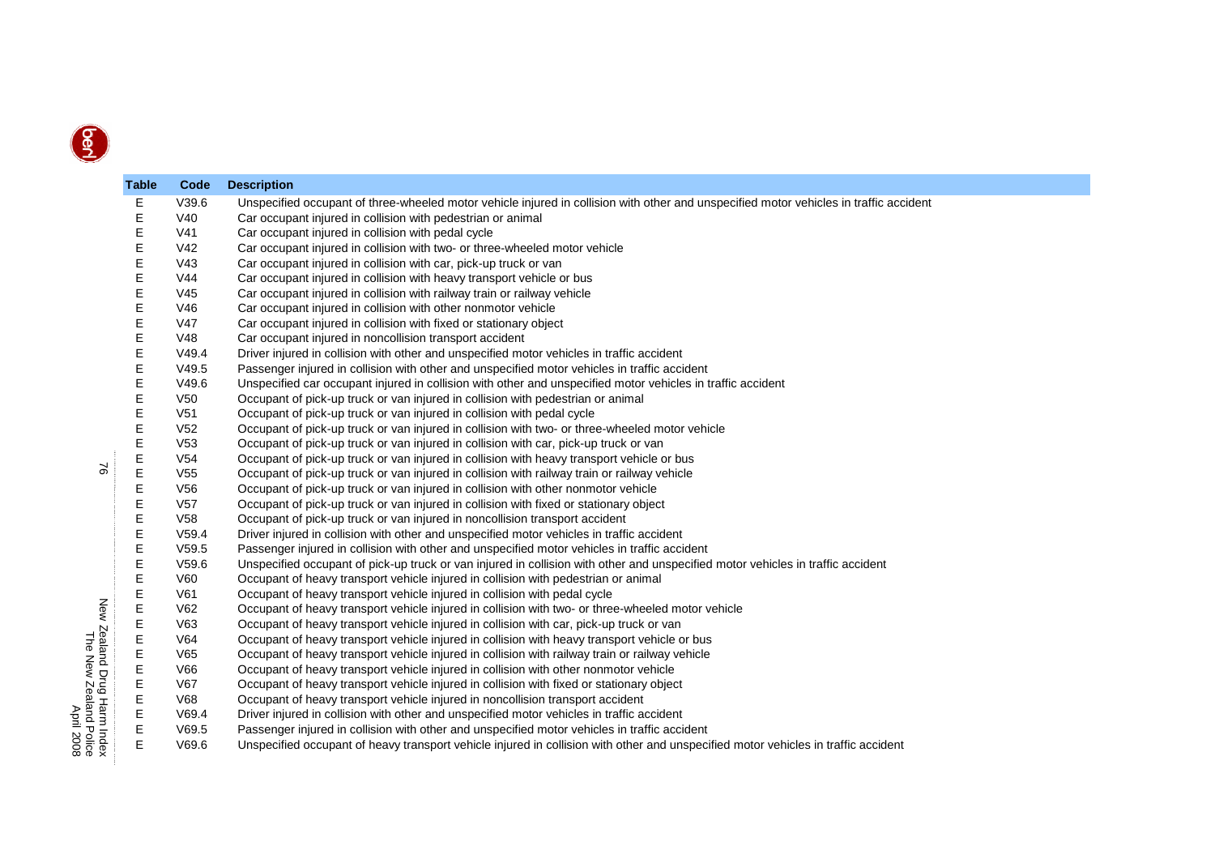| Table | Code | Description |
|---|---|---|
| E | V39.6 | Unspecified occupant of three-wheeled motor vehicle injured in collision with other and unspecified motor vehicles in traffic accident |
| E | V40 | Car occupant injured in collision with pedestrian or animal |
| E | V41 | Car occupant injured in collision with pedal cycle |
| E | V42 | Car occupant injured in collision with two- or three-wheeled motor vehicle |
| E | V43 | Car occupant injured in collision with car, pick-up truck or van |
| E | V44 | Car occupant injured in collision with heavy transport vehicle or bus |
| E | V45 | Car occupant injured in collision with railway train or railway vehicle |
| E | V46 | Car occupant injured in collision with other nonmotor vehicle |
| E | V47 | Car occupant injured in collision with fixed or stationary object |
| E | V48 | Car occupant injured in noncollision transport accident |
| E | V49.4 | Driver injured in collision with other and unspecified motor vehicles in traffic accident |
| E | V49.5 | Passenger injured in collision with other and unspecified motor vehicles in traffic accident |
| E | V49.6 | Unspecified car occupant injured in collision with other and unspecified motor vehicles in traffic accident |
| E | V50 | Occupant of pick-up truck or van injured in collision with pedestrian or animal |
| E | V51 | Occupant of pick-up truck or van injured in collision with pedal cycle |
| E | V52 | Occupant of pick-up truck or van injured in collision with two- or three-wheeled motor vehicle |
| E | V53 | Occupant of pick-up truck or van injured in collision with car, pick-up truck or van |
| E | V54 | Occupant of pick-up truck or van injured in collision with heavy transport vehicle or bus |
| E | V55 | Occupant of pick-up truck or van injured in collision with railway train or railway vehicle |
| E | V56 | Occupant of pick-up truck or van injured in collision with other nonmotor vehicle |
| E | V57 | Occupant of pick-up truck or van injured in collision with fixed or stationary object |
| E | V58 | Occupant of pick-up truck or van injured in noncollision transport accident |
| E | V59.4 | Driver injured in collision with other and unspecified motor vehicles in traffic accident |
| E | V59.5 | Passenger injured in collision with other and unspecified motor vehicles in traffic accident |
| E | V59.6 | Unspecified occupant of pick-up truck or van injured in collision with other and unspecified motor vehicles in traffic accident |
| E | V60 | Occupant of heavy transport vehicle injured in collision with pedestrian or animal |
| E | V61 | Occupant of heavy transport vehicle injured in collision with pedal cycle |
| E | V62 | Occupant of heavy transport vehicle injured in collision with two- or three-wheeled motor vehicle |
| E | V63 | Occupant of heavy transport vehicle injured in collision with car, pick-up truck or van |
| E | V64 | Occupant of heavy transport vehicle injured in collision with heavy transport vehicle or bus |
| E | V65 | Occupant of heavy transport vehicle injured in collision with railway train or railway vehicle |
| E | V66 | Occupant of heavy transport vehicle injured in collision with other nonmotor vehicle |
| E | V67 | Occupant of heavy transport vehicle injured in collision with fixed or stationary object |
| E | V68 | Occupant of heavy transport vehicle injured in noncollision transport accident |
| E | V69.4 | Driver injured in collision with other and unspecified motor vehicles in traffic accident |
| E | V69.5 | Passenger injured in collision with other and unspecified motor vehicles in traffic accident |
| E | V69.6 | Unspecified occupant of heavy transport vehicle injured in collision with other and unspecified motor vehicles in traffic accident |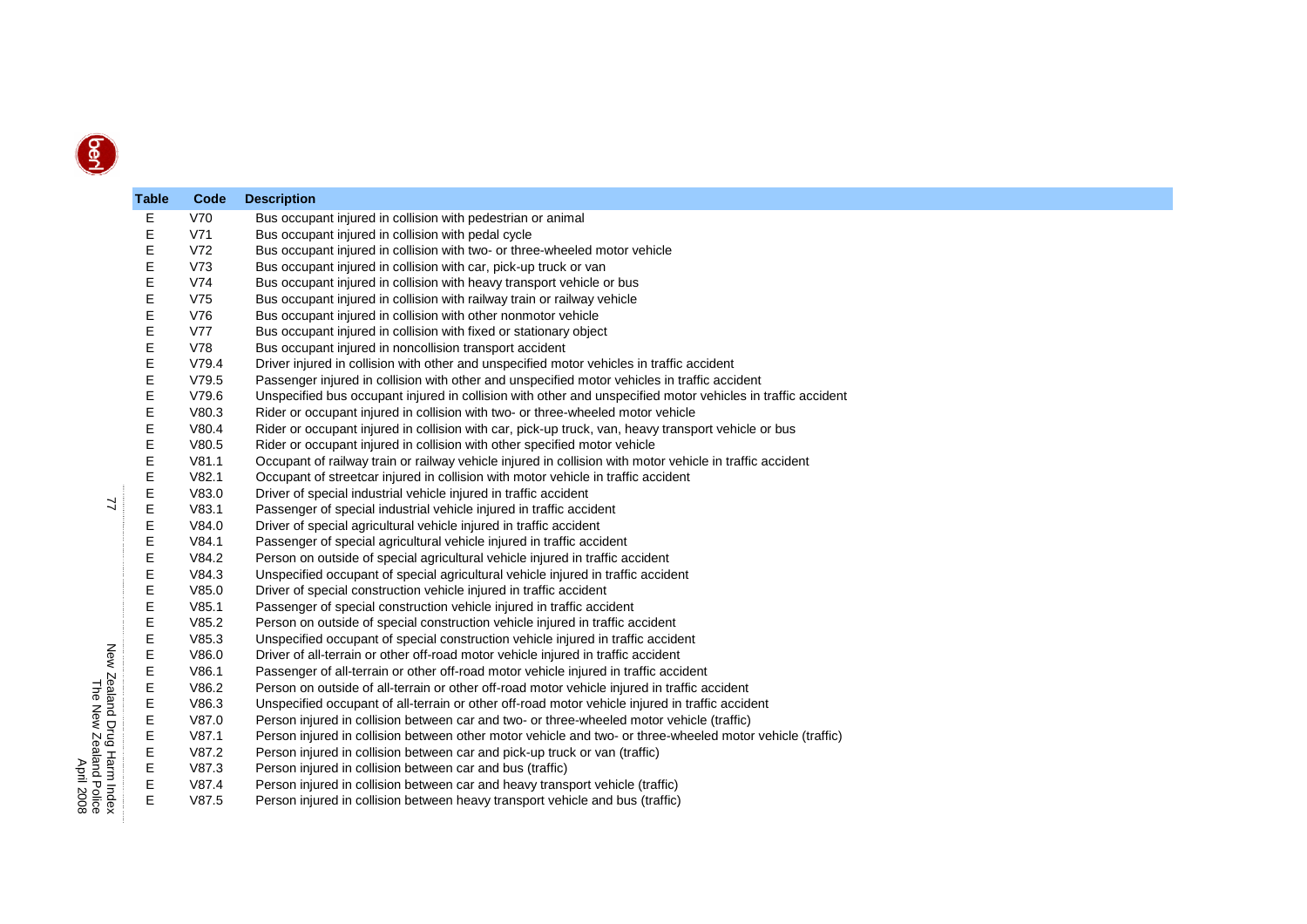| Table | Code | Description |
|---|---|---|
| E | V70 | Bus occupant injured in collision with pedestrian or animal |
| E | V71 | Bus occupant injured in collision with pedal cycle |
| E | V72 | Bus occupant injured in collision with two- or three-wheeled motor vehicle |
| E | V73 | Bus occupant injured in collision with car, pick-up truck or van |
| E | V74 | Bus occupant injured in collision with heavy transport vehicle or bus |
| E | V75 | Bus occupant injured in collision with railway train or railway vehicle |
| E | V76 | Bus occupant injured in collision with other nonmotor vehicle |
| E | V77 | Bus occupant injured in collision with fixed or stationary object |
| E | V78 | Bus occupant injured in noncollision transport accident |
| E | V79.4 | Driver injured in collision with other and unspecified motor vehicles in traffic accident |
| E | V79.5 | Passenger injured in collision with other and unspecified motor vehicles in traffic accident |
| E | V79.6 | Unspecified bus occupant injured in collision with other and unspecified motor vehicles in traffic accident |
| E | V80.3 | Rider or occupant injured in collision with two- or three-wheeled motor vehicle |
| E | V80.4 | Rider or occupant injured in collision with car, pick-up truck, van, heavy transport vehicle or bus |
| E | V80.5 | Rider or occupant injured in collision with other specified motor vehicle |
| E | V81.1 | Occupant of railway train or railway vehicle injured in collision with motor vehicle in traffic accident |
| E | V82.1 | Occupant of streetcar injured in collision with motor vehicle in traffic accident |
| E | V83.0 | Driver of special industrial vehicle injured in traffic accident |
| E | V83.1 | Passenger of special industrial vehicle injured in traffic accident |
| E | V84.0 | Driver of special agricultural vehicle injured in traffic accident |
| E | V84.1 | Passenger of special agricultural vehicle injured in traffic accident |
| E | V84.2 | Person on outside of special agricultural vehicle injured in traffic accident |
| E | V84.3 | Unspecified occupant of special agricultural vehicle injured in traffic accident |
| E | V85.0 | Driver of special construction vehicle injured in traffic accident |
| E | V85.1 | Passenger of special construction vehicle injured in traffic accident |
| E | V85.2 | Person on outside of special construction vehicle injured in traffic accident |
| E | V85.3 | Unspecified occupant of special construction vehicle injured in traffic accident |
| E | V86.0 | Driver of all-terrain or other off-road motor vehicle injured in traffic accident |
| E | V86.1 | Passenger of all-terrain or other off-road motor vehicle injured in traffic accident |
| E | V86.2 | Person on outside of all-terrain or other off-road motor vehicle injured in traffic accident |
| E | V86.3 | Unspecified occupant of all-terrain or other off-road motor vehicle injured in traffic accident |
| E | V87.0 | Person injured in collision between car and two- or three-wheeled motor vehicle (traffic) |
| E | V87.1 | Person injured in collision between other motor vehicle and two- or three-wheeled motor vehicle (traffic) |
| E | V87.2 | Person injured in collision between car and pick-up truck or van (traffic) |
| E | V87.3 | Person injured in collision between car and bus (traffic) |
| E | V87.4 | Person injured in collision between car and heavy transport vehicle (traffic) |
| E | V87.5 | Person injured in collision between heavy transport vehicle and bus (traffic) |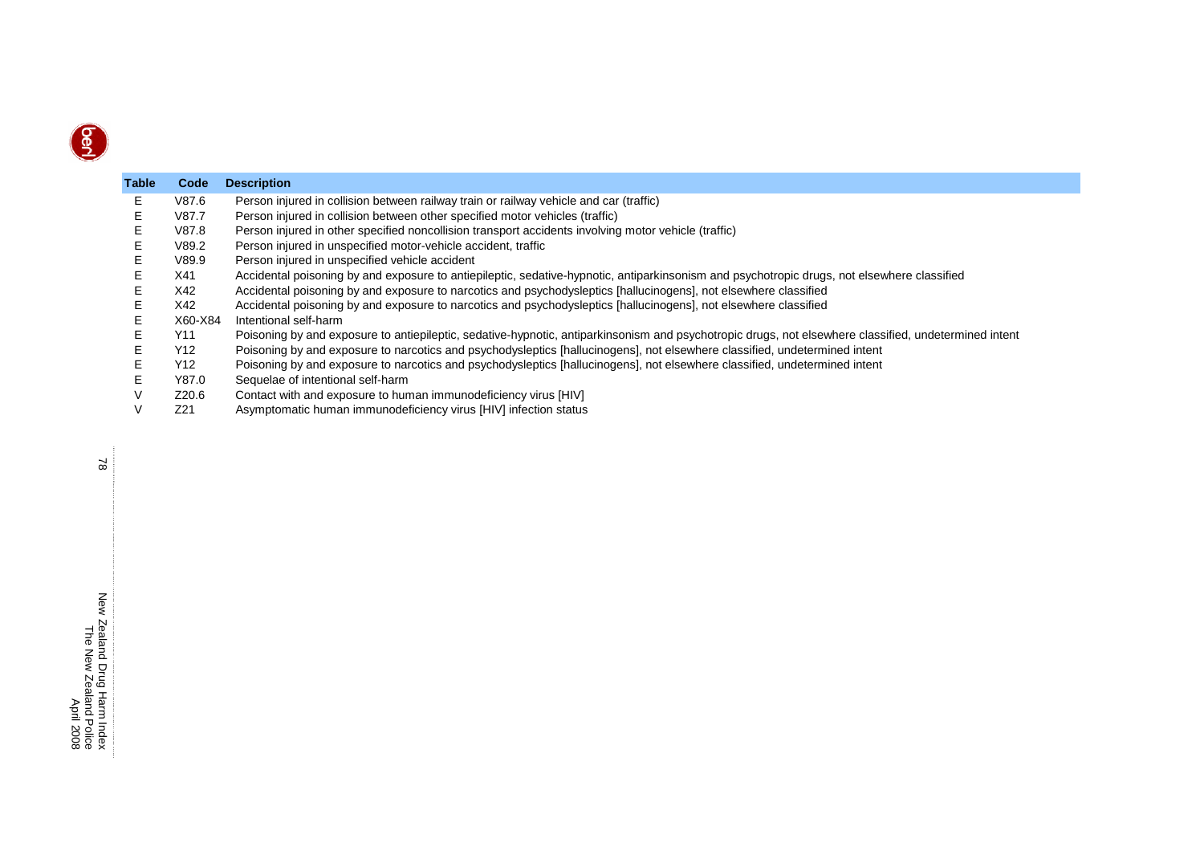| Table | Code | Description |
|---|---|---|
| E | V87.6 | Person injured in collision between railway train or railway vehicle and car (traffic) |
| E | V87.7 | Person injured in collision between other specified motor vehicles (traffic) |
| E | V87.8 | Person injured in other specified noncollision transport accidents involving motor vehicle (traffic) |
| E | V89.2 | Person injured in unspecified motor-vehicle accident, traffic |
| E | V89.9 | Person injured in unspecified vehicle accident |
| E | X41 | Accidental poisoning by and exposure to antiepileptic, sedative-hypnotic, antiparkinsonism and psychotropic drugs, not elsewhere classified |
| E | X42 | Accidental poisoning by and exposure to narcotics and psychodysleptics [hallucinogens], not elsewhere classified |
| E | X42 | Accidental poisoning by and exposure to narcotics and psychodysleptics [hallucinogens], not elsewhere classified |
| E | X60-X84 | Intentional self-harm |
| E | Y11 | Poisoning by and exposure to antiepileptic, sedative-hypnotic, antiparkinsonism and psychotropic drugs, not elsewhere classified, undetermined intent |
| E | Y12 | Poisoning by and exposure to narcotics and psychodysleptics [hallucinogens], not elsewhere classified, undetermined intent |
| E | Y12 | Poisoning by and exposure to narcotics and psychodysleptics [hallucinogens], not elsewhere classified, undetermined intent |
| E | Y87.0 | Sequelae of intentional self-harm |
| V | Z20.6 | Contact with and exposure to human immunodeficiency virus [HIV] |
| V | Z21 | Asymptomatic human immunodeficiency virus [HIV] infection status |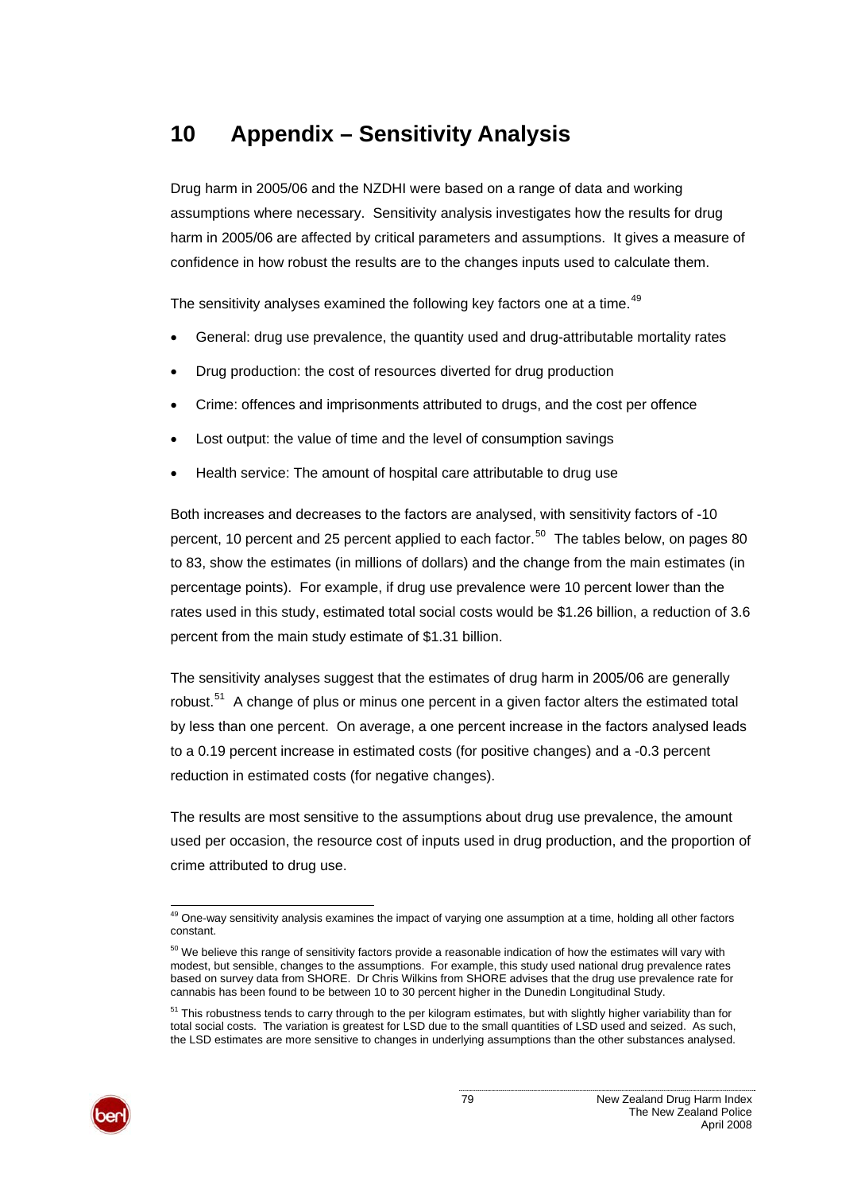# 10 Appendix – Sensitivity Analysis

Drug harm in 2005/06 and the NZDHI were based on a range of data and working assumptions where necessary. Sensitivity analysis investigates how the results for drug harm in 2005/06 are affected by critical parameters and assumptions. It gives a measure of confidence in how robust the results are to the changes inputs used to calculate them.

The sensitivity analyses examined the following key factors one at a time.[49]

- General: drug use prevalence, the quantity used and drug-attributable mortality rates
- Drug production: the cost of resources diverted for drug production
- Crime: offences and imprisonments attributed to drugs, and the cost per offence
- Lost output: the value of time and the level of consumption savings
- Health service: The amount of hospital care attributable to drug use

Both increases and decreases to the factors are analysed, with sensitivity factors of -10 percent, 10 percent and 25 percent applied to each factor.[50] The tables below, on pages 80 to 83, show the estimates (in millions of dollars) and the change from the main estimates (in percentage points). For example, if drug use prevalence were 10 percent lower than the rates used in this study, estimated total social costs would be $1.26 billion, a reduction of 3.6 percent from the main study estimate of $1.31 billion.

The sensitivity analyses suggest that the estimates of drug harm in 2005/06 are generally robust.[51] A change of plus or minus one percent in a given factor alters the estimated total by less than one percent. On average, a one percent increase in the factors analysed leads to a 0.19 percent increase in estimated costs (for positive changes) and a -0.3 percent reduction in estimated costs (for negative changes).

The results are most sensitive to the assumptions about drug use prevalence, the amount used per occasion, the resource cost of inputs used in drug production, and the proportion of crime attributed to drug use.

---

[49] One-way sensitivity analysis examines the impact of varying one assumption at a time, holding all other factors constant.

[50] We believe this range of sensitivity factors provide a reasonable indication of how the estimates will vary with modest, but sensible, changes to the assumptions. For example, this study used national drug prevalence rates based on survey data from SHORE. Dr Chris Wilkins from SHORE advises that the drug use prevalence rate for cannabis has been found to be between 10 to 30 percent higher in the Dunedin Longitudinal Study.

[51] This robustness tends to carry through to the per kilogram estimates, but with slightly higher variability than for total social costs. The variation is greatest for LSD due to the small quantities of LSD used and seized. As such, the LSD estimates are more sensitive to changes in underlying assumptions than the other substances analysed.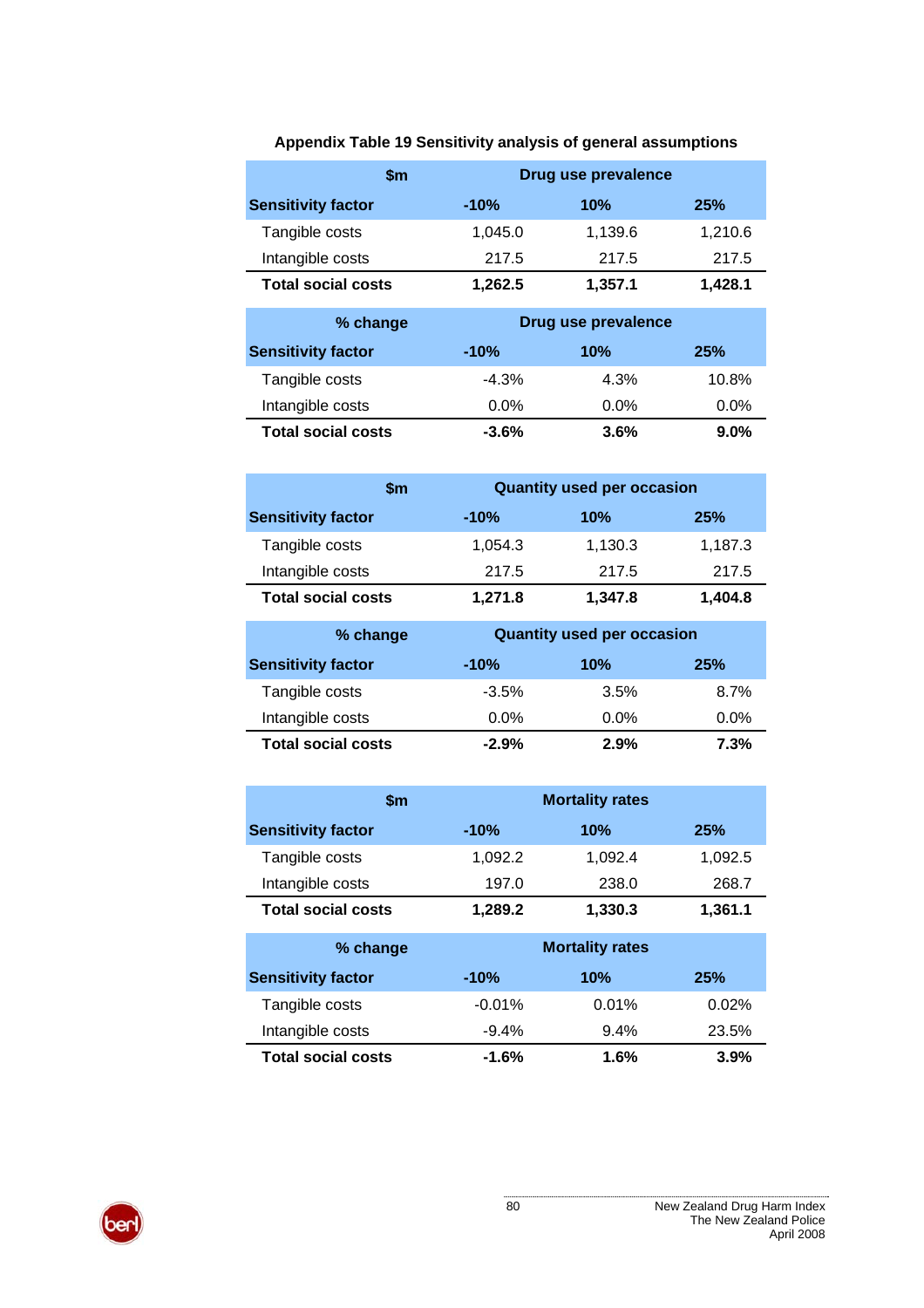**Appendix Table 19 Sensitivity analysis of general assumptions**

| $m | Drug use prevalence | | |
|---|---|---|---|
| **Sensitivity factor** | **-10%** | **10%** | **25%** |
| Tangible costs | 1,045.0 | 1,139.6 | 1,210.6 |
| Intangible costs | 217.5 | 217.5 | 217.5 |
| **Total social costs** | **1,262.5** | **1,357.1** | **1,428.1** |

| % change | Drug use prevalence | | |
|---|---|---|---|
| **Sensitivity factor** | **-10%** | **10%** | **25%** |
| Tangible costs | -4.3% | 4.3% | 10.8% |
| Intangible costs | 0.0% | 0.0% | 0.0% |
| **Total social costs** | **-3.6%** | **3.6%** | **9.0%** |

| $m | Quantity used per occasion | | |
|---|---|---|---|
| **Sensitivity factor** | **-10%** | **10%** | **25%** |
| Tangible costs | 1,054.3 | 1,130.3 | 1,187.3 |
| Intangible costs | 217.5 | 217.5 | 217.5 |
| **Total social costs** | **1,271.8** | **1,347.8** | **1,404.8** |

| % change | Quantity used per occasion | | |
|---|---|---|---|
| **Sensitivity factor** | **-10%** | **10%** | **25%** |
| Tangible costs | -3.5% | 3.5% | 8.7% |
| Intangible costs | 0.0% | 0.0% | 0.0% |
| **Total social costs** | **-2.9%** | **2.9%** | **7.3%** |

| $m | Mortality rates | | |
|---|---|---|---|
| **Sensitivity factor** | **-10%** | **10%** | **25%** |
| Tangible costs | 1,092.2 | 1,092.4 | 1,092.5 |
| Intangible costs | 197.0 | 238.0 | 268.7 |
| **Total social costs** | **1,289.2** | **1,330.3** | **1,361.1** |

| % change | Mortality rates | | |
|---|---|---|---|
| **Sensitivity factor** | **-10%** | **10%** | **25%** |
| Tangible costs | -0.01% | 0.01% | 0.02% |
| Intangible costs | -9.4% | 9.4% | 23.5% |
| **Total social costs** | **-1.6%** | **1.6%** | **3.9%** |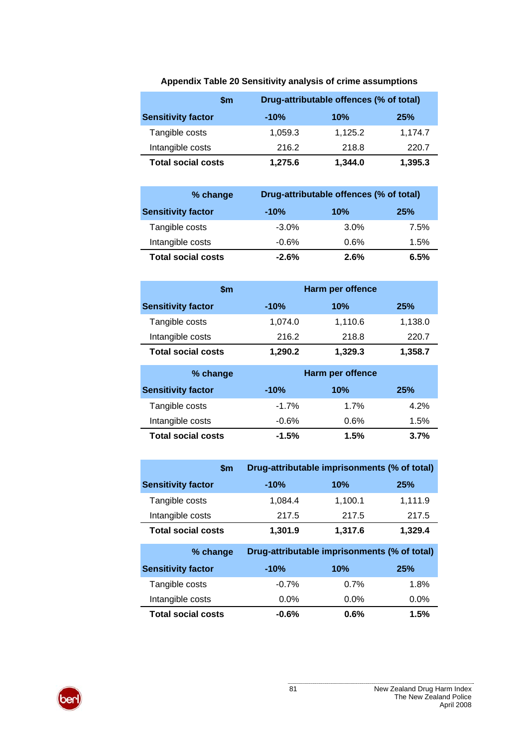**Appendix Table 20 Sensitivity analysis of crime assumptions**

| $m | Drug-attributable offences (% of total) | | |
|---|---|---|---|
| **Sensitivity factor** | **-10%** | **10%** | **25%** |
| Tangible costs | 1,059.3 | 1,125.2 | 1,174.7 |
| Intangible costs | 216.2 | 218.8 | 220.7 |
| **Total social costs** | **1,275.6** | **1,344.0** | **1,395.3** |

| % change | Drug-attributable offences (% of total) | | |
|---|---|---|---|
| **Sensitivity factor** | **-10%** | **10%** | **25%** |
| Tangible costs | -3.0% | 3.0% | 7.5% |
| Intangible costs | -0.6% | 0.6% | 1.5% |
| **Total social costs** | **-2.6%** | **2.6%** | **6.5%** |

| $m | Harm per offence | | |
|---|---|---|---|
| **Sensitivity factor** | **-10%** | **10%** | **25%** |
| Tangible costs | 1,074.0 | 1,110.6 | 1,138.0 |
| Intangible costs | 216.2 | 218.8 | 220.7 |
| **Total social costs** | **1,290.2** | **1,329.3** | **1,358.7** |

| % change | Harm per offence | | |
|---|---|---|---|
| **Sensitivity factor** | **-10%** | **10%** | **25%** |
| Tangible costs | -1.7% | 1.7% | 4.2% |
| Intangible costs | -0.6% | 0.6% | 1.5% |
| **Total social costs** | **-1.5%** | **1.5%** | **3.7%** |

| $m | Drug-attributable imprisonments (% of total) | | |
|---|---|---|---|
| **Sensitivity factor** | **-10%** | **10%** | **25%** |
| Tangible costs | 1,084.4 | 1,100.1 | 1,111.9 |
| Intangible costs | 217.5 | 217.5 | 217.5 |
| **Total social costs** | **1,301.9** | **1,317.6** | **1,329.4** |

| % change | Drug-attributable imprisonments (% of total) | | |
|---|---|---|---|
| **Sensitivity factor** | **-10%** | **10%** | **25%** |
| Tangible costs | -0.7% | 0.7% | 1.8% |
| Intangible costs | 0.0% | 0.0% | 0.0% |
| **Total social costs** | **-0.6%** | **0.6%** | **1.5%** |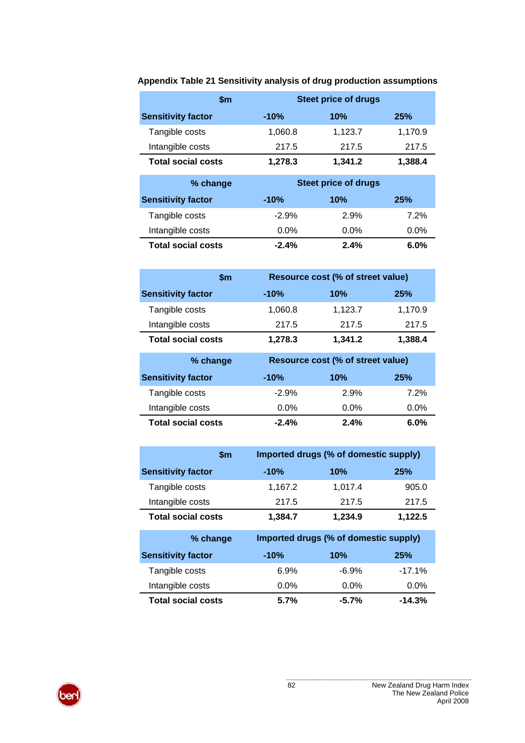**Appendix Table 21 Sensitivity analysis of drug production assumptions**

| $m | Steet price of drugs | | |
|---|---|---|---|
| **Sensitivity factor** | **-10%** | **10%** | **25%** |
| Tangible costs | 1,060.8 | 1,123.7 | 1,170.9 |
| Intangible costs | 217.5 | 217.5 | 217.5 |
| **Total social costs** | **1,278.3** | **1,341.2** | **1,388.4** |

| % change | Steet price of drugs | | |
|---|---|---|---|
| **Sensitivity factor** | **-10%** | **10%** | **25%** |
| Tangible costs | -2.9% | 2.9% | 7.2% |
| Intangible costs | 0.0% | 0.0% | 0.0% |
| **Total social costs** | **-2.4%** | **2.4%** | **6.0%** |

| $m | Resource cost (% of street value) | | |
|---|---|---|---|
| **Sensitivity factor** | **-10%** | **10%** | **25%** |
| Tangible costs | 1,060.8 | 1,123.7 | 1,170.9 |
| Intangible costs | 217.5 | 217.5 | 217.5 |
| **Total social costs** | **1,278.3** | **1,341.2** | **1,388.4** |

| % change | Resource cost (% of street value) | | |
|---|---|---|---|
| **Sensitivity factor** | **-10%** | **10%** | **25%** |
| Tangible costs | -2.9% | 2.9% | 7.2% |
| Intangible costs | 0.0% | 0.0% | 0.0% |
| **Total social costs** | **-2.4%** | **2.4%** | **6.0%** |

| $m | Imported drugs (% of domestic supply) | | |
|---|---|---|---|
| **Sensitivity factor** | **-10%** | **10%** | **25%** |
| Tangible costs | 1,167.2 | 1,017.4 | 905.0 |
| Intangible costs | 217.5 | 217.5 | 217.5 |
| **Total social costs** | **1,384.7** | **1,234.9** | **1,122.5** |

| % change | Imported drugs (% of domestic supply) | | |
|---|---|---|---|
| **Sensitivity factor** | **-10%** | **10%** | **25%** |
| Tangible costs | 6.9% | -6.9% | -17.1% |
| Intangible costs | 0.0% | 0.0% | 0.0% |
| **Total social costs** | **5.7%** | **-5.7%** | **-14.3%** |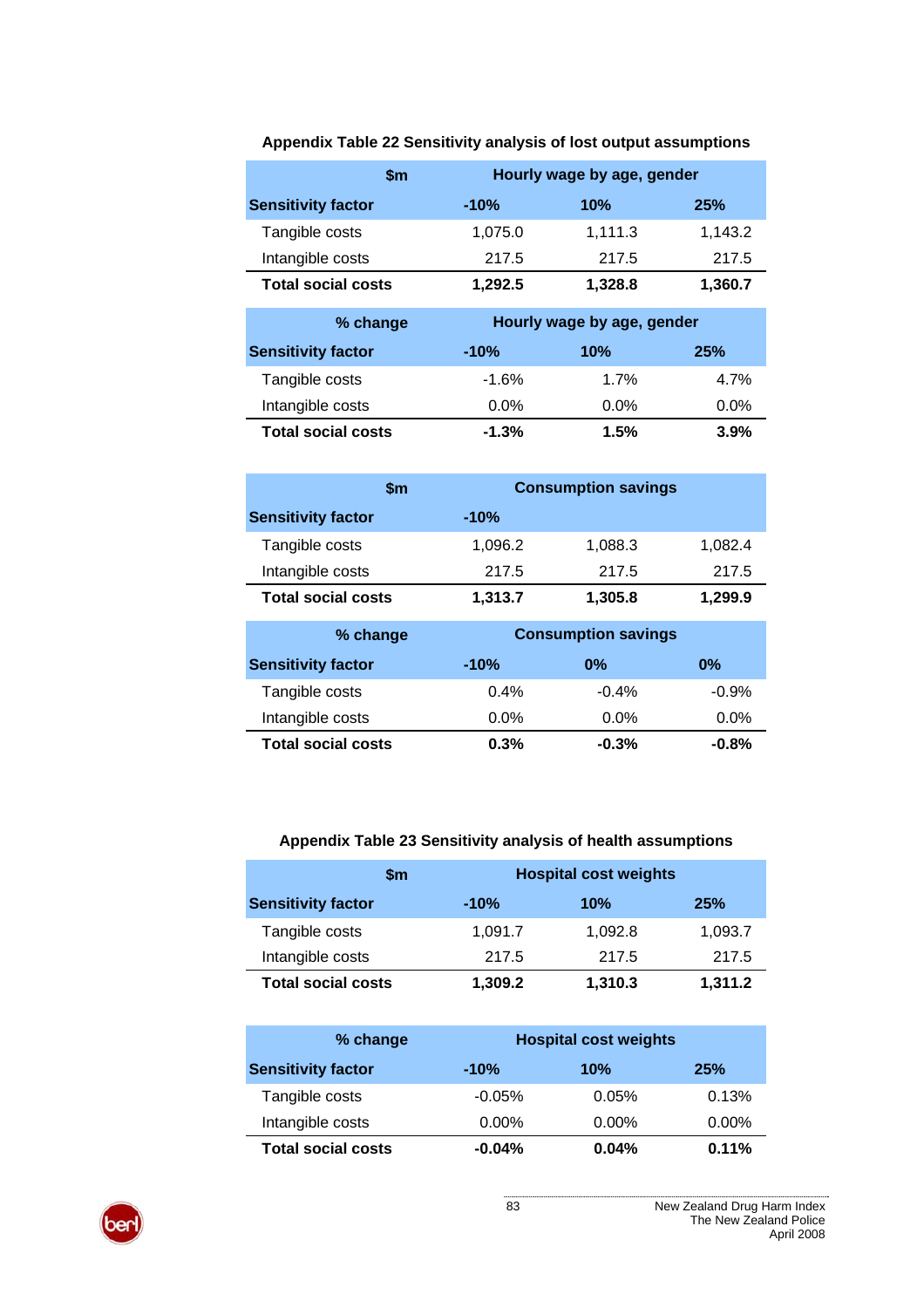**Appendix Table 22 Sensitivity analysis of lost output assumptions**

| $m | Hourly wage by age, gender | | |
|---|---|---|---|
| **Sensitivity factor** | **-10%** | **10%** | **25%** |
| Tangible costs | 1,075.0 | 1,111.3 | 1,143.2 |
| Intangible costs | 217.5 | 217.5 | 217.5 |
| **Total social costs** | **1,292.5** | **1,328.8** | **1,360.7** |

| % change | Hourly wage by age, gender | | |
|---|---|---|---|
| **Sensitivity factor** | **-10%** | **10%** | **25%** |
| Tangible costs | -1.6% | 1.7% | 4.7% |
| Intangible costs | 0.0% | 0.0% | 0.0% |
| **Total social costs** | **-1.3%** | **1.5%** | **3.9%** |

| $m | Consumption savings | | |
|---|---|---|---|
| **Sensitivity factor** | **-10%** | | |
| Tangible costs | 1,096.2 | 1,088.3 | 1,082.4 |
| Intangible costs | 217.5 | 217.5 | 217.5 |
| **Total social costs** | **1,313.7** | **1,305.8** | **1,299.9** |

| % change | Consumption savings | | |
|---|---|---|---|
| **Sensitivity factor** | **-10%** | **0%** | **0%** |
| Tangible costs | 0.4% | -0.4% | -0.9% |
| Intangible costs | 0.0% | 0.0% | 0.0% |
| **Total social costs** | **0.3%** | **-0.3%** | **-0.8%** |

**Appendix Table 23 Sensitivity analysis of health assumptions**

| $m | Hospital cost weights | | |
|---|---|---|---|
| **Sensitivity factor** | **-10%** | **10%** | **25%** |
| Tangible costs | 1,091.7 | 1,092.8 | 1,093.7 |
| Intangible costs | 217.5 | 217.5 | 217.5 |
| **Total social costs** | **1,309.2** | **1,310.3** | **1,311.2** |

| % change | Hospital cost weights | | |
|---|---|---|---|
| **Sensitivity factor** | **-10%** | **10%** | **25%** |
| Tangible costs | -0.05% | 0.05% | 0.13% |
| Intangible costs | 0.00% | 0.00% | 0.00% |
| **Total social costs** | **-0.04%** | **0.04%** | **0.11%** |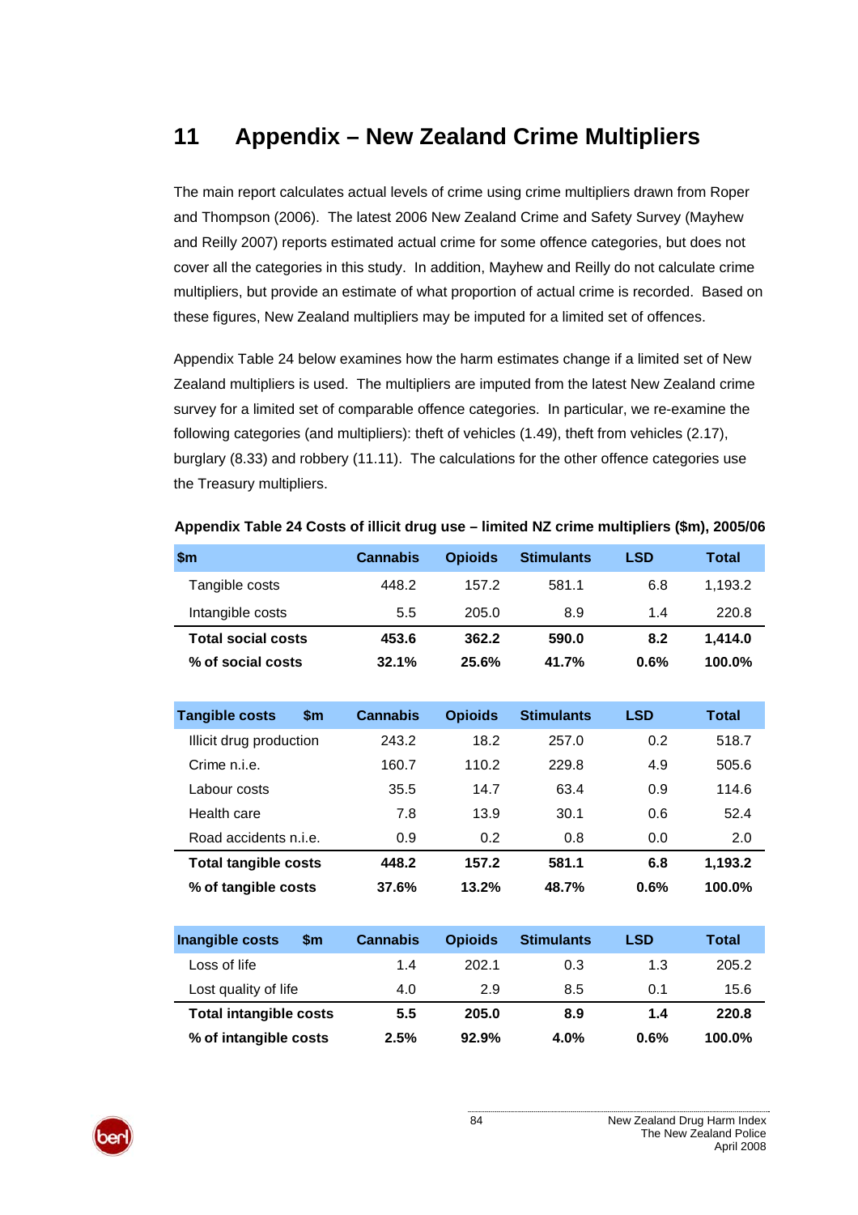# 11 Appendix – New Zealand Crime Multipliers

The main report calculates actual levels of crime using crime multipliers drawn from Roper and Thompson (2006). The latest 2006 New Zealand Crime and Safety Survey (Mayhew and Reilly 2007) reports estimated actual crime for some offence categories, but does not cover all the categories in this study. In addition, Mayhew and Reilly do not calculate crime multipliers, but provide an estimate of what proportion of actual crime is recorded. Based on these figures, New Zealand multipliers may be imputed for a limited set of offences.

Appendix Table 24 below examines how the harm estimates change if a limited set of New Zealand multipliers is used. The multipliers are imputed from the latest New Zealand crime survey for a limited set of comparable offence categories. In particular, we re-examine the following categories (and multipliers): theft of vehicles (1.49), theft from vehicles (2.17), burglary (8.33) and robbery (11.11). The calculations for the other offence categories use the Treasury multipliers.

**Appendix Table 24 Costs of illicit drug use – limited NZ crime multipliers ($m), 2005/06**

| $m | Cannabis | Opioids | Stimulants | LSD | Total |
|---|---|---|---|---|---|
| Tangible costs | 448.2 | 157.2 | 581.1 | 6.8 | 1,193.2 |
| Intangible costs | 5.5 | 205.0 | 8.9 | 1.4 | 220.8 |
| **Total social costs** | **453.6** | **362.2** | **590.0** | **8.2** | **1,414.0** |
| **% of social costs** | **32.1%** | **25.6%** | **41.7%** | **0.6%** | **100.0%** |

| Tangible costs $m | Cannabis | Opioids | Stimulants | LSD | Total |
|---|---|---|---|---|---|
| Illicit drug production | 243.2 | 18.2 | 257.0 | 0.2 | 518.7 |
| Crime n.i.e. | 160.7 | 110.2 | 229.8 | 4.9 | 505.6 |
| Labour costs | 35.5 | 14.7 | 63.4 | 0.9 | 114.6 |
| Health care | 7.8 | 13.9 | 30.1 | 0.6 | 52.4 |
| Road accidents n.i.e. | 0.9 | 0.2 | 0.8 | 0.0 | 2.0 |
| **Total tangible costs** | **448.2** | **157.2** | **581.1** | **6.8** | **1,193.2** |
| **% of tangible costs** | **37.6%** | **13.2%** | **48.7%** | **0.6%** | **100.0%** |

| Inangible costs $m | Cannabis | Opioids | Stimulants | LSD | Total |
|---|---|---|---|---|---|
| Loss of life | 1.4 | 202.1 | 0.3 | 1.3 | 205.2 |
| Lost quality of life | 4.0 | 2.9 | 8.5 | 0.1 | 15.6 |
| **Total intangible costs** | **5.5** | **205.0** | **8.9** | **1.4** | **220.8** |
| **% of intangible costs** | **2.5%** | **92.9%** | **4.0%** | **0.6%** | **100.0%** |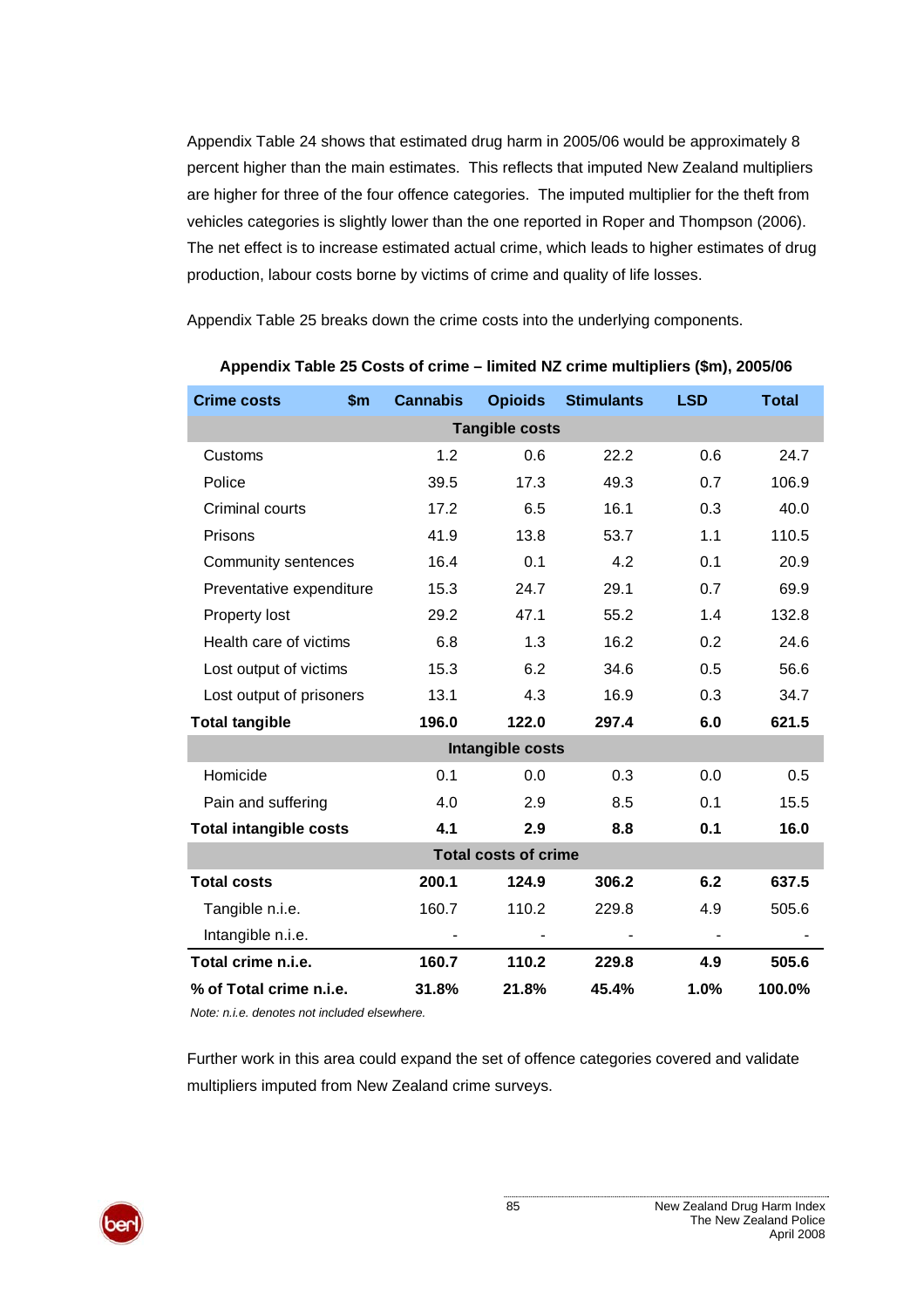Appendix Table 24 shows that estimated drug harm in 2005/06 would be approximately 8 percent higher than the main estimates. This reflects that imputed New Zealand multipliers are higher for three of the four offence categories. The imputed multiplier for the theft from vehicles categories is slightly lower than the one reported in Roper and Thompson (2006). The net effect is to increase estimated actual crime, which leads to higher estimates of drug production, labour costs borne by victims of crime and quality of life losses.

Appendix Table 25 breaks down the crime costs into the underlying components.

**Appendix Table 25 Costs of crime – limited NZ crime multipliers ($m), 2005/06**

| Crime costs $m | Cannabis | Opioids | Stimulants | LSD | Total |
|---|---|---|---|---|---|
| **Tangible costs** | | | | | |
| Customs | 1.2 | 0.6 | 22.2 | 0.6 | 24.7 |
| Police | 39.5 | 17.3 | 49.3 | 0.7 | 106.9 |
| Criminal courts | 17.2 | 6.5 | 16.1 | 0.3 | 40.0 |
| Prisons | 41.9 | 13.8 | 53.7 | 1.1 | 110.5 |
| Community sentences | 16.4 | 0.1 | 4.2 | 0.1 | 20.9 |
| Preventative expenditure | 15.3 | 24.7 | 29.1 | 0.7 | 69.9 |
| Property lost | 29.2 | 47.1 | 55.2 | 1.4 | 132.8 |
| Health care of victims | 6.8 | 1.3 | 16.2 | 0.2 | 24.6 |
| Lost output of victims | 15.3 | 6.2 | 34.6 | 0.5 | 56.6 |
| Lost output of prisoners | 13.1 | 4.3 | 16.9 | 0.3 | 34.7 |
| **Total tangible** | **196.0** | **122.0** | **297.4** | **6.0** | **621.5** |
| **Intangible costs** | | | | | |
| Homicide | 0.1 | 0.0 | 0.3 | 0.0 | 0.5 |
| Pain and suffering | 4.0 | 2.9 | 8.5 | 0.1 | 15.5 |
| **Total intangible costs** | **4.1** | **2.9** | **8.8** | **0.1** | **16.0** |
| **Total costs of crime** | | | | | |
| **Total costs** | **200.1** | **124.9** | **306.2** | **6.2** | **637.5** |
| Tangible n.i.e. | 160.7 | 110.2 | 229.8 | 4.9 | 505.6 |
| Intangible n.i.e. | - | - | - | - | - |
| **Total crime n.i.e.** | **160.7** | **110.2** | **229.8** | **4.9** | **505.6** |
| **% of Total crime n.i.e.** | **31.8%** | **21.8%** | **45.4%** | **1.0%** | **100.0%** |

*Note: n.i.e. denotes not included elsewhere.*

Further work in this area could expand the set of offence categories covered and validate multipliers imputed from New Zealand crime surveys.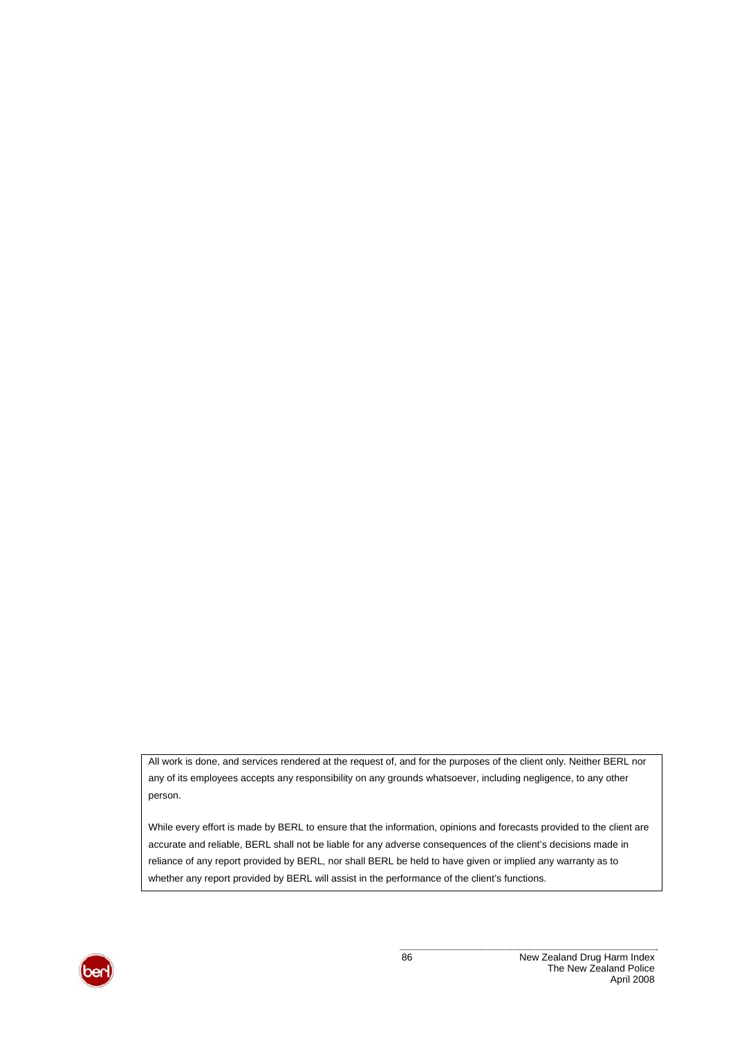All work is done, and services rendered at the request of, and for the purposes of the client only. Neither BERL nor any of its employees accepts any responsibility on any grounds whatsoever, including negligence, to any other person.

While every effort is made by BERL to ensure that the information, opinions and forecasts provided to the client are accurate and reliable, BERL shall not be liable for any adverse consequences of the client's decisions made in reliance of any report provided by BERL, nor shall BERL be held to have given or implied any warranty as to whether any report provided by BERL will assist in the performance of the client's functions.